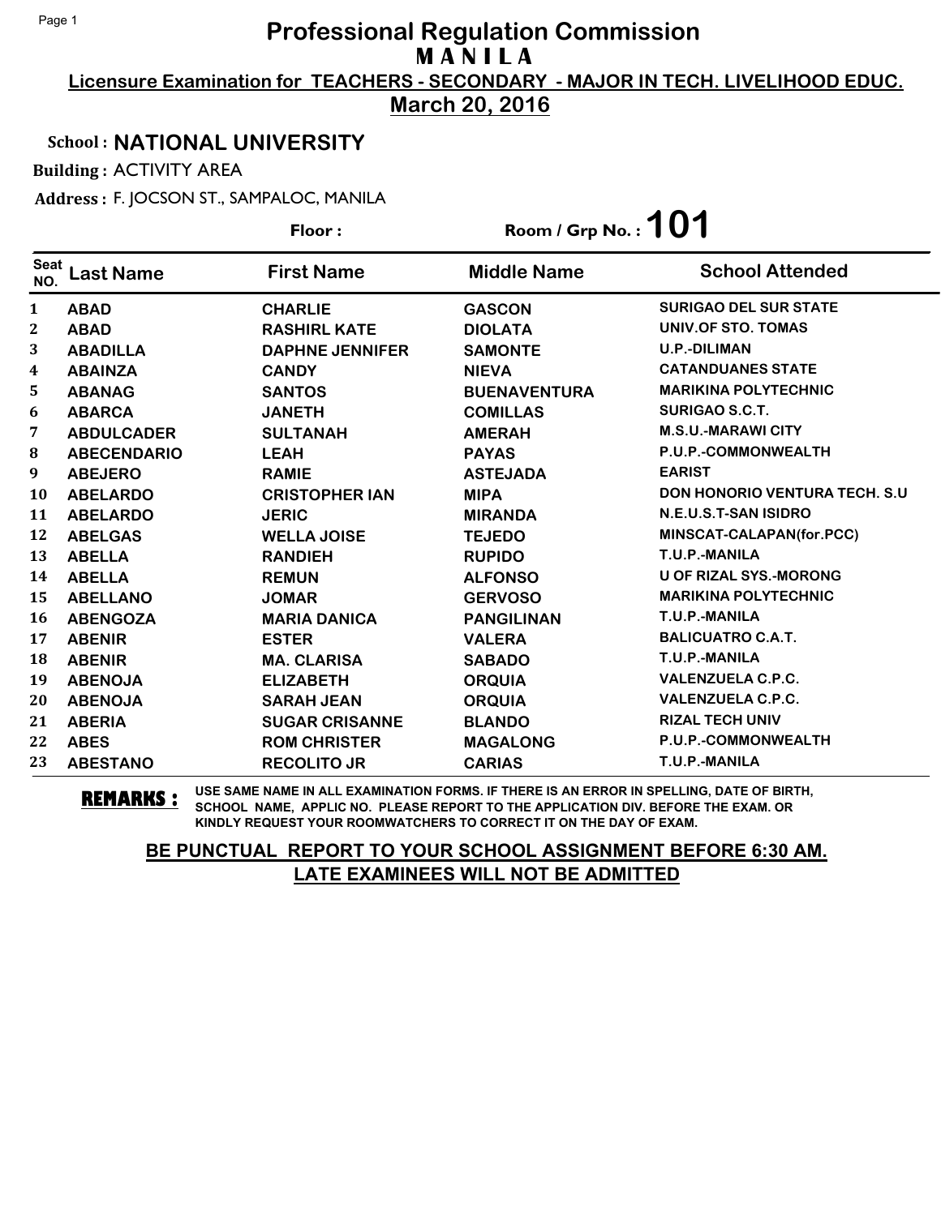# Professional Regulation Commission

## M A N I L A

**Licensure Examination for TEACHERS - SECONDARY - MAJOR IN TECH. LIVELIHOOD EDUC.**

**March 20, 2016**

School : **NATIONAL UNIVERSITY**

Building : ACTIVITY AREA

Address : F. JOCSON ST., SAMPALOC, MANILA

Floor : Room / Grp No. : **101**

| Seat NO. | Last Name | First Name | Middle Name | School Attended |
|---|---|---|---|---|
| 1 | ABAD | CHARLIE | GASCON | SURIGAO DEL SUR STATE |
| 2 | ABAD | RASHIRL KATE | DIOLATA | UNIV.OF STO. TOMAS |
| 3 | ABADILLA | DAPHNE JENNIFER | SAMONTE | U.P.-DILIMAN |
| 4 | ABAINZA | CANDY | NIEVA | CATANDUANES STATE |
| 5 | ABANAG | SANTOS | BUENAVENTURA | MARIKINA POLYTECHNIC |
| 6 | ABARCA | JANETH | COMILLAS | SURIGAO S.C.T. |
| 7 | ABDULCADER | SULTANAH | AMERAH | M.S.U.-MARAWI CITY |
| 8 | ABECENDARIO | LEAH | PAYAS | P.U.P.-COMMONWEALTH |
| 9 | ABEJERO | RAMIE | ASTEJADA | EARIST |
| 10 | ABELARDO | CRISTOPHER IAN | MIPA | DON HONORIO VENTURA TECH. S.U |
| 11 | ABELARDO | JERIC | MIRANDA | N.E.U.S.T-SAN ISIDRO |
| 12 | ABELGAS | WELLA JOISE | TEJEDO | MINSCAT-CALAPAN(for.PCC) |
| 13 | ABELLA | RANDIEH | RUPIDO | T.U.P.-MANILA |
| 14 | ABELLA | REMUN | ALFONSO | U OF RIZAL SYS.-MORONG |
| 15 | ABELLANO | JOMAR | GERVOSO | MARIKINA POLYTECHNIC |
| 16 | ABENGOZA | MARIA DANICA | PANGILINAN | T.U.P.-MANILA |
| 17 | ABENIR | ESTER | VALERA | BALICUATRO C.A.T. |
| 18 | ABENIR | MA. CLARISA | SABADO | T.U.P.-MANILA |
| 19 | ABENOJA | ELIZABETH | ORQUIA | VALENZUELA C.P.C. |
| 20 | ABENOJA | SARAH JEAN | ORQUIA | VALENZUELA C.P.C. |
| 21 | ABERIA | SUGAR CRISANNE | BLANDO | RIZAL TECH UNIV |
| 22 | ABES | ROM CHRISTER | MAGALONG | P.U.P.-COMMONWEALTH |
| 23 | ABESTANO | RECOLITO JR | CARIAS | T.U.P.-MANILA |

**REMARKS :** USE SAME NAME IN ALL EXAMINATION FORMS. IF THERE IS AN ERROR IN SPELLING, DATE OF BIRTH, SCHOOL NAME, APPLIC NO. PLEASE REPORT TO THE APPLICATION DIV. BEFORE THE EXAM. OR KINDLY REQUEST YOUR ROOMWATCHERS TO CORRECT IT ON THE DAY OF EXAM.

**BE PUNCTUAL REPORT TO YOUR SCHOOL ASSIGNMENT BEFORE 6:30 AM.**
**LATE EXAMINEES WILL NOT BE ADMITTED**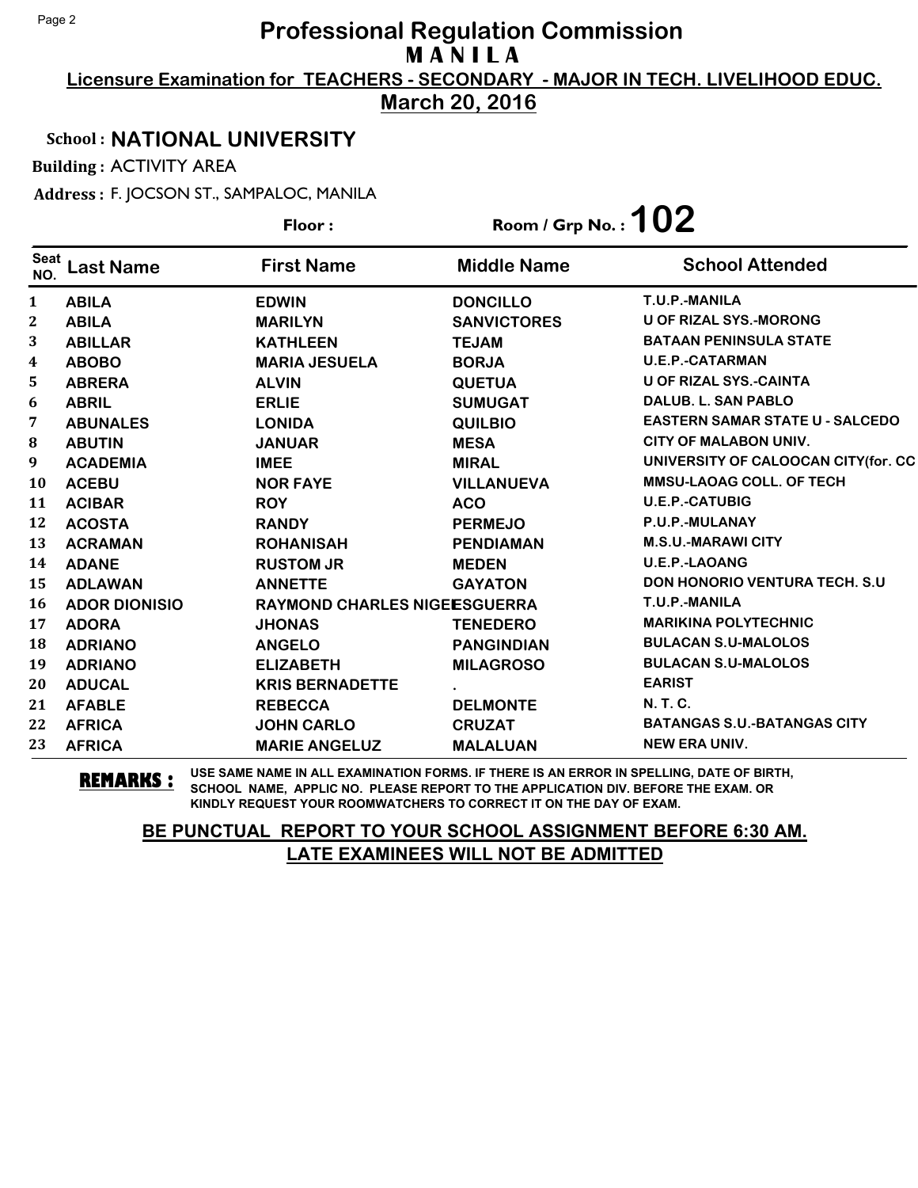# Professional Regulation Commission
## M A N I L A

**Licensure Examination for TEACHERS - SECONDARY - MAJOR IN TECH. LIVELIHOOD EDUC.**

**March 20, 2016**

**School : NATIONAL UNIVERSITY**

**Building :** ACTIVITY AREA

**Address :** F. JOCSON ST., SAMPALOC, MANILA

**Floor :** 

**Room / Grp No. : 102**

| Seat NO. | Last Name | First Name | Middle Name | School Attended |
|---|---|---|---|---|
| 1 | ABILA | EDWIN | DONCILLO | T.U.P.-MANILA |
| 2 | ABILA | MARILYN | SANVICTORES | U OF RIZAL SYS.-MORONG |
| 3 | ABILLAR | KATHLEEN | TEJAM | BATAAN PENINSULA STATE |
| 4 | ABOBO | MARIA JESUELA | BORJA | U.E.P.-CATARMAN |
| 5 | ABRERA | ALVIN | QUETUA | U OF RIZAL SYS.-CAINTA |
| 6 | ABRIL | ERLIE | SUMUGAT | DALUB. L. SAN PABLO |
| 7 | ABUNALES | LONIDA | QUILBIO | EASTERN SAMAR STATE U - SALCEDO |
| 8 | ABUTIN | JANUAR | MESA | CITY OF MALABON UNIV. |
| 9 | ACADEMIA | IMEE | MIRAL | UNIVERSITY OF CALOOCAN CITY(for. CC |
| 10 | ACEBU | NOR FAYE | VILLANUEVA | MMSU-LAOAG COLL. OF TECH |
| 11 | ACIBAR | ROY | ACO | U.E.P.-CATUBIG |
| 12 | ACOSTA | RANDY | PERMEJO | P.U.P.-MULANAY |
| 13 | ACRAMAN | ROHANISAH | PENDIAMAN | M.S.U.-MARAWI CITY |
| 14 | ADANE | RUSTOM JR | MEDEN | U.E.P.-LAOANG |
| 15 | ADLAWAN | ANNETTE | GAYATON | DON HONORIO VENTURA TECH. S.U |
| 16 | ADOR DIONISIO | RAYMOND CHARLES NIGEL | ESGUERRA | T.U.P.-MANILA |
| 17 | ADORA | JHONAS | TENEDERO | MARIKINA POLYTECHNIC |
| 18 | ADRIANO | ANGELO | PANGINDIAN | BULACAN S.U-MALOLOS |
| 19 | ADRIANO | ELIZABETH | MILAGROSO | BULACAN S.U-MALOLOS |
| 20 | ADUCAL | KRIS BERNADETTE | . | EARIST |
| 21 | AFABLE | REBECCA | DELMONTE | N. T. C. |
| 22 | AFRICA | JOHN CARLO | CRUZAT | BATANGAS S.U.-BATANGAS CITY |
| 23 | AFRICA | MARIE ANGELUZ | MALALUAN | NEW ERA UNIV. |

**REMARKS :** USE SAME NAME IN ALL EXAMINATION FORMS. IF THERE IS AN ERROR IN SPELLING, DATE OF BIRTH, SCHOOL NAME, APPLIC NO. PLEASE REPORT TO THE APPLICATION DIV. BEFORE THE EXAM. OR KINDLY REQUEST YOUR ROOMWATCHERS TO CORRECT IT ON THE DAY OF EXAM.

**BE PUNCTUAL REPORT TO YOUR SCHOOL ASSIGNMENT BEFORE 6:30 AM.**
**LATE EXAMINEES WILL NOT BE ADMITTED**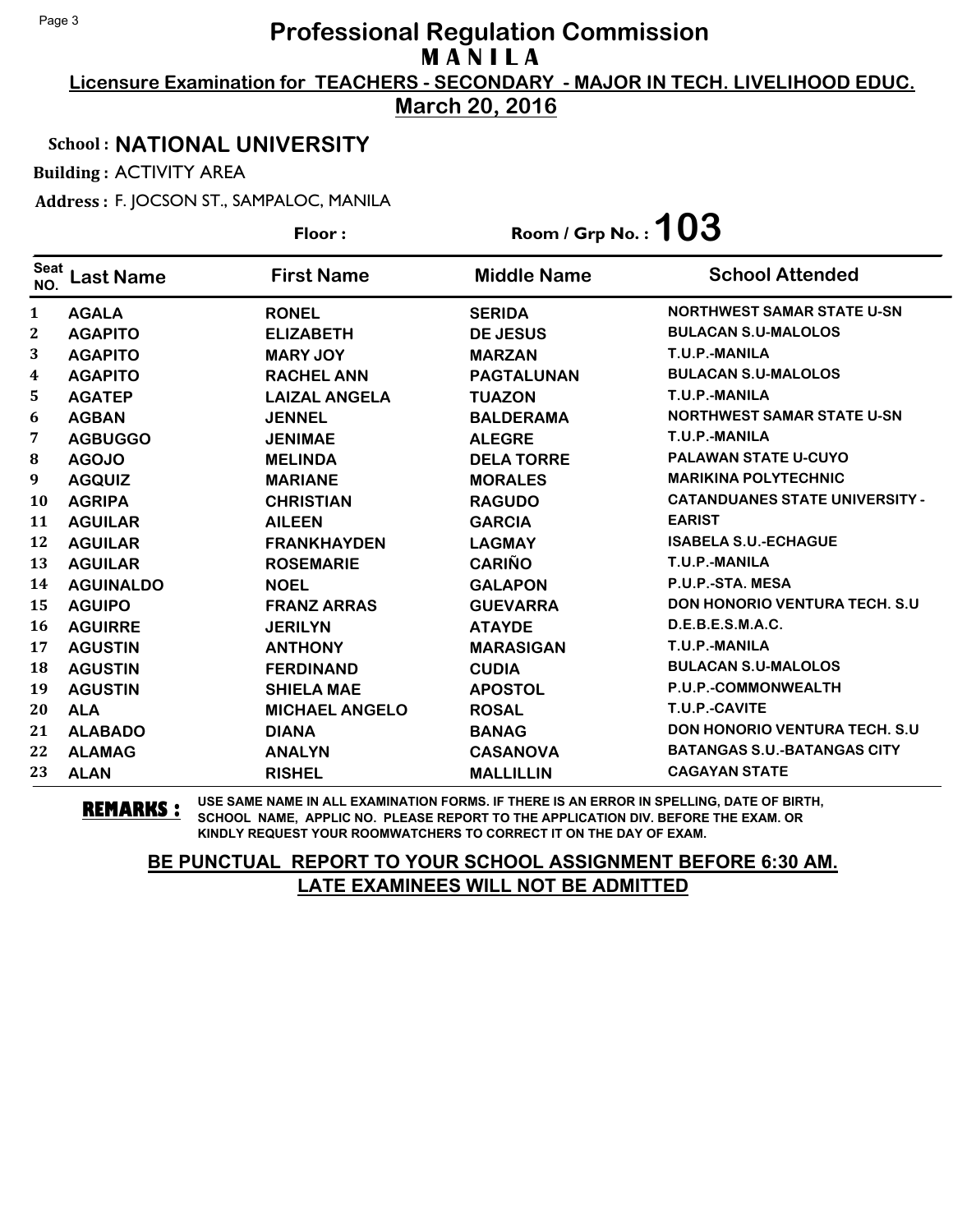# Professional Regulation Commission

## M A N I L A

**Licensure Examination for TEACHERS - SECONDARY - MAJOR IN TECH. LIVELIHOOD EDUC.**

**March 20, 2016**

**School : NATIONAL UNIVERSITY**

**Building :** ACTIVITY AREA

**Address :** F. JOCSON ST., SAMPALOC, MANILA

**Floor :** 

**Room / Grp No. : 103**

| Seat NO. | Last Name | First Name | Middle Name | School Attended |
|---|---|---|---|---|
| 1 | AGALA | RONEL | SERIDA | NORTHWEST SAMAR STATE U-SN |
| 2 | AGAPITO | ELIZABETH | DE JESUS | BULACAN S.U-MALOLOS |
| 3 | AGAPITO | MARY JOY | MARZAN | T.U.P.-MANILA |
| 4 | AGAPITO | RACHEL ANN | PAGTALUNAN | BULACAN S.U-MALOLOS |
| 5 | AGATEP | LAIZAL ANGELA | TUAZON | T.U.P.-MANILA |
| 6 | AGBAN | JENNEL | BALDERAMA | NORTHWEST SAMAR STATE U-SN |
| 7 | AGBUGGO | JENIMAE | ALEGRE | T.U.P.-MANILA |
| 8 | AGOJO | MELINDA | DELA TORRE | PALAWAN STATE U-CUYO |
| 9 | AGQUIZ | MARIANE | MORALES | MARIKINA POLYTECHNIC |
| 10 | AGRIPA | CHRISTIAN | RAGUDO | CATANDUANES STATE UNIVERSITY - |
| 11 | AGUILAR | AILEEN | GARCIA | EARIST |
| 12 | AGUILAR | FRANKHAYDEN | LAGMAY | ISABELA S.U.-ECHAGUE |
| 13 | AGUILAR | ROSEMARIE | CARIÑO | T.U.P.-MANILA |
| 14 | AGUINALDO | NOEL | GALAPON | P.U.P.-STA. MESA |
| 15 | AGUIPO | FRANZ ARRAS | GUEVARRA | DON HONORIO VENTURA TECH. S.U |
| 16 | AGUIRRE | JERILYN | ATAYDE | D.E.B.E.S.M.A.C. |
| 17 | AGUSTIN | ANTHONY | MARASIGAN | T.U.P.-MANILA |
| 18 | AGUSTIN | FERDINAND | CUDIA | BULACAN S.U-MALOLOS |
| 19 | AGUSTIN | SHIELA MAE | APOSTOL | P.U.P.-COMMONWEALTH |
| 20 | ALA | MICHAEL ANGELO | ROSAL | T.U.P.-CAVITE |
| 21 | ALABADO | DIANA | BANAG | DON HONORIO VENTURA TECH. S.U |
| 22 | ALAMAG | ANALYN | CASANOVA | BATANGAS S.U.-BATANGAS CITY |
| 23 | ALAN | RISHEL | MALLILLIN | CAGAYAN STATE |

**REMARKS :** USE SAME NAME IN ALL EXAMINATION FORMS. IF THERE IS AN ERROR IN SPELLING, DATE OF BIRTH, SCHOOL NAME, APPLIC NO. PLEASE REPORT TO THE APPLICATION DIV. BEFORE THE EXAM. OR KINDLY REQUEST YOUR ROOMWATCHERS TO CORRECT IT ON THE DAY OF EXAM.

**BE PUNCTUAL REPORT TO YOUR SCHOOL ASSIGNMENT BEFORE 6:30 AM.**
**LATE EXAMINEES WILL NOT BE ADMITTED**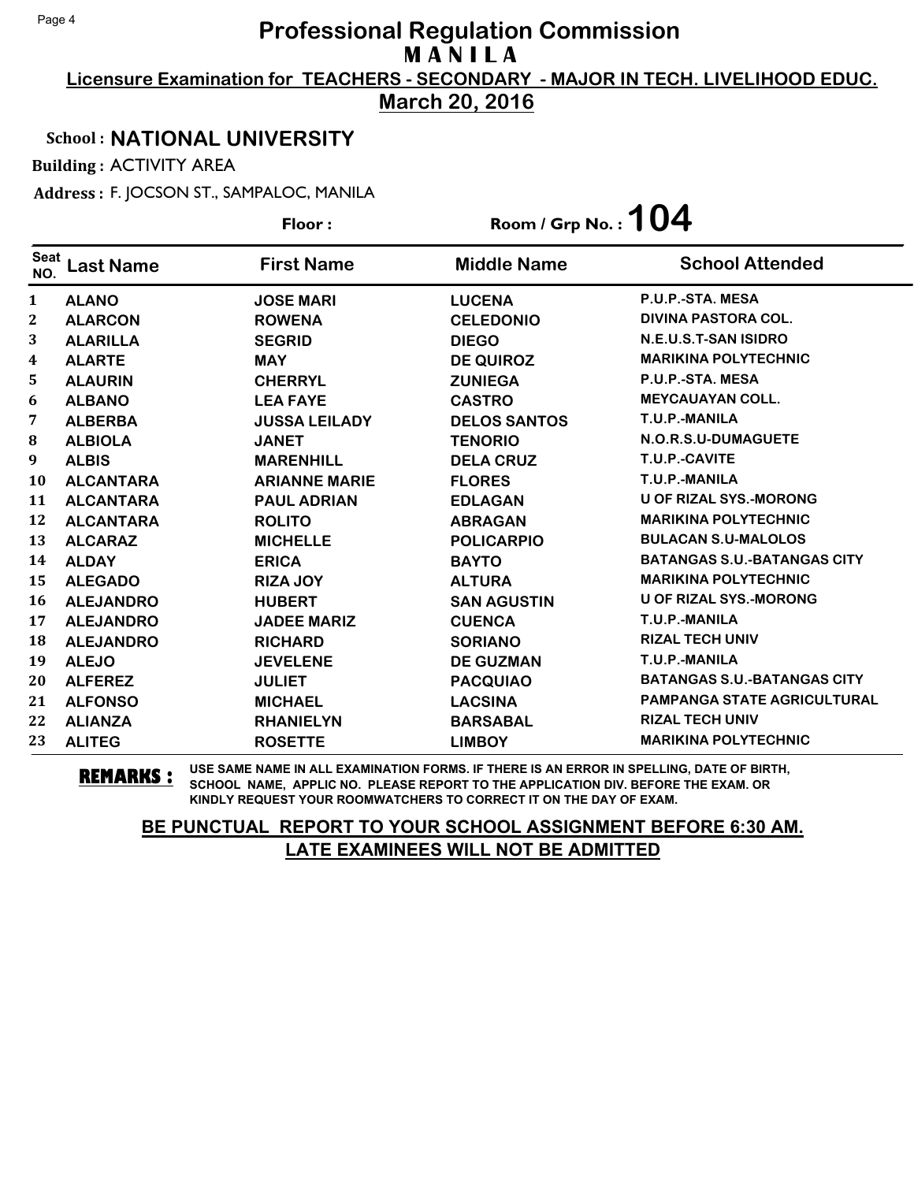# Professional Regulation Commission
## M A N I L A

**Licensure Examination for TEACHERS - SECONDARY - MAJOR IN TECH. LIVELIHOOD EDUC.**

**March 20, 2016**

**School : NATIONAL UNIVERSITY**

**Building :** ACTIVITY AREA

**Address :** F. JOCSON ST., SAMPALOC, MANILA

**Floor :** 

**Room / Grp No. : 104**

| Seat NO. | Last Name | First Name | Middle Name | School Attended |
|---|---|---|---|---|
| 1 | ALANO | JOSE MARI | LUCENA | P.U.P.-STA. MESA |
| 2 | ALARCON | ROWENA | CELEDONIO | DIVINA PASTORA COL. |
| 3 | ALARILLA | SEGRID | DIEGO | N.E.U.S.T-SAN ISIDRO |
| 4 | ALARTE | MAY | DE QUIROZ | MARIKINA POLYTECHNIC |
| 5 | ALAURIN | CHERRYL | ZUNIEGA | P.U.P.-STA. MESA |
| 6 | ALBANO | LEA FAYE | CASTRO | MEYCAUAYAN COLL. |
| 7 | ALBERBA | JUSSA LEILADY | DELOS SANTOS | T.U.P.-MANILA |
| 8 | ALBIOLA | JANET | TENORIO | N.O.R.S.U-DUMAGUETE |
| 9 | ALBIS | MARENHILL | DELA CRUZ | T.U.P.-CAVITE |
| 10 | ALCANTARA | ARIANNE MARIE | FLORES | T.U.P.-MANILA |
| 11 | ALCANTARA | PAUL ADRIAN | EDLAGAN | U OF RIZAL SYS.-MORONG |
| 12 | ALCANTARA | ROLITO | ABRAGAN | MARIKINA POLYTECHNIC |
| 13 | ALCARAZ | MICHELLE | POLICARPIO | BULACAN S.U-MALOLOS |
| 14 | ALDAY | ERICA | BAYTO | BATANGAS S.U.-BATANGAS CITY |
| 15 | ALEGADO | RIZA JOY | ALTURA | MARIKINA POLYTECHNIC |
| 16 | ALEJANDRO | HUBERT | SAN AGUSTIN | U OF RIZAL SYS.-MORONG |
| 17 | ALEJANDRO | JADEE MARIZ | CUENCA | T.U.P.-MANILA |
| 18 | ALEJANDRO | RICHARD | SORIANO | RIZAL TECH UNIV |
| 19 | ALEJO | JEVELENE | DE GUZMAN | T.U.P.-MANILA |
| 20 | ALFEREZ | JULIET | PACQUIAO | BATANGAS S.U.-BATANGAS CITY |
| 21 | ALFONSO | MICHAEL | LACSINA | PAMPANGA STATE AGRICULTURAL |
| 22 | ALIANZA | RHANIELYN | BARSABAL | RIZAL TECH UNIV |
| 23 | ALITEG | ROSETTE | LIMBOY | MARIKINA POLYTECHNIC |

**REMARKS :** USE SAME NAME IN ALL EXAMINATION FORMS. IF THERE IS AN ERROR IN SPELLING, DATE OF BIRTH, SCHOOL NAME, APPLIC NO. PLEASE REPORT TO THE APPLICATION DIV. BEFORE THE EXAM. OR KINDLY REQUEST YOUR ROOMWATCHERS TO CORRECT IT ON THE DAY OF EXAM.

**BE PUNCTUAL REPORT TO YOUR SCHOOL ASSIGNMENT BEFORE 6:30 AM.**
**LATE EXAMINEES WILL NOT BE ADMITTED**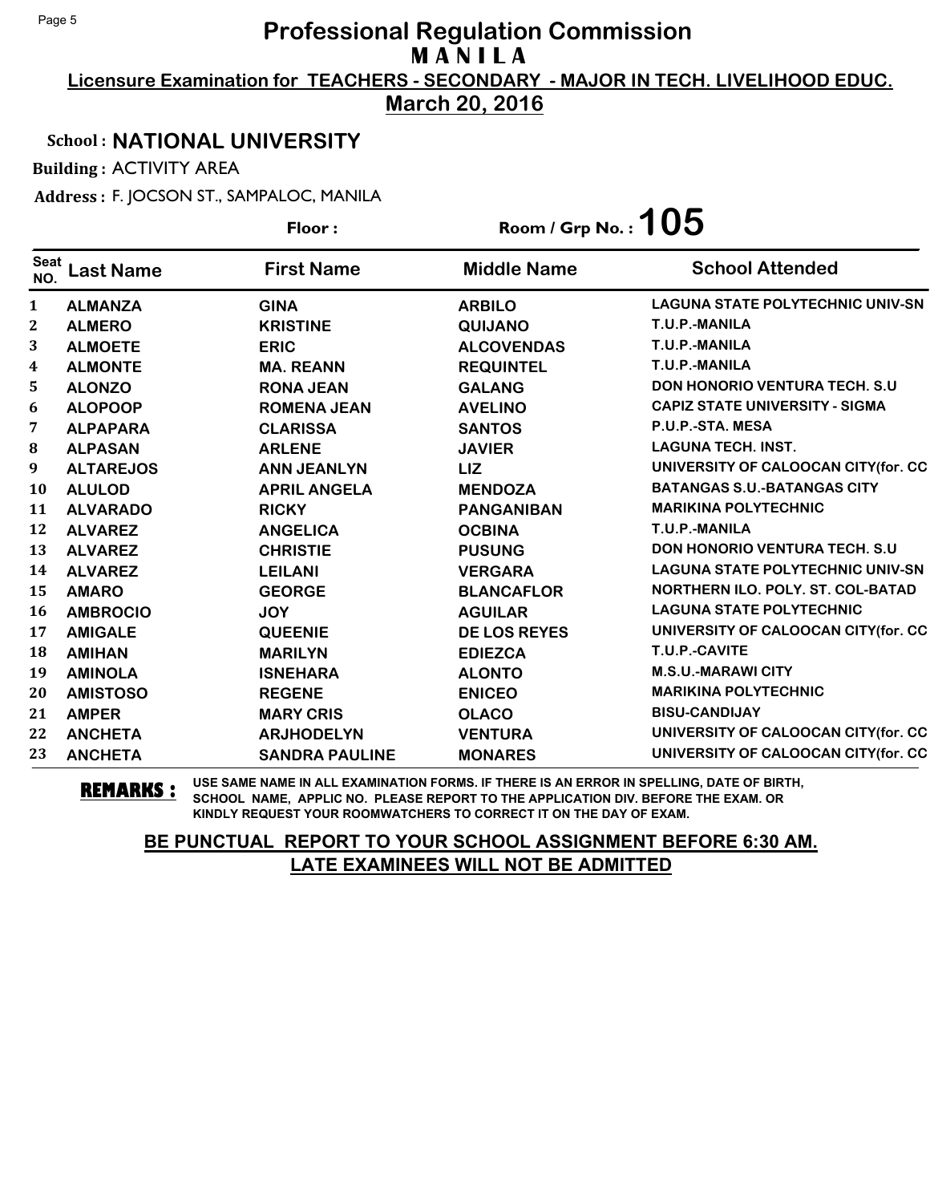# Professional Regulation Commission
## M A N I L A

**Licensure Examination for TEACHERS - SECONDARY - MAJOR IN TECH. LIVELIHOOD EDUC.**

**March 20, 2016**

**School : NATIONAL UNIVERSITY**

**Building :** ACTIVITY AREA

**Address :** F. JOCSON ST., SAMPALOC, MANILA

**Floor :** 　　　**Room / Grp No. : 105**

| Seat NO. | Last Name | First Name | Middle Name | School Attended |
|---|---|---|---|---|
| 1 | ALMANZA | GINA | ARBILO | LAGUNA STATE POLYTECHNIC UNIV-SN |
| 2 | ALMERO | KRISTINE | QUIJANO | T.U.P.-MANILA |
| 3 | ALMOETE | ERIC | ALCOVENDAS | T.U.P.-MANILA |
| 4 | ALMONTE | MA. REANN | REQUINTEL | T.U.P.-MANILA |
| 5 | ALONZO | RONA JEAN | GALANG | DON HONORIO VENTURA TECH. S.U |
| 6 | ALOPOOP | ROMENA JEAN | AVELINO | CAPIZ STATE UNIVERSITY - SIGMA |
| 7 | ALPAPARA | CLARISSA | SANTOS | P.U.P.-STA. MESA |
| 8 | ALPASAN | ARLENE | JAVIER | LAGUNA TECH. INST. |
| 9 | ALTAREJOS | ANN JEANLYN | LIZ | UNIVERSITY OF CALOOCAN CITY(for. CC |
| 10 | ALULOD | APRIL ANGELA | MENDOZA | BATANGAS S.U.-BATANGAS CITY |
| 11 | ALVARADO | RICKY | PANGANIBAN | MARIKINA POLYTECHNIC |
| 12 | ALVAREZ | ANGELICA | OCBINA | T.U.P.-MANILA |
| 13 | ALVAREZ | CHRISTIE | PUSUNG | DON HONORIO VENTURA TECH. S.U |
| 14 | ALVAREZ | LEILANI | VERGARA | LAGUNA STATE POLYTECHNIC UNIV-SN |
| 15 | AMARO | GEORGE | BLANCAFLOR | NORTHERN ILO. POLY. ST. COL-BATAD |
| 16 | AMBROCIO | JOY | AGUILAR | LAGUNA STATE POLYTECHNIC |
| 17 | AMIGALE | QUEENIE | DE LOS REYES | UNIVERSITY OF CALOOCAN CITY(for. CC |
| 18 | AMIHAN | MARILYN | EDIEZCA | T.U.P.-CAVITE |
| 19 | AMINOLA | ISNEHARA | ALONTO | M.S.U.-MARAWI CITY |
| 20 | AMISTOSO | REGENE | ENICEO | MARIKINA POLYTECHNIC |
| 21 | AMPER | MARY CRIS | OLACO | BISU-CANDIJAY |
| 22 | ANCHETA | ARJHODELYN | VENTURA | UNIVERSITY OF CALOOCAN CITY(for. CC |
| 23 | ANCHETA | SANDRA PAULINE | MONARES | UNIVERSITY OF CALOOCAN CITY(for. CC |

**REMARKS :** USE SAME NAME IN ALL EXAMINATION FORMS. IF THERE IS AN ERROR IN SPELLING, DATE OF BIRTH, SCHOOL NAME, APPLIC NO. PLEASE REPORT TO THE APPLICATION DIV. BEFORE THE EXAM. OR KINDLY REQUEST YOUR ROOMWATCHERS TO CORRECT IT ON THE DAY OF EXAM.

**BE PUNCTUAL REPORT TO YOUR SCHOOL ASSIGNMENT BEFORE 6:30 AM. LATE EXAMINEES WILL NOT BE ADMITTED**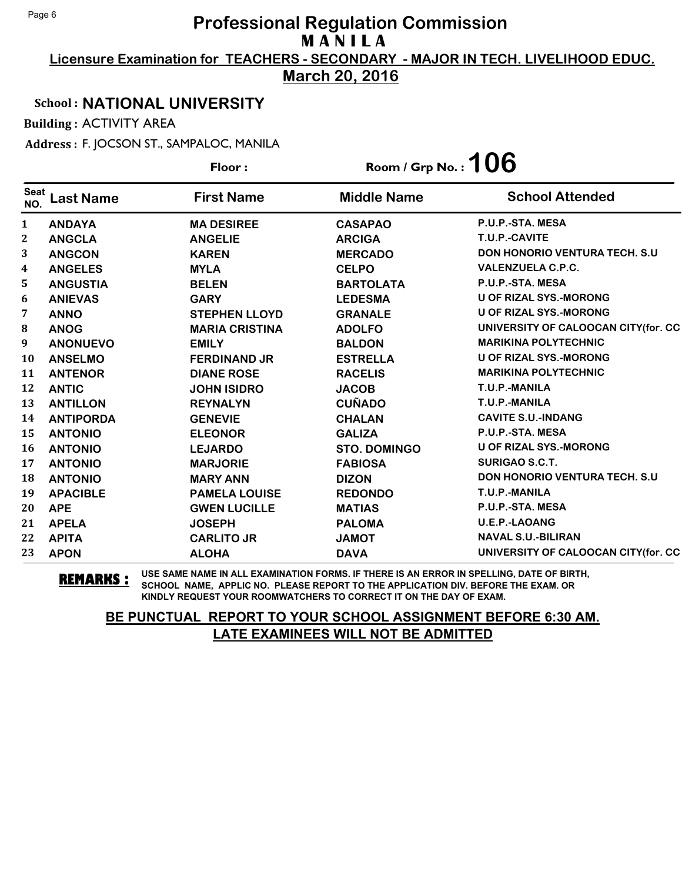# Professional Regulation Commission
## MANILA

**Licensure Examination for TEACHERS - SECONDARY - MAJOR IN TECH. LIVELIHOOD EDUC.**

**March 20, 2016**

**School : NATIONAL UNIVERSITY**

**Building :** ACTIVITY AREA

**Address :** F. JOCSON ST., SAMPALOC, MANILA

**Floor :** 

**Room / Grp No. : 106**

| Seat NO. | Last Name | First Name | Middle Name | School Attended |
|---|---|---|---|---|
| 1 | ANDAYA | MA DESIREE | CASAPAO | P.U.P.-STA. MESA |
| 2 | ANGCLA | ANGELIE | ARCIGA | T.U.P.-CAVITE |
| 3 | ANGCON | KAREN | MERCADO | DON HONORIO VENTURA TECH. S.U |
| 4 | ANGELES | MYLA | CELPO | VALENZUELA C.P.C. |
| 5 | ANGUSTIA | BELEN | BARTOLATA | P.U.P.-STA. MESA |
| 6 | ANIEVAS | GARY | LEDESMA | U OF RIZAL SYS.-MORONG |
| 7 | ANNO | STEPHEN LLOYD | GRANALE | U OF RIZAL SYS.-MORONG |
| 8 | ANOG | MARIA CRISTINA | ADOLFO | UNIVERSITY OF CALOOCAN CITY(for. CC |
| 9 | ANONUEVO | EMILY | BALDON | MARIKINA POLYTECHNIC |
| 10 | ANSELMO | FERDINAND JR | ESTRELLA | U OF RIZAL SYS.-MORONG |
| 11 | ANTENOR | DIANE ROSE | RACELIS | MARIKINA POLYTECHNIC |
| 12 | ANTIC | JOHN ISIDRO | JACOB | T.U.P.-MANILA |
| 13 | ANTILLON | REYNALYN | CUÑADO | T.U.P.-MANILA |
| 14 | ANTIPORDA | GENEVIE | CHALAN | CAVITE S.U.-INDANG |
| 15 | ANTONIO | ELEONOR | GALIZA | P.U.P.-STA. MESA |
| 16 | ANTONIO | LEJARDO | STO. DOMINGO | U OF RIZAL SYS.-MORONG |
| 17 | ANTONIO | MARJORIE | FABIOSA | SURIGAO S.C.T. |
| 18 | ANTONIO | MARY ANN | DIZON | DON HONORIO VENTURA TECH. S.U |
| 19 | APACIBLE | PAMELA LOUISE | REDONDO | T.U.P.-MANILA |
| 20 | APE | GWEN LUCILLE | MATIAS | P.U.P.-STA. MESA |
| 21 | APELA | JOSEPH | PALOMA | U.E.P.-LAOANG |
| 22 | APITA | CARLITO JR | JAMOT | NAVAL S.U.-BILIRAN |
| 23 | APON | ALOHA | DAVA | UNIVERSITY OF CALOOCAN CITY(for. CC |

**REMARKS :** USE SAME NAME IN ALL EXAMINATION FORMS. IF THERE IS AN ERROR IN SPELLING, DATE OF BIRTH, SCHOOL NAME, APPLIC NO. PLEASE REPORT TO THE APPLICATION DIV. BEFORE THE EXAM. OR KINDLY REQUEST YOUR ROOMWATCHERS TO CORRECT IT ON THE DAY OF EXAM.

**BE PUNCTUAL REPORT TO YOUR SCHOOL ASSIGNMENT BEFORE 6:30 AM.**
**LATE EXAMINEES WILL NOT BE ADMITTED**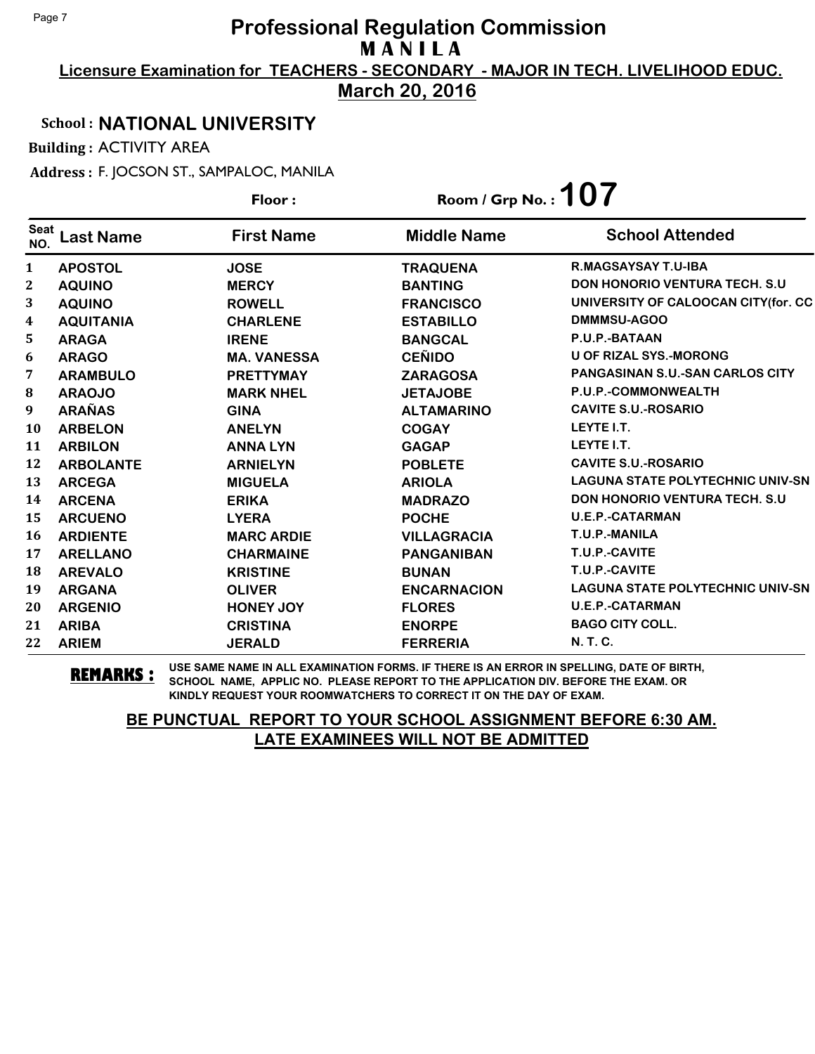# Professional Regulation Commission

## M A N I L A

**Licensure Examination for TEACHERS - SECONDARY - MAJOR IN TECH. LIVELIHOOD EDUC.**

**March 20, 2016**

**School : NATIONAL UNIVERSITY**

**Building :** ACTIVITY AREA

**Address :** F. JOCSON ST., SAMPALOC, MANILA

**Floor :** 

**Room / Grp No. : 107**

| Seat NO. | Last Name | First Name | Middle Name | School Attended |
|---|---|---|---|---|
| 1 | APOSTOL | JOSE | TRAQUENA | R.MAGSAYSAY T.U-IBA |
| 2 | AQUINO | MERCY | BANTING | DON HONORIO VENTURA TECH. S.U |
| 3 | AQUINO | ROWELL | FRANCISCO | UNIVERSITY OF CALOOCAN CITY(for. CC |
| 4 | AQUITANIA | CHARLENE | ESTABILLO | DMMMSU-AGOO |
| 5 | ARAGA | IRENE | BANGCAL | P.U.P.-BATAAN |
| 6 | ARAGO | MA. VANESSA | CEÑIDO | U OF RIZAL SYS.-MORONG |
| 7 | ARAMBULO | PRETTYMAY | ZARAGOSA | PANGASINAN S.U.-SAN CARLOS CITY |
| 8 | ARAOJO | MARK NHEL | JETAJOBE | P.U.P.-COMMONWEALTH |
| 9 | ARAÑAS | GINA | ALTAMARINO | CAVITE S.U.-ROSARIO |
| 10 | ARBELON | ANELYN | COGAY | LEYTE I.T. |
| 11 | ARBILON | ANNA LYN | GAGAP | LEYTE I.T. |
| 12 | ARBOLANTE | ARNIELYN | POBLETE | CAVITE S.U.-ROSARIO |
| 13 | ARCEGA | MIGUELA | ARIOLA | LAGUNA STATE POLYTECHNIC UNIV-SN |
| 14 | ARCENA | ERIKA | MADRAZO | DON HONORIO VENTURA TECH. S.U |
| 15 | ARCUENO | LYERA | POCHE | U.E.P.-CATARMAN |
| 16 | ARDIENTE | MARC ARDIE | VILLAGRACIA | T.U.P.-MANILA |
| 17 | ARELLANO | CHARMAINE | PANGANIBAN | T.U.P.-CAVITE |
| 18 | AREVALO | KRISTINE | BUNAN | T.U.P.-CAVITE |
| 19 | ARGANA | OLIVER | ENCARNACION | LAGUNA STATE POLYTECHNIC UNIV-SN |
| 20 | ARGENIO | HONEY JOY | FLORES | U.E.P.-CATARMAN |
| 21 | ARIBA | CRISTINA | ENORPE | BAGO CITY COLL. |
| 22 | ARIEM | JERALD | FERRERIA | N. T. C. |

**REMARKS :** USE SAME NAME IN ALL EXAMINATION FORMS. IF THERE IS AN ERROR IN SPELLING, DATE OF BIRTH, SCHOOL NAME, APPLIC NO. PLEASE REPORT TO THE APPLICATION DIV. BEFORE THE EXAM. OR KINDLY REQUEST YOUR ROOMWATCHERS TO CORRECT IT ON THE DAY OF EXAM.

**BE PUNCTUAL REPORT TO YOUR SCHOOL ASSIGNMENT BEFORE 6:30 AM. LATE EXAMINEES WILL NOT BE ADMITTED**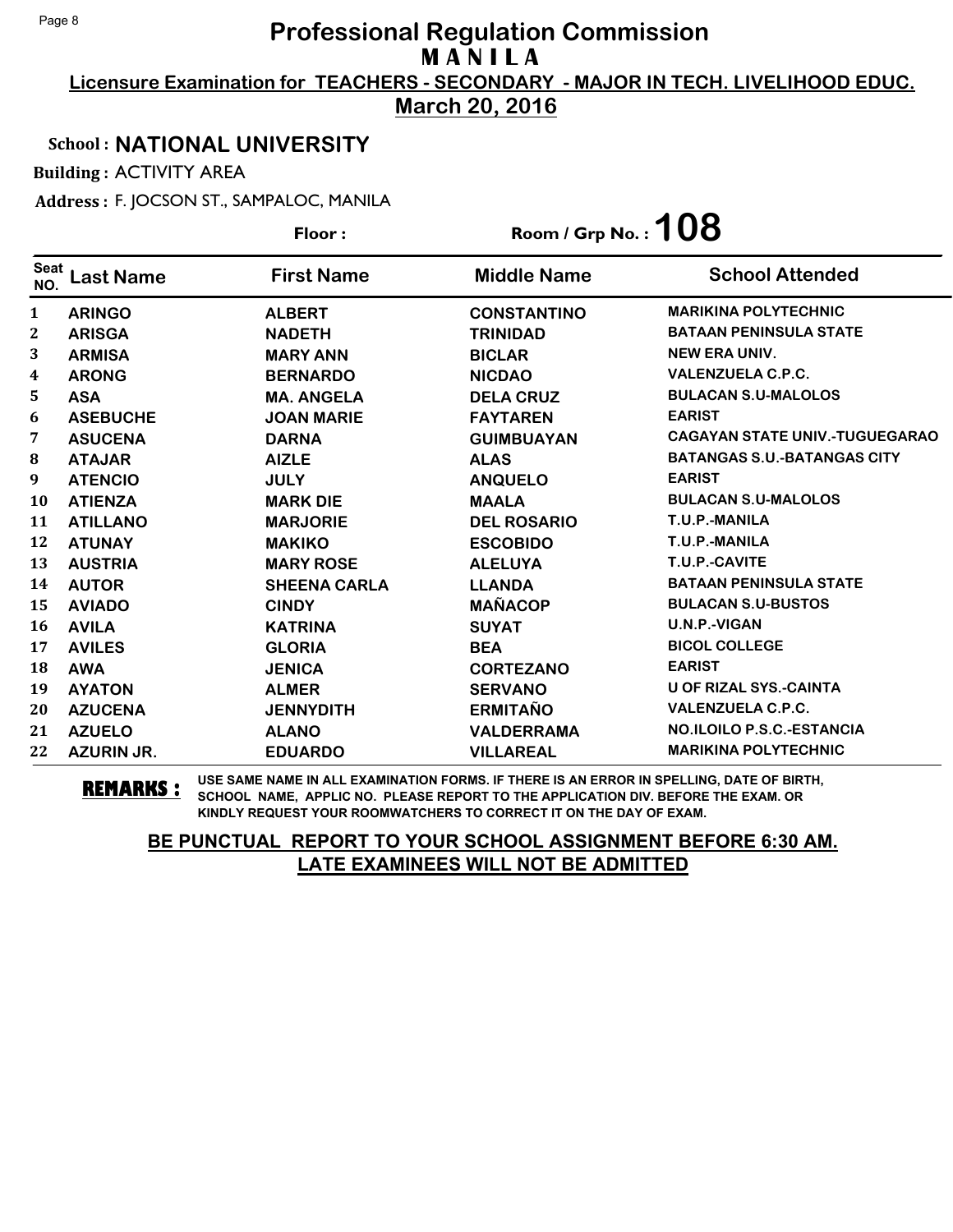# Professional Regulation Commission

**M A N I L A**

**Licensure Examination for TEACHERS - SECONDARY - MAJOR IN TECH. LIVELIHOOD EDUC.**

**March 20, 2016**

**School : NATIONAL UNIVERSITY**

**Building :** ACTIVITY AREA

**Address :** F. JOCSON ST., SAMPALOC, MANILA

**Floor :** 

**Room / Grp No. : 108**

| Seat NO. | Last Name | First Name | Middle Name | School Attended |
|---|---|---|---|---|
| 1 | ARINGO | ALBERT | CONSTANTINO | MARIKINA POLYTECHNIC |
| 2 | ARISGA | NADETH | TRINIDAD | BATAAN PENINSULA STATE |
| 3 | ARMISA | MARY ANN | BICLAR | NEW ERA UNIV. |
| 4 | ARONG | BERNARDO | NICDAO | VALENZUELA C.P.C. |
| 5 | ASA | MA. ANGELA | DELA CRUZ | BULACAN S.U-MALOLOS |
| 6 | ASEBUCHE | JOAN MARIE | FAYTAREN | EARIST |
| 7 | ASUCENA | DARNA | GUIMBUAYAN | CAGAYAN STATE UNIV.-TUGUEGARAO |
| 8 | ATAJAR | AIZLE | ALAS | BATANGAS S.U.-BATANGAS CITY |
| 9 | ATENCIO | JULY | ANQUELO | EARIST |
| 10 | ATIENZA | MARK DIE | MAALA | BULACAN S.U-MALOLOS |
| 11 | ATILLANO | MARJORIE | DEL ROSARIO | T.U.P.-MANILA |
| 12 | ATUNAY | MAKIKO | ESCOBIDO | T.U.P.-MANILA |
| 13 | AUSTRIA | MARY ROSE | ALELUYA | T.U.P.-CAVITE |
| 14 | AUTOR | SHEENA CARLA | LLANDA | BATAAN PENINSULA STATE |
| 15 | AVIADO | CINDY | MAÑACOP | BULACAN S.U-BUSTOS |
| 16 | AVILA | KATRINA | SUYAT | U.N.P.-VIGAN |
| 17 | AVILES | GLORIA | BEA | BICOL COLLEGE |
| 18 | AWA | JENICA | CORTEZANO | EARIST |
| 19 | AYATON | ALMER | SERVANO | U OF RIZAL SYS.-CAINTA |
| 20 | AZUCENA | JENNYDITH | ERMITAÑO | VALENZUELA C.P.C. |
| 21 | AZUELO | ALANO | VALDERRAMA | NO.ILOILO P.S.C.-ESTANCIA |
| 22 | AZURIN JR. | EDUARDO | VILLAREAL | MARIKINA POLYTECHNIC |

**REMARKS :** USE SAME NAME IN ALL EXAMINATION FORMS. IF THERE IS AN ERROR IN SPELLING, DATE OF BIRTH, SCHOOL NAME, APPLIC NO. PLEASE REPORT TO THE APPLICATION DIV. BEFORE THE EXAM. OR KINDLY REQUEST YOUR ROOMWATCHERS TO CORRECT IT ON THE DAY OF EXAM.

**BE PUNCTUAL REPORT TO YOUR SCHOOL ASSIGNMENT BEFORE 6:30 AM. LATE EXAMINEES WILL NOT BE ADMITTED**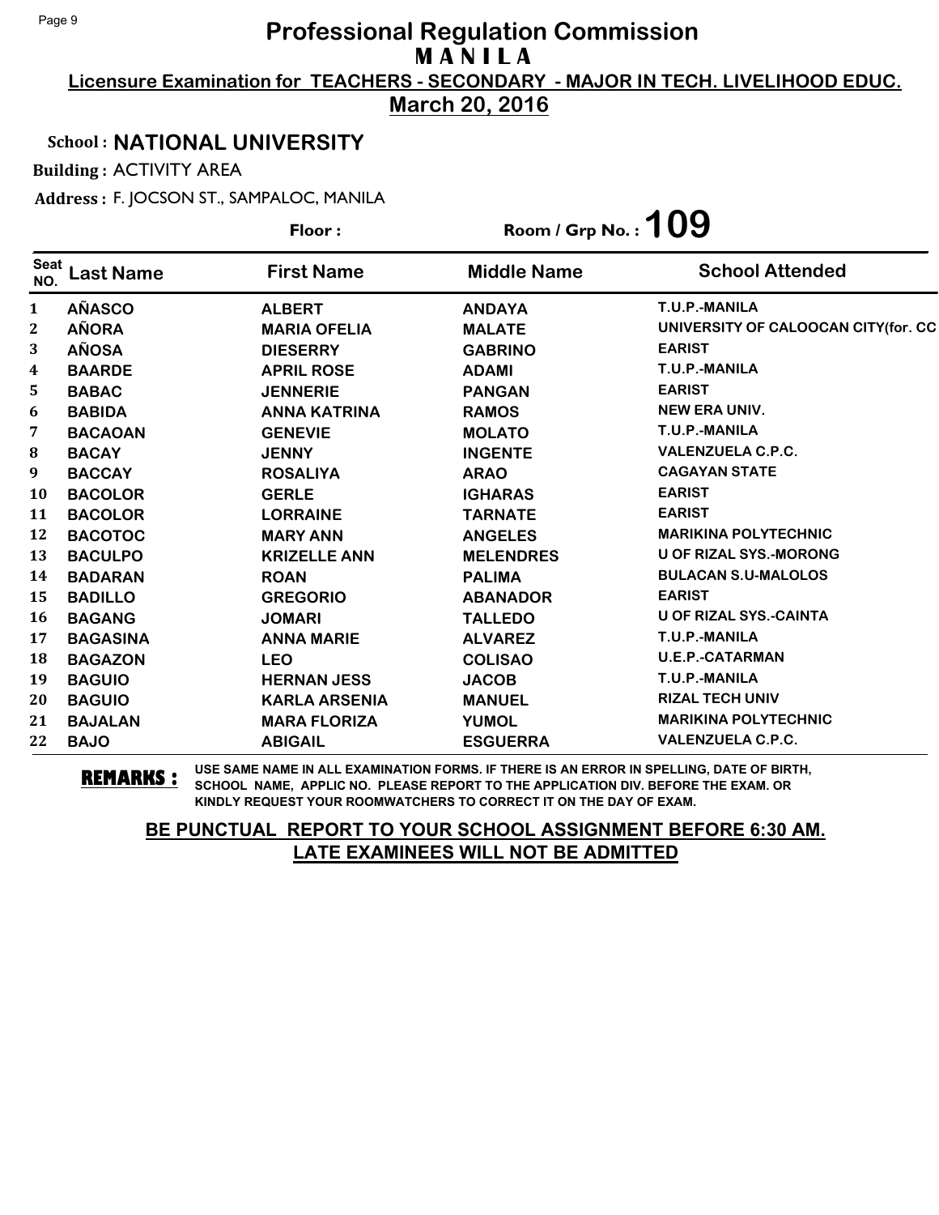# Professional Regulation Commission

**MANILA**

**Licensure Examination for TEACHERS - SECONDARY - MAJOR IN TECH. LIVELIHOOD EDUC.**

**March 20, 2016**

**School : NATIONAL UNIVERSITY**

**Building :** ACTIVITY AREA

**Address :** F. JOCSON ST., SAMPALOC, MANILA

**Floor :** 

**Room / Grp No. : 109**

| Seat NO. | Last Name | First Name | Middle Name | School Attended |
|---|---|---|---|---|
| 1 | AÑASCO | ALBERT | ANDAYA | T.U.P.-MANILA |
| 2 | AÑORA | MARIA OFELIA | MALATE | UNIVERSITY OF CALOOCAN CITY(for. CC |
| 3 | AÑOSA | DIESERRY | GABRINO | EARIST |
| 4 | BAARDE | APRIL ROSE | ADAMI | T.U.P.-MANILA |
| 5 | BABAC | JENNERIE | PANGAN | EARIST |
| 6 | BABIDA | ANNA KATRINA | RAMOS | NEW ERA UNIV. |
| 7 | BACAOAN | GENEVIE | MOLATO | T.U.P.-MANILA |
| 8 | BACAY | JENNY | INGENTE | VALENZUELA C.P.C. |
| 9 | BACCAY | ROSALIYA | ARAO | CAGAYAN STATE |
| 10 | BACOLOR | GERLE | IGHARAS | EARIST |
| 11 | BACOLOR | LORRAINE | TARNATE | EARIST |
| 12 | BACOTOC | MARY ANN | ANGELES | MARIKINA POLYTECHNIC |
| 13 | BACULPO | KRIZELLE ANN | MELENDRES | U OF RIZAL SYS.-MORONG |
| 14 | BADARAN | ROAN | PALIMA | BULACAN S.U-MALOLOS |
| 15 | BADILLO | GREGORIO | ABANADOR | EARIST |
| 16 | BAGANG | JOMARI | TALLEDO | U OF RIZAL SYS.-CAINTA |
| 17 | BAGASINA | ANNA MARIE | ALVAREZ | T.U.P.-MANILA |
| 18 | BAGAZON | LEO | COLISAO | U.E.P.-CATARMAN |
| 19 | BAGUIO | HERNAN JESS | JACOB | T.U.P.-MANILA |
| 20 | BAGUIO | KARLA ARSENIA | MANUEL | RIZAL TECH UNIV |
| 21 | BAJALAN | MARA FLORIZA | YUMOL | MARIKINA POLYTECHNIC |
| 22 | BAJO | ABIGAIL | ESGUERRA | VALENZUELA C.P.C. |

**REMARKS :** USE SAME NAME IN ALL EXAMINATION FORMS. IF THERE IS AN ERROR IN SPELLING, DATE OF BIRTH, SCHOOL NAME, APPLIC NO. PLEASE REPORT TO THE APPLICATION DIV. BEFORE THE EXAM. OR KINDLY REQUEST YOUR ROOMWATCHERS TO CORRECT IT ON THE DAY OF EXAM.

**BE PUNCTUAL REPORT TO YOUR SCHOOL ASSIGNMENT BEFORE 6:30 AM. LATE EXAMINEES WILL NOT BE ADMITTED**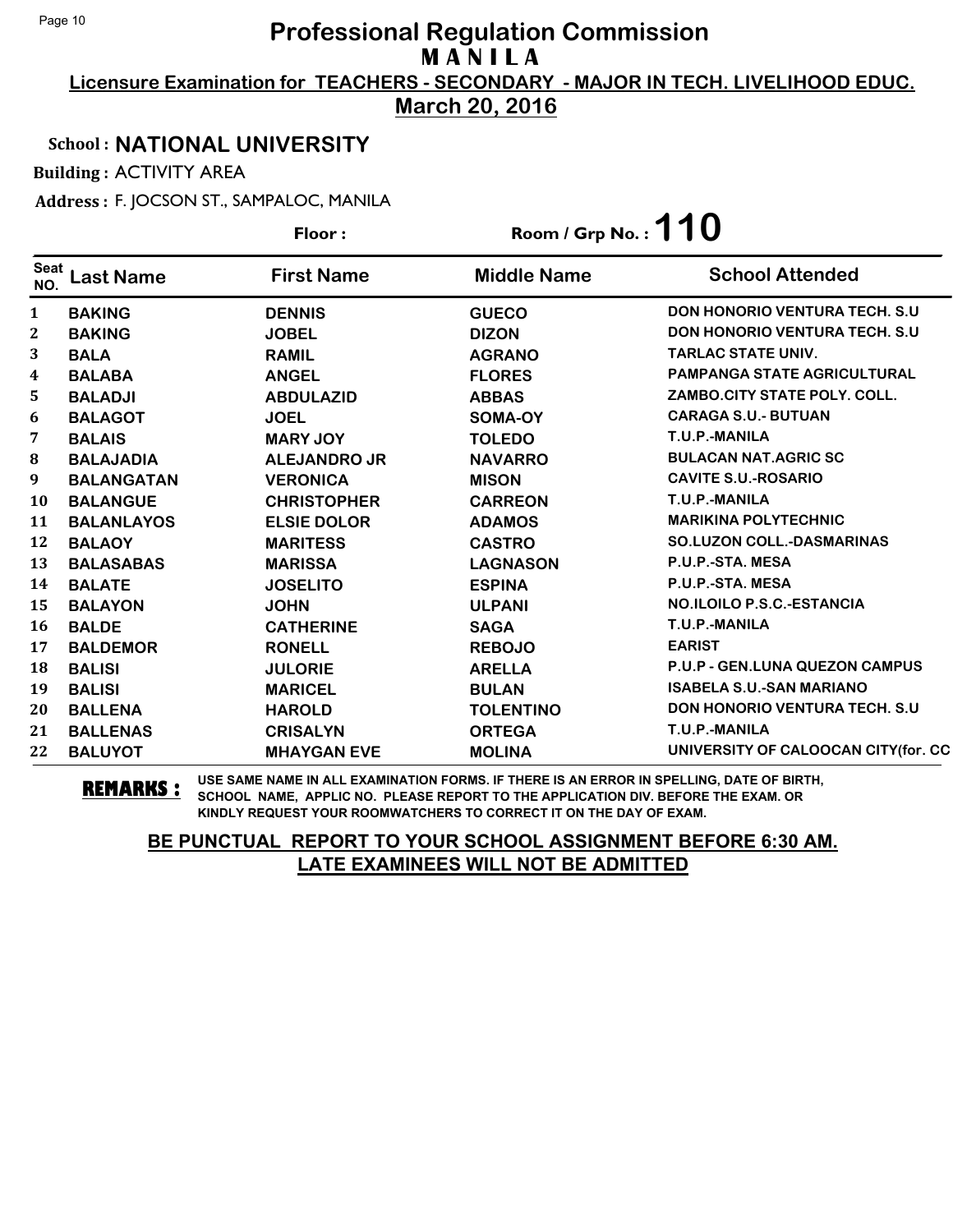# Professional Regulation Commission
## M A N I L A

**Licensure Examination for TEACHERS - SECONDARY - MAJOR IN TECH. LIVELIHOOD EDUC.**

**March 20, 2016**

**School : NATIONAL UNIVERSITY**

**Building :** ACTIVITY AREA

**Address :** F. JOCSON ST., SAMPALOC, MANILA

**Floor :** 

**Room / Grp No. : 110**

| Seat NO. | Last Name | First Name | Middle Name | School Attended |
|---|---|---|---|---|
| 1 | BAKING | DENNIS | GUECO | DON HONORIO VENTURA TECH. S.U |
| 2 | BAKING | JOBEL | DIZON | DON HONORIO VENTURA TECH. S.U |
| 3 | BALA | RAMIL | AGRANO | TARLAC STATE UNIV. |
| 4 | BALABA | ANGEL | FLORES | PAMPANGA STATE AGRICULTURAL |
| 5 | BALADJI | ABDULAZID | ABBAS | ZAMBO.CITY STATE POLY. COLL. |
| 6 | BALAGOT | JOEL | SOMA-OY | CARAGA S.U.- BUTUAN |
| 7 | BALAIS | MARY JOY | TOLEDO | T.U.P.-MANILA |
| 8 | BALAJADIA | ALEJANDRO JR | NAVARRO | BULACAN NAT.AGRIC SC |
| 9 | BALANGATAN | VERONICA | MISON | CAVITE S.U.-ROSARIO |
| 10 | BALANGUE | CHRISTOPHER | CARREON | T.U.P.-MANILA |
| 11 | BALANLAYOS | ELSIE DOLOR | ADAMOS | MARIKINA POLYTECHNIC |
| 12 | BALAOY | MARITESS | CASTRO | SO.LUZON COLL.-DASMARINAS |
| 13 | BALASABAS | MARISSA | LAGNASON | P.U.P.-STA. MESA |
| 14 | BALATE | JOSELITO | ESPINA | P.U.P.-STA. MESA |
| 15 | BALAYON | JOHN | ULPANI | NO.ILOILO P.S.C.-ESTANCIA |
| 16 | BALDE | CATHERINE | SAGA | T.U.P.-MANILA |
| 17 | BALDEMOR | RONELL | REBOJO | EARIST |
| 18 | BALISI | JULORIE | ARELLA | P.U.P - GEN.LUNA QUEZON CAMPUS |
| 19 | BALISI | MARICEL | BULAN | ISABELA S.U.-SAN MARIANO |
| 20 | BALLENA | HAROLD | TOLENTINO | DON HONORIO VENTURA TECH. S.U |
| 21 | BALLENAS | CRISALYN | ORTEGA | T.U.P.-MANILA |
| 22 | BALUYOT | MHAYGAN EVE | MOLINA | UNIVERSITY OF CALOOCAN CITY(for. CC |

**REMARKS :** USE SAME NAME IN ALL EXAMINATION FORMS. IF THERE IS AN ERROR IN SPELLING, DATE OF BIRTH, SCHOOL NAME, APPLIC NO. PLEASE REPORT TO THE APPLICATION DIV. BEFORE THE EXAM. OR KINDLY REQUEST YOUR ROOMWATCHERS TO CORRECT IT ON THE DAY OF EXAM.

**BE PUNCTUAL REPORT TO YOUR SCHOOL ASSIGNMENT BEFORE 6:30 AM.**
**LATE EXAMINEES WILL NOT BE ADMITTED**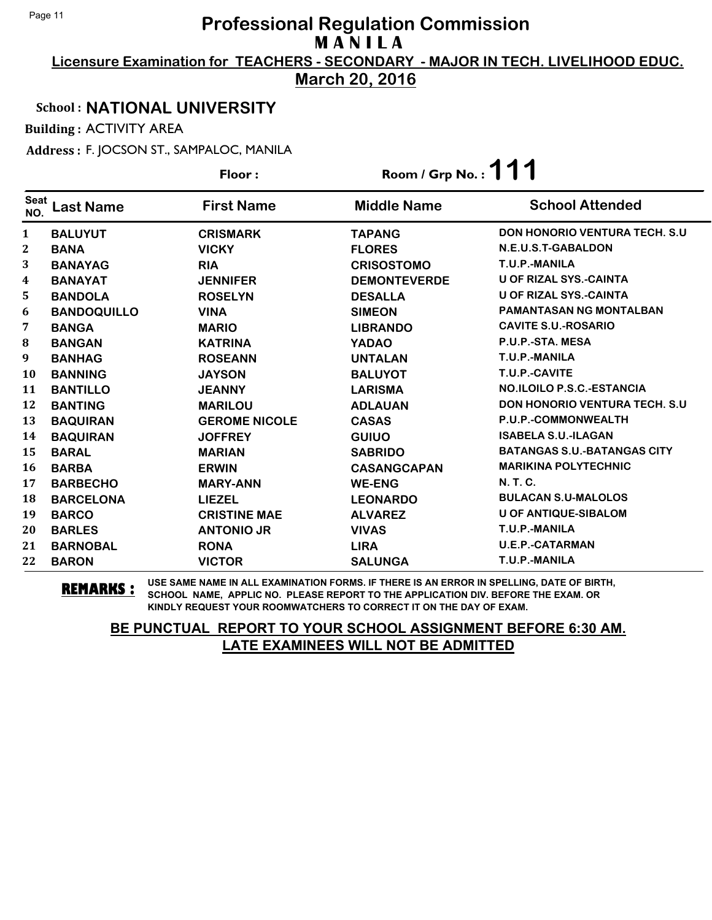# Professional Regulation Commission

**M A N I L A**

**Licensure Examination for TEACHERS - SECONDARY - MAJOR IN TECH. LIVELIHOOD EDUC.**

**March 20, 2016**

**School : NATIONAL UNIVERSITY**

**Building :** ACTIVITY AREA

**Address :** F. JOCSON ST., SAMPALOC, MANILA

**Floor :**

**Room / Grp No. : 111**

| Seat NO. | Last Name | First Name | Middle Name | School Attended |
|---|---|---|---|---|
| 1 | BALUYUT | CRISMARK | TAPANG | DON HONORIO VENTURA TECH. S.U |
| 2 | BANA | VICKY | FLORES | N.E.U.S.T-GABALDON |
| 3 | BANAYAG | RIA | CRISOSTOMO | T.U.P.-MANILA |
| 4 | BANAYAT | JENNIFER | DEMONTEVERDE | U OF RIZAL SYS.-CAINTA |
| 5 | BANDOLA | ROSELYN | DESALLA | U OF RIZAL SYS.-CAINTA |
| 6 | BANDOQUILLO | VINA | SIMEON | PAMANTASAN NG MONTALBAN |
| 7 | BANGA | MARIO | LIBRANDO | CAVITE S.U.-ROSARIO |
| 8 | BANGAN | KATRINA | YADAO | P.U.P.-STA. MESA |
| 9 | BANHAG | ROSEANN | UNTALAN | T.U.P.-MANILA |
| 10 | BANNING | JAYSON | BALUYOT | T.U.P.-CAVITE |
| 11 | BANTILLO | JEANNY | LARISMA | NO.ILOILO P.S.C.-ESTANCIA |
| 12 | BANTING | MARILOU | ADLAUAN | DON HONORIO VENTURA TECH. S.U |
| 13 | BAQUIRAN | GEROME NICOLE | CASAS | P.U.P.-COMMONWEALTH |
| 14 | BAQUIRAN | JOFFREY | GUIUO | ISABELA S.U.-ILAGAN |
| 15 | BARAL | MARIAN | SABRIDO | BATANGAS S.U.-BATANGAS CITY |
| 16 | BARBA | ERWIN | CASANGCAPAN | MARIKINA POLYTECHNIC |
| 17 | BARBECHO | MARY-ANN | WE-ENG | N. T. C. |
| 18 | BARCELONA | LIEZEL | LEONARDO | BULACAN S.U-MALOLOS |
| 19 | BARCO | CRISTINE MAE | ALVAREZ | U OF ANTIQUE-SIBALOM |
| 20 | BARLES | ANTONIO JR | VIVAS | T.U.P.-MANILA |
| 21 | BARNOBAL | RONA | LIRA | U.E.P.-CATARMAN |
| 22 | BARON | VICTOR | SALUNGA | T.U.P.-MANILA |

**REMARKS :** USE SAME NAME IN ALL EXAMINATION FORMS. IF THERE IS AN ERROR IN SPELLING, DATE OF BIRTH, SCHOOL NAME, APPLIC NO. PLEASE REPORT TO THE APPLICATION DIV. BEFORE THE EXAM. OR KINDLY REQUEST YOUR ROOMWATCHERS TO CORRECT IT ON THE DAY OF EXAM.

**BE PUNCTUAL REPORT TO YOUR SCHOOL ASSIGNMENT BEFORE 6:30 AM.**
**LATE EXAMINEES WILL NOT BE ADMITTED**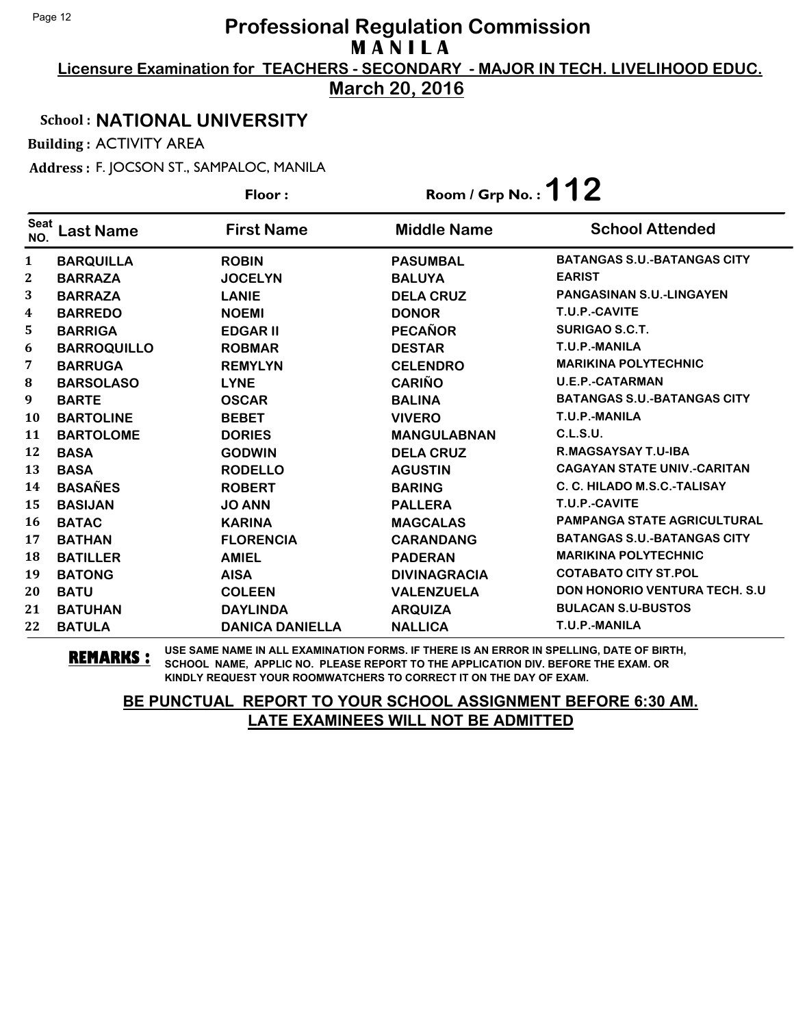# Professional Regulation Commission

**MANILA**

**Licensure Examination for TEACHERS - SECONDARY - MAJOR IN TECH. LIVELIHOOD EDUC.**

**March 20, 2016**

School : **NATIONAL UNIVERSITY**

Building : ACTIVITY AREA

Address : F. JOCSON ST., SAMPALOC, MANILA

Floor :

Room / Grp No. : **112**

| Seat NO. | Last Name | First Name | Middle Name | School Attended |
|---|---|---|---|---|
| 1 | BARQUILLA | ROBIN | PASUMBAL | BATANGAS S.U.-BATANGAS CITY |
| 2 | BARRAZA | JOCELYN | BALUYA | EARIST |
| 3 | BARRAZA | LANIE | DELA CRUZ | PANGASINAN S.U.-LINGAYEN |
| 4 | BARREDO | NOEMI | DONOR | T.U.P.-CAVITE |
| 5 | BARRIGA | EDGAR II | PECAÑOR | SURIGAO S.C.T. |
| 6 | BARROQUILLO | ROBMAR | DESTAR | T.U.P.-MANILA |
| 7 | BARRUGA | REMYLYN | CELENDRO | MARIKINA POLYTECHNIC |
| 8 | BARSOLASO | LYNE | CARIÑO | U.E.P.-CATARMAN |
| 9 | BARTE | OSCAR | BALINA | BATANGAS S.U.-BATANGAS CITY |
| 10 | BARTOLINE | BEBET | VIVERO | T.U.P.-MANILA |
| 11 | BARTOLOME | DORIES | MANGULABNAN | C.L.S.U. |
| 12 | BASA | GODWIN | DELA CRUZ | R.MAGSAYSAY T.U-IBA |
| 13 | BASA | RODELLO | AGUSTIN | CAGAYAN STATE UNIV.-CARITAN |
| 14 | BASAÑES | ROBERT | BARING | C. C. HILADO M.S.C.-TALISAY |
| 15 | BASIJAN | JO ANN | PALLERA | T.U.P.-CAVITE |
| 16 | BATAC | KARINA | MAGCALAS | PAMPANGA STATE AGRICULTURAL |
| 17 | BATHAN | FLORENCIA | CARANDANG | BATANGAS S.U.-BATANGAS CITY |
| 18 | BATILLER | AMIEL | PADERAN | MARIKINA POLYTECHNIC |
| 19 | BATONG | AISA | DIVINAGRACIA | COTABATO CITY ST.POL |
| 20 | BATU | COLEEN | VALENZUELA | DON HONORIO VENTURA TECH. S.U |
| 21 | BATUHAN | DAYLINDA | ARQUIZA | BULACAN S.U-BUSTOS |
| 22 | BATULA | DANICA DANIELLA | NALLICA | T.U.P.-MANILA |

**REMARKS :** USE SAME NAME IN ALL EXAMINATION FORMS. IF THERE IS AN ERROR IN SPELLING, DATE OF BIRTH, SCHOOL NAME, APPLIC NO. PLEASE REPORT TO THE APPLICATION DIV. BEFORE THE EXAM. OR KINDLY REQUEST YOUR ROOMWATCHERS TO CORRECT IT ON THE DAY OF EXAM.

**BE PUNCTUAL REPORT TO YOUR SCHOOL ASSIGNMENT BEFORE 6:30 AM.**
**LATE EXAMINEES WILL NOT BE ADMITTED**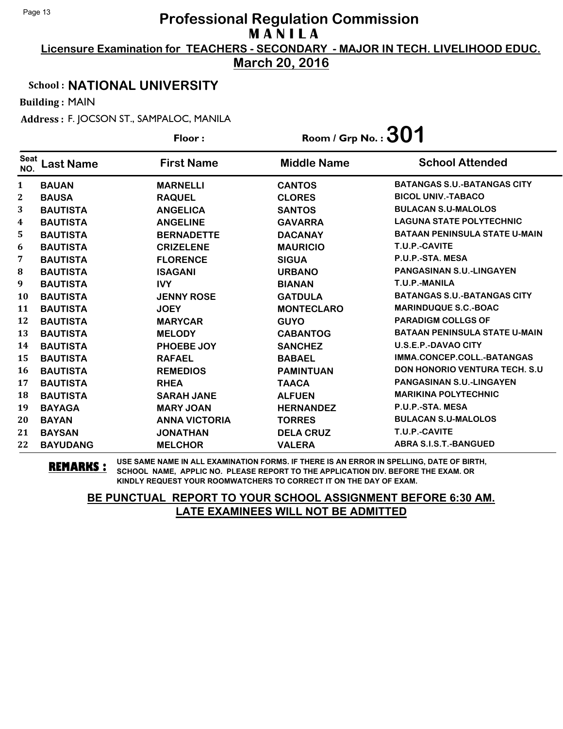# Professional Regulation Commission
## MANILA

**Licensure Examination for TEACHERS - SECONDARY - MAJOR IN TECH. LIVELIHOOD EDUC.**

**March 20, 2016**

**School : NATIONAL UNIVERSITY**

**Building :** MAIN

**Address :** F. JOCSON ST., SAMPALOC, MANILA

**Floor :** 

**Room / Grp No. : 301**

| Seat NO. | Last Name | First Name | Middle Name | School Attended |
|---|---|---|---|---|
| 1 | BAUAN | MARNELLI | CANTOS | BATANGAS S.U.-BATANGAS CITY |
| 2 | BAUSA | RAQUEL | CLORES | BICOL UNIV.-TABACO |
| 3 | BAUTISTA | ANGELICA | SANTOS | BULACAN S.U-MALOLOS |
| 4 | BAUTISTA | ANGELINE | GAVARRA | LAGUNA STATE POLYTECHNIC |
| 5 | BAUTISTA | BERNADETTE | DACANAY | BATAAN PENINSULA STATE U-MAIN |
| 6 | BAUTISTA | CRIZELENE | MAURICIO | T.U.P.-CAVITE |
| 7 | BAUTISTA | FLORENCE | SIGUA | P.U.P.-STA. MESA |
| 8 | BAUTISTA | ISAGANI | URBANO | PANGASINAN S.U.-LINGAYEN |
| 9 | BAUTISTA | IVY | BIANAN | T.U.P.-MANILA |
| 10 | BAUTISTA | JENNY ROSE | GATDULA | BATANGAS S.U.-BATANGAS CITY |
| 11 | BAUTISTA | JOEY | MONTECLARO | MARINDUQUE S.C.-BOAC |
| 12 | BAUTISTA | MARYCAR | GUYO | PARADIGM COLLGS OF |
| 13 | BAUTISTA | MELODY | CABANTOG | BATAAN PENINSULA STATE U-MAIN |
| 14 | BAUTISTA | PHOEBE JOY | SANCHEZ | U.S.E.P.-DAVAO CITY |
| 15 | BAUTISTA | RAFAEL | BABAEL | IMMA.CONCEP.COLL.-BATANGAS |
| 16 | BAUTISTA | REMEDIOS | PAMINTUAN | DON HONORIO VENTURA TECH. S.U |
| 17 | BAUTISTA | RHEA | TAACA | PANGASINAN S.U.-LINGAYEN |
| 18 | BAUTISTA | SARAH JANE | ALFUEN | MARIKINA POLYTECHNIC |
| 19 | BAYAGA | MARY JOAN | HERNANDEZ | P.U.P.-STA. MESA |
| 20 | BAYAN | ANNA VICTORIA | TORRES | BULACAN S.U-MALOLOS |
| 21 | BAYSAN | JONATHAN | DELA CRUZ | T.U.P.-CAVITE |
| 22 | BAYUDANG | MELCHOR | VALERA | ABRA S.I.S.T.-BANGUED |

**REMARKS :** USE SAME NAME IN ALL EXAMINATION FORMS. IF THERE IS AN ERROR IN SPELLING, DATE OF BIRTH, SCHOOL NAME, APPLIC NO. PLEASE REPORT TO THE APPLICATION DIV. BEFORE THE EXAM. OR KINDLY REQUEST YOUR ROOMWATCHERS TO CORRECT IT ON THE DAY OF EXAM.

**BE PUNCTUAL REPORT TO YOUR SCHOOL ASSIGNMENT BEFORE 6:30 AM.**
**LATE EXAMINEES WILL NOT BE ADMITTED**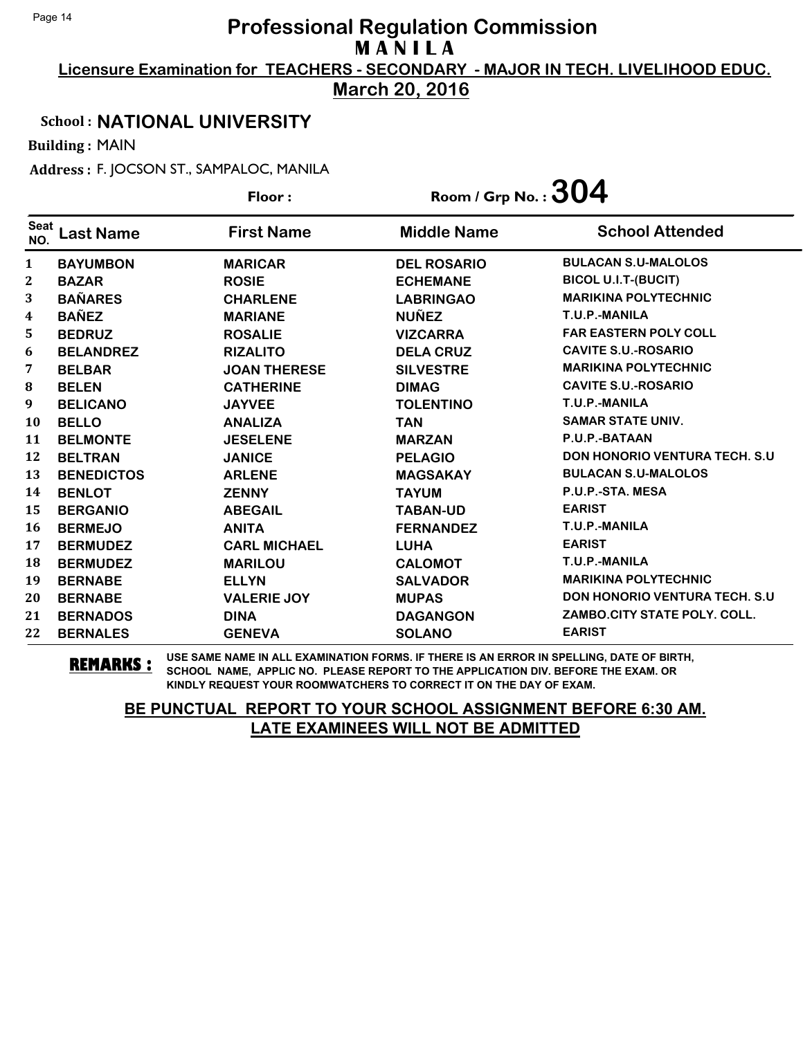# Professional Regulation Commission

**M A N I L A**

**Licensure Examination for TEACHERS - SECONDARY - MAJOR IN TECH. LIVELIHOOD EDUC.**

**March 20, 2016**

**School : NATIONAL UNIVERSITY**

**Building :** MAIN

**Address :** F. JOCSON ST., SAMPALOC, MANILA

**Floor :**

**Room / Grp No. : 304**

| Seat NO. | Last Name | First Name | Middle Name | School Attended |
|---|---|---|---|---|
| 1 | BAYUMBON | MARICAR | DEL ROSARIO | BULACAN S.U-MALOLOS |
| 2 | BAZAR | ROSIE | ECHEMANE | BICOL U.I.T-(BUCIT) |
| 3 | BAÑARES | CHARLENE | LABRINGAO | MARIKINA POLYTECHNIC |
| 4 | BAÑEZ | MARIANE | NUÑEZ | T.U.P.-MANILA |
| 5 | BEDRUZ | ROSALIE | VIZCARRA | FAR EASTERN POLY COLL |
| 6 | BELANDREZ | RIZALITO | DELA CRUZ | CAVITE S.U.-ROSARIO |
| 7 | BELBAR | JOAN THERESE | SILVESTRE | MARIKINA POLYTECHNIC |
| 8 | BELEN | CATHERINE | DIMAG | CAVITE S.U.-ROSARIO |
| 9 | BELICANO | JAYVEE | TOLENTINO | T.U.P.-MANILA |
| 10 | BELLO | ANALIZA | TAN | SAMAR STATE UNIV. |
| 11 | BELMONTE | JESELENE | MARZAN | P.U.P.-BATAAN |
| 12 | BELTRAN | JANICE | PELAGIO | DON HONORIO VENTURA TECH. S.U |
| 13 | BENEDICTOS | ARLENE | MAGSAKAY | BULACAN S.U-MALOLOS |
| 14 | BENLOT | ZENNY | TAYUM | P.U.P.-STA. MESA |
| 15 | BERGANIO | ABEGAIL | TABAN-UD | EARIST |
| 16 | BERMEJO | ANITA | FERNANDEZ | T.U.P.-MANILA |
| 17 | BERMUDEZ | CARL MICHAEL | LUHA | EARIST |
| 18 | BERMUDEZ | MARILOU | CALOMOT | T.U.P.-MANILA |
| 19 | BERNABE | ELLYN | SALVADOR | MARIKINA POLYTECHNIC |
| 20 | BERNABE | VALERIE JOY | MUPAS | DON HONORIO VENTURA TECH. S.U |
| 21 | BERNADOS | DINA | DAGANGON | ZAMBO.CITY STATE POLY. COLL. |
| 22 | BERNALES | GENEVA | SOLANO | EARIST |

**REMARKS :** USE SAME NAME IN ALL EXAMINATION FORMS. IF THERE IS AN ERROR IN SPELLING, DATE OF BIRTH, SCHOOL NAME, APPLIC NO. PLEASE REPORT TO THE APPLICATION DIV. BEFORE THE EXAM. OR KINDLY REQUEST YOUR ROOMWATCHERS TO CORRECT IT ON THE DAY OF EXAM.

**BE PUNCTUAL REPORT TO YOUR SCHOOL ASSIGNMENT BEFORE 6:30 AM.**
**LATE EXAMINEES WILL NOT BE ADMITTED**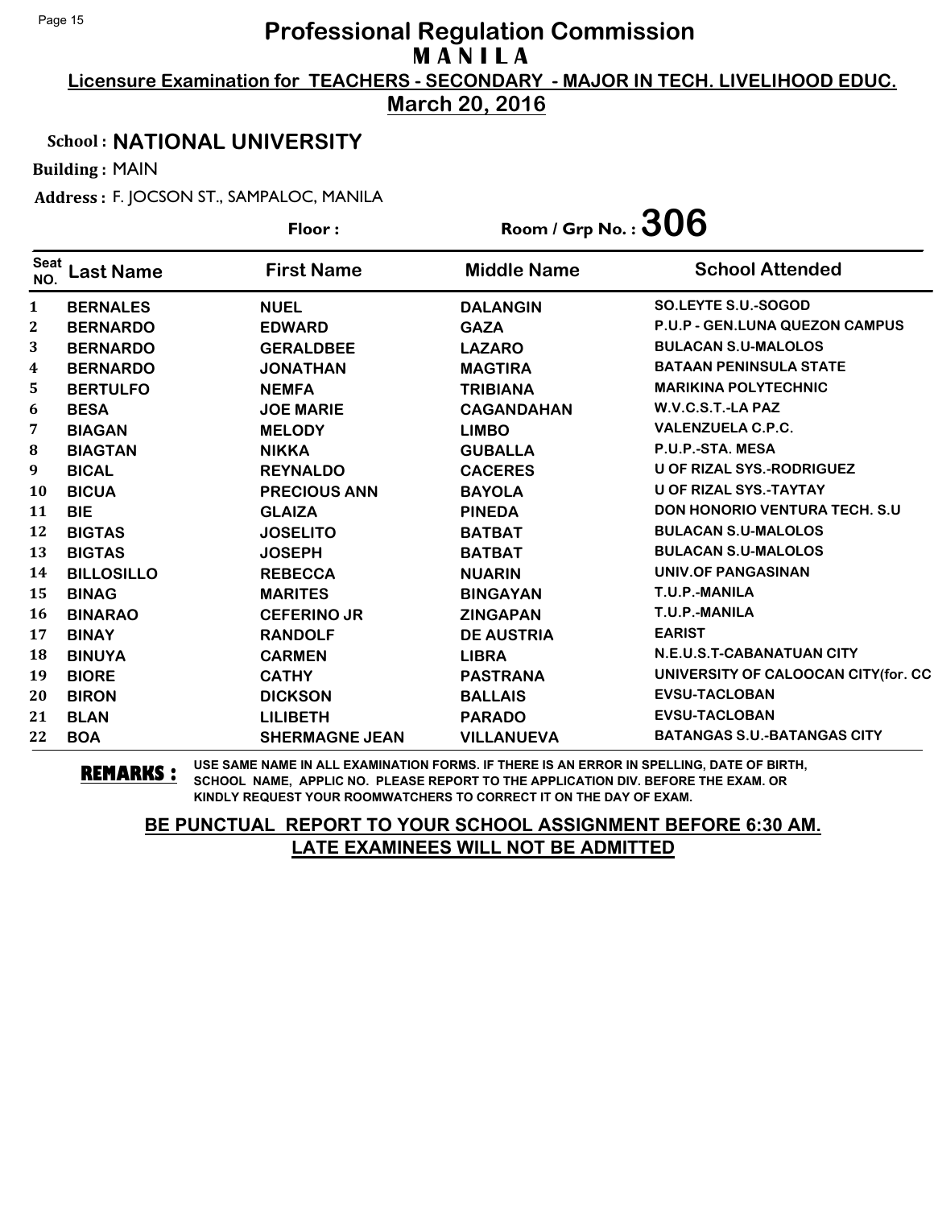# Professional Regulation Commission
## MANILA
**Licensure Examination for TEACHERS - SECONDARY - MAJOR IN TECH. LIVELIHOOD EDUC.**
**March 20, 2016**

**School : NATIONAL UNIVERSITY**

**Building :** MAIN

**Address :** F. JOCSON ST., SAMPALOC, MANILA

**Floor :** **Room / Grp No. : 306**

| Seat NO. | Last Name | First Name | Middle Name | School Attended |
|---|---|---|---|---|
| 1 | BERNALES | NUEL | DALANGIN | SO.LEYTE S.U.-SOGOD |
| 2 | BERNARDO | EDWARD | GAZA | P.U.P - GEN.LUNA QUEZON CAMPUS |
| 3 | BERNARDO | GERALDBEE | LAZARO | BULACAN S.U-MALOLOS |
| 4 | BERNARDO | JONATHAN | MAGTIRA | BATAAN PENINSULA STATE |
| 5 | BERTULFO | NEMFA | TRIBIANA | MARIKINA POLYTECHNIC |
| 6 | BESA | JOE MARIE | CAGANDAHAN | W.V.C.S.T.-LA PAZ |
| 7 | BIAGAN | MELODY | LIMBO | VALENZUELA C.P.C. |
| 8 | BIAGTAN | NIKKA | GUBALLA | P.U.P.-STA. MESA |
| 9 | BICAL | REYNALDO | CACERES | U OF RIZAL SYS.-RODRIGUEZ |
| 10 | BICUA | PRECIOUS ANN | BAYOLA | U OF RIZAL SYS.-TAYTAY |
| 11 | BIE | GLAIZA | PINEDA | DON HONORIO VENTURA TECH. S.U |
| 12 | BIGTAS | JOSELITO | BATBAT | BULACAN S.U-MALOLOS |
| 13 | BIGTAS | JOSEPH | BATBAT | BULACAN S.U-MALOLOS |
| 14 | BILLOSILLO | REBECCA | NUARIN | UNIV.OF PANGASINAN |
| 15 | BINAG | MARITES | BINGAYAN | T.U.P.-MANILA |
| 16 | BINARAO | CEFERINO JR | ZINGAPAN | T.U.P.-MANILA |
| 17 | BINAY | RANDOLF | DE AUSTRIA | EARIST |
| 18 | BINUYA | CARMEN | LIBRA | N.E.U.S.T-CABANATUAN CITY |
| 19 | BIORE | CATHY | PASTRANA | UNIVERSITY OF CALOOCAN CITY(for. CC |
| 20 | BIRON | DICKSON | BALLAIS | EVSU-TACLOBAN |
| 21 | BLAN | LILIBETH | PARADO | EVSU-TACLOBAN |
| 22 | BOA | SHERMAGNE JEAN | VILLANUEVA | BATANGAS S.U.-BATANGAS CITY |

**REMARKS :** USE SAME NAME IN ALL EXAMINATION FORMS. IF THERE IS AN ERROR IN SPELLING, DATE OF BIRTH, SCHOOL NAME, APPLIC NO. PLEASE REPORT TO THE APPLICATION DIV. BEFORE THE EXAM. OR KINDLY REQUEST YOUR ROOMWATCHERS TO CORRECT IT ON THE DAY OF EXAM.

**BE PUNCTUAL REPORT TO YOUR SCHOOL ASSIGNMENT BEFORE 6:30 AM.**
**LATE EXAMINEES WILL NOT BE ADMITTED**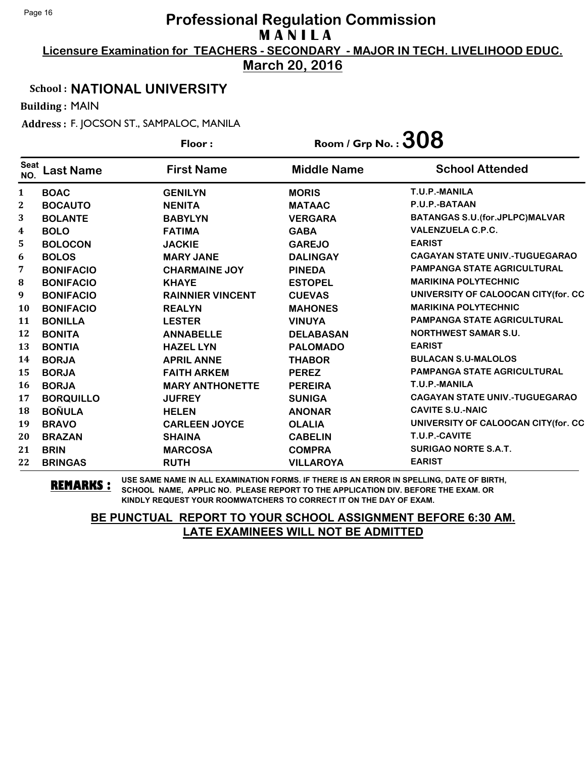# Professional Regulation Commission
## M A N I L A

**Licensure Examination for TEACHERS - SECONDARY - MAJOR IN TECH. LIVELIHOOD EDUC.**

**March 20, 2016**

**School : NATIONAL UNIVERSITY**

**Building :** MAIN

**Address :** F. JOCSON ST., SAMPALOC, MANILA

**Floor :** 

**Room / Grp No. : 308**

| Seat NO. | Last Name | First Name | Middle Name | School Attended |
|---|---|---|---|---|
| 1 | BOAC | GENILYN | MORIS | T.U.P.-MANILA |
| 2 | BOCAUTO | NENITA | MATAAC | P.U.P.-BATAAN |
| 3 | BOLANTE | BABYLYN | VERGARA | BATANGAS S.U.(for.JPLPC)MALVAR |
| 4 | BOLO | FATIMA | GABA | VALENZUELA C.P.C. |
| 5 | BOLOCON | JACKIE | GAREJO | EARIST |
| 6 | BOLOS | MARY JANE | DALINGAY | CAGAYAN STATE UNIV.-TUGUEGARAO |
| 7 | BONIFACIO | CHARMAINE JOY | PINEDA | PAMPANGA STATE AGRICULTURAL |
| 8 | BONIFACIO | KHAYE | ESTOPEL | MARIKINA POLYTECHNIC |
| 9 | BONIFACIO | RAINNIER VINCENT | CUEVAS | UNIVERSITY OF CALOOCAN CITY(for. CC |
| 10 | BONIFACIO | REALYN | MAHONES | MARIKINA POLYTECHNIC |
| 11 | BONILLA | LESTER | VINUYA | PAMPANGA STATE AGRICULTURAL |
| 12 | BONITA | ANNABELLE | DELABASAN | NORTHWEST SAMAR S.U. |
| 13 | BONTIA | HAZEL LYN | PALOMADO | EARIST |
| 14 | BORJA | APRIL ANNE | THABOR | BULACAN S.U-MALOLOS |
| 15 | BORJA | FAITH ARKEM | PEREZ | PAMPANGA STATE AGRICULTURAL |
| 16 | BORJA | MARY ANTHONETTE | PEREIRA | T.U.P.-MANILA |
| 17 | BORQUILLO | JUFREY | SUNIGA | CAGAYAN STATE UNIV.-TUGUEGARAO |
| 18 | BOÑULA | HELEN | ANONAR | CAVITE S.U.-NAIC |
| 19 | BRAVO | CARLEEN JOYCE | OLALIA | UNIVERSITY OF CALOOCAN CITY(for. CC |
| 20 | BRAZAN | SHAINA | CABELIN | T.U.P.-CAVITE |
| 21 | BRIN | MARCOSA | COMPRA | SURIGAO NORTE S.A.T. |
| 22 | BRINGAS | RUTH | VILLAROYA | EARIST |

**REMARKS :** USE SAME NAME IN ALL EXAMINATION FORMS. IF THERE IS AN ERROR IN SPELLING, DATE OF BIRTH, SCHOOL NAME, APPLIC NO. PLEASE REPORT TO THE APPLICATION DIV. BEFORE THE EXAM. OR KINDLY REQUEST YOUR ROOMWATCHERS TO CORRECT IT ON THE DAY OF EXAM.

**BE PUNCTUAL REPORT TO YOUR SCHOOL ASSIGNMENT BEFORE 6:30 AM. LATE EXAMINEES WILL NOT BE ADMITTED**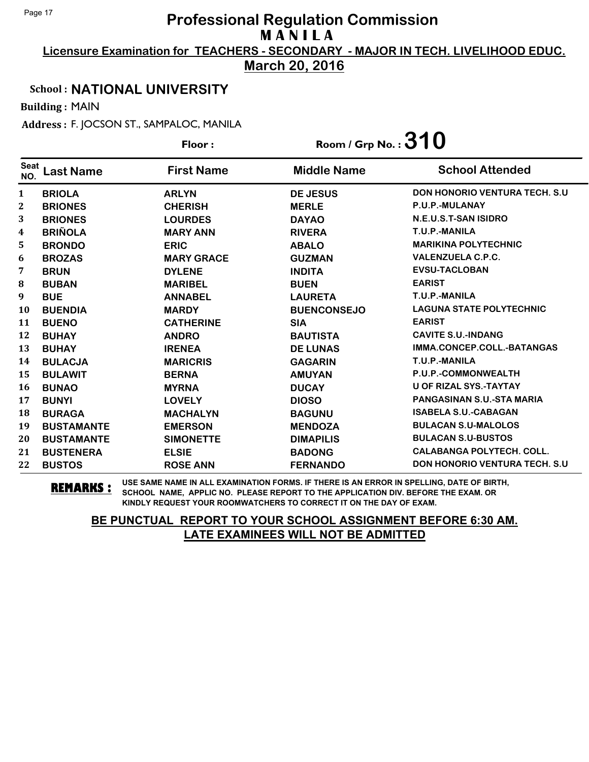# Professional Regulation Commission
## MANILA

**Licensure Examination for TEACHERS - SECONDARY - MAJOR IN TECH. LIVELIHOOD EDUC.**

**March 20, 2016**

**School : NATIONAL UNIVERSITY**

**Building :** MAIN

**Address :** F. JOCSON ST., SAMPALOC, MANILA

**Floor :** 

**Room / Grp No. : 310**

| Seat NO. | Last Name | First Name | Middle Name | School Attended |
|---|---|---|---|---|
| 1 | BRIOLA | ARLYN | DE JESUS | DON HONORIO VENTURA TECH. S.U |
| 2 | BRIONES | CHERISH | MERLE | P.U.P.-MULANAY |
| 3 | BRIONES | LOURDES | DAYAO | N.E.U.S.T-SAN ISIDRO |
| 4 | BRIÑOLA | MARY ANN | RIVERA | T.U.P.-MANILA |
| 5 | BRONDO | ERIC | ABALO | MARIKINA POLYTECHNIC |
| 6 | BROZAS | MARY GRACE | GUZMAN | VALENZUELA C.P.C. |
| 7 | BRUN | DYLENE | INDITA | EVSU-TACLOBAN |
| 8 | BUBAN | MARIBEL | BUEN | EARIST |
| 9 | BUE | ANNABEL | LAURETA | T.U.P.-MANILA |
| 10 | BUENDIA | MARDY | BUENCONSEJO | LAGUNA STATE POLYTECHNIC |
| 11 | BUENO | CATHERINE | SIA | EARIST |
| 12 | BUHAY | ANDRO | BAUTISTA | CAVITE S.U.-INDANG |
| 13 | BUHAY | IRENEA | DE LUNAS | IMMA.CONCEP.COLL.-BATANGAS |
| 14 | BULACJA | MARICRIS | GAGARIN | T.U.P.-MANILA |
| 15 | BULAWIT | BERNA | AMUYAN | P.U.P.-COMMONWEALTH |
| 16 | BUNAO | MYRNA | DUCAY | U OF RIZAL SYS.-TAYTAY |
| 17 | BUNYI | LOVELY | DIOSO | PANGASINAN S.U.-STA MARIA |
| 18 | BURAGA | MACHALYN | BAGUNU | ISABELA S.U.-CABAGAN |
| 19 | BUSTAMANTE | EMERSON | MENDOZA | BULACAN S.U-MALOLOS |
| 20 | BUSTAMANTE | SIMONETTE | DIMAPILIS | BULACAN S.U-BUSTOS |
| 21 | BUSTENERA | ELSIE | BADONG | CALABANGA POLYTECH. COLL. |
| 22 | BUSTOS | ROSE ANN | FERNANDO | DON HONORIO VENTURA TECH. S.U |

**REMARKS :** USE SAME NAME IN ALL EXAMINATION FORMS. IF THERE IS AN ERROR IN SPELLING, DATE OF BIRTH, SCHOOL NAME, APPLIC NO. PLEASE REPORT TO THE APPLICATION DIV. BEFORE THE EXAM. OR KINDLY REQUEST YOUR ROOMWATCHERS TO CORRECT IT ON THE DAY OF EXAM.

**BE PUNCTUAL REPORT TO YOUR SCHOOL ASSIGNMENT BEFORE 6:30 AM. LATE EXAMINEES WILL NOT BE ADMITTED**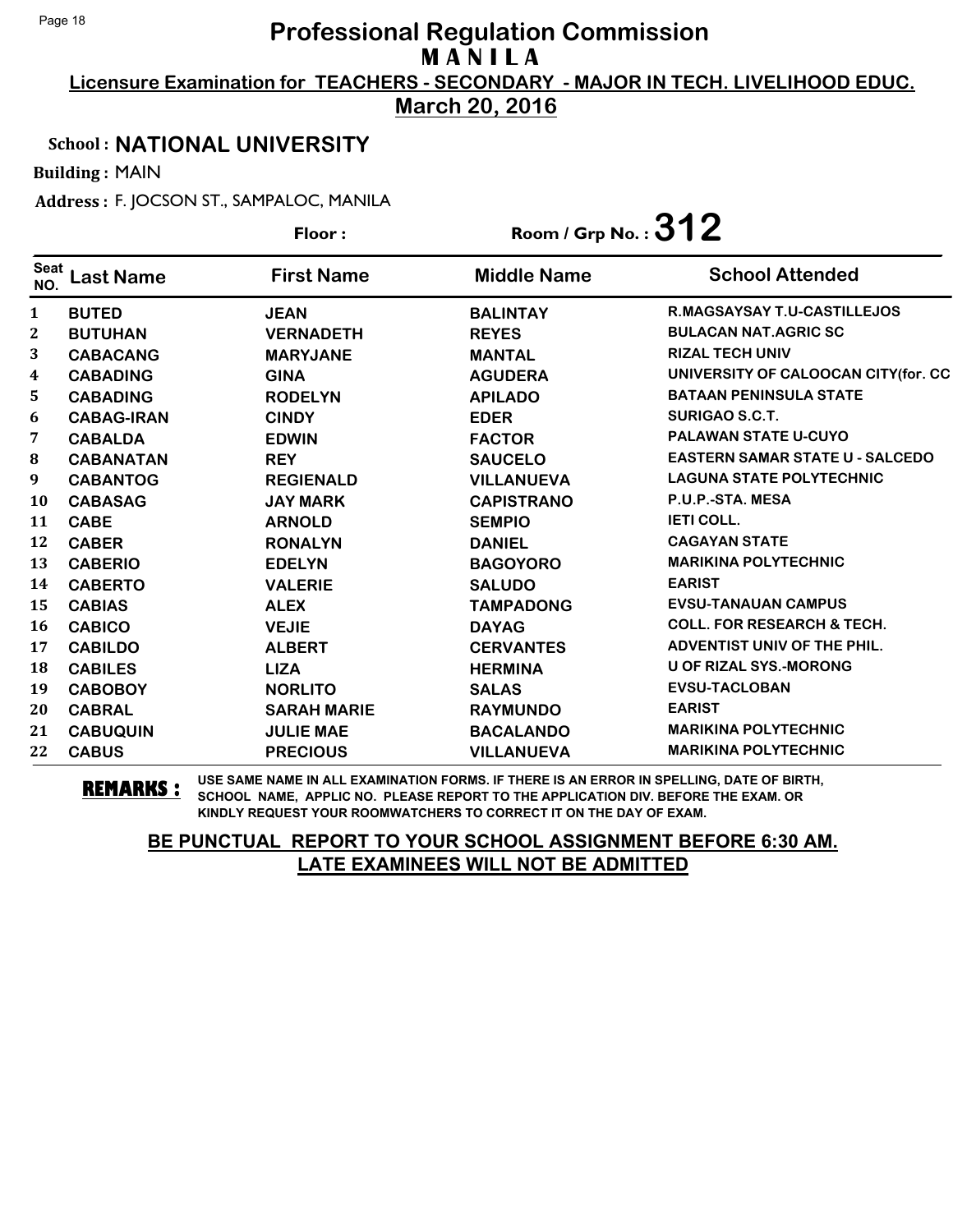# Professional Regulation Commission
## M A N I L A

**Licensure Examination for TEACHERS - SECONDARY - MAJOR IN TECH. LIVELIHOOD EDUC.**

**March 20, 2016**

**School : NATIONAL UNIVERSITY**

**Building :** MAIN

**Address :** F. JOCSON ST., SAMPALOC, MANILA

**Floor :** 

**Room / Grp No. : 312**

| Seat NO. | Last Name | First Name | Middle Name | School Attended |
|---|---|---|---|---|
| 1 | BUTED | JEAN | BALINTAY | R.MAGSAYSAY T.U-CASTILLEJOS |
| 2 | BUTUHAN | VERNADETH | REYES | BULACAN NAT.AGRIC SC |
| 3 | CABACANG | MARYJANE | MANTAL | RIZAL TECH UNIV |
| 4 | CABADING | GINA | AGUDERA | UNIVERSITY OF CALOOCAN CITY(for. CC |
| 5 | CABADING | RODELYN | APILADO | BATAAN PENINSULA STATE |
| 6 | CABAG-IRAN | CINDY | EDER | SURIGAO S.C.T. |
| 7 | CABALDA | EDWIN | FACTOR | PALAWAN STATE U-CUYO |
| 8 | CABANATAN | REY | SAUCELO | EASTERN SAMAR STATE U - SALCEDO |
| 9 | CABANTOG | REGIENALD | VILLANUEVA | LAGUNA STATE POLYTECHNIC |
| 10 | CABASAG | JAY MARK | CAPISTRANO | P.U.P.-STA. MESA |
| 11 | CABE | ARNOLD | SEMPIO | IETI COLL. |
| 12 | CABER | RONALYN | DANIEL | CAGAYAN STATE |
| 13 | CABERIO | EDELYN | BAGOYORO | MARIKINA POLYTECHNIC |
| 14 | CABERTO | VALERIE | SALUDO | EARIST |
| 15 | CABIAS | ALEX | TAMPADONG | EVSU-TANAUAN CAMPUS |
| 16 | CABICO | VEJIE | DAYAG | COLL. FOR RESEARCH & TECH. |
| 17 | CABILDO | ALBERT | CERVANTES | ADVENTIST UNIV OF THE PHIL. |
| 18 | CABILES | LIZA | HERMINA | U OF RIZAL SYS.-MORONG |
| 19 | CABOBOY | NORLITO | SALAS | EVSU-TACLOBAN |
| 20 | CABRAL | SARAH MARIE | RAYMUNDO | EARIST |
| 21 | CABUQUIN | JULIE MAE | BACALANDO | MARIKINA POLYTECHNIC |
| 22 | CABUS | PRECIOUS | VILLANUEVA | MARIKINA POLYTECHNIC |

**REMARKS :** USE SAME NAME IN ALL EXAMINATION FORMS. IF THERE IS AN ERROR IN SPELLING, DATE OF BIRTH, SCHOOL NAME, APPLIC NO. PLEASE REPORT TO THE APPLICATION DIV. BEFORE THE EXAM. OR KINDLY REQUEST YOUR ROOMWATCHERS TO CORRECT IT ON THE DAY OF EXAM.

**BE PUNCTUAL REPORT TO YOUR SCHOOL ASSIGNMENT BEFORE 6:30 AM.**
**LATE EXAMINEES WILL NOT BE ADMITTED**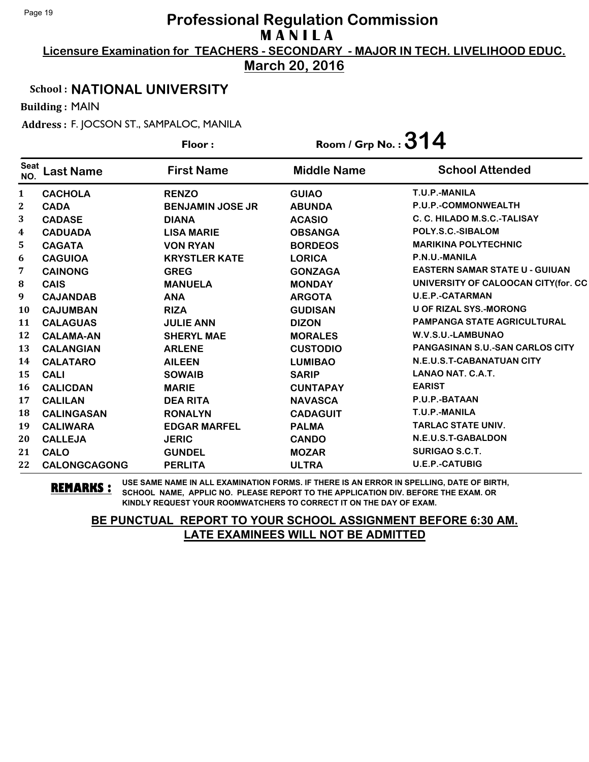# Professional Regulation Commission

## M A N I L A

**Licensure Examination for TEACHERS - SECONDARY - MAJOR IN TECH. LIVELIHOOD EDUC.**

**March 20, 2016**

**School : NATIONAL UNIVERSITY**

**Building :** MAIN

**Address :** F. JOCSON ST., SAMPALOC, MANILA

**Floor :** 

**Room / Grp No. : 314**

| Seat NO. | Last Name | First Name | Middle Name | School Attended |
|---|---|---|---|---|
| 1 | CACHOLA | RENZO | GUIAO | T.U.P.-MANILA |
| 2 | CADA | BENJAMIN JOSE JR | ABUNDA | P.U.P.-COMMONWEALTH |
| 3 | CADASE | DIANA | ACASIO | C. C. HILADO M.S.C.-TALISAY |
| 4 | CADUADA | LISA MARIE | OBSANGA | POLY.S.C.-SIBALOM |
| 5 | CAGATA | VON RYAN | BORDEOS | MARIKINA POLYTECHNIC |
| 6 | CAGUIOA | KRYSTLER KATE | LORICA | P.N.U.-MANILA |
| 7 | CAINONG | GREG | GONZAGA | EASTERN SAMAR STATE U - GUIUAN |
| 8 | CAIS | MANUELA | MONDAY | UNIVERSITY OF CALOOCAN CITY(for. CC |
| 9 | CAJANDAB | ANA | ARGOTA | U.E.P.-CATARMAN |
| 10 | CAJUMBAN | RIZA | GUDISAN | U OF RIZAL SYS.-MORONG |
| 11 | CALAGUAS | JULIE ANN | DIZON | PAMPANGA STATE AGRICULTURAL |
| 12 | CALAMA-AN | SHERYL MAE | MORALES | W.V.S.U.-LAMBUNAO |
| 13 | CALANGIAN | ARLENE | CUSTODIO | PANGASINAN S.U.-SAN CARLOS CITY |
| 14 | CALATARO | AILEEN | LUMIBAO | N.E.U.S.T-CABANATUAN CITY |
| 15 | CALI | SOWAIB | SARIP | LANAO NAT. C.A.T. |
| 16 | CALICDAN | MARIE | CUNTAPAY | EARIST |
| 17 | CALILAN | DEA RITA | NAVASCA | P.U.P.-BATAAN |
| 18 | CALINGASAN | RONALYN | CADAGUIT | T.U.P.-MANILA |
| 19 | CALIWARA | EDGAR MARFEL | PALMA | TARLAC STATE UNIV. |
| 20 | CALLEJA | JERIC | CANDO | N.E.U.S.T-GABALDON |
| 21 | CALO | GUNDEL | MOZAR | SURIGAO S.C.T. |
| 22 | CALONGCAGONG | PERLITA | ULTRA | U.E.P.-CATUBIG |

**REMARKS :** USE SAME NAME IN ALL EXAMINATION FORMS. IF THERE IS AN ERROR IN SPELLING, DATE OF BIRTH, SCHOOL NAME, APPLIC NO. PLEASE REPORT TO THE APPLICATION DIV. BEFORE THE EXAM. OR KINDLY REQUEST YOUR ROOMWATCHERS TO CORRECT IT ON THE DAY OF EXAM.

**BE PUNCTUAL REPORT TO YOUR SCHOOL ASSIGNMENT BEFORE 6:30 AM.**
**LATE EXAMINEES WILL NOT BE ADMITTED**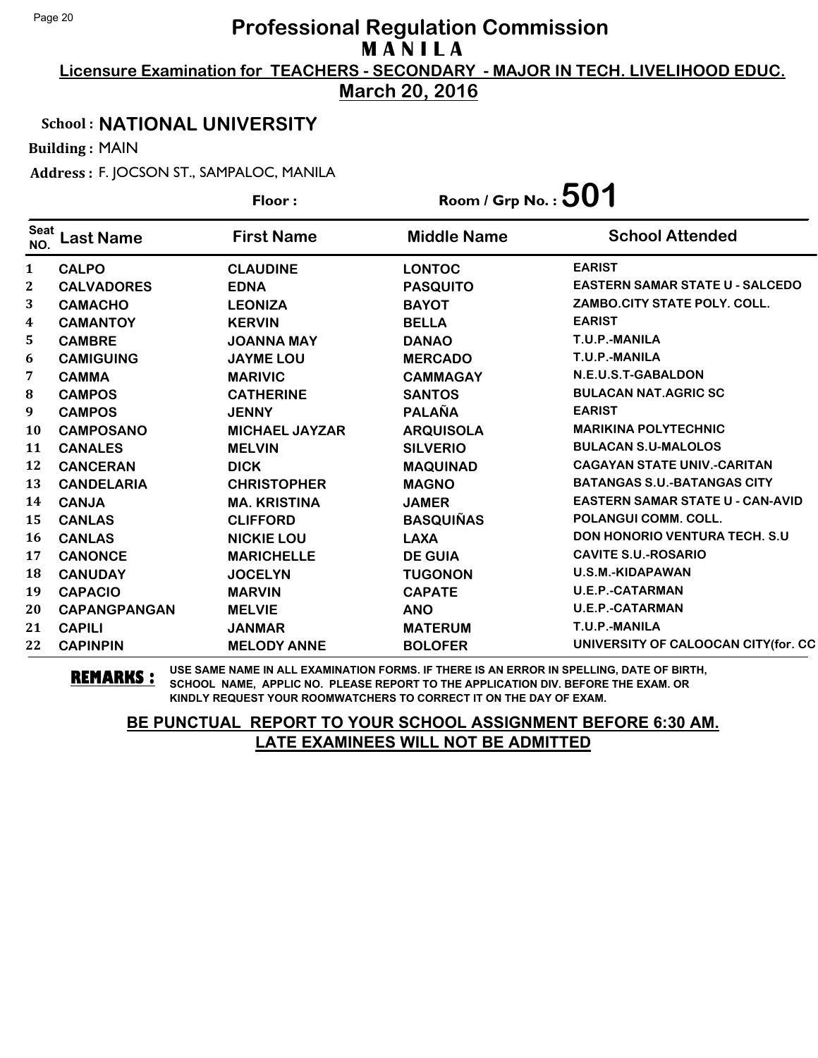# Professional Regulation Commission
## M A N I L A

**Licensure Examination for TEACHERS - SECONDARY - MAJOR IN TECH. LIVELIHOOD EDUC.**

**March 20, 2016**

**School : NATIONAL UNIVERSITY**

**Building :** MAIN

**Address :** F. JOCSON ST., SAMPALOC, MANILA

**Floor :** 

**Room / Grp No. : 501**

| Seat NO. | Last Name | First Name | Middle Name | School Attended |
|---|---|---|---|---|
| 1 | CALPO | CLAUDINE | LONTOC | EARIST |
| 2 | CALVADORES | EDNA | PASQUITO | EASTERN SAMAR STATE U - SALCEDO |
| 3 | CAMACHO | LEONIZA | BAYOT | ZAMBO.CITY STATE POLY. COLL. |
| 4 | CAMANTOY | KERVIN | BELLA | EARIST |
| 5 | CAMBRE | JOANNA MAY | DANAO | T.U.P.-MANILA |
| 6 | CAMIGUING | JAYME LOU | MERCADO | T.U.P.-MANILA |
| 7 | CAMMA | MARIVIC | CAMMAGAY | N.E.U.S.T-GABALDON |
| 8 | CAMPOS | CATHERINE | SANTOS | BULACAN NAT.AGRIC SC |
| 9 | CAMPOS | JENNY | PALAÑA | EARIST |
| 10 | CAMPOSANO | MICHAEL JAYZAR | ARQUISOLA | MARIKINA POLYTECHNIC |
| 11 | CANALES | MELVIN | SILVERIO | BULACAN S.U-MALOLOS |
| 12 | CANCERAN | DICK | MAQUINAD | CAGAYAN STATE UNIV.-CARITAN |
| 13 | CANDELARIA | CHRISTOPHER | MAGNO | BATANGAS S.U.-BATANGAS CITY |
| 14 | CANJA | MA. KRISTINA | JAMER | EASTERN SAMAR STATE U - CAN-AVID |
| 15 | CANLAS | CLIFFORD | BASQUIÑAS | POLANGUI COMM. COLL. |
| 16 | CANLAS | NICKIE LOU | LAXA | DON HONORIO VENTURA TECH. S.U |
| 17 | CANONCE | MARICHELLE | DE GUIA | CAVITE S.U.-ROSARIO |
| 18 | CANUDAY | JOCELYN | TUGONON | U.S.M.-KIDAPAWAN |
| 19 | CAPACIO | MARVIN | CAPATE | U.E.P.-CATARMAN |
| 20 | CAPANGPANGAN | MELVIE | ANO | U.E.P.-CATARMAN |
| 21 | CAPILI | JANMAR | MATERUM | T.U.P.-MANILA |
| 22 | CAPINPIN | MELODY ANNE | BOLOFER | UNIVERSITY OF CALOOCAN CITY(for. CC |

**REMARKS :** USE SAME NAME IN ALL EXAMINATION FORMS. IF THERE IS AN ERROR IN SPELLING, DATE OF BIRTH, SCHOOL NAME, APPLIC NO. PLEASE REPORT TO THE APPLICATION DIV. BEFORE THE EXAM. OR KINDLY REQUEST YOUR ROOMWATCHERS TO CORRECT IT ON THE DAY OF EXAM.

**BE PUNCTUAL REPORT TO YOUR SCHOOL ASSIGNMENT BEFORE 6:30 AM.**
**LATE EXAMINEES WILL NOT BE ADMITTED**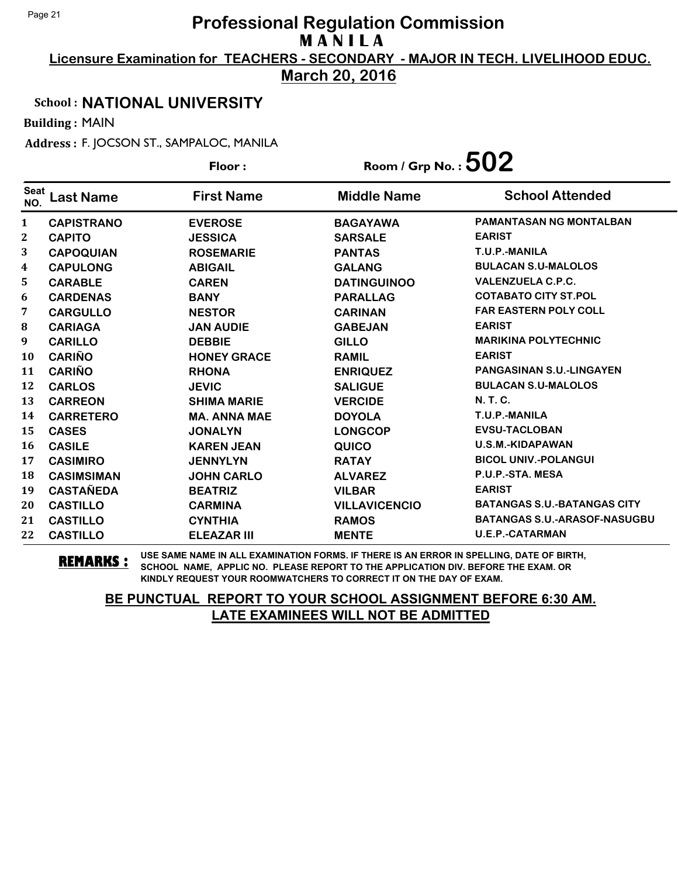# Professional Regulation Commission
## MANILA
**Licensure Examination for TEACHERS - SECONDARY - MAJOR IN TECH. LIVELIHOOD EDUC.**
**March 20, 2016**

**School : NATIONAL UNIVERSITY**

**Building :** MAIN

**Address :** F. JOCSON ST., SAMPALOC, MANILA

**Floor :** 

**Room / Grp No. : 502**

| Seat NO. | Last Name | First Name | Middle Name | School Attended |
|---|---|---|---|---|
| 1 | CAPISTRANO | EVEROSE | BAGAYAWA | PAMANTASAN NG MONTALBAN |
| 2 | CAPITO | JESSICA | SARSALE | EARIST |
| 3 | CAPOQUIAN | ROSEMARIE | PANTAS | T.U.P.-MANILA |
| 4 | CAPULONG | ABIGAIL | GALANG | BULACAN S.U-MALOLOS |
| 5 | CARABLE | CAREN | DATINGUINOO | VALENZUELA C.P.C. |
| 6 | CARDENAS | BANY | PARALLAG | COTABATO CITY ST.POL |
| 7 | CARGULLO | NESTOR | CARINAN | FAR EASTERN POLY COLL |
| 8 | CARIAGA | JAN AUDIE | GABEJAN | EARIST |
| 9 | CARILLO | DEBBIE | GILLO | MARIKINA POLYTECHNIC |
| 10 | CARIÑO | HONEY GRACE | RAMIL | EARIST |
| 11 | CARIÑO | RHONA | ENRIQUEZ | PANGASINAN S.U.-LINGAYEN |
| 12 | CARLOS | JEVIC | SALIGUE | BULACAN S.U-MALOLOS |
| 13 | CARREON | SHIMA MARIE | VERCIDE | N. T. C. |
| 14 | CARRETERO | MA. ANNA MAE | DOYOLA | T.U.P.-MANILA |
| 15 | CASES | JONALYN | LONGCOP | EVSU-TACLOBAN |
| 16 | CASILE | KAREN JEAN | QUICO | U.S.M.-KIDAPAWAN |
| 17 | CASIMIRO | JENNYLYN | RATAY | BICOL UNIV.-POLANGUI |
| 18 | CASIMSIMAN | JOHN CARLO | ALVAREZ | P.U.P.-STA. MESA |
| 19 | CASTAÑEDA | BEATRIZ | VILBAR | EARIST |
| 20 | CASTILLO | CARMINA | VILLAVICENCIO | BATANGAS S.U.-BATANGAS CITY |
| 21 | CASTILLO | CYNTHIA | RAMOS | BATANGAS S.U.-ARASOF-NASUGBU |
| 22 | CASTILLO | ELEAZAR III | MENTE | U.E.P.-CATARMAN |

**REMARKS :** USE SAME NAME IN ALL EXAMINATION FORMS. IF THERE IS AN ERROR IN SPELLING, DATE OF BIRTH, SCHOOL NAME, APPLIC NO. PLEASE REPORT TO THE APPLICATION DIV. BEFORE THE EXAM. OR KINDLY REQUEST YOUR ROOMWATCHERS TO CORRECT IT ON THE DAY OF EXAM.

**BE PUNCTUAL REPORT TO YOUR SCHOOL ASSIGNMENT BEFORE 6:30 AM.**
**LATE EXAMINEES WILL NOT BE ADMITTED**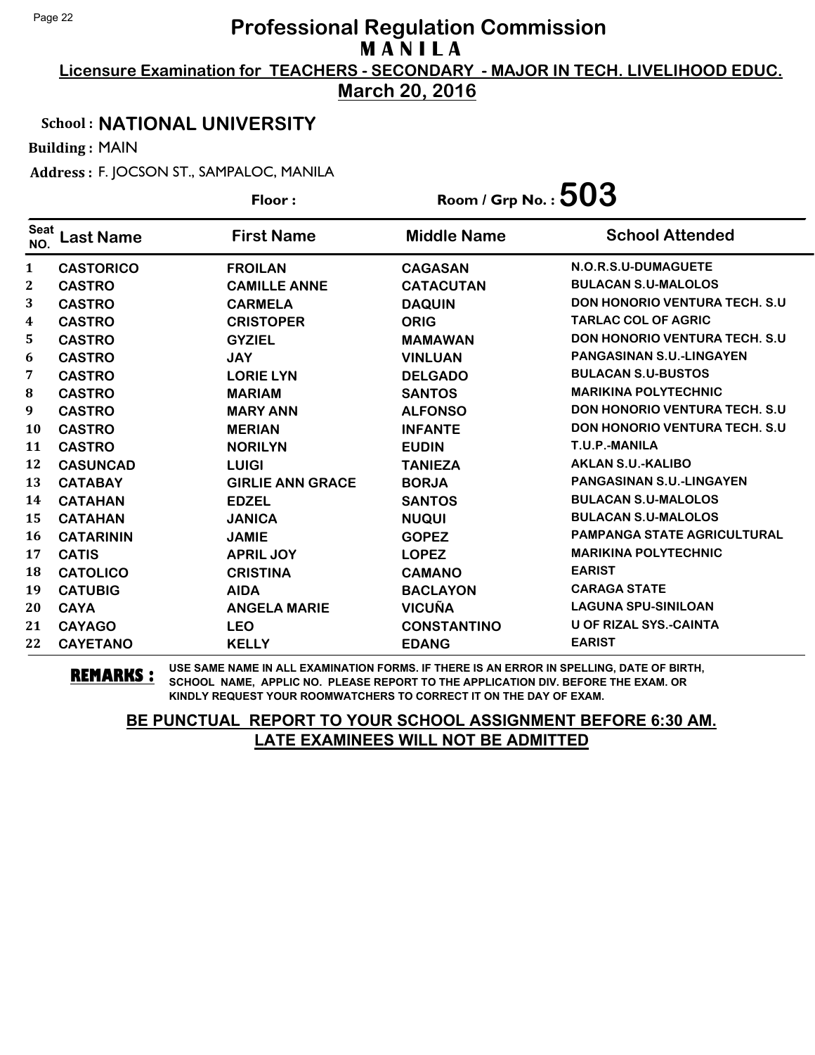# Professional Regulation Commission
## M A N I L A

**Licensure Examination for TEACHERS - SECONDARY - MAJOR IN TECH. LIVELIHOOD EDUC.**

**March 20, 2016**

**School : NATIONAL UNIVERSITY**

**Building :** MAIN

**Address :** F. JOCSON ST., SAMPALOC, MANILA

**Floor :** &nbsp;&nbsp;&nbsp;&nbsp; **Room / Grp No. : 503**

| Seat NO. | Last Name | First Name | Middle Name | School Attended |
|---|---|---|---|---|
| 1 | CASTORICO | FROILAN | CAGASAN | N.O.R.S.U-DUMAGUETE |
| 2 | CASTRO | CAMILLE ANNE | CATACUTAN | BULACAN S.U-MALOLOS |
| 3 | CASTRO | CARMELA | DAQUIN | DON HONORIO VENTURA TECH. S.U |
| 4 | CASTRO | CRISTOPER | ORIG | TARLAC COL OF AGRIC |
| 5 | CASTRO | GYZIEL | MAMAWAN | DON HONORIO VENTURA TECH. S.U |
| 6 | CASTRO | JAY | VINLUAN | PANGASINAN S.U.-LINGAYEN |
| 7 | CASTRO | LORIE LYN | DELGADO | BULACAN S.U-BUSTOS |
| 8 | CASTRO | MARIAM | SANTOS | MARIKINA POLYTECHNIC |
| 9 | CASTRO | MARY ANN | ALFONSO | DON HONORIO VENTURA TECH. S.U |
| 10 | CASTRO | MERIAN | INFANTE | DON HONORIO VENTURA TECH. S.U |
| 11 | CASTRO | NORILYN | EUDIN | T.U.P.-MANILA |
| 12 | CASUNCAD | LUIGI | TANIEZA | AKLAN S.U.-KALIBO |
| 13 | CATABAY | GIRLIE ANN GRACE | BORJA | PANGASINAN S.U.-LINGAYEN |
| 14 | CATAHAN | EDZEL | SANTOS | BULACAN S.U-MALOLOS |
| 15 | CATAHAN | JANICA | NUQUI | BULACAN S.U-MALOLOS |
| 16 | CATARININ | JAMIE | GOPEZ | PAMPANGA STATE AGRICULTURAL |
| 17 | CATIS | APRIL JOY | LOPEZ | MARIKINA POLYTECHNIC |
| 18 | CATOLICO | CRISTINA | CAMANO | EARIST |
| 19 | CATUBIG | AIDA | BACLAYON | CARAGA STATE |
| 20 | CAYA | ANGELA MARIE | VICUÑA | LAGUNA SPU-SINILOAN |
| 21 | CAYAGO | LEO | CONSTANTINO | U OF RIZAL SYS.-CAINTA |
| 22 | CAYETANO | KELLY | EDANG | EARIST |

**REMARKS :** USE SAME NAME IN ALL EXAMINATION FORMS. IF THERE IS AN ERROR IN SPELLING, DATE OF BIRTH, SCHOOL NAME, APPLIC NO. PLEASE REPORT TO THE APPLICATION DIV. BEFORE THE EXAM. OR KINDLY REQUEST YOUR ROOMWATCHERS TO CORRECT IT ON THE DAY OF EXAM.

**BE PUNCTUAL REPORT TO YOUR SCHOOL ASSIGNMENT BEFORE 6:30 AM.**
**LATE EXAMINEES WILL NOT BE ADMITTED**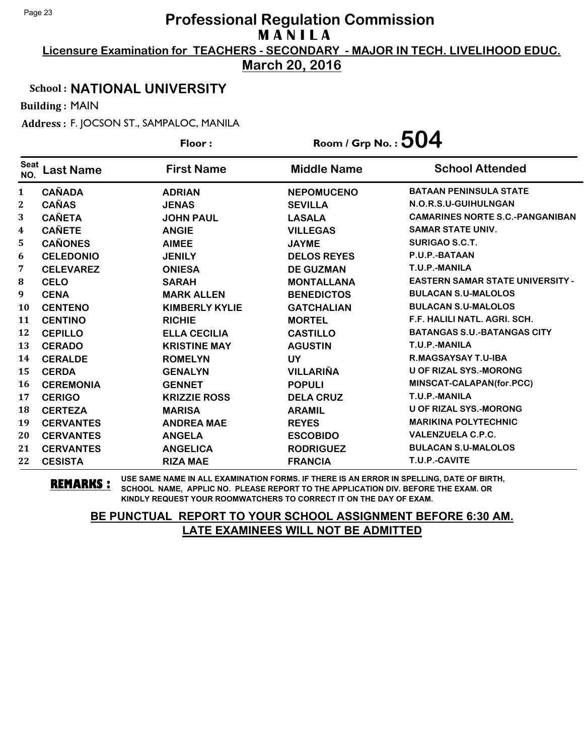# Professional Regulation Commission

## MANILA

**Licensure Examination for TEACHERS - SECONDARY - MAJOR IN TECH. LIVELIHOOD EDUC.**

**March 20, 2016**

**School : NATIONAL UNIVERSITY**

**Building :** MAIN

**Address :** F. JOCSON ST., SAMPALOC, MANILA

**Floor :** **Room / Grp No. : 504**

| Seat NO. | Last Name | First Name | Middle Name | School Attended |
|---|---|---|---|---|
| 1 | CAÑADA | ADRIAN | NEPOMUCENO | BATAAN PENINSULA STATE |
| 2 | CAÑAS | JENAS | SEVILLA | N.O.R.S.U-GUIHULNGAN |
| 3 | CAÑETA | JOHN PAUL | LASALA | CAMARINES NORTE S.C.-PANGANIBAN |
| 4 | CAÑETE | ANGIE | VILLEGAS | SAMAR STATE UNIV. |
| 5 | CAÑONES | AIMEE | JAYME | SURIGAO S.C.T. |
| 6 | CELEDONIO | JENILY | DELOS REYES | P.U.P.-BATAAN |
| 7 | CELEVAREZ | ONIESA | DE GUZMAN | T.U.P.-MANILA |
| 8 | CELO | SARAH | MONTALLANA | EASTERN SAMAR STATE UNIVERSITY - |
| 9 | CENA | MARK ALLEN | BENEDICTOS | BULACAN S.U-MALOLOS |
| 10 | CENTENO | KIMBERLY KYLIE | GATCHALIAN | BULACAN S.U-MALOLOS |
| 11 | CENTINO | RICHIE | MORTEL | F.F. HALILI NATL. AGRI. SCH. |
| 12 | CEPILLO | ELLA CECILIA | CASTILLO | BATANGAS S.U.-BATANGAS CITY |
| 13 | CERADO | KRISTINE MAY | AGUSTIN | T.U.P.-MANILA |
| 14 | CERALDE | ROMELYN | UY | R.MAGSAYSAY T.U-IBA |
| 15 | CERDA | GENALYN | VILLARIÑA | U OF RIZAL SYS.-MORONG |
| 16 | CEREMONIA | GENNET | POPULI | MINSCAT-CALAPAN(for.PCC) |
| 17 | CERIGO | KRIZZIE ROSS | DELA CRUZ | T.U.P.-MANILA |
| 18 | CERTEZA | MARISA | ARAMIL | U OF RIZAL SYS.-MORONG |
| 19 | CERVANTES | ANDREA MAE | REYES | MARIKINA POLYTECHNIC |
| 20 | CERVANTES | ANGELA | ESCOBIDO | VALENZUELA C.P.C. |
| 21 | CERVANTES | ANGELICA | RODRIGUEZ | BULACAN S.U-MALOLOS |
| 22 | CESISTA | RIZA MAE | FRANCIA | T.U.P.-CAVITE |

**REMARKS :** USE SAME NAME IN ALL EXAMINATION FORMS. IF THERE IS AN ERROR IN SPELLING, DATE OF BIRTH, SCHOOL NAME, APPLIC NO. PLEASE REPORT TO THE APPLICATION DIV. BEFORE THE EXAM. OR KINDLY REQUEST YOUR ROOMWATCHERS TO CORRECT IT ON THE DAY OF EXAM.

**BE PUNCTUAL REPORT TO YOUR SCHOOL ASSIGNMENT BEFORE 6:30 AM. LATE EXAMINEES WILL NOT BE ADMITTED**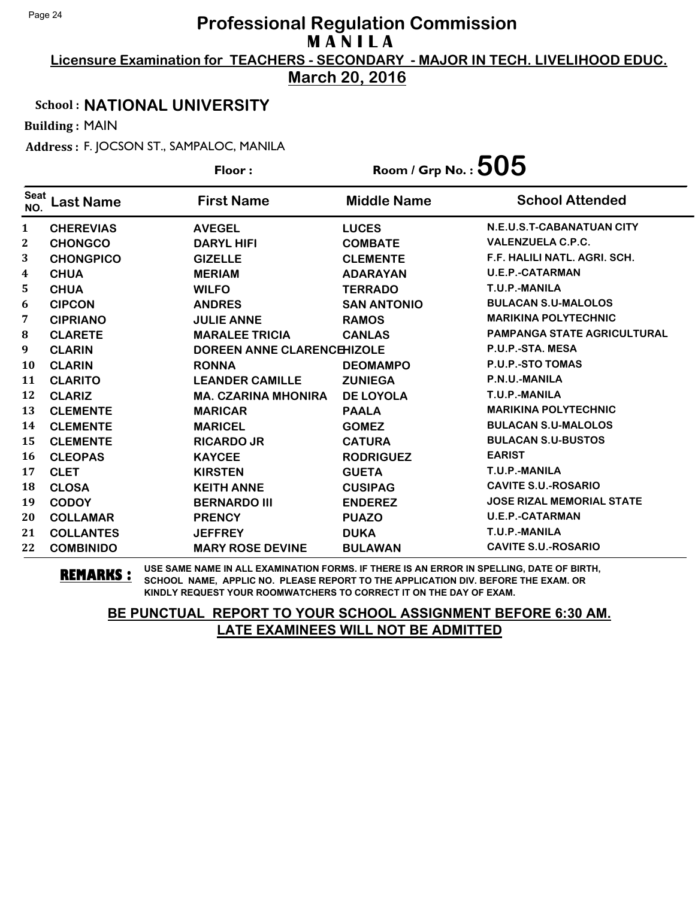# Professional Regulation Commission

## M A N I L A

**Licensure Examination for TEACHERS - SECONDARY - MAJOR IN TECH. LIVELIHOOD EDUC.**

**March 20, 2016**

**School : NATIONAL UNIVERSITY**

**Building :** MAIN

**Address :** F. JOCSON ST., SAMPALOC, MANILA

**Floor :** 

**Room / Grp No. : 505**

| Seat NO. | Last Name | First Name | Middle Name | School Attended |
|---|---|---|---|---|
| 1 | CHEREVIAS | AVEGEL | LUCES | N.E.U.S.T-CABANATUAN CITY |
| 2 | CHONGCO | DARYL HIFI | COMBATE | VALENZUELA C.P.C. |
| 3 | CHONGPICO | GIZELLE | CLEMENTE | F.F. HALILI NATL. AGRI. SCH. |
| 4 | CHUA | MERIAM | ADARAYAN | U.E.P.-CATARMAN |
| 5 | CHUA | WILFO | TERRADO | T.U.P.-MANILA |
| 6 | CIPCON | ANDRES | SAN ANTONIO | BULACAN S.U-MALOLOS |
| 7 | CIPRIANO | JULIE ANNE | RAMOS | MARIKINA POLYTECHNIC |
| 8 | CLARETE | MARALEE TRICIA | CANLAS | PAMPANGA STATE AGRICULTURAL |
| 9 | CLARIN | DOREEN ANNE CLARENCE | HIZOLE | P.U.P.-STA. MESA |
| 10 | CLARIN | RONNA | DEOMAMPO | P.U.P.-STO TOMAS |
| 11 | CLARITO | LEANDER CAMILLE | ZUNIEGA | P.N.U.-MANILA |
| 12 | CLARIZ | MA. CZARINA MHONIRA | DE LOYOLA | T.U.P.-MANILA |
| 13 | CLEMENTE | MARICAR | PAALA | MARIKINA POLYTECHNIC |
| 14 | CLEMENTE | MARICEL | GOMEZ | BULACAN S.U-MALOLOS |
| 15 | CLEMENTE | RICARDO JR | CATURA | BULACAN S.U-BUSTOS |
| 16 | CLEOPAS | KAYCEE | RODRIGUEZ | EARIST |
| 17 | CLET | KIRSTEN | GUETA | T.U.P.-MANILA |
| 18 | CLOSA | KEITH ANNE | CUSIPAG | CAVITE S.U.-ROSARIO |
| 19 | CODOY | BERNARDO III | ENDEREZ | JOSE RIZAL MEMORIAL STATE |
| 20 | COLLAMAR | PRENCY | PUAZO | U.E.P.-CATARMAN |
| 21 | COLLANTES | JEFFREY | DUKA | T.U.P.-MANILA |
| 22 | COMBINIDO | MARY ROSE DEVINE | BULAWAN | CAVITE S.U.-ROSARIO |

**REMARKS :** USE SAME NAME IN ALL EXAMINATION FORMS. IF THERE IS AN ERROR IN SPELLING, DATE OF BIRTH, SCHOOL NAME, APPLIC NO. PLEASE REPORT TO THE APPLICATION DIV. BEFORE THE EXAM. OR KINDLY REQUEST YOUR ROOMWATCHERS TO CORRECT IT ON THE DAY OF EXAM.

**BE PUNCTUAL REPORT TO YOUR SCHOOL ASSIGNMENT BEFORE 6:30 AM. LATE EXAMINEES WILL NOT BE ADMITTED**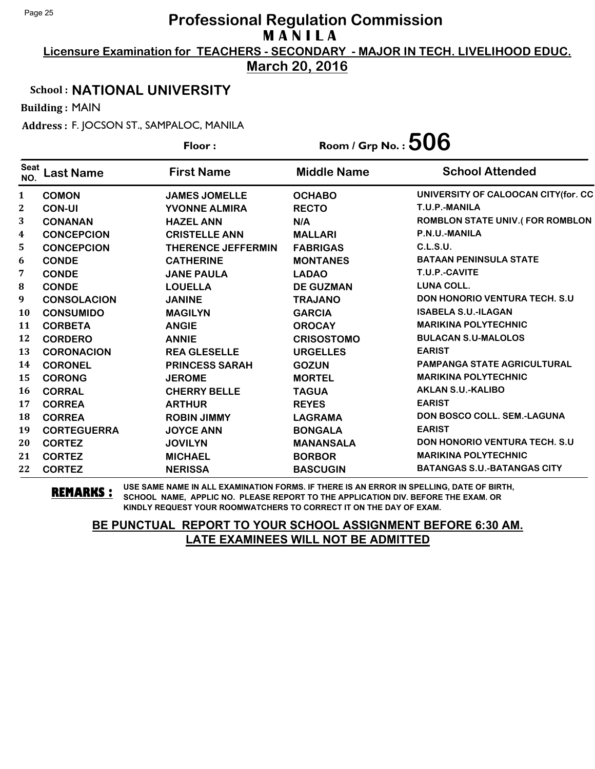# Professional Regulation Commission
## M A N I L A

**Licensure Examination for TEACHERS - SECONDARY - MAJOR IN TECH. LIVELIHOOD EDUC.**

**March 20, 2016**

**School : NATIONAL UNIVERSITY**

**Building :** MAIN

**Address :** F. JOCSON ST., SAMPALOC, MANILA

**Floor :** 

**Room / Grp No. : 506**

| Seat NO. | Last Name | First Name | Middle Name | School Attended |
|---|---|---|---|---|
| 1 | COMON | JAMES JOMELLE | OCHABO | UNIVERSITY OF CALOOCAN CITY(for. CC |
| 2 | CON-UI | YVONNE ALMIRA | RECTO | T.U.P.-MANILA |
| 3 | CONANAN | HAZEL ANN | N/A | ROMBLON STATE UNIV.( FOR ROMBLON |
| 4 | CONCEPCION | CRISTELLE ANN | MALLARI | P.N.U.-MANILA |
| 5 | CONCEPCION | THERENCE JEFFERMIN | FABRIGAS | C.L.S.U. |
| 6 | CONDE | CATHERINE | MONTANES | BATAAN PENINSULA STATE |
| 7 | CONDE | JANE PAULA | LADAO | T.U.P.-CAVITE |
| 8 | CONDE | LOUELLA | DE GUZMAN | LUNA COLL. |
| 9 | CONSOLACION | JANINE | TRAJANO | DON HONORIO VENTURA TECH. S.U |
| 10 | CONSUMIDO | MAGILYN | GARCIA | ISABELA S.U.-ILAGAN |
| 11 | CORBETA | ANGIE | OROCAY | MARIKINA POLYTECHNIC |
| 12 | CORDERO | ANNIE | CRISOSTOMO | BULACAN S.U-MALOLOS |
| 13 | CORONACION | REA GLESELLE | URGELLES | EARIST |
| 14 | CORONEL | PRINCESS SARAH | GOZUN | PAMPANGA STATE AGRICULTURAL |
| 15 | CORONG | JEROME | MORTEL | MARIKINA POLYTECHNIC |
| 16 | CORRAL | CHERRY BELLE | TAGUA | AKLAN S.U.-KALIBO |
| 17 | CORREA | ARTHUR | REYES | EARIST |
| 18 | CORREA | ROBIN JIMMY | LAGRAMA | DON BOSCO COLL. SEM.-LAGUNA |
| 19 | CORTEGUERRA | JOYCE ANN | BONGALA | EARIST |
| 20 | CORTEZ | JOVILYN | MANANSALA | DON HONORIO VENTURA TECH. S.U |
| 21 | CORTEZ | MICHAEL | BORBOR | MARIKINA POLYTECHNIC |
| 22 | CORTEZ | NERISSA | BASCUGIN | BATANGAS S.U.-BATANGAS CITY |

**REMARKS :** USE SAME NAME IN ALL EXAMINATION FORMS. IF THERE IS AN ERROR IN SPELLING, DATE OF BIRTH, SCHOOL NAME, APPLIC NO. PLEASE REPORT TO THE APPLICATION DIV. BEFORE THE EXAM. OR KINDLY REQUEST YOUR ROOMWATCHERS TO CORRECT IT ON THE DAY OF EXAM.

**BE PUNCTUAL REPORT TO YOUR SCHOOL ASSIGNMENT BEFORE 6:30 AM. LATE EXAMINEES WILL NOT BE ADMITTED**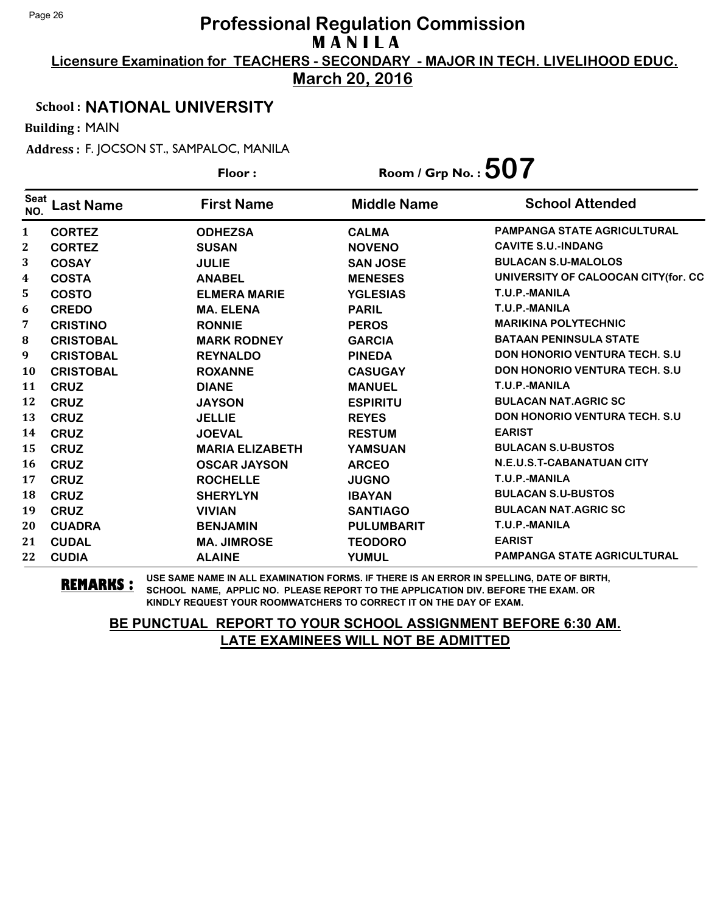# Professional Regulation Commission

**M A N I L A**

**Licensure Examination for TEACHERS - SECONDARY - MAJOR IN TECH. LIVELIHOOD EDUC.**

**March 20, 2016**

**School : NATIONAL UNIVERSITY**

**Building :** MAIN

**Address :** F. JOCSON ST., SAMPALOC, MANILA

**Floor :** 

**Room / Grp No. : 507**

| Seat NO. | Last Name | First Name | Middle Name | School Attended |
|---|---|---|---|---|
| 1 | CORTEZ | ODHEZSA | CALMA | PAMPANGA STATE AGRICULTURAL |
| 2 | CORTEZ | SUSAN | NOVENO | CAVITE S.U.-INDANG |
| 3 | COSAY | JULIE | SAN JOSE | BULACAN S.U-MALOLOS |
| 4 | COSTA | ANABEL | MENESES | UNIVERSITY OF CALOOCAN CITY(for. CC |
| 5 | COSTO | ELMERA MARIE | YGLESIAS | T.U.P.-MANILA |
| 6 | CREDO | MA. ELENA | PARIL | T.U.P.-MANILA |
| 7 | CRISTINO | RONNIE | PEROS | MARIKINA POLYTECHNIC |
| 8 | CRISTOBAL | MARK RODNEY | GARCIA | BATAAN PENINSULA STATE |
| 9 | CRISTOBAL | REYNALDO | PINEDA | DON HONORIO VENTURA TECH. S.U |
| 10 | CRISTOBAL | ROXANNE | CASUGAY | DON HONORIO VENTURA TECH. S.U |
| 11 | CRUZ | DIANE | MANUEL | T.U.P.-MANILA |
| 12 | CRUZ | JAYSON | ESPIRITU | BULACAN NAT.AGRIC SC |
| 13 | CRUZ | JELLIE | REYES | DON HONORIO VENTURA TECH. S.U |
| 14 | CRUZ | JOEVAL | RESTUM | EARIST |
| 15 | CRUZ | MARIA ELIZABETH | YAMSUAN | BULACAN S.U-BUSTOS |
| 16 | CRUZ | OSCAR JAYSON | ARCEO | N.E.U.S.T-CABANATUAN CITY |
| 17 | CRUZ | ROCHELLE | JUGNO | T.U.P.-MANILA |
| 18 | CRUZ | SHERYLYN | IBAYAN | BULACAN S.U-BUSTOS |
| 19 | CRUZ | VIVIAN | SANTIAGO | BULACAN NAT.AGRIC SC |
| 20 | CUADRA | BENJAMIN | PULUMBARIT | T.U.P.-MANILA |
| 21 | CUDAL | MA. JIMROSE | TEODORO | EARIST |
| 22 | CUDIA | ALAINE | YUMUL | PAMPANGA STATE AGRICULTURAL |

**REMARKS :** USE SAME NAME IN ALL EXAMINATION FORMS. IF THERE IS AN ERROR IN SPELLING, DATE OF BIRTH, SCHOOL NAME, APPLIC NO. PLEASE REPORT TO THE APPLICATION DIV. BEFORE THE EXAM. OR KINDLY REQUEST YOUR ROOMWATCHERS TO CORRECT IT ON THE DAY OF EXAM.

**BE PUNCTUAL REPORT TO YOUR SCHOOL ASSIGNMENT BEFORE 6:30 AM.**
**LATE EXAMINEES WILL NOT BE ADMITTED**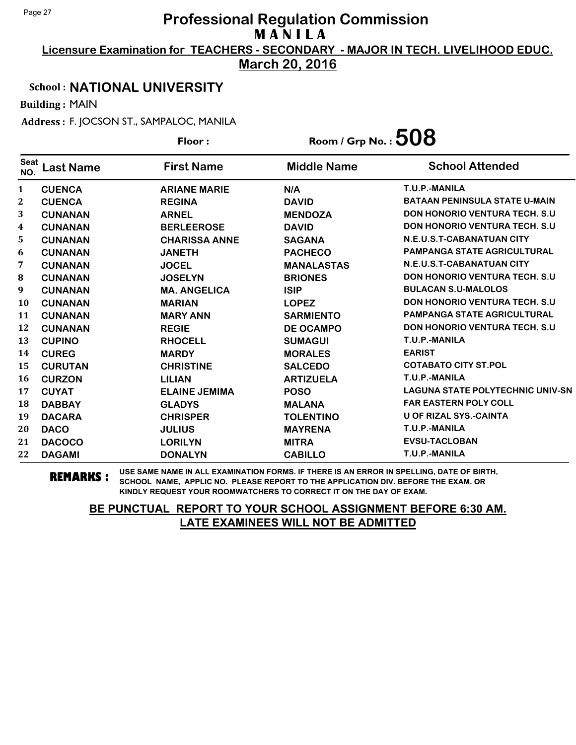# Professional Regulation Commission
## M A N I L A

**Licensure Examination for TEACHERS - SECONDARY - MAJOR IN TECH. LIVELIHOOD EDUC.**

**March 20, 2016**

School : **NATIONAL UNIVERSITY**

Building : MAIN

Address : F. JOCSON ST., SAMPALOC, MANILA

Floor :

Room / Grp No. : **508**

| Seat NO. | Last Name | First Name | Middle Name | School Attended |
|---|---|---|---|---|
| 1 | CUENCA | ARIANE MARIE | N/A | T.U.P.-MANILA |
| 2 | CUENCA | REGINA | DAVID | BATAAN PENINSULA STATE U-MAIN |
| 3 | CUNANAN | ARNEL | MENDOZA | DON HONORIO VENTURA TECH. S.U |
| 4 | CUNANAN | BERLEEROSE | DAVID | DON HONORIO VENTURA TECH. S.U |
| 5 | CUNANAN | CHARISSA ANNE | SAGANA | N.E.U.S.T-CABANATUAN CITY |
| 6 | CUNANAN | JANETH | PACHECO | PAMPANGA STATE AGRICULTURAL |
| 7 | CUNANAN | JOCEL | MANALASTAS | N.E.U.S.T-CABANATUAN CITY |
| 8 | CUNANAN | JOSELYN | BRIONES | DON HONORIO VENTURA TECH. S.U |
| 9 | CUNANAN | MA. ANGELICA | ISIP | BULACAN S.U-MALOLOS |
| 10 | CUNANAN | MARIAN | LOPEZ | DON HONORIO VENTURA TECH. S.U |
| 11 | CUNANAN | MARY ANN | SARMIENTO | PAMPANGA STATE AGRICULTURAL |
| 12 | CUNANAN | REGIE | DE OCAMPO | DON HONORIO VENTURA TECH. S.U |
| 13 | CUPINO | RHOCELL | SUMAGUI | T.U.P.-MANILA |
| 14 | CUREG | MARDY | MORALES | EARIST |
| 15 | CURUTAN | CHRISTINE | SALCEDO | COTABATO CITY ST.POL |
| 16 | CURZON | LILIAN | ARTIZUELA | T.U.P.-MANILA |
| 17 | CUYAT | ELAINE JEMIMA | POSO | LAGUNA STATE POLYTECHNIC UNIV-SN |
| 18 | DABBAY | GLADYS | MALANA | FAR EASTERN POLY COLL |
| 19 | DACARA | CHRISPER | TOLENTINO | U OF RIZAL SYS.-CAINTA |
| 20 | DACO | JULIUS | MAYRENA | T.U.P.-MANILA |
| 21 | DACOCO | LORILYN | MITRA | EVSU-TACLOBAN |
| 22 | DAGAMI | DONALYN | CABILLO | T.U.P.-MANILA |

**REMARKS :** USE SAME NAME IN ALL EXAMINATION FORMS. IF THERE IS AN ERROR IN SPELLING, DATE OF BIRTH, SCHOOL NAME, APPLIC NO. PLEASE REPORT TO THE APPLICATION DIV. BEFORE THE EXAM. OR KINDLY REQUEST YOUR ROOMWATCHERS TO CORRECT IT ON THE DAY OF EXAM.

**BE PUNCTUAL REPORT TO YOUR SCHOOL ASSIGNMENT BEFORE 6:30 AM. LATE EXAMINEES WILL NOT BE ADMITTED**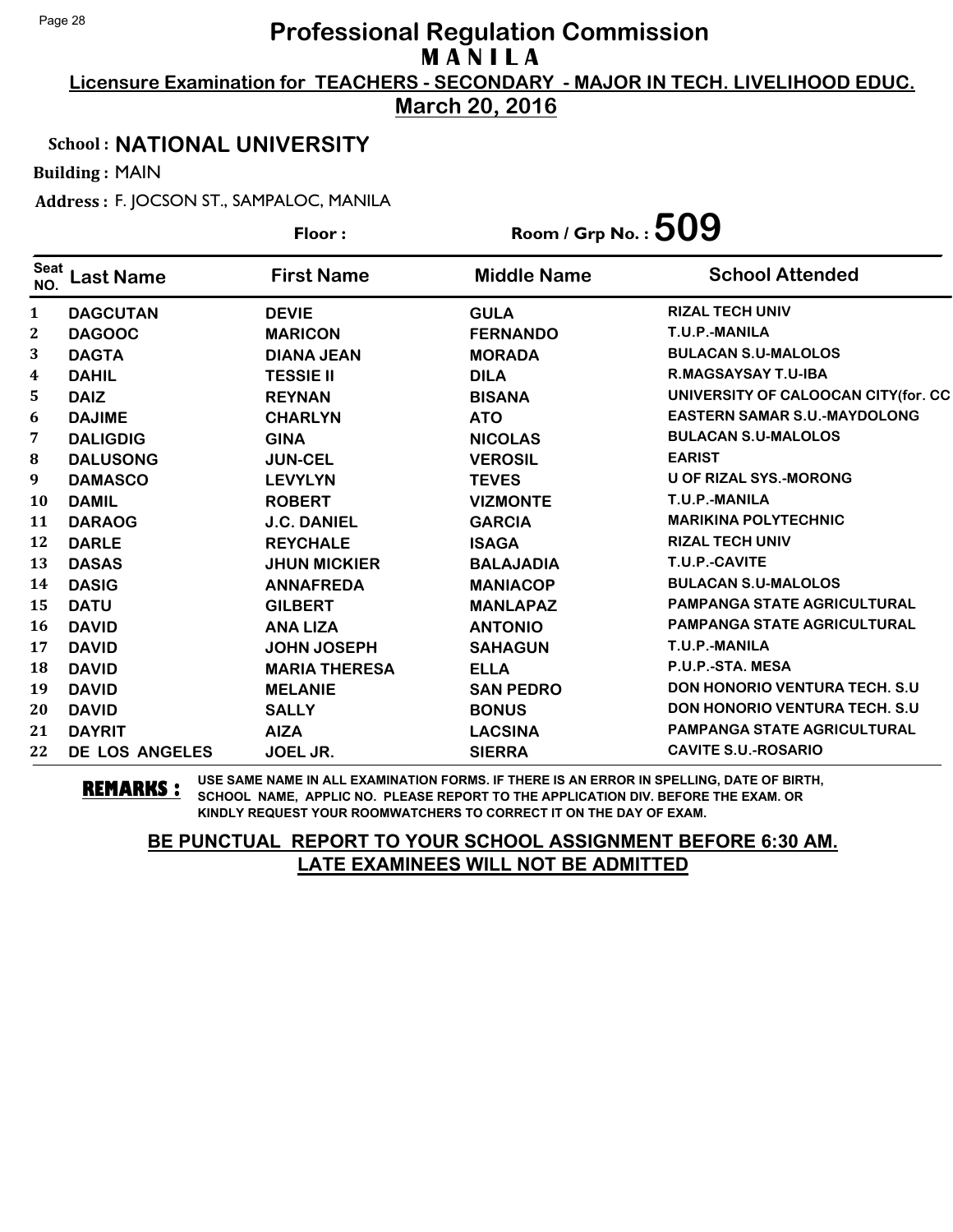# Professional Regulation Commission
## MANILA

**Licensure Examination for TEACHERS - SECONDARY - MAJOR IN TECH. LIVELIHOOD EDUC.**

**March 20, 2016**

**School : NATIONAL UNIVERSITY**

**Building :** MAIN

**Address :** F. JOCSON ST., SAMPALOC, MANILA

**Floor :** 

**Room / Grp No. : 509**

| Seat NO. | Last Name | First Name | Middle Name | School Attended |
|---|---|---|---|---|
| 1 | DAGCUTAN | DEVIE | GULA | RIZAL TECH UNIV |
| 2 | DAGOOC | MARICON | FERNANDO | T.U.P.-MANILA |
| 3 | DAGTA | DIANA JEAN | MORADA | BULACAN S.U-MALOLOS |
| 4 | DAHIL | TESSIE II | DILA | R.MAGSAYSAY T.U-IBA |
| 5 | DAIZ | REYNAN | BISANA | UNIVERSITY OF CALOOCAN CITY(for. CC |
| 6 | DAJIME | CHARLYN | ATO | EASTERN SAMAR S.U.-MAYDOLONG |
| 7 | DALIGDIG | GINA | NICOLAS | BULACAN S.U-MALOLOS |
| 8 | DALUSONG | JUN-CEL | VEROSIL | EARIST |
| 9 | DAMASCO | LEVYLYN | TEVES | U OF RIZAL SYS.-MORONG |
| 10 | DAMIL | ROBERT | VIZMONTE | T.U.P.-MANILA |
| 11 | DARAOG | J.C. DANIEL | GARCIA | MARIKINA POLYTECHNIC |
| 12 | DARLE | REYCHALE | ISAGA | RIZAL TECH UNIV |
| 13 | DASAS | JHUN MICKIER | BALAJADIA | T.U.P.-CAVITE |
| 14 | DASIG | ANNAFREDA | MANIACOP | BULACAN S.U-MALOLOS |
| 15 | DATU | GILBERT | MANLAPAZ | PAMPANGA STATE AGRICULTURAL |
| 16 | DAVID | ANA LIZA | ANTONIO | PAMPANGA STATE AGRICULTURAL |
| 17 | DAVID | JOHN JOSEPH | SAHAGUN | T.U.P.-MANILA |
| 18 | DAVID | MARIA THERESA | ELLA | P.U.P.-STA. MESA |
| 19 | DAVID | MELANIE | SAN PEDRO | DON HONORIO VENTURA TECH. S.U |
| 20 | DAVID | SALLY | BONUS | DON HONORIO VENTURA TECH. S.U |
| 21 | DAYRIT | AIZA | LACSINA | PAMPANGA STATE AGRICULTURAL |
| 22 | DE LOS ANGELES | JOEL JR. | SIERRA | CAVITE S.U.-ROSARIO |

**REMARKS :** USE SAME NAME IN ALL EXAMINATION FORMS. IF THERE IS AN ERROR IN SPELLING, DATE OF BIRTH, SCHOOL NAME, APPLIC NO. PLEASE REPORT TO THE APPLICATION DIV. BEFORE THE EXAM. OR KINDLY REQUEST YOUR ROOMWATCHERS TO CORRECT IT ON THE DAY OF EXAM.

**BE PUNCTUAL REPORT TO YOUR SCHOOL ASSIGNMENT BEFORE 6:30 AM. LATE EXAMINEES WILL NOT BE ADMITTED**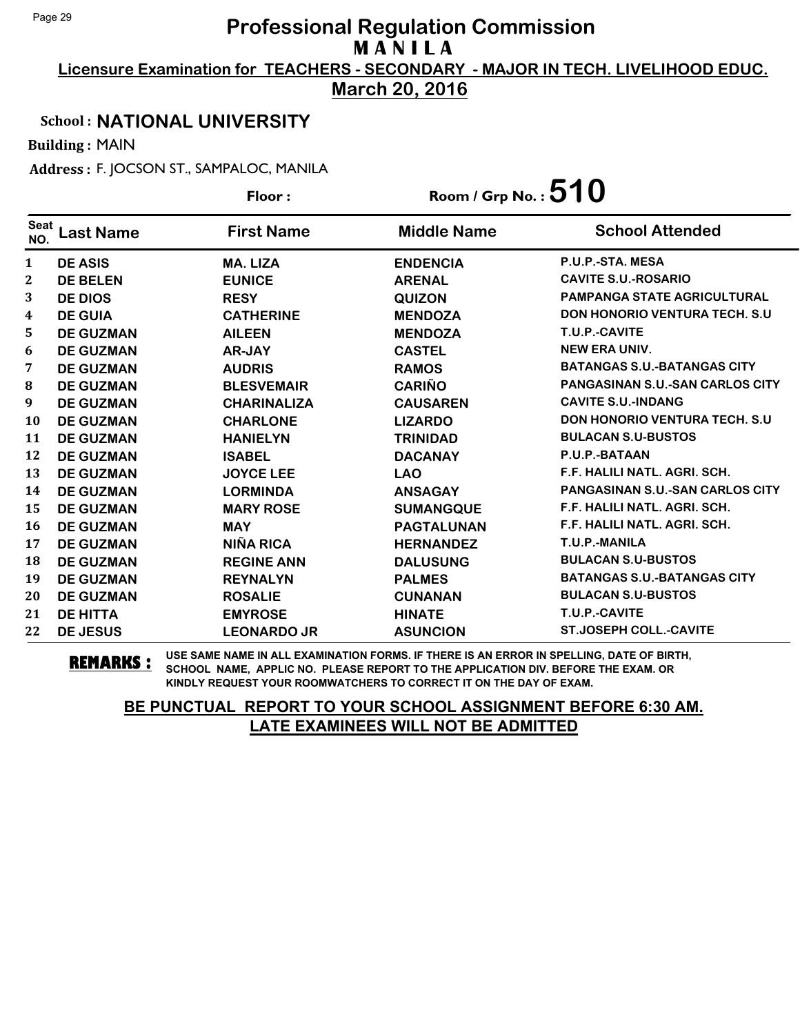# Professional Regulation Commission

## MANILA

**Licensure Examination for TEACHERS - SECONDARY - MAJOR IN TECH. LIVELIHOOD EDUC.**

**March 20, 2016**

**School : NATIONAL UNIVERSITY**

**Building :** MAIN

**Address :** F. JOCSON ST., SAMPALOC, MANILA

**Floor :** 

**Room / Grp No. : 510**

| Seat NO. | Last Name | First Name | Middle Name | School Attended |
|---|---|---|---|---|
| 1 | DE ASIS | MA. LIZA | ENDENCIA | P.U.P.-STA. MESA |
| 2 | DE BELEN | EUNICE | ARENAL | CAVITE S.U.-ROSARIO |
| 3 | DE DIOS | RESY | QUIZON | PAMPANGA STATE AGRICULTURAL |
| 4 | DE GUIA | CATHERINE | MENDOZA | DON HONORIO VENTURA TECH. S.U |
| 5 | DE GUZMAN | AILEEN | MENDOZA | T.U.P.-CAVITE |
| 6 | DE GUZMAN | AR-JAY | CASTEL | NEW ERA UNIV. |
| 7 | DE GUZMAN | AUDRIS | RAMOS | BATANGAS S.U.-BATANGAS CITY |
| 8 | DE GUZMAN | BLESVEMAIR | CARIÑO | PANGASINAN S.U.-SAN CARLOS CITY |
| 9 | DE GUZMAN | CHARINALIZA | CAUSAREN | CAVITE S.U.-INDANG |
| 10 | DE GUZMAN | CHARLONE | LIZARDO | DON HONORIO VENTURA TECH. S.U |
| 11 | DE GUZMAN | HANIELYN | TRINIDAD | BULACAN S.U-BUSTOS |
| 12 | DE GUZMAN | ISABEL | DACANAY | P.U.P.-BATAAN |
| 13 | DE GUZMAN | JOYCE LEE | LAO | F.F. HALILI NATL. AGRI. SCH. |
| 14 | DE GUZMAN | LORMINDA | ANSAGAY | PANGASINAN S.U.-SAN CARLOS CITY |
| 15 | DE GUZMAN | MARY ROSE | SUMANGQUE | F.F. HALILI NATL. AGRI. SCH. |
| 16 | DE GUZMAN | MAY | PAGTALUNAN | F.F. HALILI NATL. AGRI. SCH. |
| 17 | DE GUZMAN | NIÑA RICA | HERNANDEZ | T.U.P.-MANILA |
| 18 | DE GUZMAN | REGINE ANN | DALUSUNG | BULACAN S.U-BUSTOS |
| 19 | DE GUZMAN | REYNALYN | PALMES | BATANGAS S.U.-BATANGAS CITY |
| 20 | DE GUZMAN | ROSALIE | CUNANAN | BULACAN S.U-BUSTOS |
| 21 | DE HITTA | EMYROSE | HINATE | T.U.P.-CAVITE |
| 22 | DE JESUS | LEONARDO JR | ASUNCION | ST.JOSEPH COLL.-CAVITE |

**REMARKS :** USE SAME NAME IN ALL EXAMINATION FORMS. IF THERE IS AN ERROR IN SPELLING, DATE OF BIRTH, SCHOOL NAME, APPLIC NO. PLEASE REPORT TO THE APPLICATION DIV. BEFORE THE EXAM. OR KINDLY REQUEST YOUR ROOMWATCHERS TO CORRECT IT ON THE DAY OF EXAM.

**BE PUNCTUAL REPORT TO YOUR SCHOOL ASSIGNMENT BEFORE 6:30 AM.**
**LATE EXAMINEES WILL NOT BE ADMITTED**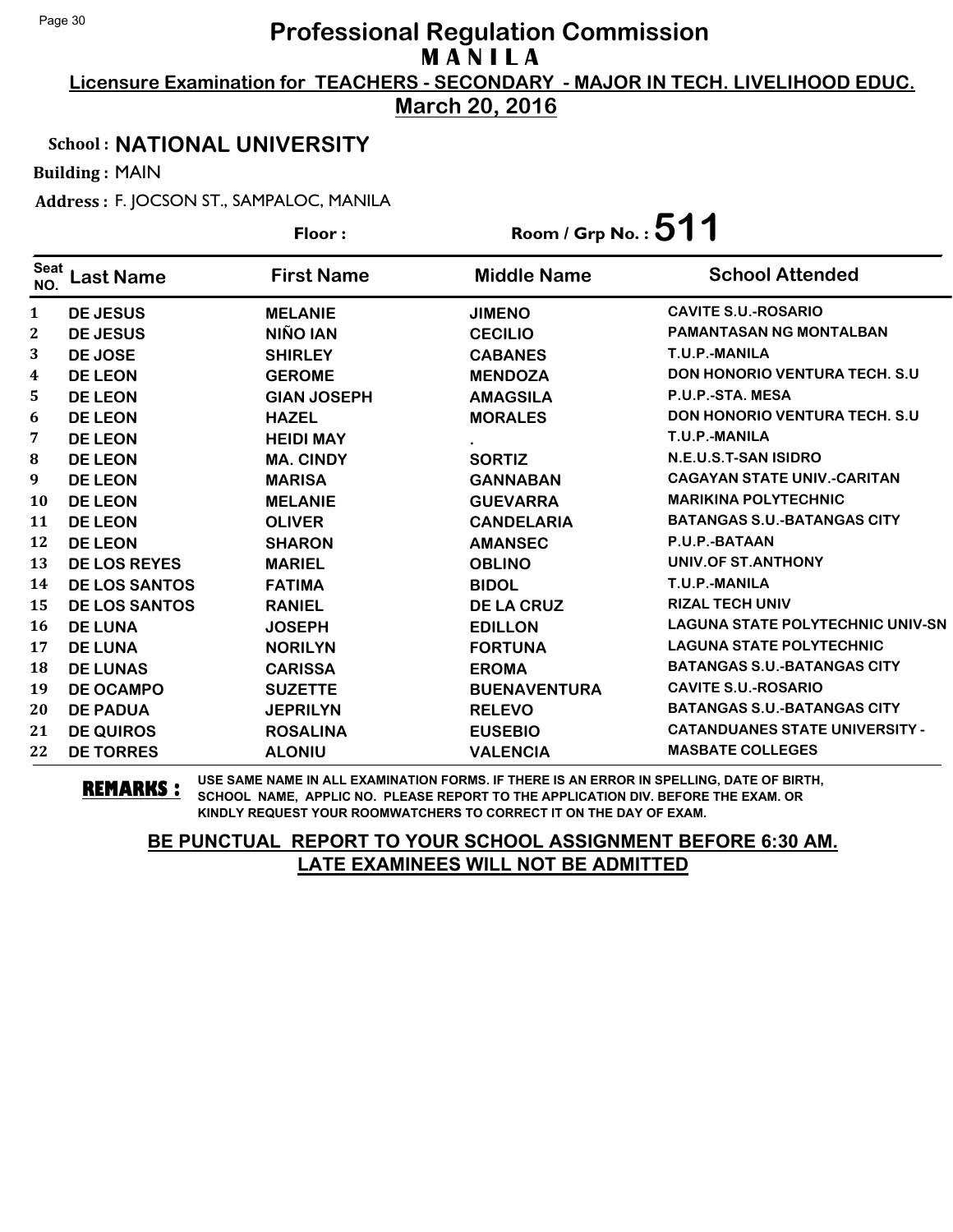# Professional Regulation Commission
## MANILA

**Licensure Examination for TEACHERS - SECONDARY - MAJOR IN TECH. LIVELIHOOD EDUC.**

**March 20, 2016**

**School : NATIONAL UNIVERSITY**

**Building :** MAIN

**Address :** F. JOCSON ST., SAMPALOC, MANILA

**Floor :** 

**Room / Grp No. : 511**

| Seat NO. | Last Name | First Name | Middle Name | School Attended |
|---|---|---|---|---|
| 1 | DE JESUS | MELANIE | JIMENO | CAVITE S.U.-ROSARIO |
| 2 | DE JESUS | NIÑO IAN | CECILIO | PAMANTASAN NG MONTALBAN |
| 3 | DE JOSE | SHIRLEY | CABANES | T.U.P.-MANILA |
| 4 | DE LEON | GEROME | MENDOZA | DON HONORIO VENTURA TECH. S.U |
| 5 | DE LEON | GIAN JOSEPH | AMAGSILA | P.U.P.-STA. MESA |
| 6 | DE LEON | HAZEL | MORALES | DON HONORIO VENTURA TECH. S.U |
| 7 | DE LEON | HEIDI MAY | . | T.U.P.-MANILA |
| 8 | DE LEON | MA. CINDY | SORTIZ | N.E.U.S.T-SAN ISIDRO |
| 9 | DE LEON | MARISA | GANNABAN | CAGAYAN STATE UNIV.-CARITAN |
| 10 | DE LEON | MELANIE | GUEVARRA | MARIKINA POLYTECHNIC |
| 11 | DE LEON | OLIVER | CANDELARIA | BATANGAS S.U.-BATANGAS CITY |
| 12 | DE LEON | SHARON | AMANSEC | P.U.P.-BATAAN |
| 13 | DE LOS REYES | MARIEL | OBLINO | UNIV.OF ST.ANTHONY |
| 14 | DE LOS SANTOS | FATIMA | BIDOL | T.U.P.-MANILA |
| 15 | DE LOS SANTOS | RANIEL | DE LA CRUZ | RIZAL TECH UNIV |
| 16 | DE LUNA | JOSEPH | EDILLON | LAGUNA STATE POLYTECHNIC UNIV-SN |
| 17 | DE LUNA | NORILYN | FORTUNA | LAGUNA STATE POLYTECHNIC |
| 18 | DE LUNAS | CARISSA | EROMA | BATANGAS S.U.-BATANGAS CITY |
| 19 | DE OCAMPO | SUZETTE | BUENAVENTURA | CAVITE S.U.-ROSARIO |
| 20 | DE PADUA | JEPRILYN | RELEVO | BATANGAS S.U.-BATANGAS CITY |
| 21 | DE QUIROS | ROSALINA | EUSEBIO | CATANDUANES STATE UNIVERSITY - |
| 22 | DE TORRES | ALONIU | VALENCIA | MASBATE COLLEGES |

**REMARKS :** USE SAME NAME IN ALL EXAMINATION FORMS. IF THERE IS AN ERROR IN SPELLING, DATE OF BIRTH, SCHOOL NAME, APPLIC NO. PLEASE REPORT TO THE APPLICATION DIV. BEFORE THE EXAM. OR KINDLY REQUEST YOUR ROOMWATCHERS TO CORRECT IT ON THE DAY OF EXAM.

**BE PUNCTUAL REPORT TO YOUR SCHOOL ASSIGNMENT BEFORE 6:30 AM. LATE EXAMINEES WILL NOT BE ADMITTED**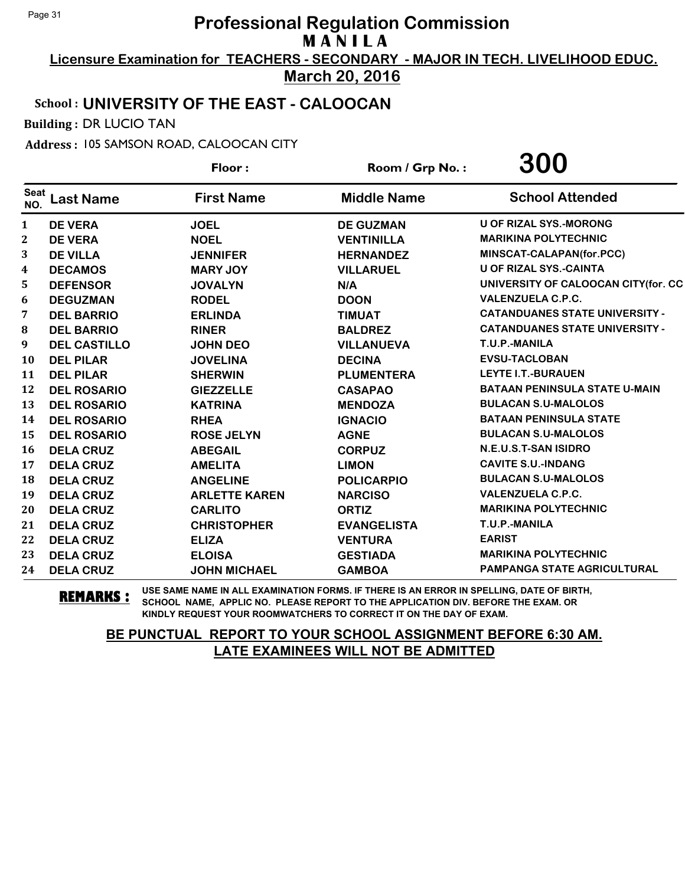# Professional Regulation Commission

## M A N I L A

**Licensure Examination for TEACHERS - SECONDARY - MAJOR IN TECH. LIVELIHOOD EDUC.**

**March 20, 2016**

**School : UNIVERSITY OF THE EAST - CALOOCAN**

**Building :** DR LUCIO TAN

**Address :** 105 SAMSON ROAD, CALOOCAN CITY

**Floor :** 

**Room / Grp No. : 300**

| Seat NO. | Last Name | First Name | Middle Name | School Attended |
|---|---|---|---|---|
| 1 | DE VERA | JOEL | DE GUZMAN | U OF RIZAL SYS.-MORONG |
| 2 | DE VERA | NOEL | VENTINILLA | MARIKINA POLYTECHNIC |
| 3 | DE VILLA | JENNIFER | HERNANDEZ | MINSCAT-CALAPAN(for.PCC) |
| 4 | DECAMOS | MARY JOY | VILLARUEL | U OF RIZAL SYS.-CAINTA |
| 5 | DEFENSOR | JOVALYN | N/A | UNIVERSITY OF CALOOCAN CITY(for. CC |
| 6 | DEGUZMAN | RODEL | DOON | VALENZUELA C.P.C. |
| 7 | DEL BARRIO | ERLINDA | TIMUAT | CATANDUANES STATE UNIVERSITY - |
| 8 | DEL BARRIO | RINER | BALDREZ | CATANDUANES STATE UNIVERSITY - |
| 9 | DEL CASTILLO | JOHN DEO | VILLANUEVA | T.U.P.-MANILA |
| 10 | DEL PILAR | JOVELINA | DECINA | EVSU-TACLOBAN |
| 11 | DEL PILAR | SHERWIN | PLUMENTERA | LEYTE I.T.-BURAUEN |
| 12 | DEL ROSARIO | GIEZZELLE | CASAPAO | BATAAN PENINSULA STATE U-MAIN |
| 13 | DEL ROSARIO | KATRINA | MENDOZA | BULACAN S.U-MALOLOS |
| 14 | DEL ROSARIO | RHEA | IGNACIO | BATAAN PENINSULA STATE |
| 15 | DEL ROSARIO | ROSE JELYN | AGNE | BULACAN S.U-MALOLOS |
| 16 | DELA CRUZ | ABEGAIL | CORPUZ | N.E.U.S.T-SAN ISIDRO |
| 17 | DELA CRUZ | AMELITA | LIMON | CAVITE S.U.-INDANG |
| 18 | DELA CRUZ | ANGELINE | POLICARPIO | BULACAN S.U-MALOLOS |
| 19 | DELA CRUZ | ARLETTE KAREN | NARCISO | VALENZUELA C.P.C. |
| 20 | DELA CRUZ | CARLITO | ORTIZ | MARIKINA POLYTECHNIC |
| 21 | DELA CRUZ | CHRISTOPHER | EVANGELISTA | T.U.P.-MANILA |
| 22 | DELA CRUZ | ELIZA | VENTURA | EARIST |
| 23 | DELA CRUZ | ELOISA | GESTIADA | MARIKINA POLYTECHNIC |
| 24 | DELA CRUZ | JOHN MICHAEL | GAMBOA | PAMPANGA STATE AGRICULTURAL |

**REMARKS :** USE SAME NAME IN ALL EXAMINATION FORMS. IF THERE IS AN ERROR IN SPELLING, DATE OF BIRTH, SCHOOL NAME, APPLIC NO. PLEASE REPORT TO THE APPLICATION DIV. BEFORE THE EXAM. OR KINDLY REQUEST YOUR ROOMWATCHERS TO CORRECT IT ON THE DAY OF EXAM.

**BE PUNCTUAL REPORT TO YOUR SCHOOL ASSIGNMENT BEFORE 6:30 AM. LATE EXAMINEES WILL NOT BE ADMITTED**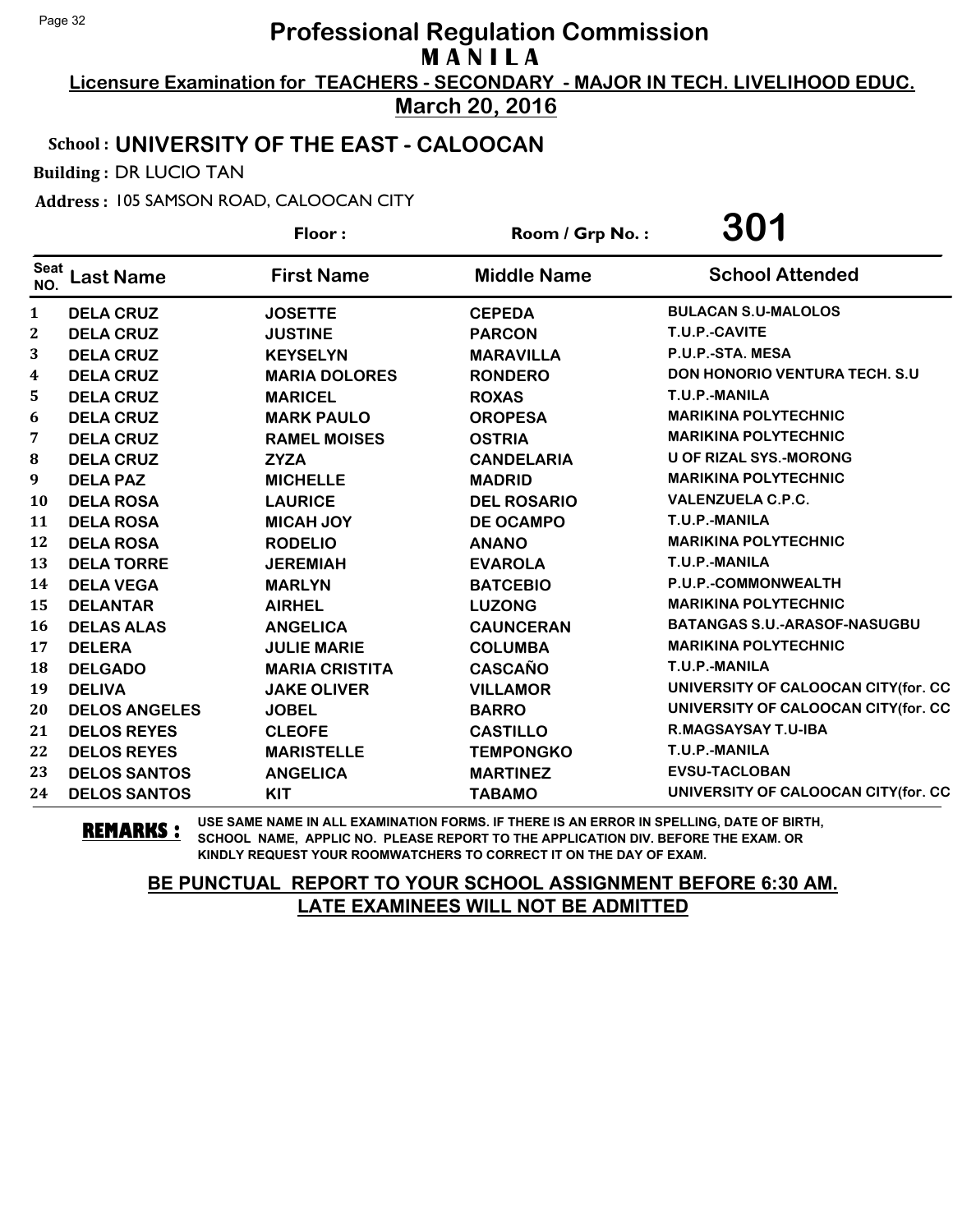# Professional Regulation Commission

**M A N I L A**

**Licensure Examination for TEACHERS - SECONDARY - MAJOR IN TECH. LIVELIHOOD EDUC.**

**March 20, 2016**

**School : UNIVERSITY OF THE EAST - CALOOCAN**

**Building :** DR LUCIO TAN

**Address :** 105 SAMSON ROAD, CALOOCAN CITY

**Floor :** 

**Room / Grp No. : 301**

| Seat NO. | Last Name | First Name | Middle Name | School Attended |
|---|---|---|---|---|
| 1 | DELA CRUZ | JOSETTE | CEPEDA | BULACAN S.U-MALOLOS |
| 2 | DELA CRUZ | JUSTINE | PARCON | T.U.P.-CAVITE |
| 3 | DELA CRUZ | KEYSELYN | MARAVILLA | P.U.P.-STA. MESA |
| 4 | DELA CRUZ | MARIA DOLORES | RONDERO | DON HONORIO VENTURA TECH. S.U |
| 5 | DELA CRUZ | MARICEL | ROXAS | T.U.P.-MANILA |
| 6 | DELA CRUZ | MARK PAULO | OROPESA | MARIKINA POLYTECHNIC |
| 7 | DELA CRUZ | RAMEL MOISES | OSTRIA | MARIKINA POLYTECHNIC |
| 8 | DELA CRUZ | ZYZA | CANDELARIA | U OF RIZAL SYS.-MORONG |
| 9 | DELA PAZ | MICHELLE | MADRID | MARIKINA POLYTECHNIC |
| 10 | DELA ROSA | LAURICE | DEL ROSARIO | VALENZUELA C.P.C. |
| 11 | DELA ROSA | MICAH JOY | DE OCAMPO | T.U.P.-MANILA |
| 12 | DELA ROSA | RODELIO | ANANO | MARIKINA POLYTECHNIC |
| 13 | DELA TORRE | JEREMIAH | EVAROLA | T.U.P.-MANILA |
| 14 | DELA VEGA | MARLYN | BATCEBIO | P.U.P.-COMMONWEALTH |
| 15 | DELANTAR | AIRHEL | LUZONG | MARIKINA POLYTECHNIC |
| 16 | DELAS ALAS | ANGELICA | CAUNCERAN | BATANGAS S.U.-ARASOF-NASUGBU |
| 17 | DELERA | JULIE MARIE | COLUMBA | MARIKINA POLYTECHNIC |
| 18 | DELGADO | MARIA CRISTITA | CASCAÑO | T.U.P.-MANILA |
| 19 | DELIVA | JAKE OLIVER | VILLAMOR | UNIVERSITY OF CALOOCAN CITY(for. CC |
| 20 | DELOS ANGELES | JOBEL | BARRO | UNIVERSITY OF CALOOCAN CITY(for. CC |
| 21 | DELOS REYES | CLEOFE | CASTILLO | R.MAGSAYSAY T.U-IBA |
| 22 | DELOS REYES | MARISTELLE | TEMPONGKO | T.U.P.-MANILA |
| 23 | DELOS SANTOS | ANGELICA | MARTINEZ | EVSU-TACLOBAN |
| 24 | DELOS SANTOS | KIT | TABAMO | UNIVERSITY OF CALOOCAN CITY(for. CC |

**REMARKS :** USE SAME NAME IN ALL EXAMINATION FORMS. IF THERE IS AN ERROR IN SPELLING, DATE OF BIRTH, SCHOOL NAME, APPLIC NO. PLEASE REPORT TO THE APPLICATION DIV. BEFORE THE EXAM. OR KINDLY REQUEST YOUR ROOMWATCHERS TO CORRECT IT ON THE DAY OF EXAM.

**BE PUNCTUAL REPORT TO YOUR SCHOOL ASSIGNMENT BEFORE 6:30 AM. LATE EXAMINEES WILL NOT BE ADMITTED**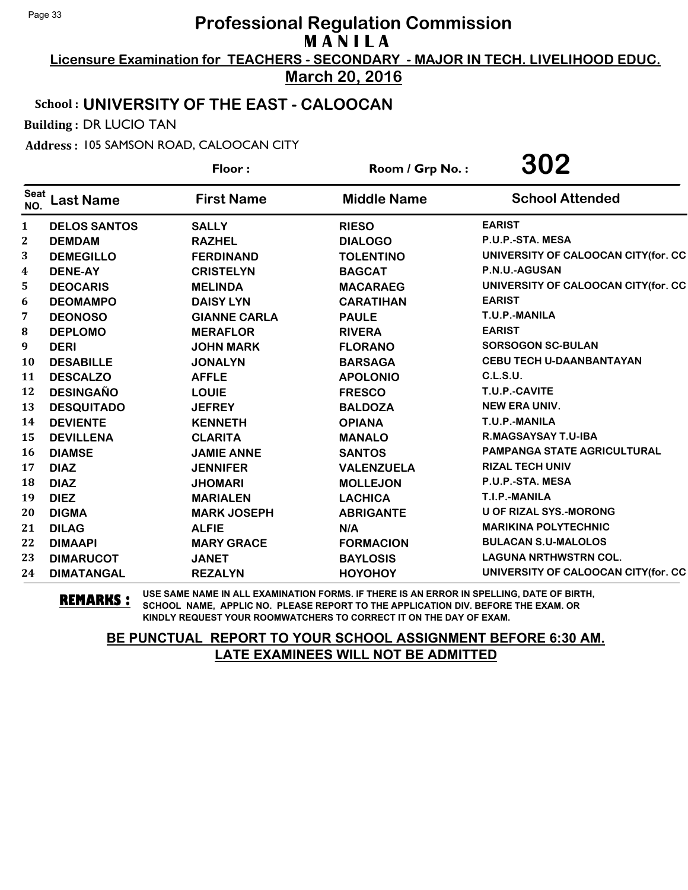# Professional Regulation Commission
## MANILA

**Licensure Examination for TEACHERS - SECONDARY - MAJOR IN TECH. LIVELIHOOD EDUC.**

**March 20, 2016**

**School : UNIVERSITY OF THE EAST - CALOOCAN**

**Building :** DR LUCIO TAN

**Address :** 105 SAMSON ROAD, CALOOCAN CITY

**Floor :** **Room / Grp No. : 302**

| Seat NO. | Last Name | First Name | Middle Name | School Attended |
|---|---|---|---|---|
| 1 | DELOS SANTOS | SALLY | RIESO | EARIST |
| 2 | DEMDAM | RAZHEL | DIALOGO | P.U.P.-STA. MESA |
| 3 | DEMEGILLO | FERDINAND | TOLENTINO | UNIVERSITY OF CALOOCAN CITY(for. CC |
| 4 | DENE-AY | CRISTELYN | BAGCAT | P.N.U.-AGUSAN |
| 5 | DEOCARIS | MELINDA | MACARAEG | UNIVERSITY OF CALOOCAN CITY(for. CC |
| 6 | DEOMAMPO | DAISY LYN | CARATIHAN | EARIST |
| 7 | DEONOSO | GIANNE CARLA | PAULE | T.U.P.-MANILA |
| 8 | DEPLOMO | MERAFLOR | RIVERA | EARIST |
| 9 | DERI | JOHN MARK | FLORANO | SORSOGON SC-BULAN |
| 10 | DESABILLE | JONALYN | BARSAGA | CEBU TECH U-DAANBANTAYAN |
| 11 | DESCALZO | AFFLE | APOLONIO | C.L.S.U. |
| 12 | DESINGAÑO | LOUIE | FRESCO | T.U.P.-CAVITE |
| 13 | DESQUITADO | JEFREY | BALDOZA | NEW ERA UNIV. |
| 14 | DEVIENTE | KENNETH | OPIANA | T.U.P.-MANILA |
| 15 | DEVILLENA | CLARITA | MANALO | R.MAGSAYSAY T.U-IBA |
| 16 | DIAMSE | JAMIE ANNE | SANTOS | PAMPANGA STATE AGRICULTURAL |
| 17 | DIAZ | JENNIFER | VALENZUELA | RIZAL TECH UNIV |
| 18 | DIAZ | JHOMARI | MOLLEJON | P.U.P.-STA. MESA |
| 19 | DIEZ | MARIALEN | LACHICA | T.I.P.-MANILA |
| 20 | DIGMA | MARK JOSEPH | ABRIGANTE | U OF RIZAL SYS.-MORONG |
| 21 | DILAG | ALFIE | N/A | MARIKINA POLYTECHNIC |
| 22 | DIMAAPI | MARY GRACE | FORMACION | BULACAN S.U-MALOLOS |
| 23 | DIMARUCOT | JANET | BAYLOSIS | LAGUNA NRTHWSTRN COL. |
| 24 | DIMATANGAL | REZALYN | HOYOHOY | UNIVERSITY OF CALOOCAN CITY(for. CC |

**REMARKS :** USE SAME NAME IN ALL EXAMINATION FORMS. IF THERE IS AN ERROR IN SPELLING, DATE OF BIRTH, SCHOOL NAME, APPLIC NO. PLEASE REPORT TO THE APPLICATION DIV. BEFORE THE EXAM. OR KINDLY REQUEST YOUR ROOMWATCHERS TO CORRECT IT ON THE DAY OF EXAM.

**BE PUNCTUAL REPORT TO YOUR SCHOOL ASSIGNMENT BEFORE 6:30 AM.**
**LATE EXAMINEES WILL NOT BE ADMITTED**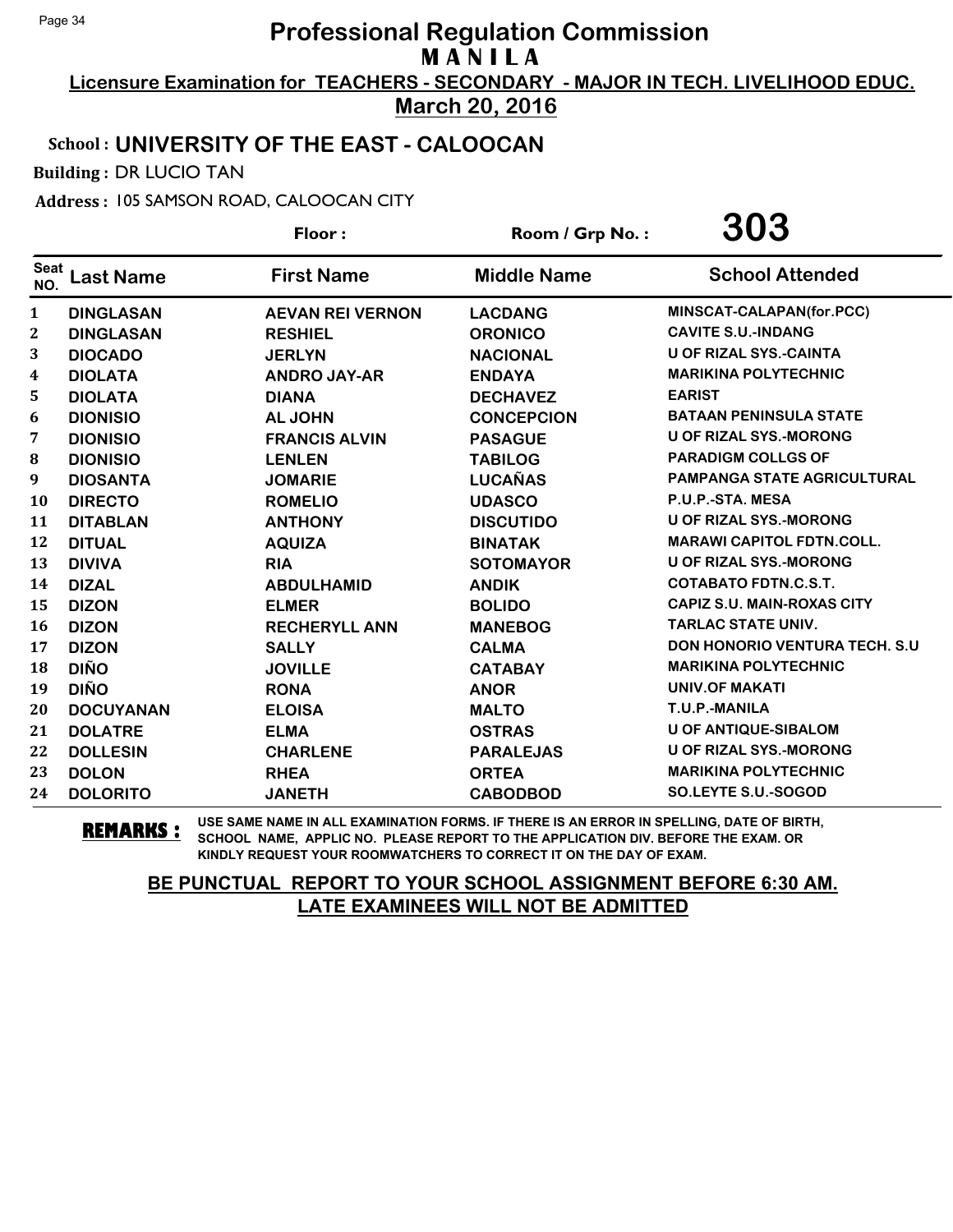# Professional Regulation Commission

## M A N I L A

**Licensure Examination for TEACHERS - SECONDARY - MAJOR IN TECH. LIVELIHOOD EDUC.**

**March 20, 2016**

**School : UNIVERSITY OF THE EAST - CALOOCAN**

**Building :** DR LUCIO TAN

**Address :** 105 SAMSON ROAD, CALOOCAN CITY

**Floor :** 　　　**Room / Grp No. : 303**

| Seat NO. | Last Name | First Name | Middle Name | School Attended |
|---|---|---|---|---|
| 1 | DINGLASAN | AEVAN REI VERNON | LACDANG | MINSCAT-CALAPAN(for.PCC) |
| 2 | DINGLASAN | RESHIEL | ORONICO | CAVITE S.U.-INDANG |
| 3 | DIOCADO | JERLYN | NACIONAL | U OF RIZAL SYS.-CAINTA |
| 4 | DIOLATA | ANDRO JAY-AR | ENDAYA | MARIKINA POLYTECHNIC |
| 5 | DIOLATA | DIANA | DECHAVEZ | EARIST |
| 6 | DIONISIO | AL JOHN | CONCEPCION | BATAAN PENINSULA STATE |
| 7 | DIONISIO | FRANCIS ALVIN | PASAGUE | U OF RIZAL SYS.-MORONG |
| 8 | DIONISIO | LENLEN | TABILOG | PARADIGM COLLGS OF |
| 9 | DIOSANTA | JOMARIE | LUCAÑAS | PAMPANGA STATE AGRICULTURAL |
| 10 | DIRECTO | ROMELIO | UDASCO | P.U.P.-STA. MESA |
| 11 | DITABLAN | ANTHONY | DISCUTIDO | U OF RIZAL SYS.-MORONG |
| 12 | DITUAL | AQUIZA | BINATAK | MARAWI CAPITOL FDTN.COLL. |
| 13 | DIVIVA | RIA | SOTOMAYOR | U OF RIZAL SYS.-MORONG |
| 14 | DIZAL | ABDULHAMID | ANDIK | COTABATO FDTN.C.S.T. |
| 15 | DIZON | ELMER | BOLIDO | CAPIZ S.U. MAIN-ROXAS CITY |
| 16 | DIZON | RECHERYLL ANN | MANEBOG | TARLAC STATE UNIV. |
| 17 | DIZON | SALLY | CALMA | DON HONORIO VENTURA TECH. S.U |
| 18 | DIÑO | JOVILLE | CATABAY | MARIKINA POLYTECHNIC |
| 19 | DIÑO | RONA | ANOR | UNIV.OF MAKATI |
| 20 | DOCUYANAN | ELOISA | MALTO | T.U.P.-MANILA |
| 21 | DOLATRE | ELMA | OSTRAS | U OF ANTIQUE-SIBALOM |
| 22 | DOLLESIN | CHARLENE | PARALEJAS | U OF RIZAL SYS.-MORONG |
| 23 | DOLON | RHEA | ORTEA | MARIKINA POLYTECHNIC |
| 24 | DOLORITO | JANETH | CABODBOD | SO.LEYTE S.U.-SOGOD |

**REMARKS :** USE SAME NAME IN ALL EXAMINATION FORMS. IF THERE IS AN ERROR IN SPELLING, DATE OF BIRTH, SCHOOL NAME, APPLIC NO. PLEASE REPORT TO THE APPLICATION DIV. BEFORE THE EXAM. OR KINDLY REQUEST YOUR ROOMWATCHERS TO CORRECT IT ON THE DAY OF EXAM.

**BE PUNCTUAL REPORT TO YOUR SCHOOL ASSIGNMENT BEFORE 6:30 AM. LATE EXAMINEES WILL NOT BE ADMITTED**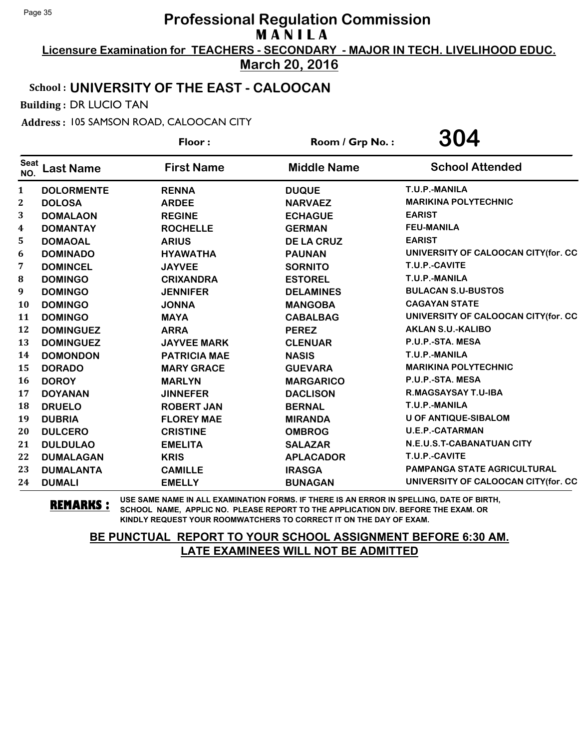# Professional Regulation Commission

**M A N I L A**

**Licensure Examination for TEACHERS - SECONDARY - MAJOR IN TECH. LIVELIHOOD EDUC.**

**March 20, 2016**

**School : UNIVERSITY OF THE EAST - CALOOCAN**

**Building :** DR LUCIO TAN

**Address :** 105 SAMSON ROAD, CALOOCAN CITY

**Floor :** &nbsp;&nbsp;&nbsp;&nbsp; **Room / Grp No. : 304**

| Seat NO. | Last Name | First Name | Middle Name | School Attended |
|---|---|---|---|---|
| 1 | DOLORMENTE | RENNA | DUQUE | T.U.P.-MANILA |
| 2 | DOLOSA | ARDEE | NARVAEZ | MARIKINA POLYTECHNIC |
| 3 | DOMALAON | REGINE | ECHAGUE | EARIST |
| 4 | DOMANTAY | ROCHELLE | GERMAN | FEU-MANILA |
| 5 | DOMAOAL | ARIUS | DE LA CRUZ | EARIST |
| 6 | DOMINADO | HYAWATHA | PAUNAN | UNIVERSITY OF CALOOCAN CITY(for. CC |
| 7 | DOMINCEL | JAYVEE | SORNITO | T.U.P.-CAVITE |
| 8 | DOMINGO | CRIXANDRA | ESTOREL | T.U.P.-MANILA |
| 9 | DOMINGO | JENNIFER | DELAMINES | BULACAN S.U-BUSTOS |
| 10 | DOMINGO | JONNA | MANGOBA | CAGAYAN STATE |
| 11 | DOMINGO | MAYA | CABALBAG | UNIVERSITY OF CALOOCAN CITY(for. CC |
| 12 | DOMINGUEZ | ARRA | PEREZ | AKLAN S.U.-KALIBO |
| 13 | DOMINGUEZ | JAYVEE MARK | CLENUAR | P.U.P.-STA. MESA |
| 14 | DOMONDON | PATRICIA MAE | NASIS | T.U.P.-MANILA |
| 15 | DORADO | MARY GRACE | GUEVARA | MARIKINA POLYTECHNIC |
| 16 | DOROY | MARLYN | MARGARICO | P.U.P.-STA. MESA |
| 17 | DOYANAN | JINNEFER | DACLISON | R.MAGSAYSAY T.U-IBA |
| 18 | DRUELO | ROBERT JAN | BERNAL | T.U.P.-MANILA |
| 19 | DUBRIA | FLOREY MAE | MIRANDA | U OF ANTIQUE-SIBALOM |
| 20 | DULCERO | CRISTINE | OMBROG | U.E.P.-CATARMAN |
| 21 | DULDULAO | EMELITA | SALAZAR | N.E.U.S.T-CABANATUAN CITY |
| 22 | DUMALAGAN | KRIS | APLACADOR | T.U.P.-CAVITE |
| 23 | DUMALANTA | CAMILLE | IRASGA | PAMPANGA STATE AGRICULTURAL |
| 24 | DUMALI | EMELLY | BUNAGAN | UNIVERSITY OF CALOOCAN CITY(for. CC |

**REMARKS :** USE SAME NAME IN ALL EXAMINATION FORMS. IF THERE IS AN ERROR IN SPELLING, DATE OF BIRTH, SCHOOL NAME, APPLIC NO. PLEASE REPORT TO THE APPLICATION DIV. BEFORE THE EXAM. OR KINDLY REQUEST YOUR ROOMWATCHERS TO CORRECT IT ON THE DAY OF EXAM.

**BE PUNCTUAL REPORT TO YOUR SCHOOL ASSIGNMENT BEFORE 6:30 AM.**
**LATE EXAMINEES WILL NOT BE ADMITTED**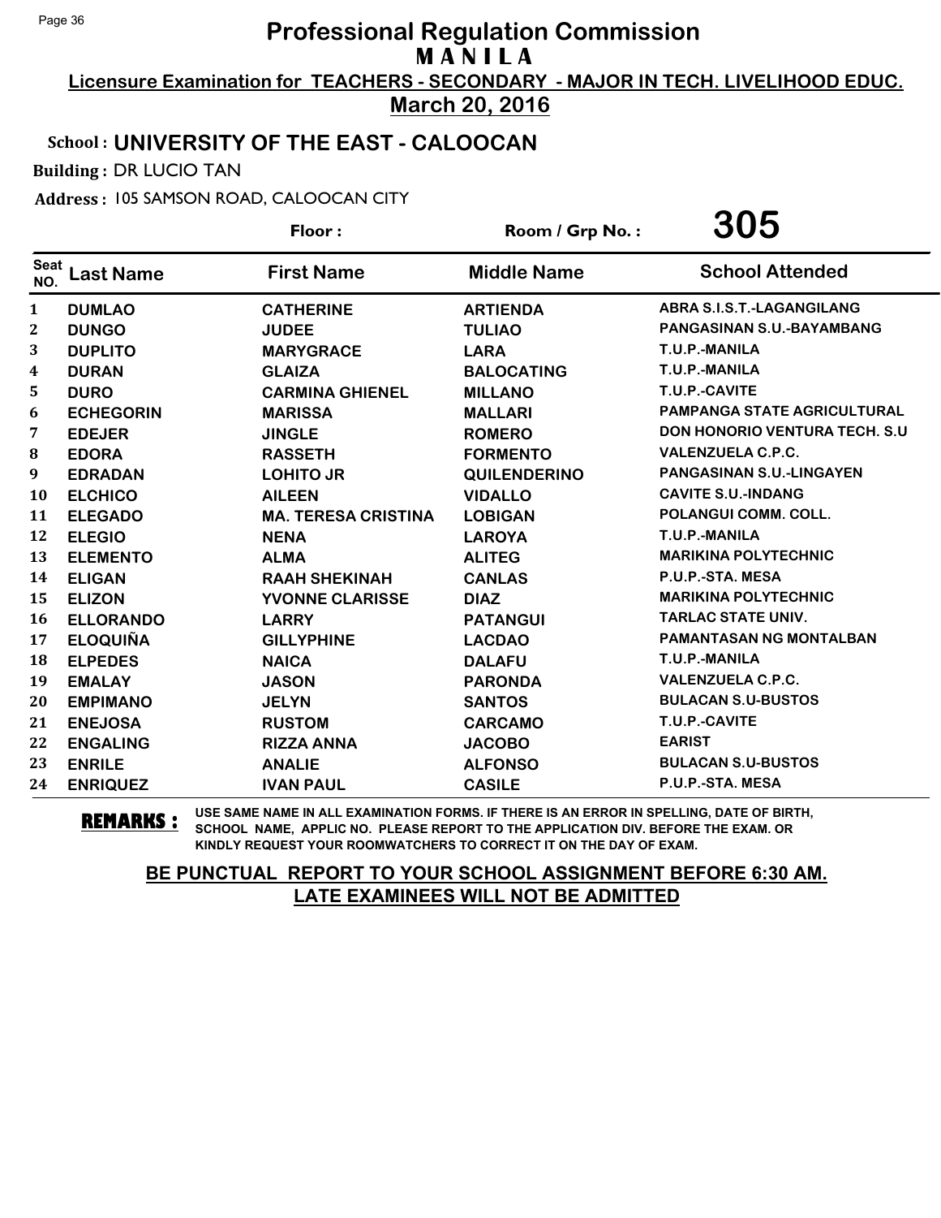# Professional Regulation Commission
## M A N I L A

**Licensure Examination for TEACHERS - SECONDARY - MAJOR IN TECH. LIVELIHOOD EDUC.**

**March 20, 2016**

**School : UNIVERSITY OF THE EAST - CALOOCAN**

**Building :** DR LUCIO TAN

**Address :** 105 SAMSON ROAD, CALOOCAN CITY

**Floor :** **Room / Grp No. : 305**

| Seat NO. | Last Name | First Name | Middle Name | School Attended |
|---|---|---|---|---|
| 1 | DUMLAO | CATHERINE | ARTIENDA | ABRA S.I.S.T.-LAGANGILANG |
| 2 | DUNGO | JUDEE | TULIAO | PANGASINAN S.U.-BAYAMBANG |
| 3 | DUPLITO | MARYGRACE | LARA | T.U.P.-MANILA |
| 4 | DURAN | GLAIZA | BALOCATING | T.U.P.-MANILA |
| 5 | DURO | CARMINA GHIENEL | MILLANO | T.U.P.-CAVITE |
| 6 | ECHEGORIN | MARISSA | MALLARI | PAMPANGA STATE AGRICULTURAL |
| 7 | EDEJER | JINGLE | ROMERO | DON HONORIO VENTURA TECH. S.U |
| 8 | EDORA | RASSETH | FORMENTO | VALENZUELA C.P.C. |
| 9 | EDRADAN | LOHITO JR | QUILENDERINO | PANGASINAN S.U.-LINGAYEN |
| 10 | ELCHICO | AILEEN | VIDALLO | CAVITE S.U.-INDANG |
| 11 | ELEGADO | MA. TERESA CRISTINA | LOBIGAN | POLANGUI COMM. COLL. |
| 12 | ELEGIO | NENA | LAROYA | T.U.P.-MANILA |
| 13 | ELEMENTO | ALMA | ALITEG | MARIKINA POLYTECHNIC |
| 14 | ELIGAN | RAAH SHEKINAH | CANLAS | P.U.P.-STA. MESA |
| 15 | ELIZON | YVONNE CLARISSE | DIAZ | MARIKINA POLYTECHNIC |
| 16 | ELLORANDO | LARRY | PATANGUI | TARLAC STATE UNIV. |
| 17 | ELOQUIÑA | GILLYPHINE | LACDAO | PAMANTASAN NG MONTALBAN |
| 18 | ELPEDES | NAICA | DALAFU | T.U.P.-MANILA |
| 19 | EMALAY | JASON | PARONDA | VALENZUELA C.P.C. |
| 20 | EMPIMANO | JELYN | SANTOS | BULACAN S.U-BUSTOS |
| 21 | ENEJOSA | RUSTOM | CARCAMO | T.U.P.-CAVITE |
| 22 | ENGALING | RIZZA ANNA | JACOBO | EARIST |
| 23 | ENRILE | ANALIE | ALFONSO | BULACAN S.U-BUSTOS |
| 24 | ENRIQUEZ | IVAN PAUL | CASILE | P.U.P.-STA. MESA |

**REMARKS :** USE SAME NAME IN ALL EXAMINATION FORMS. IF THERE IS AN ERROR IN SPELLING, DATE OF BIRTH, SCHOOL NAME, APPLIC NO. PLEASE REPORT TO THE APPLICATION DIV. BEFORE THE EXAM. OR KINDLY REQUEST YOUR ROOMWATCHERS TO CORRECT IT ON THE DAY OF EXAM.

**BE PUNCTUAL REPORT TO YOUR SCHOOL ASSIGNMENT BEFORE 6:30 AM. LATE EXAMINEES WILL NOT BE ADMITTED**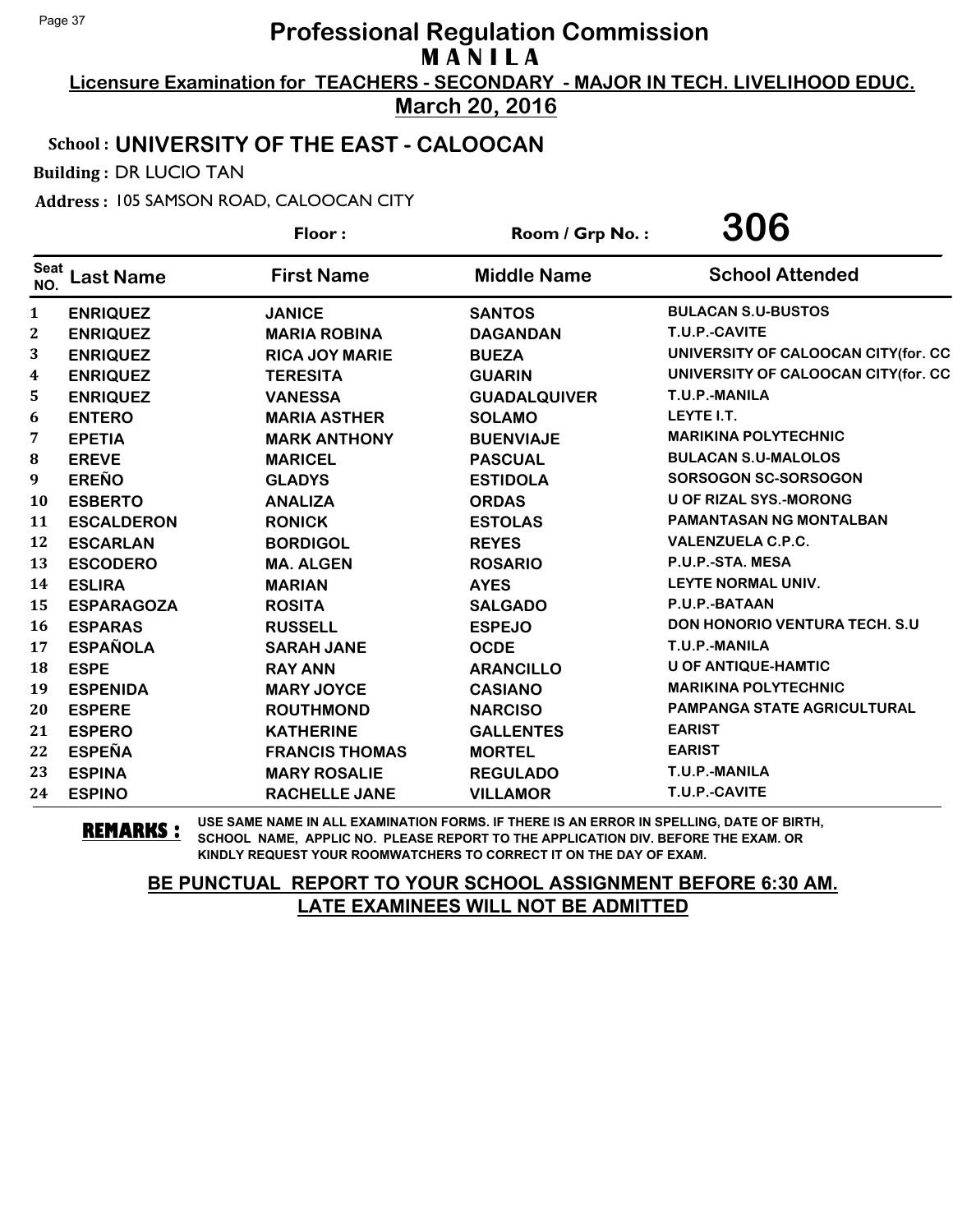# Professional Regulation Commission

## M A N I L A

**Licensure Examination for TEACHERS - SECONDARY - MAJOR IN TECH. LIVELIHOOD EDUC.**

**March 20, 2016**

**School : UNIVERSITY OF THE EAST - CALOOCAN**

**Building :** DR LUCIO TAN

**Address :** 105 SAMSON ROAD, CALOOCAN CITY

**Floor :** &nbsp;&nbsp;&nbsp;&nbsp; **Room / Grp No. : 306**

| Seat NO. | Last Name | First Name | Middle Name | School Attended |
|---|---|---|---|---|
| 1 | ENRIQUEZ | JANICE | SANTOS | BULACAN S.U-BUSTOS |
| 2 | ENRIQUEZ | MARIA ROBINA | DAGANDAN | T.U.P.-CAVITE |
| 3 | ENRIQUEZ | RICA JOY MARIE | BUEZA | UNIVERSITY OF CALOOCAN CITY(for. CC |
| 4 | ENRIQUEZ | TERESITA | GUARIN | UNIVERSITY OF CALOOCAN CITY(for. CC |
| 5 | ENRIQUEZ | VANESSA | GUADALQUIVER | T.U.P.-MANILA |
| 6 | ENTERO | MARIA ASTHER | SOLAMO | LEYTE I.T. |
| 7 | EPETIA | MARK ANTHONY | BUENVIAJE | MARIKINA POLYTECHNIC |
| 8 | EREVE | MARICEL | PASCUAL | BULACAN S.U-MALOLOS |
| 9 | EREÑO | GLADYS | ESTIDOLA | SORSOGON SC-SORSOGON |
| 10 | ESBERTO | ANALIZA | ORDAS | U OF RIZAL SYS.-MORONG |
| 11 | ESCALDERON | RONICK | ESTOLAS | PAMANTASAN NG MONTALBAN |
| 12 | ESCARLAN | BORDIGOL | REYES | VALENZUELA C.P.C. |
| 13 | ESCODERO | MA. ALGEN | ROSARIO | P.U.P.-STA. MESA |
| 14 | ESLIRA | MARIAN | AYES | LEYTE NORMAL UNIV. |
| 15 | ESPARAGOZA | ROSITA | SALGADO | P.U.P.-BATAAN |
| 16 | ESPARAS | RUSSELL | ESPEJO | DON HONORIO VENTURA TECH. S.U |
| 17 | ESPAÑOLA | SARAH JANE | OCDE | T.U.P.-MANILA |
| 18 | ESPE | RAY ANN | ARANCILLO | U OF ANTIQUE-HAMTIC |
| 19 | ESPENIDA | MARY JOYCE | CASIANO | MARIKINA POLYTECHNIC |
| 20 | ESPERE | ROUTHMOND | NARCISO | PAMPANGA STATE AGRICULTURAL |
| 21 | ESPERO | KATHERINE | GALLENTES | EARIST |
| 22 | ESPEÑA | FRANCIS THOMAS | MORTEL | EARIST |
| 23 | ESPINA | MARY ROSALIE | REGULADO | T.U.P.-MANILA |
| 24 | ESPINO | RACHELLE JANE | VILLAMOR | T.U.P.-CAVITE |

**REMARKS :** USE SAME NAME IN ALL EXAMINATION FORMS. IF THERE IS AN ERROR IN SPELLING, DATE OF BIRTH, SCHOOL NAME, APPLIC NO. PLEASE REPORT TO THE APPLICATION DIV. BEFORE THE EXAM. OR KINDLY REQUEST YOUR ROOMWATCHERS TO CORRECT IT ON THE DAY OF EXAM.

**BE PUNCTUAL REPORT TO YOUR SCHOOL ASSIGNMENT BEFORE 6:30 AM. LATE EXAMINEES WILL NOT BE ADMITTED**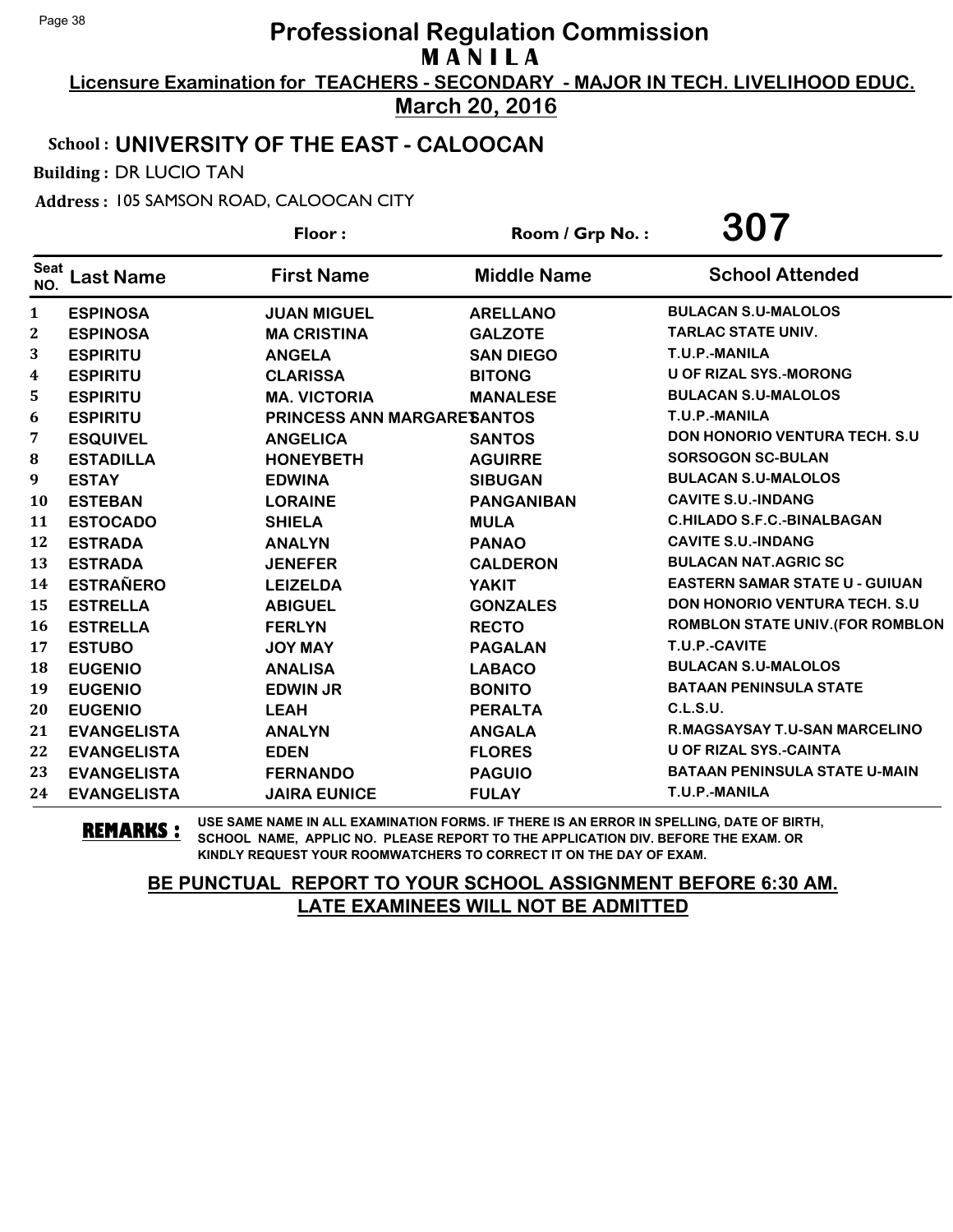# Professional Regulation Commission

**M A N I L A**

**Licensure Examination for TEACHERS - SECONDARY - MAJOR IN TECH. LIVELIHOOD EDUC.**

**March 20, 2016**

**School : UNIVERSITY OF THE EAST - CALOOCAN**

**Building :** DR LUCIO TAN

**Address :** 105 SAMSON ROAD, CALOOCAN CITY

**Floor :** **Room / Grp No. : 307**

| Seat NO. | Last Name | First Name | Middle Name | School Attended |
|---|---|---|---|---|
| 1 | ESPINOSA | JUAN MIGUEL | ARELLANO | BULACAN S.U-MALOLOS |
| 2 | ESPINOSA | MA CRISTINA | GALZOTE | TARLAC STATE UNIV. |
| 3 | ESPIRITU | ANGELA | SAN DIEGO | T.U.P.-MANILA |
| 4 | ESPIRITU | CLARISSA | BITONG | U OF RIZAL SYS.-MORONG |
| 5 | ESPIRITU | MA. VICTORIA | MANALESE | BULACAN S.U-MALOLOS |
| 6 | ESPIRITU | PRINCESS ANN MARGARET | SANTOS | T.U.P.-MANILA |
| 7 | ESQUIVEL | ANGELICA | SANTOS | DON HONORIO VENTURA TECH. S.U |
| 8 | ESTADILLA | HONEYBETH | AGUIRRE | SORSOGON SC-BULAN |
| 9 | ESTAY | EDWINA | SIBUGAN | BULACAN S.U-MALOLOS |
| 10 | ESTEBAN | LORAINE | PANGANIBAN | CAVITE S.U.-INDANG |
| 11 | ESTOCADO | SHIELA | MULA | C.HILADO S.F.C.-BINALBAGAN |
| 12 | ESTRADA | ANALYN | PANAO | CAVITE S.U.-INDANG |
| 13 | ESTRADA | JENEFER | CALDERON | BULACAN NAT.AGRIC SC |
| 14 | ESTRAÑERO | LEIZELDA | YAKIT | EASTERN SAMAR STATE U - GUIUAN |
| 15 | ESTRELLA | ABIGUEL | GONZALES | DON HONORIO VENTURA TECH. S.U |
| 16 | ESTRELLA | FERLYN | RECTO | ROMBLON STATE UNIV.(FOR ROMBLON |
| 17 | ESTUBO | JOY MAY | PAGALAN | T.U.P.-CAVITE |
| 18 | EUGENIO | ANALISA | LABACO | BULACAN S.U-MALOLOS |
| 19 | EUGENIO | EDWIN JR | BONITO | BATAAN PENINSULA STATE |
| 20 | EUGENIO | LEAH | PERALTA | C.L.S.U. |
| 21 | EVANGELISTA | ANALYN | ANGALA | R.MAGSAYSAY T.U-SAN MARCELINO |
| 22 | EVANGELISTA | EDEN | FLORES | U OF RIZAL SYS.-CAINTA |
| 23 | EVANGELISTA | FERNANDO | PAGUIO | BATAAN PENINSULA STATE U-MAIN |
| 24 | EVANGELISTA | JAIRA EUNICE | FULAY | T.U.P.-MANILA |

**REMARKS :** USE SAME NAME IN ALL EXAMINATION FORMS. IF THERE IS AN ERROR IN SPELLING, DATE OF BIRTH, SCHOOL NAME, APPLIC NO. PLEASE REPORT TO THE APPLICATION DIV. BEFORE THE EXAM. OR KINDLY REQUEST YOUR ROOMWATCHERS TO CORRECT IT ON THE DAY OF EXAM.

**BE PUNCTUAL REPORT TO YOUR SCHOOL ASSIGNMENT BEFORE 6:30 AM. LATE EXAMINEES WILL NOT BE ADMITTED**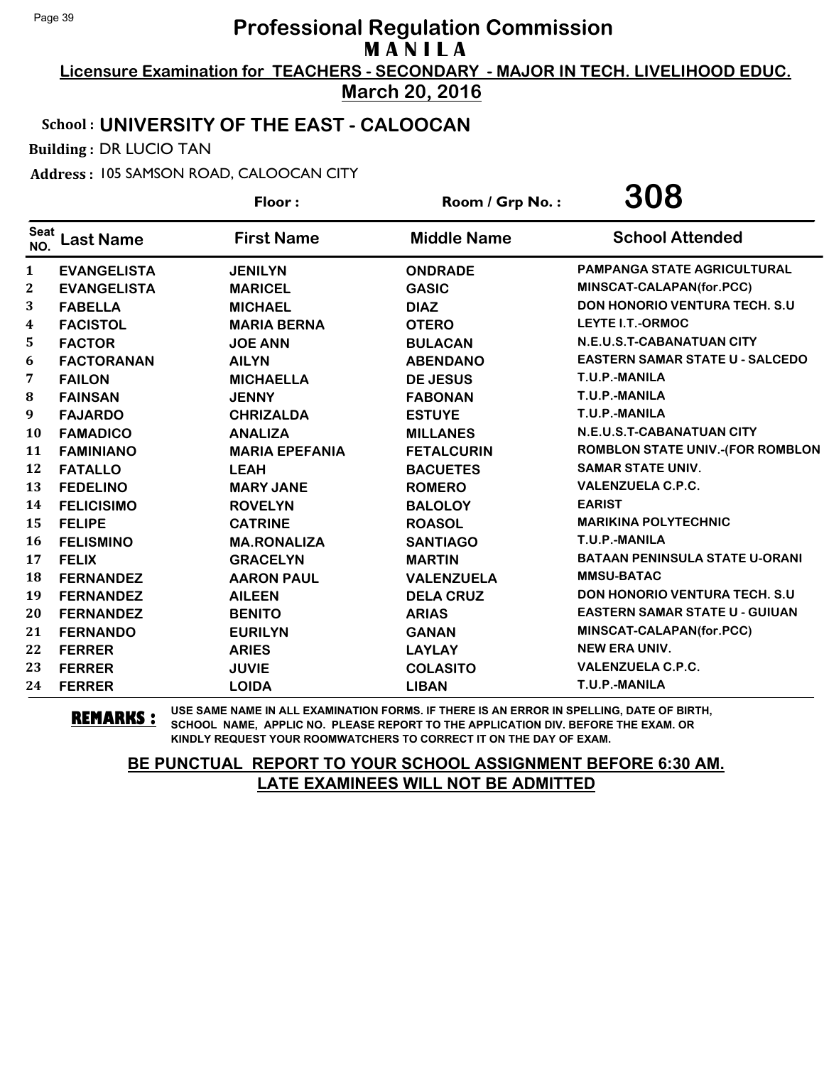# Professional Regulation Commission
## MANILA

**Licensure Examination for TEACHERS - SECONDARY - MAJOR IN TECH. LIVELIHOOD EDUC.**

**March 20, 2016**

**School : UNIVERSITY OF THE EAST - CALOOCAN**

**Building :** DR LUCIO TAN

**Address :** 105 SAMSON ROAD, CALOOCAN CITY

**Floor :** 

**Room / Grp No. : 308**

| Seat NO. | Last Name | First Name | Middle Name | School Attended |
|---|---|---|---|---|
| 1 | EVANGELISTA | JENILYN | ONDRADE | PAMPANGA STATE AGRICULTURAL |
| 2 | EVANGELISTA | MARICEL | GASIC | MINSCAT-CALAPAN(for.PCC) |
| 3 | FABELLA | MICHAEL | DIAZ | DON HONORIO VENTURA TECH. S.U |
| 4 | FACISTOL | MARIA BERNA | OTERO | LEYTE I.T.-ORMOC |
| 5 | FACTOR | JOE ANN | BULACAN | N.E.U.S.T-CABANATUAN CITY |
| 6 | FACTORANAN | AILYN | ABENDANO | EASTERN SAMAR STATE U - SALCEDO |
| 7 | FAILON | MICHAELLA | DE JESUS | T.U.P.-MANILA |
| 8 | FAINSAN | JENNY | FABONAN | T.U.P.-MANILA |
| 9 | FAJARDO | CHRIZALDA | ESTUYE | T.U.P.-MANILA |
| 10 | FAMADICO | ANALIZA | MILLANES | N.E.U.S.T-CABANATUAN CITY |
| 11 | FAMINIANO | MARIA EPEFANIA | FETALCURIN | ROMBLON STATE UNIV.-(FOR ROMBLON |
| 12 | FATALLO | LEAH | BACUETES | SAMAR STATE UNIV. |
| 13 | FEDELINO | MARY JANE | ROMERO | VALENZUELA C.P.C. |
| 14 | FELICISIMO | ROVELYN | BALOLOY | EARIST |
| 15 | FELIPE | CATRINE | ROASOL | MARIKINA POLYTECHNIC |
| 16 | FELISMINO | MA.RONALIZA | SANTIAGO | T.U.P.-MANILA |
| 17 | FELIX | GRACELYN | MARTIN | BATAAN PENINSULA STATE U-ORANI |
| 18 | FERNANDEZ | AARON PAUL | VALENZUELA | MMSU-BATAC |
| 19 | FERNANDEZ | AILEEN | DELA CRUZ | DON HONORIO VENTURA TECH. S.U |
| 20 | FERNANDEZ | BENITO | ARIAS | EASTERN SAMAR STATE U - GUIUAN |
| 21 | FERNANDO | EURILYN | GANAN | MINSCAT-CALAPAN(for.PCC) |
| 22 | FERRER | ARIES | LAYLAY | NEW ERA UNIV. |
| 23 | FERRER | JUVIE | COLASITO | VALENZUELA C.P.C. |
| 24 | FERRER | LOIDA | LIBAN | T.U.P.-MANILA |

**REMARKS :** USE SAME NAME IN ALL EXAMINATION FORMS. IF THERE IS AN ERROR IN SPELLING, DATE OF BIRTH, SCHOOL NAME, APPLIC NO. PLEASE REPORT TO THE APPLICATION DIV. BEFORE THE EXAM. OR KINDLY REQUEST YOUR ROOMWATCHERS TO CORRECT IT ON THE DAY OF EXAM.

**BE PUNCTUAL REPORT TO YOUR SCHOOL ASSIGNMENT BEFORE 6:30 AM. LATE EXAMINEES WILL NOT BE ADMITTED**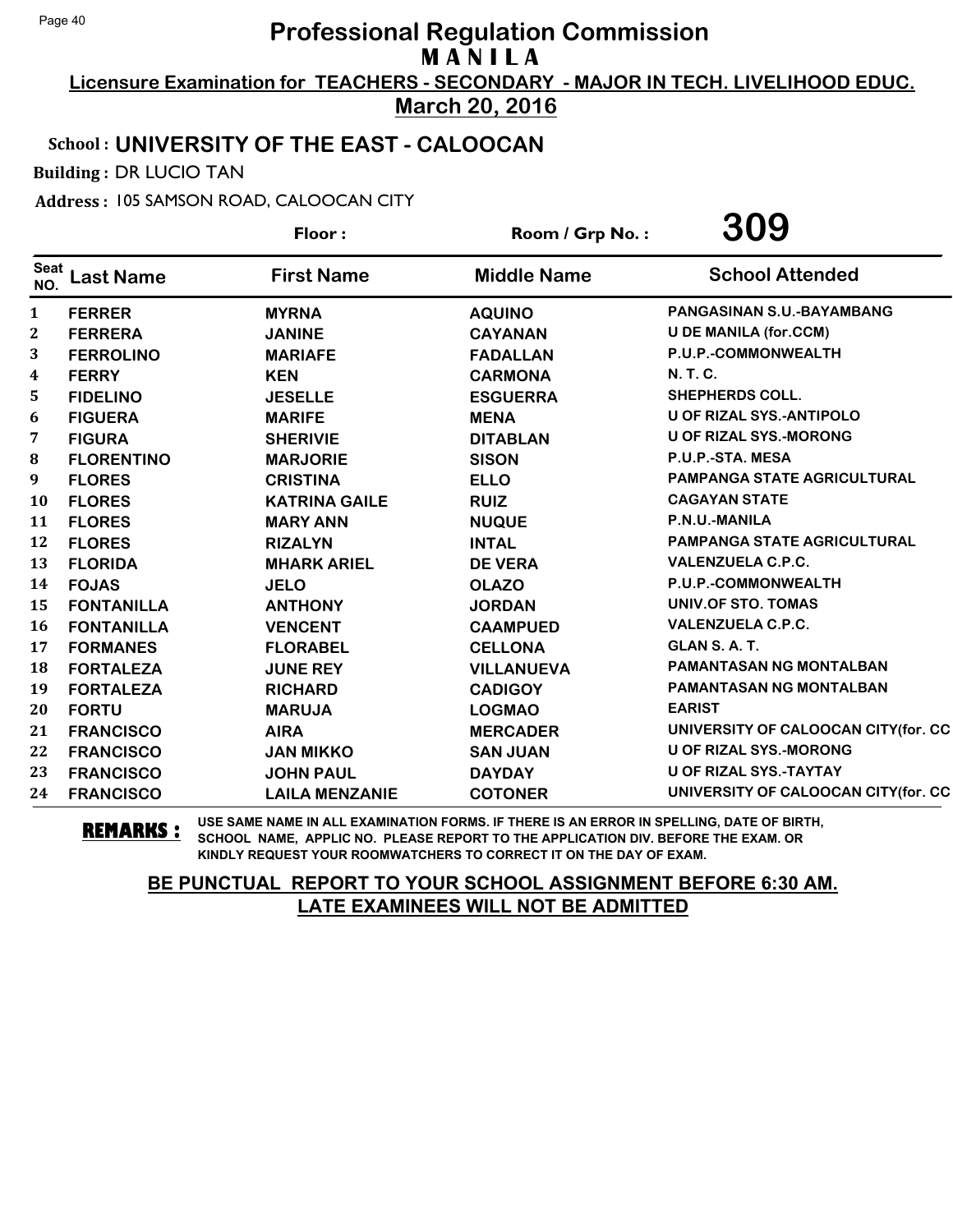# Professional Regulation Commission

## MANILA

**Licensure Examination for TEACHERS - SECONDARY - MAJOR IN TECH. LIVELIHOOD EDUC.**

**March 20, 2016**

**School : UNIVERSITY OF THE EAST - CALOOCAN**

**Building :** DR LUCIO TAN

**Address :** 105 SAMSON ROAD, CALOOCAN CITY

**Floor :** **Room / Grp No. : 309**

| Seat NO. | Last Name | First Name | Middle Name | School Attended |
|---|---|---|---|---|
| 1 | FERRER | MYRNA | AQUINO | PANGASINAN S.U.-BAYAMBANG |
| 2 | FERRERA | JANINE | CAYANAN | U DE MANILA (for.CCM) |
| 3 | FERROLINO | MARIAFE | FADALLAN | P.U.P.-COMMONWEALTH |
| 4 | FERRY | KEN | CARMONA | N. T. C. |
| 5 | FIDELINO | JESELLE | ESGUERRA | SHEPHERDS COLL. |
| 6 | FIGUERA | MARIFE | MENA | U OF RIZAL SYS.-ANTIPOLO |
| 7 | FIGURA | SHERIVIE | DITABLAN | U OF RIZAL SYS.-MORONG |
| 8 | FLORENTINO | MARJORIE | SISON | P.U.P.-STA. MESA |
| 9 | FLORES | CRISTINA | ELLO | PAMPANGA STATE AGRICULTURAL |
| 10 | FLORES | KATRINA GAILE | RUIZ | CAGAYAN STATE |
| 11 | FLORES | MARY ANN | NUQUE | P.N.U.-MANILA |
| 12 | FLORES | RIZALYN | INTAL | PAMPANGA STATE AGRICULTURAL |
| 13 | FLORIDA | MHARK ARIEL | DE VERA | VALENZUELA C.P.C. |
| 14 | FOJAS | JELO | OLAZO | P.U.P.-COMMONWEALTH |
| 15 | FONTANILLA | ANTHONY | JORDAN | UNIV.OF STO. TOMAS |
| 16 | FONTANILLA | VENCENT | CAAMPUED | VALENZUELA C.P.C. |
| 17 | FORMANES | FLORABEL | CELLONA | GLAN S. A. T. |
| 18 | FORTALEZA | JUNE REY | VILLANUEVA | PAMANTASAN NG MONTALBAN |
| 19 | FORTALEZA | RICHARD | CADIGOY | PAMANTASAN NG MONTALBAN |
| 20 | FORTU | MARUJA | LOGMAO | EARIST |
| 21 | FRANCISCO | AIRA | MERCADER | UNIVERSITY OF CALOOCAN CITY(for. CC |
| 22 | FRANCISCO | JAN MIKKO | SAN JUAN | U OF RIZAL SYS.-MORONG |
| 23 | FRANCISCO | JOHN PAUL | DAYDAY | U OF RIZAL SYS.-TAYTAY |
| 24 | FRANCISCO | LAILA MENZANIE | COTONER | UNIVERSITY OF CALOOCAN CITY(for. CC |

**REMARKS :** USE SAME NAME IN ALL EXAMINATION FORMS. IF THERE IS AN ERROR IN SPELLING, DATE OF BIRTH, SCHOOL NAME, APPLIC NO. PLEASE REPORT TO THE APPLICATION DIV. BEFORE THE EXAM. OR KINDLY REQUEST YOUR ROOMWATCHERS TO CORRECT IT ON THE DAY OF EXAM.

**BE PUNCTUAL REPORT TO YOUR SCHOOL ASSIGNMENT BEFORE 6:30 AM. LATE EXAMINEES WILL NOT BE ADMITTED**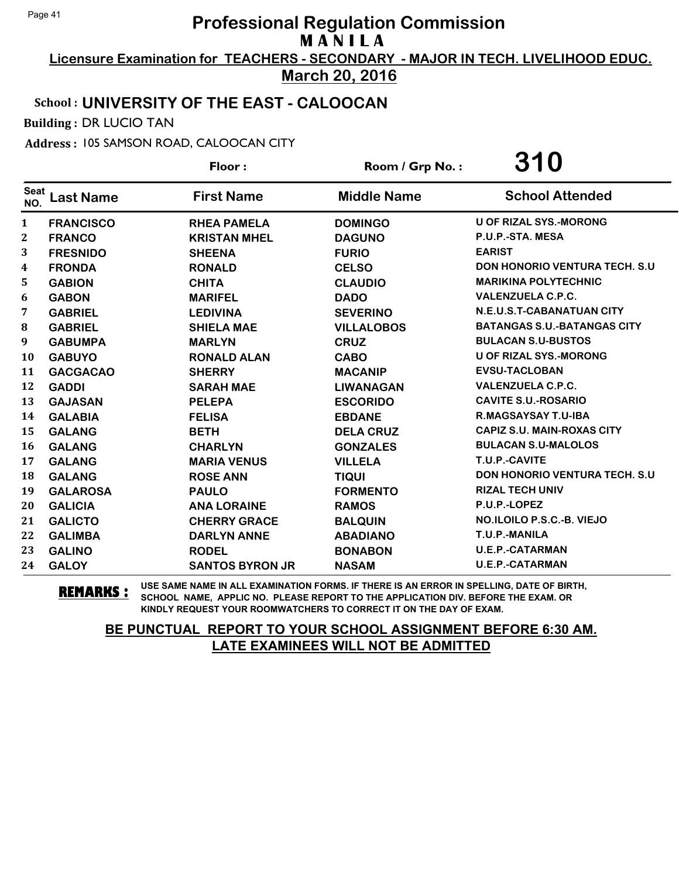# Professional Regulation Commission
## MANILA

**Licensure Examination for TEACHERS - SECONDARY - MAJOR IN TECH. LIVELIHOOD EDUC.**

**March 20, 2016**

**School : UNIVERSITY OF THE EAST - CALOOCAN**

**Building :** DR LUCIO TAN

**Address :** 105 SAMSON ROAD, CALOOCAN CITY

**Floor :** **Room / Grp No. : 310**

| Seat NO. | Last Name | First Name | Middle Name | School Attended |
|---|---|---|---|---|
| 1 | FRANCISCO | RHEA PAMELA | DOMINGO | U OF RIZAL SYS.-MORONG |
| 2 | FRANCO | KRISTAN MHEL | DAGUNO | P.U.P.-STA. MESA |
| 3 | FRESNIDO | SHEENA | FURIO | EARIST |
| 4 | FRONDA | RONALD | CELSO | DON HONORIO VENTURA TECH. S.U |
| 5 | GABION | CHITA | CLAUDIO | MARIKINA POLYTECHNIC |
| 6 | GABON | MARIFEL | DADO | VALENZUELA C.P.C. |
| 7 | GABRIEL | LEDIVINA | SEVERINO | N.E.U.S.T-CABANATUAN CITY |
| 8 | GABRIEL | SHIELA MAE | VILLALOBOS | BATANGAS S.U.-BATANGAS CITY |
| 9 | GABUMPA | MARLYN | CRUZ | BULACAN S.U-BUSTOS |
| 10 | GABUYO | RONALD ALAN | CABO | U OF RIZAL SYS.-MORONG |
| 11 | GACGACAO | SHERRY | MACANIP | EVSU-TACLOBAN |
| 12 | GADDI | SARAH MAE | LIWANAGAN | VALENZUELA C.P.C. |
| 13 | GAJASAN | PELEPA | ESCORIDO | CAVITE S.U.-ROSARIO |
| 14 | GALABIA | FELISA | EBDANE | R.MAGSAYSAY T.U-IBA |
| 15 | GALANG | BETH | DELA CRUZ | CAPIZ S.U. MAIN-ROXAS CITY |
| 16 | GALANG | CHARLYN | GONZALES | BULACAN S.U-MALOLOS |
| 17 | GALANG | MARIA VENUS | VILLELA | T.U.P.-CAVITE |
| 18 | GALANG | ROSE ANN | TIQUI | DON HONORIO VENTURA TECH. S.U |
| 19 | GALAROSA | PAULO | FORMENTO | RIZAL TECH UNIV |
| 20 | GALICIA | ANA LORAINE | RAMOS | P.U.P.-LOPEZ |
| 21 | GALICTO | CHERRY GRACE | BALQUIN | NO.ILOILO P.S.C.-B. VIEJO |
| 22 | GALIMBA | DARLYN ANNE | ABADIANO | T.U.P.-MANILA |
| 23 | GALINO | RODEL | BONABON | U.E.P.-CATARMAN |
| 24 | GALOY | SANTOS BYRON JR | NASAM | U.E.P.-CATARMAN |

**REMARKS :** USE SAME NAME IN ALL EXAMINATION FORMS. IF THERE IS AN ERROR IN SPELLING, DATE OF BIRTH, SCHOOL NAME, APPLIC NO. PLEASE REPORT TO THE APPLICATION DIV. BEFORE THE EXAM. OR KINDLY REQUEST YOUR ROOMWATCHERS TO CORRECT IT ON THE DAY OF EXAM.

**BE PUNCTUAL REPORT TO YOUR SCHOOL ASSIGNMENT BEFORE 6:30 AM.**
**LATE EXAMINEES WILL NOT BE ADMITTED**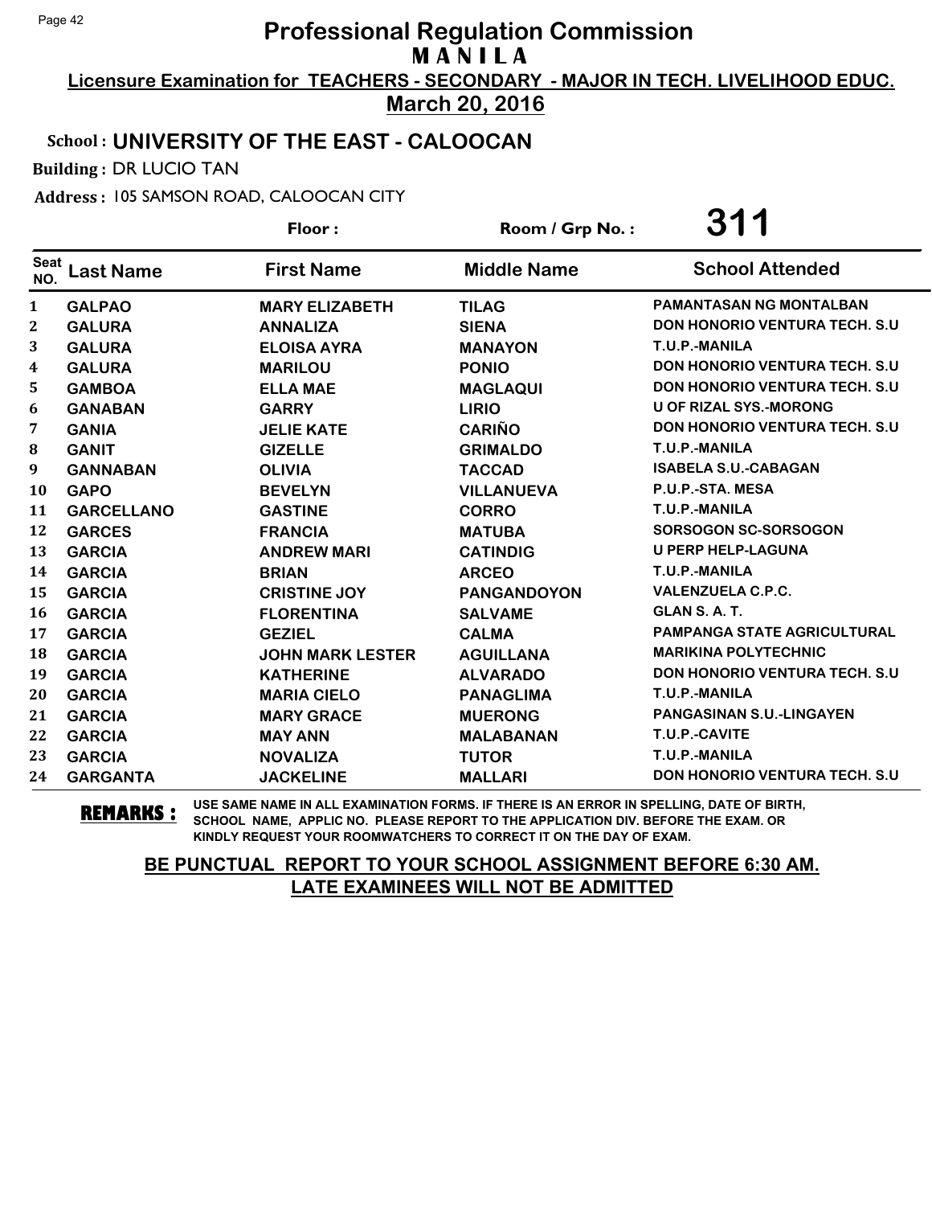# Professional Regulation Commission

## MANILA

**Licensure Examination for TEACHERS - SECONDARY - MAJOR IN TECH. LIVELIHOOD EDUC.**

**March 20, 2016**

**School : UNIVERSITY OF THE EAST - CALOOCAN**

**Building :** DR LUCIO TAN

**Address :** 105 SAMSON ROAD, CALOOCAN CITY

**Floor :** 

**Room / Grp No. : 311**

| Seat NO. | Last Name | First Name | Middle Name | School Attended |
|---|---|---|---|---|
| 1 | GALPAO | MARY ELIZABETH | TILAG | PAMANTASAN NG MONTALBAN |
| 2 | GALURA | ANNALIZA | SIENA | DON HONORIO VENTURA TECH. S.U |
| 3 | GALURA | ELOISA AYRA | MANAYON | T.U.P.-MANILA |
| 4 | GALURA | MARILOU | PONIO | DON HONORIO VENTURA TECH. S.U |
| 5 | GAMBOA | ELLA MAE | MAGLAQUI | DON HONORIO VENTURA TECH. S.U |
| 6 | GANABAN | GARRY | LIRIO | U OF RIZAL SYS.-MORONG |
| 7 | GANIA | JELIE KATE | CARIÑO | DON HONORIO VENTURA TECH. S.U |
| 8 | GANIT | GIZELLE | GRIMALDO | T.U.P.-MANILA |
| 9 | GANNABAN | OLIVIA | TACCAD | ISABELA S.U.-CABAGAN |
| 10 | GAPO | BEVELYN | VILLANUEVA | P.U.P.-STA. MESA |
| 11 | GARCELLANO | GASTINE | CORRO | T.U.P.-MANILA |
| 12 | GARCES | FRANCIA | MATUBA | SORSOGON SC-SORSOGON |
| 13 | GARCIA | ANDREW MARI | CATINDIG | U PERP HELP-LAGUNA |
| 14 | GARCIA | BRIAN | ARCEO | T.U.P.-MANILA |
| 15 | GARCIA | CRISTINE JOY | PANGANDOYON | VALENZUELA C.P.C. |
| 16 | GARCIA | FLORENTINA | SALVAME | GLAN S. A. T. |
| 17 | GARCIA | GEZIEL | CALMA | PAMPANGA STATE AGRICULTURAL |
| 18 | GARCIA | JOHN MARK LESTER | AGUILLANA | MARIKINA POLYTECHNIC |
| 19 | GARCIA | KATHERINE | ALVARADO | DON HONORIO VENTURA TECH. S.U |
| 20 | GARCIA | MARIA CIELO | PANAGLIMA | T.U.P.-MANILA |
| 21 | GARCIA | MARY GRACE | MUERONG | PANGASINAN S.U.-LINGAYEN |
| 22 | GARCIA | MAY ANN | MALABANAN | T.U.P.-CAVITE |
| 23 | GARCIA | NOVALIZA | TUTOR | T.U.P.-MANILA |
| 24 | GARGANTA | JACKELINE | MALLARI | DON HONORIO VENTURA TECH. S.U |

**REMARKS :** USE SAME NAME IN ALL EXAMINATION FORMS. IF THERE IS AN ERROR IN SPELLING, DATE OF BIRTH, SCHOOL NAME, APPLIC NO. PLEASE REPORT TO THE APPLICATION DIV. BEFORE THE EXAM. OR KINDLY REQUEST YOUR ROOMWATCHERS TO CORRECT IT ON THE DAY OF EXAM.

**BE PUNCTUAL REPORT TO YOUR SCHOOL ASSIGNMENT BEFORE 6:30 AM. LATE EXAMINEES WILL NOT BE ADMITTED**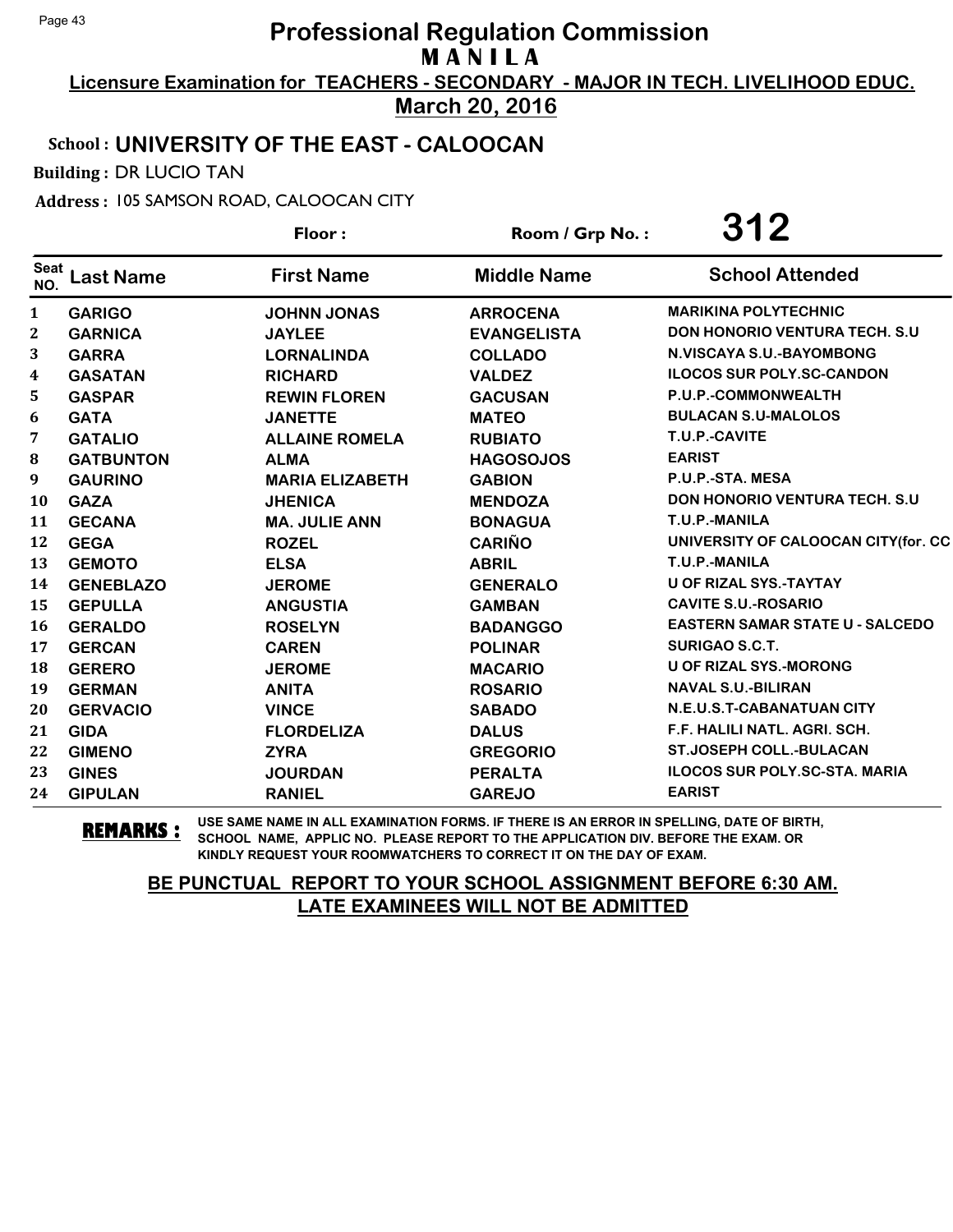# Professional Regulation Commission

## M A N I L A

**Licensure Examination for TEACHERS - SECONDARY - MAJOR IN TECH. LIVELIHOOD EDUC.**

**March 20, 2016**

**School : UNIVERSITY OF THE EAST - CALOOCAN**

**Building :** DR LUCIO TAN

**Address :** 105 SAMSON ROAD, CALOOCAN CITY

**Floor :** **Room / Grp No. : 312**

| Seat NO. | Last Name | First Name | Middle Name | School Attended |
|---|---|---|---|---|
| 1 | GARIGO | JOHNN JONAS | ARROCENA | MARIKINA POLYTECHNIC |
| 2 | GARNICA | JAYLEE | EVANGELISTA | DON HONORIO VENTURA TECH. S.U |
| 3 | GARRA | LORNALINDA | COLLADO | N.VISCAYA S.U.-BAYOMBONG |
| 4 | GASATAN | RICHARD | VALDEZ | ILOCOS SUR POLY.SC-CANDON |
| 5 | GASPAR | REWIN FLOREN | GACUSAN | P.U.P.-COMMONWEALTH |
| 6 | GATA | JANETTE | MATEO | BULACAN S.U-MALOLOS |
| 7 | GATALIO | ALLAINE ROMELA | RUBIATO | T.U.P.-CAVITE |
| 8 | GATBUNTON | ALMA | HAGOSOJOS | EARIST |
| 9 | GAURINO | MARIA ELIZABETH | GABION | P.U.P.-STA. MESA |
| 10 | GAZA | JHENICA | MENDOZA | DON HONORIO VENTURA TECH. S.U |
| 11 | GECANA | MA. JULIE ANN | BONAGUA | T.U.P.-MANILA |
| 12 | GEGA | ROZEL | CARIÑO | UNIVERSITY OF CALOOCAN CITY(for. CC |
| 13 | GEMOTO | ELSA | ABRIL | T.U.P.-MANILA |
| 14 | GENEBLAZO | JEROME | GENERALO | U OF RIZAL SYS.-TAYTAY |
| 15 | GEPULLA | ANGUSTIA | GAMBAN | CAVITE S.U.-ROSARIO |
| 16 | GERALDO | ROSELYN | BADANGGO | EASTERN SAMAR STATE U - SALCEDO |
| 17 | GERCAN | CAREN | POLINAR | SURIGAO S.C.T. |
| 18 | GERERO | JEROME | MACARIO | U OF RIZAL SYS.-MORONG |
| 19 | GERMAN | ANITA | ROSARIO | NAVAL S.U.-BILIRAN |
| 20 | GERVACIO | VINCE | SABADO | N.E.U.S.T-CABANATUAN CITY |
| 21 | GIDA | FLORDELIZA | DALUS | F.F. HALILI NATL. AGRI. SCH. |
| 22 | GIMENO | ZYRA | GREGORIO | ST.JOSEPH COLL.-BULACAN |
| 23 | GINES | JOURDAN | PERALTA | ILOCOS SUR POLY.SC-STA. MARIA |
| 24 | GIPULAN | RANIEL | GAREJO | EARIST |

**REMARKS :** USE SAME NAME IN ALL EXAMINATION FORMS. IF THERE IS AN ERROR IN SPELLING, DATE OF BIRTH, SCHOOL NAME, APPLIC NO. PLEASE REPORT TO THE APPLICATION DIV. BEFORE THE EXAM. OR KINDLY REQUEST YOUR ROOMWATCHERS TO CORRECT IT ON THE DAY OF EXAM.

**BE PUNCTUAL REPORT TO YOUR SCHOOL ASSIGNMENT BEFORE 6:30 AM. LATE EXAMINEES WILL NOT BE ADMITTED**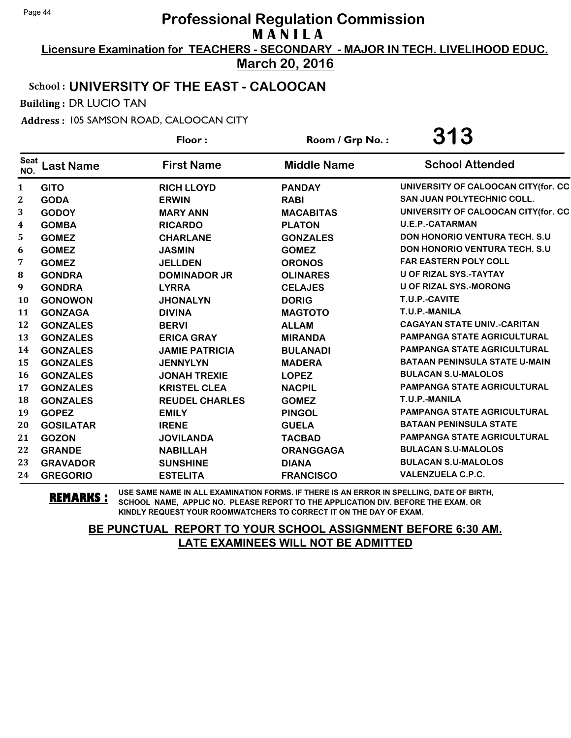# Professional Regulation Commission
## MANILA

**Licensure Examination for TEACHERS - SECONDARY - MAJOR IN TECH. LIVELIHOOD EDUC.**

**March 20, 2016**

**School : UNIVERSITY OF THE EAST - CALOOCAN**

**Building :** DR LUCIO TAN

**Address :** 105 SAMSON ROAD, CALOOCAN CITY

**Floor :** &nbsp;&nbsp;&nbsp;&nbsp; **Room / Grp No. : 313**

| Seat NO. | Last Name | First Name | Middle Name | School Attended |
|---|---|---|---|---|
| 1 | GITO | RICH LLOYD | PANDAY | UNIVERSITY OF CALOOCAN CITY(for. CC |
| 2 | GODA | ERWIN | RABI | SAN JUAN POLYTECHNIC COLL. |
| 3 | GODOY | MARY ANN | MACABITAS | UNIVERSITY OF CALOOCAN CITY(for. CC |
| 4 | GOMBA | RICARDO | PLATON | U.E.P.-CATARMAN |
| 5 | GOMEZ | CHARLANE | GONZALES | DON HONORIO VENTURA TECH. S.U |
| 6 | GOMEZ | JASMIN | GOMEZ | DON HONORIO VENTURA TECH. S.U |
| 7 | GOMEZ | JELLDEN | ORONOS | FAR EASTERN POLY COLL |
| 8 | GONDRA | DOMINADOR JR | OLINARES | U OF RIZAL SYS.-TAYTAY |
| 9 | GONDRA | LYRRA | CELAJES | U OF RIZAL SYS.-MORONG |
| 10 | GONOWON | JHONALYN | DORIG | T.U.P.-CAVITE |
| 11 | GONZAGA | DIVINA | MAGTOTO | T.U.P.-MANILA |
| 12 | GONZALES | BERVI | ALLAM | CAGAYAN STATE UNIV.-CARITAN |
| 13 | GONZALES | ERICA GRAY | MIRANDA | PAMPANGA STATE AGRICULTURAL |
| 14 | GONZALES | JAMIE PATRICIA | BULANADI | PAMPANGA STATE AGRICULTURAL |
| 15 | GONZALES | JENNYLYN | MADERA | BATAAN PENINSULA STATE U-MAIN |
| 16 | GONZALES | JONAH TREXIE | LOPEZ | BULACAN S.U-MALOLOS |
| 17 | GONZALES | KRISTEL CLEA | NACPIL | PAMPANGA STATE AGRICULTURAL |
| 18 | GONZALES | REUDEL CHARLES | GOMEZ | T.U.P.-MANILA |
| 19 | GOPEZ | EMILY | PINGOL | PAMPANGA STATE AGRICULTURAL |
| 20 | GOSILATAR | IRENE | GUELA | BATAAN PENINSULA STATE |
| 21 | GOZON | JOVILANDA | TACBAD | PAMPANGA STATE AGRICULTURAL |
| 22 | GRANDE | NABILLAH | ORANGGAGA | BULACAN S.U-MALOLOS |
| 23 | GRAVADOR | SUNSHINE | DIANA | BULACAN S.U-MALOLOS |
| 24 | GREGORIO | ESTELITA | FRANCISCO | VALENZUELA C.P.C. |

**REMARKS :** USE SAME NAME IN ALL EXAMINATION FORMS. IF THERE IS AN ERROR IN SPELLING, DATE OF BIRTH, SCHOOL NAME, APPLIC NO. PLEASE REPORT TO THE APPLICATION DIV. BEFORE THE EXAM. OR KINDLY REQUEST YOUR ROOMWATCHERS TO CORRECT IT ON THE DAY OF EXAM.

**BE PUNCTUAL REPORT TO YOUR SCHOOL ASSIGNMENT BEFORE 6:30 AM.**
**LATE EXAMINEES WILL NOT BE ADMITTED**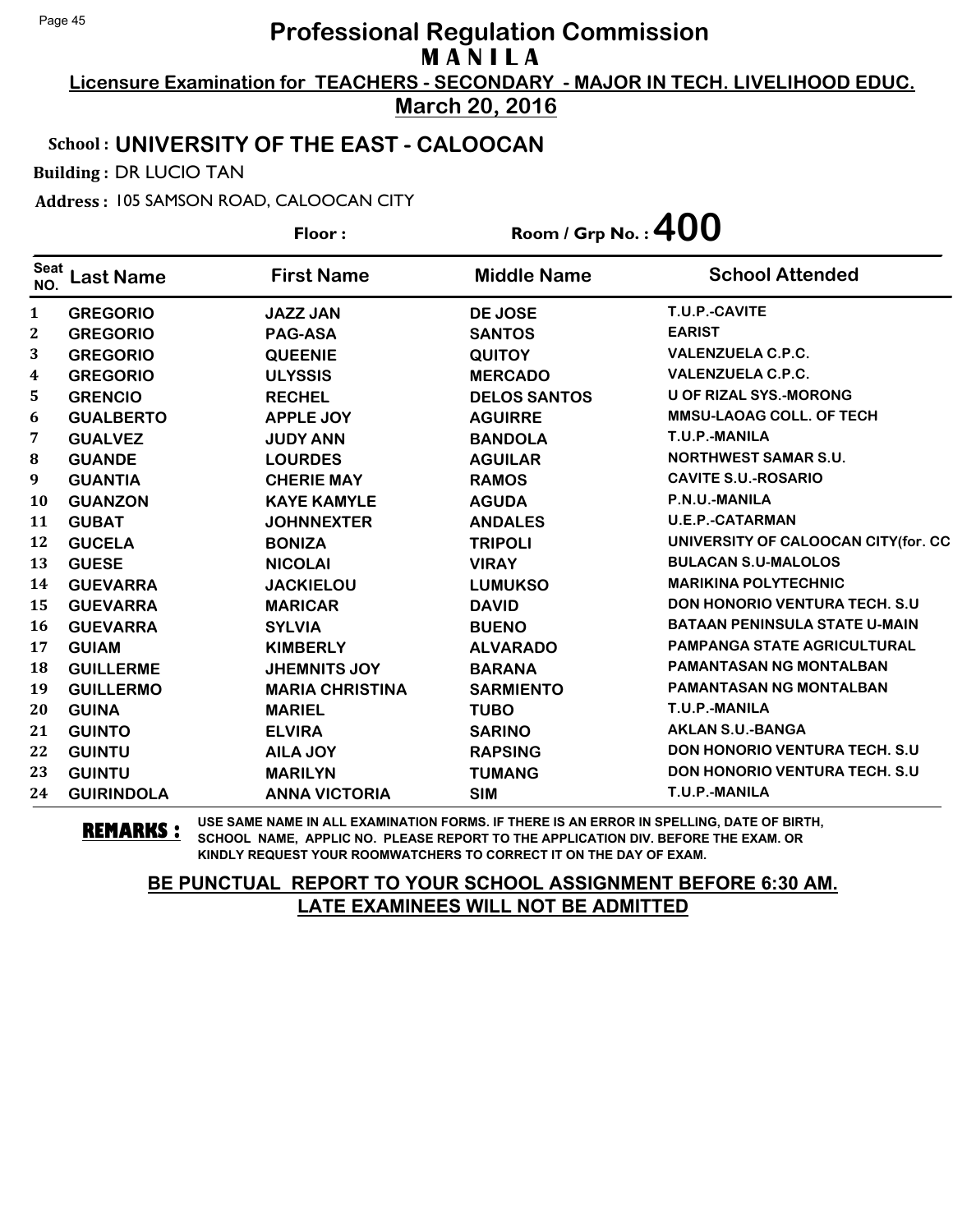# Professional Regulation Commission
## M A N I L A

**Licensure Examination for TEACHERS - SECONDARY - MAJOR IN TECH. LIVELIHOOD EDUC.**

**March 20, 2016**

**School : UNIVERSITY OF THE EAST - CALOOCAN**

**Building :** DR LUCIO TAN

**Address :** 105 SAMSON ROAD, CALOOCAN CITY

**Floor :** **Room / Grp No. : 400**

| Seat NO. | Last Name | First Name | Middle Name | School Attended |
|---|---|---|---|---|
| 1 | GREGORIO | JAZZ JAN | DE JOSE | T.U.P.-CAVITE |
| 2 | GREGORIO | PAG-ASA | SANTOS | EARIST |
| 3 | GREGORIO | QUEENIE | QUITOY | VALENZUELA C.P.C. |
| 4 | GREGORIO | ULYSSIS | MERCADO | VALENZUELA C.P.C. |
| 5 | GRENCIO | RECHEL | DELOS SANTOS | U OF RIZAL SYS.-MORONG |
| 6 | GUALBERTO | APPLE JOY | AGUIRRE | MMSU-LAOAG COLL. OF TECH |
| 7 | GUALVEZ | JUDY ANN | BANDOLA | T.U.P.-MANILA |
| 8 | GUANDE | LOURDES | AGUILAR | NORTHWEST SAMAR S.U. |
| 9 | GUANTIA | CHERIE MAY | RAMOS | CAVITE S.U.-ROSARIO |
| 10 | GUANZON | KAYE KAMYLE | AGUDA | P.N.U.-MANILA |
| 11 | GUBAT | JOHNNEXTER | ANDALES | U.E.P.-CATARMAN |
| 12 | GUCELA | BONIZA | TRIPOLI | UNIVERSITY OF CALOOCAN CITY(for. CC |
| 13 | GUESE | NICOLAI | VIRAY | BULACAN S.U-MALOLOS |
| 14 | GUEVARRA | JACKIELOU | LUMUKSO | MARIKINA POLYTECHNIC |
| 15 | GUEVARRA | MARICAR | DAVID | DON HONORIO VENTURA TECH. S.U |
| 16 | GUEVARRA | SYLVIA | BUENO | BATAAN PENINSULA STATE U-MAIN |
| 17 | GUIAM | KIMBERLY | ALVARADO | PAMPANGA STATE AGRICULTURAL |
| 18 | GUILLERME | JHEMNITS JOY | BARANA | PAMANTASAN NG MONTALBAN |
| 19 | GUILLERMO | MARIA CHRISTINA | SARMIENTO | PAMANTASAN NG MONTALBAN |
| 20 | GUINA | MARIEL | TUBO | T.U.P.-MANILA |
| 21 | GUINTO | ELVIRA | SARINO | AKLAN S.U.-BANGA |
| 22 | GUINTU | AILA JOY | RAPSING | DON HONORIO VENTURA TECH. S.U |
| 23 | GUINTU | MARILYN | TUMANG | DON HONORIO VENTURA TECH. S.U |
| 24 | GUIRINDOLA | ANNA VICTORIA | SIM | T.U.P.-MANILA |

**REMARKS :** USE SAME NAME IN ALL EXAMINATION FORMS. IF THERE IS AN ERROR IN SPELLING, DATE OF BIRTH, SCHOOL NAME, APPLIC NO. PLEASE REPORT TO THE APPLICATION DIV. BEFORE THE EXAM. OR KINDLY REQUEST YOUR ROOMWATCHERS TO CORRECT IT ON THE DAY OF EXAM.

**BE PUNCTUAL REPORT TO YOUR SCHOOL ASSIGNMENT BEFORE 6:30 AM.**
**LATE EXAMINEES WILL NOT BE ADMITTED**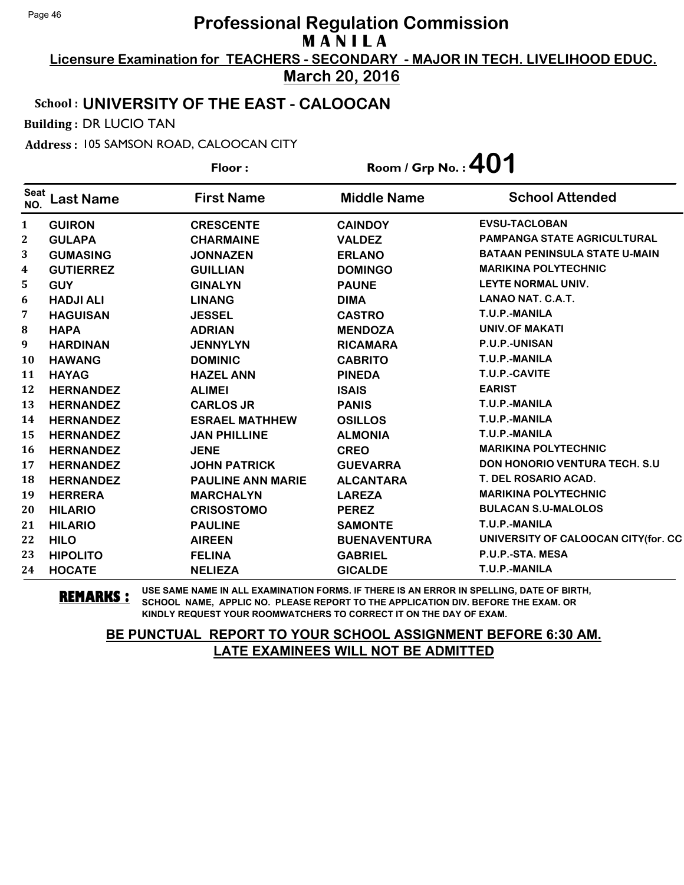# Professional Regulation Commission

**M A N I L A**

**Licensure Examination for TEACHERS - SECONDARY - MAJOR IN TECH. LIVELIHOOD EDUC.**

**March 20, 2016**

**School : UNIVERSITY OF THE EAST - CALOOCAN**

**Building :** DR LUCIO TAN

**Address :** 105 SAMSON ROAD, CALOOCAN CITY

**Floor :** 

**Room / Grp No. : 401**

| Seat NO. | Last Name | First Name | Middle Name | School Attended |
|---|---|---|---|---|
| 1 | GUIRON | CRESCENTE | CAINDOY | EVSU-TACLOBAN |
| 2 | GULAPA | CHARMAINE | VALDEZ | PAMPANGA STATE AGRICULTURAL |
| 3 | GUMASING | JONNAZEN | ERLANO | BATAAN PENINSULA STATE U-MAIN |
| 4 | GUTIERREZ | GUILLIAN | DOMINGO | MARIKINA POLYTECHNIC |
| 5 | GUY | GINALYN | PAUNE | LEYTE NORMAL UNIV. |
| 6 | HADJI ALI | LINANG | DIMA | LANAO NAT. C.A.T. |
| 7 | HAGUISAN | JESSEL | CASTRO | T.U.P.-MANILA |
| 8 | HAPA | ADRIAN | MENDOZA | UNIV.OF MAKATI |
| 9 | HARDINAN | JENNYLYN | RICAMARA | P.U.P.-UNISAN |
| 10 | HAWANG | DOMINIC | CABRITO | T.U.P.-MANILA |
| 11 | HAYAG | HAZEL ANN | PINEDA | T.U.P.-CAVITE |
| 12 | HERNANDEZ | ALIMEI | ISAIS | EARIST |
| 13 | HERNANDEZ | CARLOS JR | PANIS | T.U.P.-MANILA |
| 14 | HERNANDEZ | ESRAEL MATHHEW | OSILLOS | T.U.P.-MANILA |
| 15 | HERNANDEZ | JAN PHILLINE | ALMONIA | T.U.P.-MANILA |
| 16 | HERNANDEZ | JENE | CREO | MARIKINA POLYTECHNIC |
| 17 | HERNANDEZ | JOHN PATRICK | GUEVARRA | DON HONORIO VENTURA TECH. S.U |
| 18 | HERNANDEZ | PAULINE ANN MARIE | ALCANTARA | T. DEL ROSARIO ACAD. |
| 19 | HERRERA | MARCHALYN | LAREZA | MARIKINA POLYTECHNIC |
| 20 | HILARIO | CRISOSTOMO | PEREZ | BULACAN S.U-MALOLOS |
| 21 | HILARIO | PAULINE | SAMONTE | T.U.P.-MANILA |
| 22 | HILO | AIREEN | BUENAVENTURA | UNIVERSITY OF CALOOCAN CITY(for. CC |
| 23 | HIPOLITO | FELINA | GABRIEL | P.U.P.-STA. MESA |
| 24 | HOCATE | NELIEZA | GICALDE | T.U.P.-MANILA |

**REMARKS :** USE SAME NAME IN ALL EXAMINATION FORMS. IF THERE IS AN ERROR IN SPELLING, DATE OF BIRTH, SCHOOL NAME, APPLIC NO. PLEASE REPORT TO THE APPLICATION DIV. BEFORE THE EXAM. OR KINDLY REQUEST YOUR ROOMWATCHERS TO CORRECT IT ON THE DAY OF EXAM.

**BE PUNCTUAL REPORT TO YOUR SCHOOL ASSIGNMENT BEFORE 6:30 AM.**
**LATE EXAMINEES WILL NOT BE ADMITTED**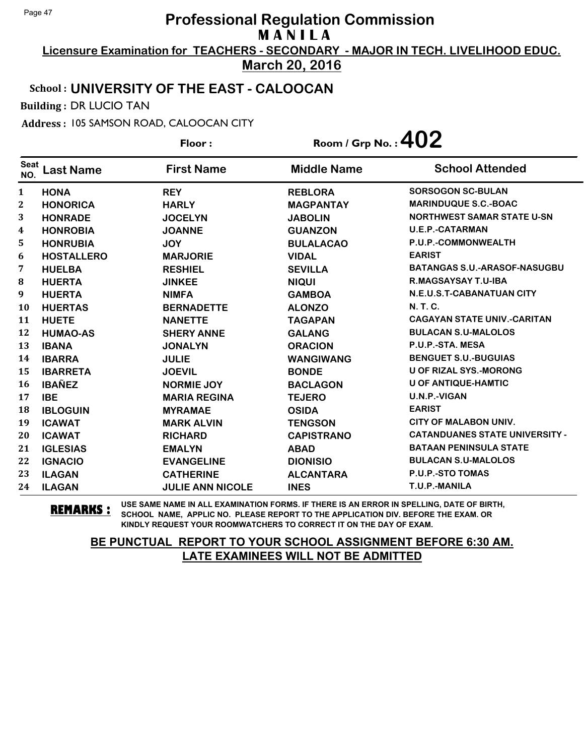# Professional Regulation Commission
## M A N I L A

**Licensure Examination for TEACHERS - SECONDARY - MAJOR IN TECH. LIVELIHOOD EDUC.**

**March 20, 2016**

**School : UNIVERSITY OF THE EAST - CALOOCAN**

**Building :** DR LUCIO TAN

**Address :** 105 SAMSON ROAD, CALOOCAN CITY

**Floor :** 

**Room / Grp No. : 402**

| Seat NO. | Last Name | First Name | Middle Name | School Attended |
|---|---|---|---|---|
| 1 | HONA | REY | REBLORA | SORSOGON SC-BULAN |
| 2 | HONORICA | HARLY | MAGPANTAY | MARINDUQUE S.C.-BOAC |
| 3 | HONRADE | JOCELYN | JABOLIN | NORTHWEST SAMAR STATE U-SN |
| 4 | HONROBIA | JOANNE | GUANZON | U.E.P.-CATARMAN |
| 5 | HONRUBIA | JOY | BULALACAO | P.U.P.-COMMONWEALTH |
| 6 | HOSTALLERO | MARJORIE | VIDAL | EARIST |
| 7 | HUELBA | RESHIEL | SEVILLA | BATANGAS S.U.-ARASOF-NASUGBU |
| 8 | HUERTA | JINKEE | NIQUI | R.MAGSAYSAY T.U-IBA |
| 9 | HUERTA | NIMFA | GAMBOA | N.E.U.S.T-CABANATUAN CITY |
| 10 | HUERTAS | BERNADETTE | ALONZO | N. T. C. |
| 11 | HUETE | NANETTE | TAGAPAN | CAGAYAN STATE UNIV.-CARITAN |
| 12 | HUMAO-AS | SHERY ANNE | GALANG | BULACAN S.U-MALOLOS |
| 13 | IBANA | JONALYN | ORACION | P.U.P.-STA. MESA |
| 14 | IBARRA | JULIE | WANGIWANG | BENGUET S.U.-BUGUIAS |
| 15 | IBARRETA | JOEVIL | BONDE | U OF RIZAL SYS.-MORONG |
| 16 | IBAÑEZ | NORMIE JOY | BACLAGON | U OF ANTIQUE-HAMTIC |
| 17 | IBE | MARIA REGINA | TEJERO | U.N.P.-VIGAN |
| 18 | IBLOGUIN | MYRAMAE | OSIDA | EARIST |
| 19 | ICAWAT | MARK ALVIN | TENGSON | CITY OF MALABON UNIV. |
| 20 | ICAWAT | RICHARD | CAPISTRANO | CATANDUANES STATE UNIVERSITY - |
| 21 | IGLESIAS | EMALYN | ABAD | BATAAN PENINSULA STATE |
| 22 | IGNACIO | EVANGELINE | DIONISIO | BULACAN S.U-MALOLOS |
| 23 | ILAGAN | CATHERINE | ALCANTARA | P.U.P.-STO TOMAS |
| 24 | ILAGAN | JULIE ANN NICOLE | INES | T.U.P.-MANILA |

**REMARKS :** USE SAME NAME IN ALL EXAMINATION FORMS. IF THERE IS AN ERROR IN SPELLING, DATE OF BIRTH, SCHOOL NAME, APPLIC NO. PLEASE REPORT TO THE APPLICATION DIV. BEFORE THE EXAM. OR KINDLY REQUEST YOUR ROOMWATCHERS TO CORRECT IT ON THE DAY OF EXAM.

**BE PUNCTUAL REPORT TO YOUR SCHOOL ASSIGNMENT BEFORE 6:30 AM. LATE EXAMINEES WILL NOT BE ADMITTED**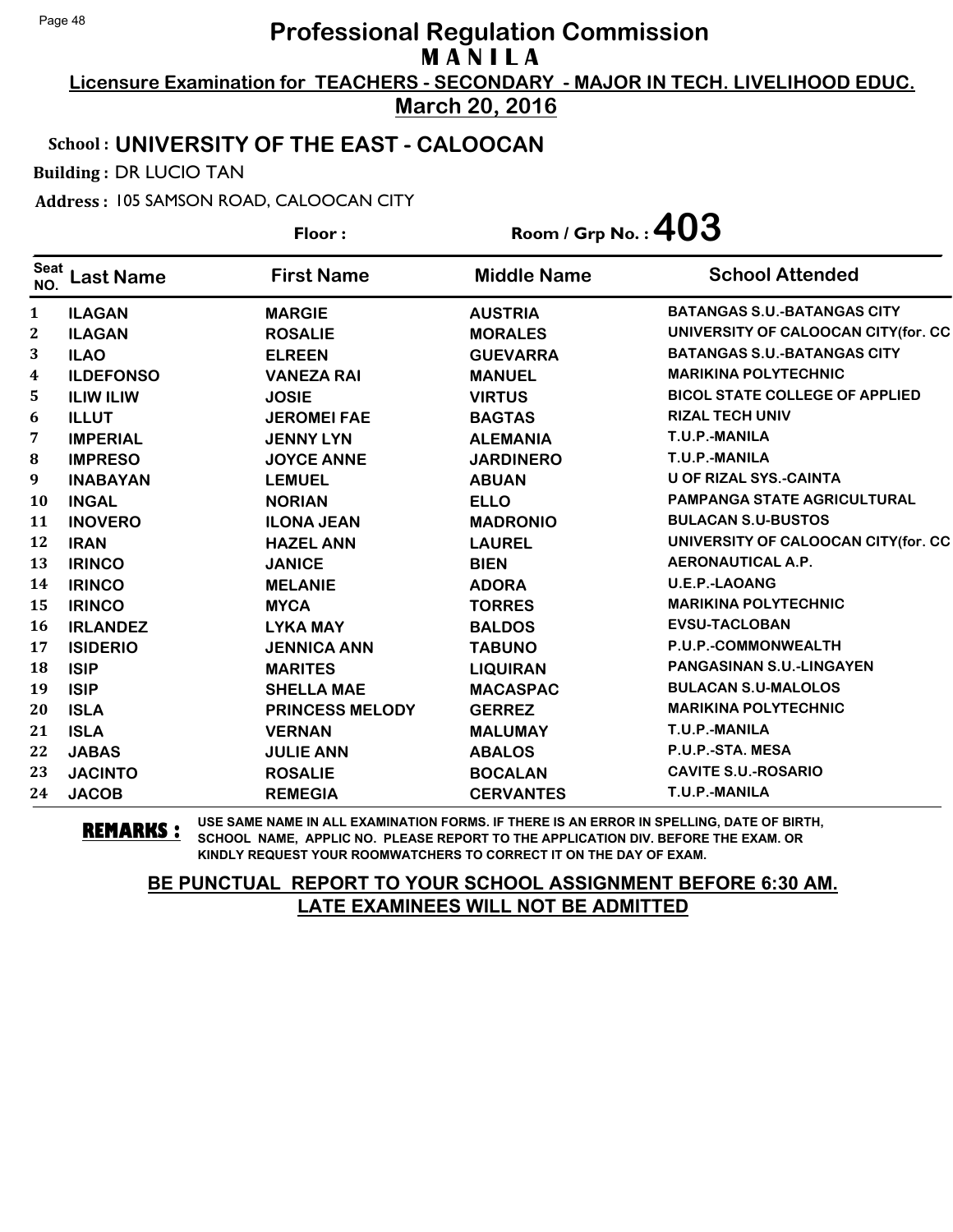# Professional Regulation Commission
## MANILA
**Licensure Examination for TEACHERS - SECONDARY - MAJOR IN TECH. LIVELIHOOD EDUC.**
**March 20, 2016**

**School : UNIVERSITY OF THE EAST - CALOOCAN**

**Building :** DR LUCIO TAN

**Address :** 105 SAMSON ROAD, CALOOCAN CITY

**Floor :** **Room / Grp No. : 403**

| Seat NO. | Last Name | First Name | Middle Name | School Attended |
|---|---|---|---|---|
| 1 | ILAGAN | MARGIE | AUSTRIA | BATANGAS S.U.-BATANGAS CITY |
| 2 | ILAGAN | ROSALIE | MORALES | UNIVERSITY OF CALOOCAN CITY(for. CC |
| 3 | ILAO | ELREEN | GUEVARRA | BATANGAS S.U.-BATANGAS CITY |
| 4 | ILDEFONSO | VANEZA RAI | MANUEL | MARIKINA POLYTECHNIC |
| 5 | ILIW ILIW | JOSIE | VIRTUS | BICOL STATE COLLEGE OF APPLIED |
| 6 | ILLUT | JEROMEI FAE | BAGTAS | RIZAL TECH UNIV |
| 7 | IMPERIAL | JENNY LYN | ALEMANIA | T.U.P.-MANILA |
| 8 | IMPRESO | JOYCE ANNE | JARDINERO | T.U.P.-MANILA |
| 9 | INABAYAN | LEMUEL | ABUAN | U OF RIZAL SYS.-CAINTA |
| 10 | INGAL | NORIAN | ELLO | PAMPANGA STATE AGRICULTURAL |
| 11 | INOVERO | ILONA JEAN | MADRONIO | BULACAN S.U-BUSTOS |
| 12 | IRAN | HAZEL ANN | LAUREL | UNIVERSITY OF CALOOCAN CITY(for. CC |
| 13 | IRINCO | JANICE | BIEN | AERONAUTICAL A.P. |
| 14 | IRINCO | MELANIE | ADORA | U.E.P.-LAOANG |
| 15 | IRINCO | MYCA | TORRES | MARIKINA POLYTECHNIC |
| 16 | IRLANDEZ | LYKA MAY | BALDOS | EVSU-TACLOBAN |
| 17 | ISIDERIO | JENNICA ANN | TABUNO | P.U.P.-COMMONWEALTH |
| 18 | ISIP | MARITES | LIQUIRAN | PANGASINAN S.U.-LINGAYEN |
| 19 | ISIP | SHELLA MAE | MACASPAC | BULACAN S.U-MALOLOS |
| 20 | ISLA | PRINCESS MELODY | GERREZ | MARIKINA POLYTECHNIC |
| 21 | ISLA | VERNAN | MALUMAY | T.U.P.-MANILA |
| 22 | JABAS | JULIE ANN | ABALOS | P.U.P.-STA. MESA |
| 23 | JACINTO | ROSALIE | BOCALAN | CAVITE S.U.-ROSARIO |
| 24 | JACOB | REMEGIA | CERVANTES | T.U.P.-MANILA |

**REMARKS :** USE SAME NAME IN ALL EXAMINATION FORMS. IF THERE IS AN ERROR IN SPELLING, DATE OF BIRTH, SCHOOL NAME, APPLIC NO. PLEASE REPORT TO THE APPLICATION DIV. BEFORE THE EXAM. OR KINDLY REQUEST YOUR ROOMWATCHERS TO CORRECT IT ON THE DAY OF EXAM.

**BE PUNCTUAL REPORT TO YOUR SCHOOL ASSIGNMENT BEFORE 6:30 AM.**
**LATE EXAMINEES WILL NOT BE ADMITTED**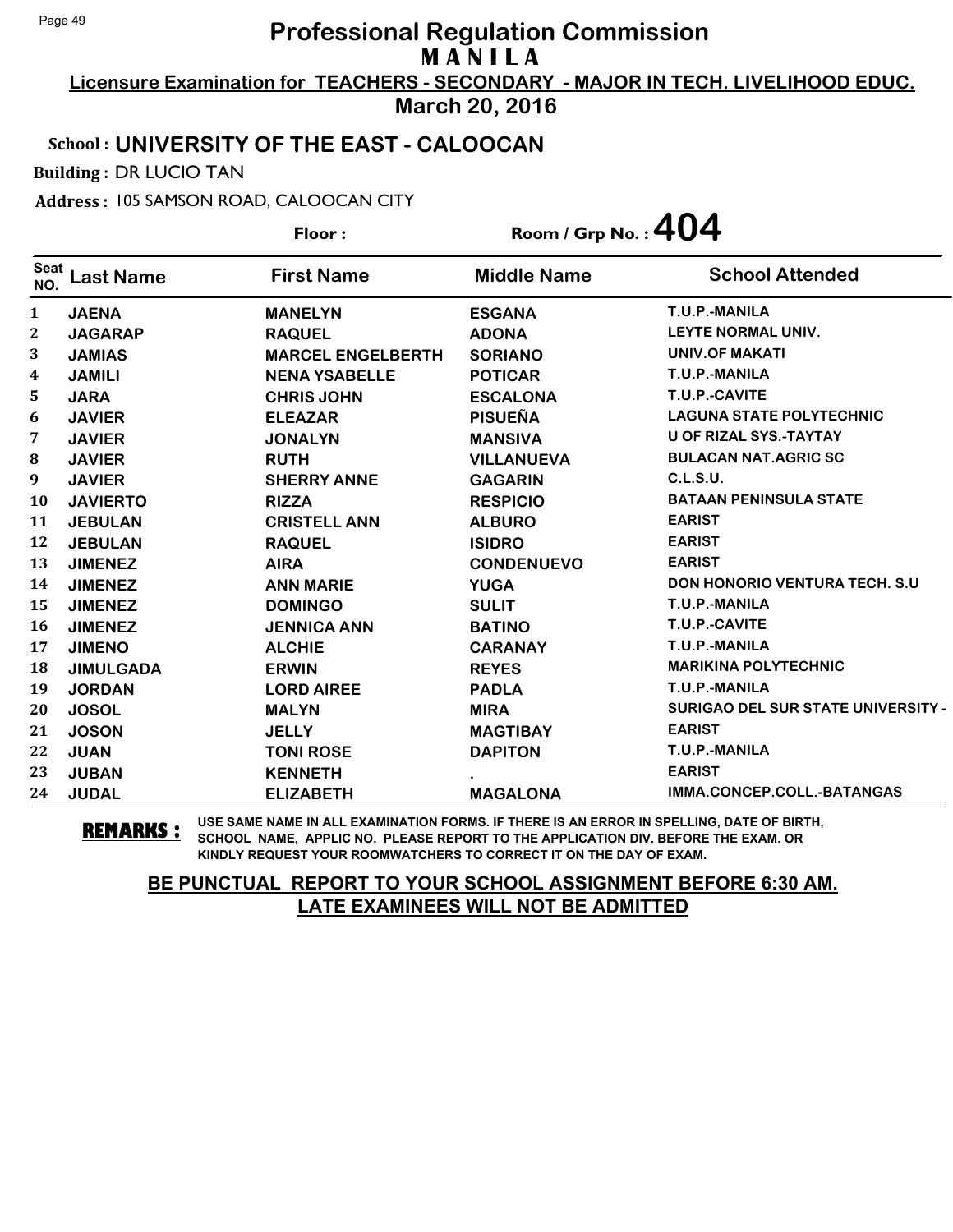# Professional Regulation Commission

**M A N I L A**

**Licensure Examination for TEACHERS - SECONDARY - MAJOR IN TECH. LIVELIHOOD EDUC.**

**March 20, 2016**

**School : UNIVERSITY OF THE EAST - CALOOCAN**

**Building :** DR LUCIO TAN

**Address :** 105 SAMSON ROAD, CALOOCAN CITY

**Floor :** **Room / Grp No. : 404**

| Seat NO. | Last Name | First Name | Middle Name | School Attended |
|---|---|---|---|---|
| 1 | JAENA | MANELYN | ESGANA | T.U.P.-MANILA |
| 2 | JAGARAP | RAQUEL | ADONA | LEYTE NORMAL UNIV. |
| 3 | JAMIAS | MARCEL ENGELBERTH | SORIANO | UNIV.OF MAKATI |
| 4 | JAMILI | NENA YSABELLE | POTICAR | T.U.P.-MANILA |
| 5 | JARA | CHRIS JOHN | ESCALONA | T.U.P.-CAVITE |
| 6 | JAVIER | ELEAZAR | PISUEÑA | LAGUNA STATE POLYTECHNIC |
| 7 | JAVIER | JONALYN | MANSIVA | U OF RIZAL SYS.-TAYTAY |
| 8 | JAVIER | RUTH | VILLANUEVA | BULACAN NAT.AGRIC SC |
| 9 | JAVIER | SHERRY ANNE | GAGARIN | C.L.S.U. |
| 10 | JAVIERTO | RIZZA | RESPICIO | BATAAN PENINSULA STATE |
| 11 | JEBULAN | CRISTELL ANN | ALBURO | EARIST |
| 12 | JEBULAN | RAQUEL | ISIDRO | EARIST |
| 13 | JIMENEZ | AIRA | CONDENUEVO | EARIST |
| 14 | JIMENEZ | ANN MARIE | YUGA | DON HONORIO VENTURA TECH. S.U |
| 15 | JIMENEZ | DOMINGO | SULIT | T.U.P.-MANILA |
| 16 | JIMENEZ | JENNICA ANN | BATINO | T.U.P.-CAVITE |
| 17 | JIMENO | ALCHIE | CARANAY | T.U.P.-MANILA |
| 18 | JIMULGADA | ERWIN | REYES | MARIKINA POLYTECHNIC |
| 19 | JORDAN | LORD AIREE | PADLA | T.U.P.-MANILA |
| 20 | JOSOL | MALYN | MIRA | SURIGAO DEL SUR STATE UNIVERSITY - |
| 21 | JOSON | JELLY | MAGTIBAY | EARIST |
| 22 | JUAN | TONI ROSE | DAPITON | T.U.P.-MANILA |
| 23 | JUBAN | KENNETH | . | EARIST |
| 24 | JUDAL | ELIZABETH | MAGALONA | IMMA.CONCEP.COLL.-BATANGAS |

**REMARKS :** USE SAME NAME IN ALL EXAMINATION FORMS. IF THERE IS AN ERROR IN SPELLING, DATE OF BIRTH, SCHOOL NAME, APPLIC NO. PLEASE REPORT TO THE APPLICATION DIV. BEFORE THE EXAM. OR KINDLY REQUEST YOUR ROOMWATCHERS TO CORRECT IT ON THE DAY OF EXAM.

**BE PUNCTUAL REPORT TO YOUR SCHOOL ASSIGNMENT BEFORE 6:30 AM.**
**LATE EXAMINEES WILL NOT BE ADMITTED**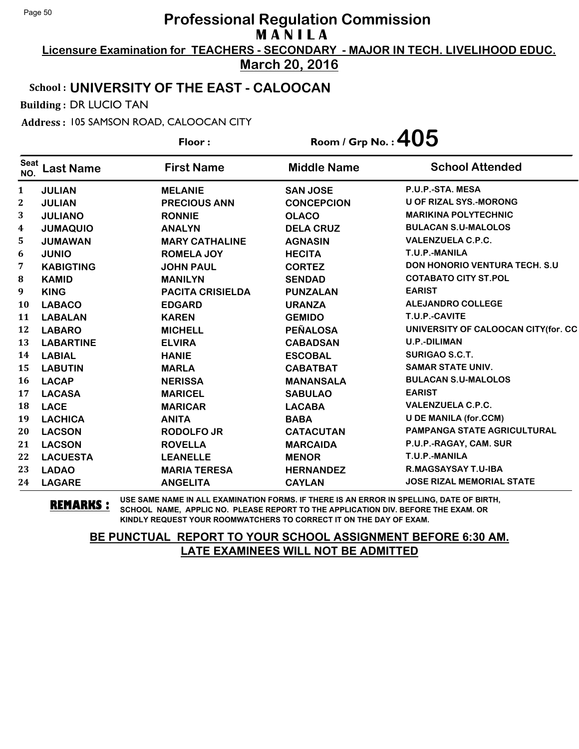# Professional Regulation Commission

## MANILA

**Licensure Examination for TEACHERS - SECONDARY - MAJOR IN TECH. LIVELIHOOD EDUC.**

**March 20, 2016**

**School : UNIVERSITY OF THE EAST - CALOOCAN**

**Building :** DR LUCIO TAN

**Address :** 105 SAMSON ROAD, CALOOCAN CITY

**Floor :** 

**Room / Grp No. : 405**

| Seat NO. | Last Name | First Name | Middle Name | School Attended |
|---|---|---|---|---|
| 1 | JULIAN | MELANIE | SAN JOSE | P.U.P.-STA. MESA |
| 2 | JULIAN | PRECIOUS ANN | CONCEPCION | U OF RIZAL SYS.-MORONG |
| 3 | JULIANO | RONNIE | OLACO | MARIKINA POLYTECHNIC |
| 4 | JUMAQUIO | ANALYN | DELA CRUZ | BULACAN S.U-MALOLOS |
| 5 | JUMAWAN | MARY CATHALINE | AGNASIN | VALENZUELA C.P.C. |
| 6 | JUNIO | ROMELA JOY | HECITA | T.U.P.-MANILA |
| 7 | KABIGTING | JOHN PAUL | CORTEZ | DON HONORIO VENTURA TECH. S.U |
| 8 | KAMID | MANILYN | SENDAD | COTABATO CITY ST.POL |
| 9 | KING | PACITA CRISIELDA | PUNZALAN | EARIST |
| 10 | LABACO | EDGARD | URANZA | ALEJANDRO COLLEGE |
| 11 | LABALAN | KAREN | GEMIDO | T.U.P.-CAVITE |
| 12 | LABARO | MICHELL | PEÑALOSA | UNIVERSITY OF CALOOCAN CITY(for. CC |
| 13 | LABARTINE | ELVIRA | CABADSAN | U.P.-DILIMAN |
| 14 | LABIAL | HANIE | ESCOBAL | SURIGAO S.C.T. |
| 15 | LABUTIN | MARLA | CABATBAT | SAMAR STATE UNIV. |
| 16 | LACAP | NERISSA | MANANSALA | BULACAN S.U-MALOLOS |
| 17 | LACASA | MARICEL | SABULAO | EARIST |
| 18 | LACE | MARICAR | LACABA | VALENZUELA C.P.C. |
| 19 | LACHICA | ANITA | BABA | U DE MANILA (for.CCM) |
| 20 | LACSON | RODOLFO JR | CATACUTAN | PAMPANGA STATE AGRICULTURAL |
| 21 | LACSON | ROVELLA | MARCAIDA | P.U.P.-RAGAY, CAM. SUR |
| 22 | LACUESTA | LEANELLE | MENOR | T.U.P.-MANILA |
| 23 | LADAO | MARIA TERESA | HERNANDEZ | R.MAGSAYSAY T.U-IBA |
| 24 | LAGARE | ANGELITA | CAYLAN | JOSE RIZAL MEMORIAL STATE |

**REMARKS :** USE SAME NAME IN ALL EXAMINATION FORMS. IF THERE IS AN ERROR IN SPELLING, DATE OF BIRTH, SCHOOL NAME, APPLIC NO. PLEASE REPORT TO THE APPLICATION DIV. BEFORE THE EXAM. OR KINDLY REQUEST YOUR ROOMWATCHERS TO CORRECT IT ON THE DAY OF EXAM.

**BE PUNCTUAL REPORT TO YOUR SCHOOL ASSIGNMENT BEFORE 6:30 AM.**
**LATE EXAMINEES WILL NOT BE ADMITTED**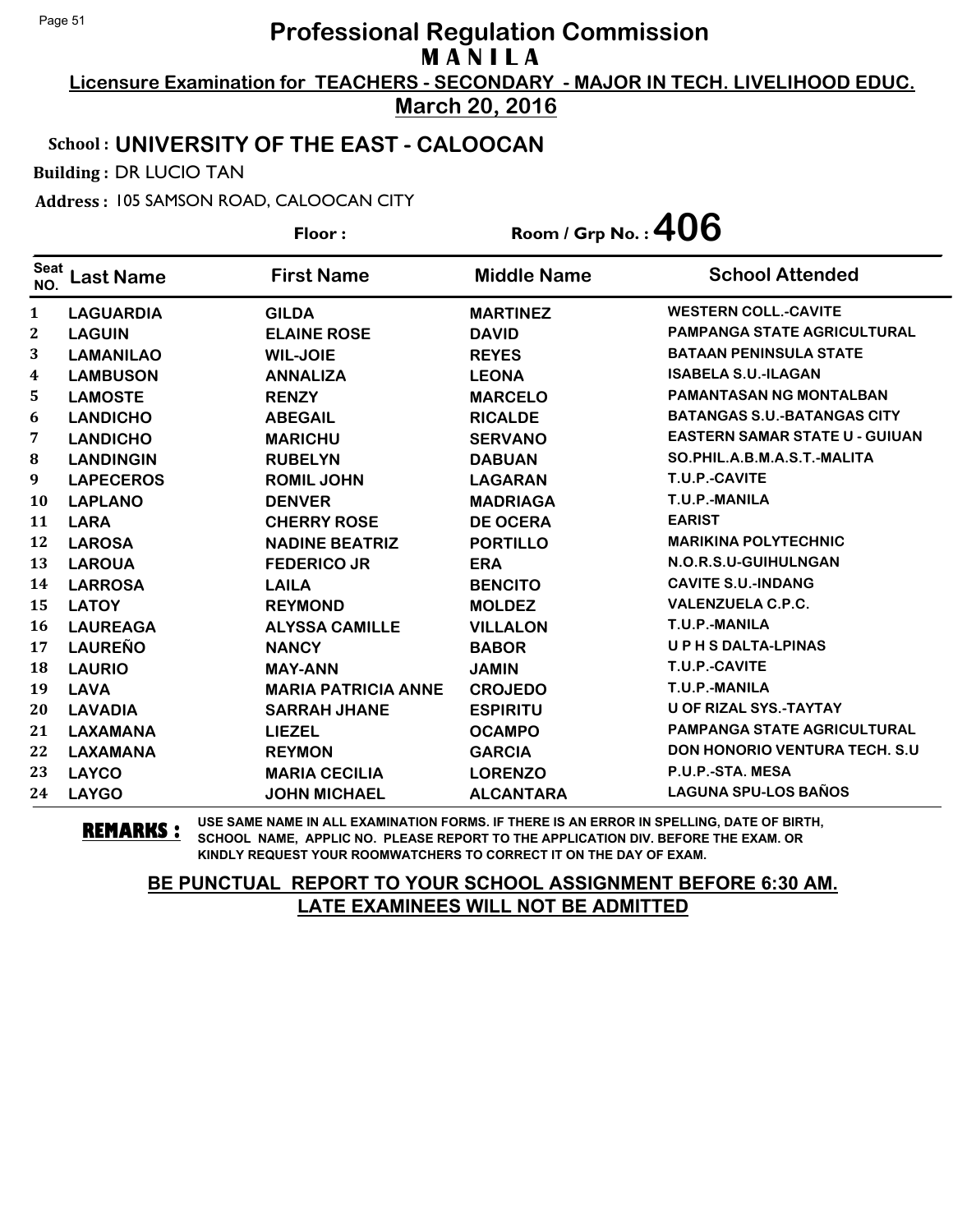# Professional Regulation Commission
## MANILA

**Licensure Examination for TEACHERS - SECONDARY - MAJOR IN TECH. LIVELIHOOD EDUC.**

**March 20, 2016**

**School : UNIVERSITY OF THE EAST - CALOOCAN**

**Building :** DR LUCIO TAN

**Address :** 105 SAMSON ROAD, CALOOCAN CITY

**Floor :** 

**Room / Grp No. : 406**

| Seat NO. | Last Name | First Name | Middle Name | School Attended |
|---|---|---|---|---|
| 1 | LAGUARDIA | GILDA | MARTINEZ | WESTERN COLL.-CAVITE |
| 2 | LAGUIN | ELAINE ROSE | DAVID | PAMPANGA STATE AGRICULTURAL |
| 3 | LAMANILAO | WIL-JOIE | REYES | BATAAN PENINSULA STATE |
| 4 | LAMBUSON | ANNALIZA | LEONA | ISABELA S.U.-ILAGAN |
| 5 | LAMOSTE | RENZY | MARCELO | PAMANTASAN NG MONTALBAN |
| 6 | LANDICHO | ABEGAIL | RICALDE | BATANGAS S.U.-BATANGAS CITY |
| 7 | LANDICHO | MARICHU | SERVANO | EASTERN SAMAR STATE U - GUIUAN |
| 8 | LANDINGIN | RUBELYN | DABUAN | SO.PHIL.A.B.M.A.S.T.-MALITA |
| 9 | LAPECEROS | ROMIL JOHN | LAGARAN | T.U.P.-CAVITE |
| 10 | LAPLANO | DENVER | MADRIAGA | T.U.P.-MANILA |
| 11 | LARA | CHERRY ROSE | DE OCERA | EARIST |
| 12 | LAROSA | NADINE BEATRIZ | PORTILLO | MARIKINA POLYTECHNIC |
| 13 | LAROUA | FEDERICO JR | ERA | N.O.R.S.U-GUIHULNGAN |
| 14 | LARROSA | LAILA | BENCITO | CAVITE S.U.-INDANG |
| 15 | LATOY | REYMOND | MOLDEZ | VALENZUELA C.P.C. |
| 16 | LAUREAGA | ALYSSA CAMILLE | VILLALON | T.U.P.-MANILA |
| 17 | LAUREÑO | NANCY | BABOR | U P H S DALTA-LPINAS |
| 18 | LAURIO | MAY-ANN | JAMIN | T.U.P.-CAVITE |
| 19 | LAVA | MARIA PATRICIA ANNE | CROJEDO | T.U.P.-MANILA |
| 20 | LAVADIA | SARRAH JHANE | ESPIRITU | U OF RIZAL SYS.-TAYTAY |
| 21 | LAXAMANA | LIEZEL | OCAMPO | PAMPANGA STATE AGRICULTURAL |
| 22 | LAXAMANA | REYMON | GARCIA | DON HONORIO VENTURA TECH. S.U |
| 23 | LAYCO | MARIA CECILIA | LORENZO | P.U.P.-STA. MESA |
| 24 | LAYGO | JOHN MICHAEL | ALCANTARA | LAGUNA SPU-LOS BAÑOS |

**REMARKS :** USE SAME NAME IN ALL EXAMINATION FORMS. IF THERE IS AN ERROR IN SPELLING, DATE OF BIRTH, SCHOOL NAME, APPLIC NO. PLEASE REPORT TO THE APPLICATION DIV. BEFORE THE EXAM. OR KINDLY REQUEST YOUR ROOMWATCHERS TO CORRECT IT ON THE DAY OF EXAM.

**BE PUNCTUAL REPORT TO YOUR SCHOOL ASSIGNMENT BEFORE 6:30 AM. LATE EXAMINEES WILL NOT BE ADMITTED**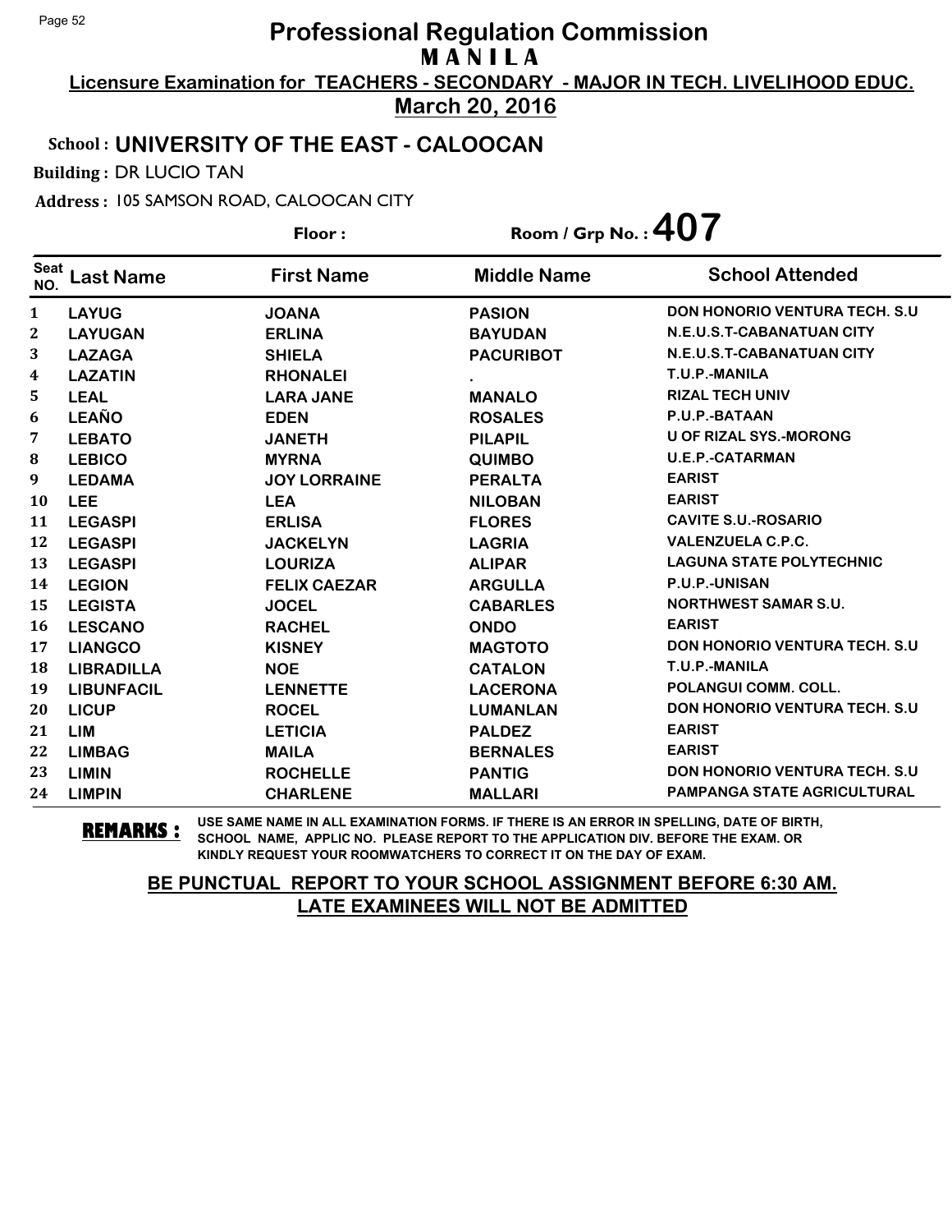# Professional Regulation Commission

## M A N I L A

**Licensure Examination for TEACHERS - SECONDARY - MAJOR IN TECH. LIVELIHOOD EDUC.**

**March 20, 2016**

**School : UNIVERSITY OF THE EAST - CALOOCAN**

**Building :** DR LUCIO TAN

**Address :** 105 SAMSON ROAD, CALOOCAN CITY

**Floor :** 

**Room / Grp No. : 407**

| Seat NO. | Last Name | First Name | Middle Name | School Attended |
|---|---|---|---|---|
| 1 | LAYUG | JOANA | PASION | DON HONORIO VENTURA TECH. S.U |
| 2 | LAYUGAN | ERLINA | BAYUDAN | N.E.U.S.T-CABANATUAN CITY |
| 3 | LAZAGA | SHIELA | PACURIBOT | N.E.U.S.T-CABANATUAN CITY |
| 4 | LAZATIN | RHONALEI | . | T.U.P.-MANILA |
| 5 | LEAL | LARA JANE | MANALO | RIZAL TECH UNIV |
| 6 | LEAÑO | EDEN | ROSALES | P.U.P.-BATAAN |
| 7 | LEBATO | JANETH | PILAPIL | U OF RIZAL SYS.-MORONG |
| 8 | LEBICO | MYRNA | QUIMBO | U.E.P.-CATARMAN |
| 9 | LEDAMA | JOY LORRAINE | PERALTA | EARIST |
| 10 | LEE | LEA | NILOBAN | EARIST |
| 11 | LEGASPI | ERLISA | FLORES | CAVITE S.U.-ROSARIO |
| 12 | LEGASPI | JACKELYN | LAGRIA | VALENZUELA C.P.C. |
| 13 | LEGASPI | LOURIZA | ALIPAR | LAGUNA STATE POLYTECHNIC |
| 14 | LEGION | FELIX CAEZAR | ARGULLA | P.U.P.-UNISAN |
| 15 | LEGISTA | JOCEL | CABARLES | NORTHWEST SAMAR S.U. |
| 16 | LESCANO | RACHEL | ONDO | EARIST |
| 17 | LIANGCO | KISNEY | MAGTOTO | DON HONORIO VENTURA TECH. S.U |
| 18 | LIBRADILLA | NOE | CATALON | T.U.P.-MANILA |
| 19 | LIBUNFACIL | LENNETTE | LACERONA | POLANGUI COMM. COLL. |
| 20 | LICUP | ROCEL | LUMANLAN | DON HONORIO VENTURA TECH. S.U |
| 21 | LIM | LETICIA | PALDEZ | EARIST |
| 22 | LIMBAG | MAILA | BERNALES | EARIST |
| 23 | LIMIN | ROCHELLE | PANTIG | DON HONORIO VENTURA TECH. S.U |
| 24 | LIMPIN | CHARLENE | MALLARI | PAMPANGA STATE AGRICULTURAL |

**REMARKS :** USE SAME NAME IN ALL EXAMINATION FORMS. IF THERE IS AN ERROR IN SPELLING, DATE OF BIRTH, SCHOOL NAME, APPLIC NO. PLEASE REPORT TO THE APPLICATION DIV. BEFORE THE EXAM. OR KINDLY REQUEST YOUR ROOMWATCHERS TO CORRECT IT ON THE DAY OF EXAM.

**BE PUNCTUAL REPORT TO YOUR SCHOOL ASSIGNMENT BEFORE 6:30 AM. LATE EXAMINEES WILL NOT BE ADMITTED**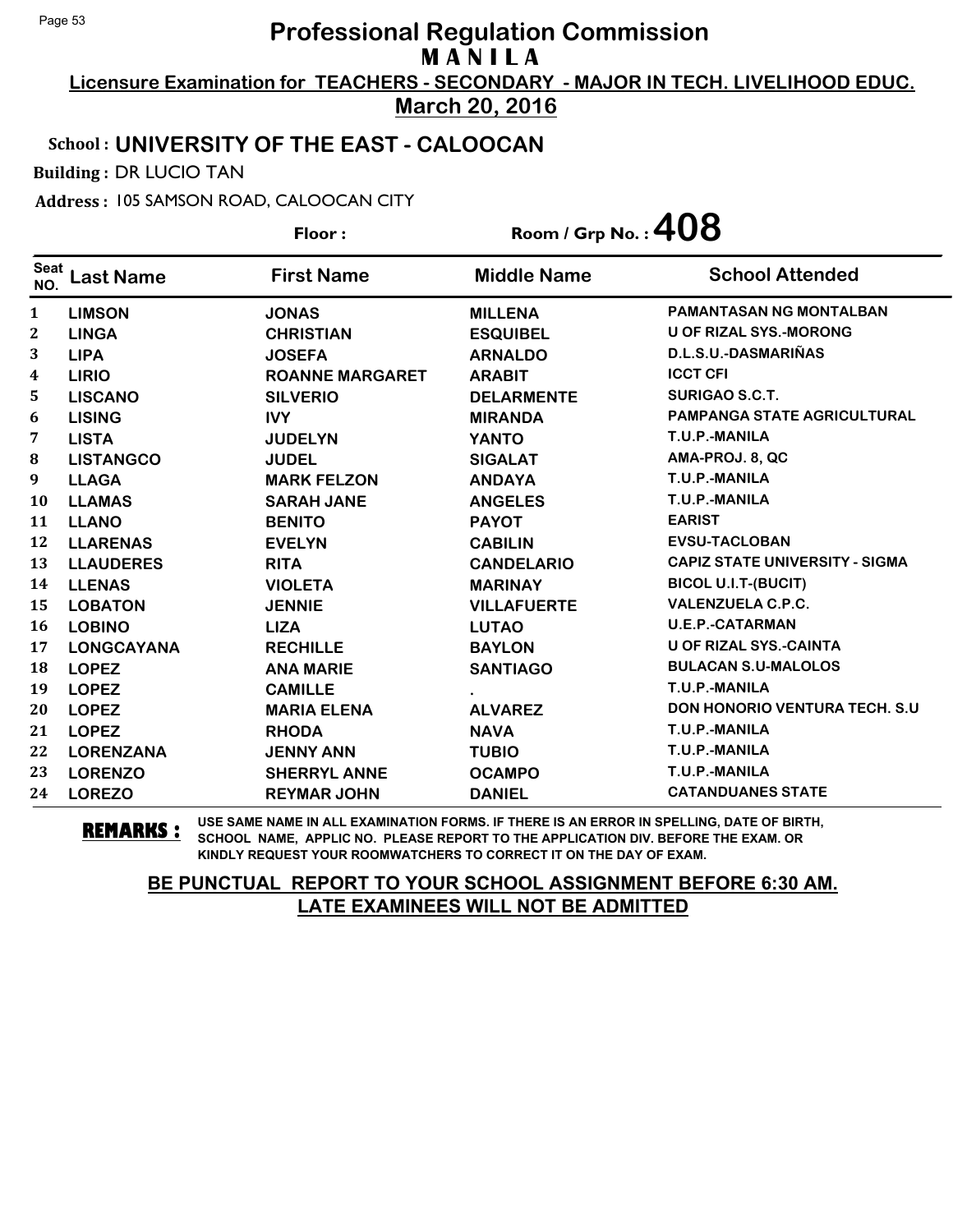# Professional Regulation Commission

## M A N I L A

**Licensure Examination for TEACHERS - SECONDARY - MAJOR IN TECH. LIVELIHOOD EDUC.**

**March 20, 2016**

**School : UNIVERSITY OF THE EAST - CALOOCAN**

**Building :** DR LUCIO TAN

**Address :** 105 SAMSON ROAD, CALOOCAN CITY

**Floor :** 

**Room / Grp No. : 408**

| Seat NO. | Last Name | First Name | Middle Name | School Attended |
|---|---|---|---|---|
| 1 | LIMSON | JONAS | MILLENA | PAMANTASAN NG MONTALBAN |
| 2 | LINGA | CHRISTIAN | ESQUIBEL | U OF RIZAL SYS.-MORONG |
| 3 | LIPA | JOSEFA | ARNALDO | D.L.S.U.-DASMARIÑAS |
| 4 | LIRIO | ROANNE MARGARET | ARABIT | ICCT CFI |
| 5 | LISCANO | SILVERIO | DELARMENTE | SURIGAO S.C.T. |
| 6 | LISING | IVY | MIRANDA | PAMPANGA STATE AGRICULTURAL |
| 7 | LISTA | JUDELYN | YANTO | T.U.P.-MANILA |
| 8 | LISTANGCO | JUDEL | SIGALAT | AMA-PROJ. 8, QC |
| 9 | LLAGA | MARK FELZON | ANDAYA | T.U.P.-MANILA |
| 10 | LLAMAS | SARAH JANE | ANGELES | T.U.P.-MANILA |
| 11 | LLANO | BENITO | PAYOT | EARIST |
| 12 | LLARENAS | EVELYN | CABILIN | EVSU-TACLOBAN |
| 13 | LLAUDERES | RITA | CANDELARIO | CAPIZ STATE UNIVERSITY - SIGMA |
| 14 | LLENAS | VIOLETA | MARINAY | BICOL U.I.T-(BUCIT) |
| 15 | LOBATON | JENNIE | VILLAFUERTE | VALENZUELA C.P.C. |
| 16 | LOBINO | LIZA | LUTAO | U.E.P.-CATARMAN |
| 17 | LONGCAYANA | RECHILLE | BAYLON | U OF RIZAL SYS.-CAINTA |
| 18 | LOPEZ | ANA MARIE | SANTIAGO | BULACAN S.U-MALOLOS |
| 19 | LOPEZ | CAMILLE | . | T.U.P.-MANILA |
| 20 | LOPEZ | MARIA ELENA | ALVAREZ | DON HONORIO VENTURA TECH. S.U |
| 21 | LOPEZ | RHODA | NAVA | T.U.P.-MANILA |
| 22 | LORENZANA | JENNY ANN | TUBIO | T.U.P.-MANILA |
| 23 | LORENZO | SHERRYL ANNE | OCAMPO | T.U.P.-MANILA |
| 24 | LOREZO | REYMAR JOHN | DANIEL | CATANDUANES STATE |

**REMARKS :** USE SAME NAME IN ALL EXAMINATION FORMS. IF THERE IS AN ERROR IN SPELLING, DATE OF BIRTH, SCHOOL NAME, APPLIC NO. PLEASE REPORT TO THE APPLICATION DIV. BEFORE THE EXAM. OR KINDLY REQUEST YOUR ROOMWATCHERS TO CORRECT IT ON THE DAY OF EXAM.

**BE PUNCTUAL REPORT TO YOUR SCHOOL ASSIGNMENT BEFORE 6:30 AM. LATE EXAMINEES WILL NOT BE ADMITTED**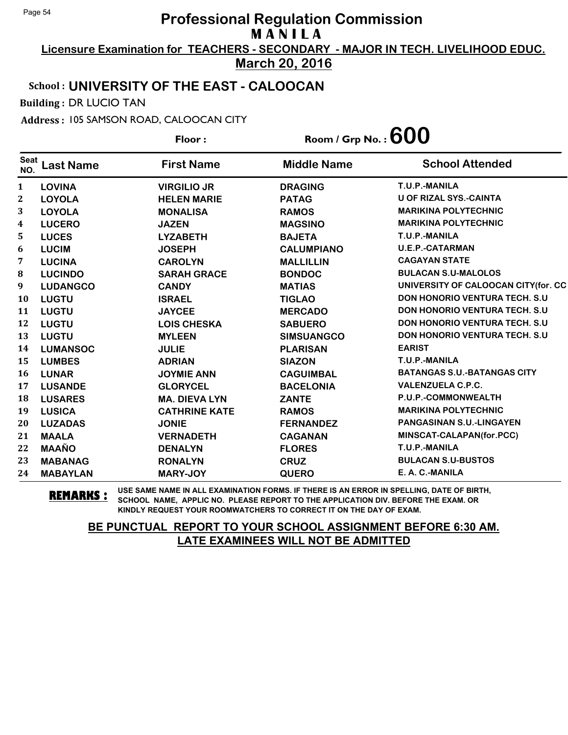# Professional Regulation Commission
## MANILA

**Licensure Examination for TEACHERS - SECONDARY - MAJOR IN TECH. LIVELIHOOD EDUC.**

**March 20, 2016**

**School : UNIVERSITY OF THE EAST - CALOOCAN**

**Building :** DR LUCIO TAN

**Address :** 105 SAMSON ROAD, CALOOCAN CITY

**Floor :** 

**Room / Grp No. : 600**

| Seat NO. | Last Name | First Name | Middle Name | School Attended |
|---|---|---|---|---|
| 1 | LOVINA | VIRGILIO JR | DRAGING | T.U.P.-MANILA |
| 2 | LOYOLA | HELEN MARIE | PATAG | U OF RIZAL SYS.-CAINTA |
| 3 | LOYOLA | MONALISA | RAMOS | MARIKINA POLYTECHNIC |
| 4 | LUCERO | JAZEN | MAGSINO | MARIKINA POLYTECHNIC |
| 5 | LUCES | LYZABETH | BAJETA | T.U.P.-MANILA |
| 6 | LUCIM | JOSEPH | CALUMPIANO | U.E.P.-CATARMAN |
| 7 | LUCINA | CAROLYN | MALLILLIN | CAGAYAN STATE |
| 8 | LUCINDO | SARAH GRACE | BONDOC | BULACAN S.U-MALOLOS |
| 9 | LUDANGCO | CANDY | MATIAS | UNIVERSITY OF CALOOCAN CITY(for. CC |
| 10 | LUGTU | ISRAEL | TIGLAO | DON HONORIO VENTURA TECH. S.U |
| 11 | LUGTU | JAYCEE | MERCADO | DON HONORIO VENTURA TECH. S.U |
| 12 | LUGTU | LOIS CHESKA | SABUERO | DON HONORIO VENTURA TECH. S.U |
| 13 | LUGTU | MYLEEN | SIMSUANGCO | DON HONORIO VENTURA TECH. S.U |
| 14 | LUMANSOC | JULIE | PLARISAN | EARIST |
| 15 | LUMBES | ADRIAN | SIAZON | T.U.P.-MANILA |
| 16 | LUNAR | JOYMIE ANN | CAGUIMBAL | BATANGAS S.U.-BATANGAS CITY |
| 17 | LUSANDE | GLORYCEL | BACELONIA | VALENZUELA C.P.C. |
| 18 | LUSARES | MA. DIEVA LYN | ZANTE | P.U.P.-COMMONWEALTH |
| 19 | LUSICA | CATHRINE KATE | RAMOS | MARIKINA POLYTECHNIC |
| 20 | LUZADAS | JONIE | FERNANDEZ | PANGASINAN S.U.-LINGAYEN |
| 21 | MAALA | VERNADETH | CAGANAN | MINSCAT-CALAPAN(for.PCC) |
| 22 | MAAÑO | DENALYN | FLORES | T.U.P.-MANILA |
| 23 | MABANAG | RONALYN | CRUZ | BULACAN S.U-BUSTOS |
| 24 | MABAYLAN | MARY-JOY | QUERO | E. A. C.-MANILA |

**REMARKS :** USE SAME NAME IN ALL EXAMINATION FORMS. IF THERE IS AN ERROR IN SPELLING, DATE OF BIRTH, SCHOOL NAME, APPLIC NO. PLEASE REPORT TO THE APPLICATION DIV. BEFORE THE EXAM. OR KINDLY REQUEST YOUR ROOMWATCHERS TO CORRECT IT ON THE DAY OF EXAM.

**BE PUNCTUAL REPORT TO YOUR SCHOOL ASSIGNMENT BEFORE 6:30 AM. LATE EXAMINEES WILL NOT BE ADMITTED**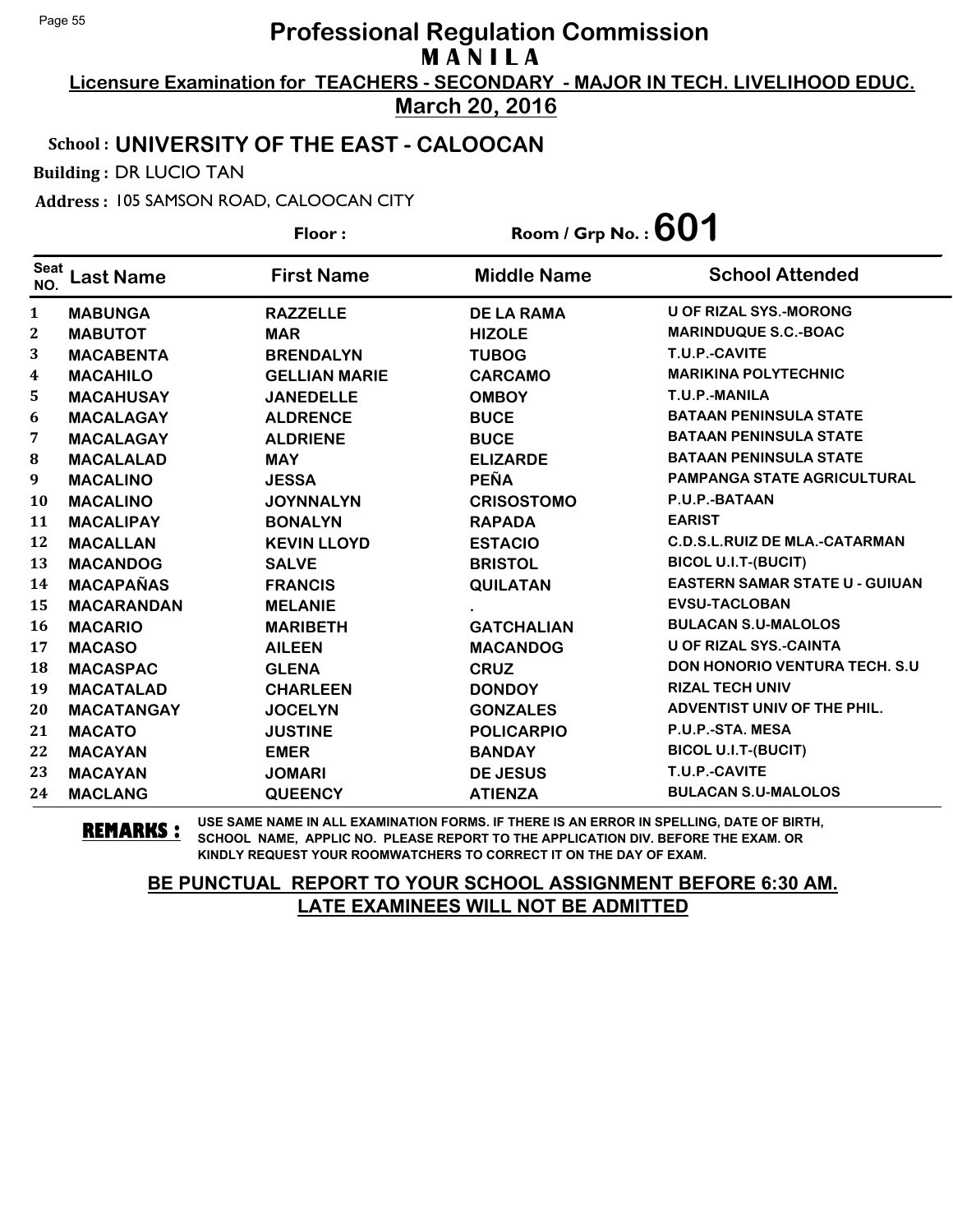# Professional Regulation Commission

## MANILA

**Licensure Examination for TEACHERS - SECONDARY - MAJOR IN TECH. LIVELIHOOD EDUC.**

**March 20, 2016**

**School : UNIVERSITY OF THE EAST - CALOOCAN**

**Building :** DR LUCIO TAN

**Address :** 105 SAMSON ROAD, CALOOCAN CITY

**Floor :** 

**Room / Grp No. : 601**

| Seat NO. | Last Name | First Name | Middle Name | School Attended |
|---|---|---|---|---|
| 1 | MABUNGA | RAZZELLE | DE LA RAMA | U OF RIZAL SYS.-MORONG |
| 2 | MABUTOT | MAR | HIZOLE | MARINDUQUE S.C.-BOAC |
| 3 | MACABENTA | BRENDALYN | TUBOG | T.U.P.-CAVITE |
| 4 | MACAHILO | GELLIAN MARIE | CARCAMO | MARIKINA POLYTECHNIC |
| 5 | MACAHUSAY | JANEDELLE | OMBOY | T.U.P.-MANILA |
| 6 | MACALAGAY | ALDRENCE | BUCE | BATAAN PENINSULA STATE |
| 7 | MACALAGAY | ALDRIENE | BUCE | BATAAN PENINSULA STATE |
| 8 | MACALALAD | MAY | ELIZARDE | BATAAN PENINSULA STATE |
| 9 | MACALINO | JESSA | PEÑA | PAMPANGA STATE AGRICULTURAL |
| 10 | MACALINO | JOYNNALYN | CRISOSTOMO | P.U.P.-BATAAN |
| 11 | MACALIPAY | BONALYN | RAPADA | EARIST |
| 12 | MACALLAN | KEVIN LLOYD | ESTACIO | C.D.S.L.RUIZ DE MLA.-CATARMAN |
| 13 | MACANDOG | SALVE | BRISTOL | BICOL U.I.T-(BUCIT) |
| 14 | MACAPAÑAS | FRANCIS | QUILATAN | EASTERN SAMAR STATE U - GUIUAN |
| 15 | MACARANDAN | MELANIE | . | EVSU-TACLOBAN |
| 16 | MACARIO | MARIBETH | GATCHALIAN | BULACAN S.U-MALOLOS |
| 17 | MACASO | AILEEN | MACANDOG | U OF RIZAL SYS.-CAINTA |
| 18 | MACASPAC | GLENA | CRUZ | DON HONORIO VENTURA TECH. S.U |
| 19 | MACATALAD | CHARLEEN | DONDOY | RIZAL TECH UNIV |
| 20 | MACATANGAY | JOCELYN | GONZALES | ADVENTIST UNIV OF THE PHIL. |
| 21 | MACATO | JUSTINE | POLICARPIO | P.U.P.-STA. MESA |
| 22 | MACAYAN | EMER | BANDAY | BICOL U.I.T-(BUCIT) |
| 23 | MACAYAN | JOMARI | DE JESUS | T.U.P.-CAVITE |
| 24 | MACLANG | QUEENCY | ATIENZA | BULACAN S.U-MALOLOS |

**REMARKS :** USE SAME NAME IN ALL EXAMINATION FORMS. IF THERE IS AN ERROR IN SPELLING, DATE OF BIRTH, SCHOOL NAME, APPLIC NO. PLEASE REPORT TO THE APPLICATION DIV. BEFORE THE EXAM. OR KINDLY REQUEST YOUR ROOMWATCHERS TO CORRECT IT ON THE DAY OF EXAM.

**BE PUNCTUAL REPORT TO YOUR SCHOOL ASSIGNMENT BEFORE 6:30 AM. LATE EXAMINEES WILL NOT BE ADMITTED**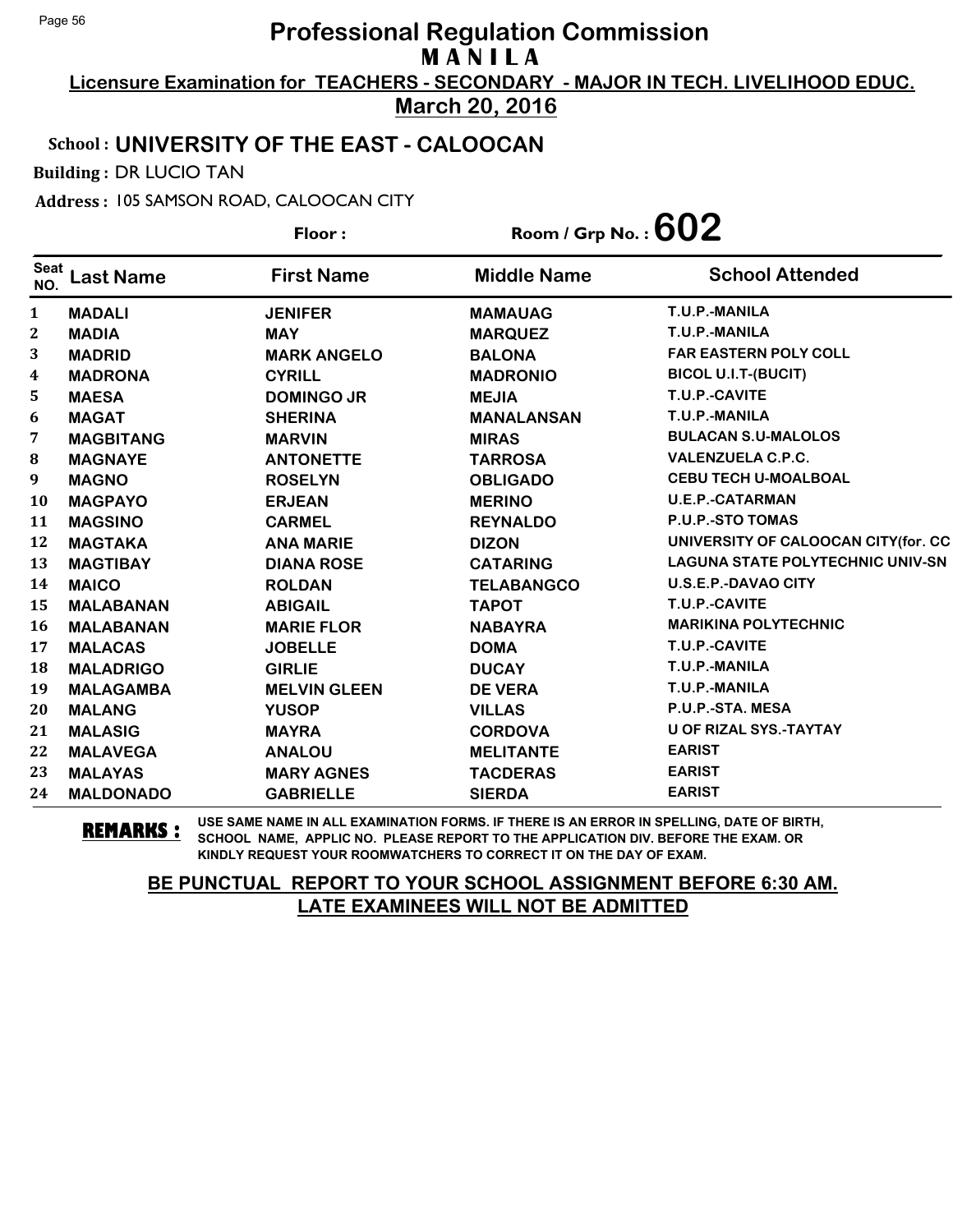# Professional Regulation Commission

## MANILA

**Licensure Examination for TEACHERS - SECONDARY - MAJOR IN TECH. LIVELIHOOD EDUC.**

**March 20, 2016**

**School : UNIVERSITY OF THE EAST - CALOOCAN**

**Building :** DR LUCIO TAN

**Address :** 105 SAMSON ROAD, CALOOCAN CITY

**Floor :** 

**Room / Grp No. : 602**

| Seat NO. | Last Name | First Name | Middle Name | School Attended |
|---|---|---|---|---|
| 1 | MADALI | JENIFER | MAMAUAG | T.U.P.-MANILA |
| 2 | MADIA | MAY | MARQUEZ | T.U.P.-MANILA |
| 3 | MADRID | MARK ANGELO | BALONA | FAR EASTERN POLY COLL |
| 4 | MADRONA | CYRILL | MADRONIO | BICOL U.I.T-(BUCIT) |
| 5 | MAESA | DOMINGO JR | MEJIA | T.U.P.-CAVITE |
| 6 | MAGAT | SHERINA | MANALANSAN | T.U.P.-MANILA |
| 7 | MAGBITANG | MARVIN | MIRAS | BULACAN S.U-MALOLOS |
| 8 | MAGNAYE | ANTONETTE | TARROSA | VALENZUELA C.P.C. |
| 9 | MAGNO | ROSELYN | OBLIGADO | CEBU TECH U-MOALBOAL |
| 10 | MAGPAYO | ERJEAN | MERINO | U.E.P.-CATARMAN |
| 11 | MAGSINO | CARMEL | REYNALDO | P.U.P.-STO TOMAS |
| 12 | MAGTAKA | ANA MARIE | DIZON | UNIVERSITY OF CALOOCAN CITY(for. CC |
| 13 | MAGTIBAY | DIANA ROSE | CATARING | LAGUNA STATE POLYTECHNIC UNIV-SN |
| 14 | MAICO | ROLDAN | TELABANGCO | U.S.E.P.-DAVAO CITY |
| 15 | MALABANAN | ABIGAIL | TAPOT | T.U.P.-CAVITE |
| 16 | MALABANAN | MARIE FLOR | NABAYRA | MARIKINA POLYTECHNIC |
| 17 | MALACAS | JOBELLE | DOMA | T.U.P.-CAVITE |
| 18 | MALADRIGO | GIRLIE | DUCAY | T.U.P.-MANILA |
| 19 | MALAGAMBA | MELVIN GLEEN | DE VERA | T.U.P.-MANILA |
| 20 | MALANG | YUSOP | VILLAS | P.U.P.-STA. MESA |
| 21 | MALASIG | MAYRA | CORDOVA | U OF RIZAL SYS.-TAYTAY |
| 22 | MALAVEGA | ANALOU | MELITANTE | EARIST |
| 23 | MALAYAS | MARY AGNES | TACDERAS | EARIST |
| 24 | MALDONADO | GABRIELLE | SIERDA | EARIST |

**REMARKS :** USE SAME NAME IN ALL EXAMINATION FORMS. IF THERE IS AN ERROR IN SPELLING, DATE OF BIRTH, SCHOOL NAME, APPLIC NO. PLEASE REPORT TO THE APPLICATION DIV. BEFORE THE EXAM. OR KINDLY REQUEST YOUR ROOMWATCHERS TO CORRECT IT ON THE DAY OF EXAM.

**BE PUNCTUAL REPORT TO YOUR SCHOOL ASSIGNMENT BEFORE 6:30 AM. LATE EXAMINEES WILL NOT BE ADMITTED**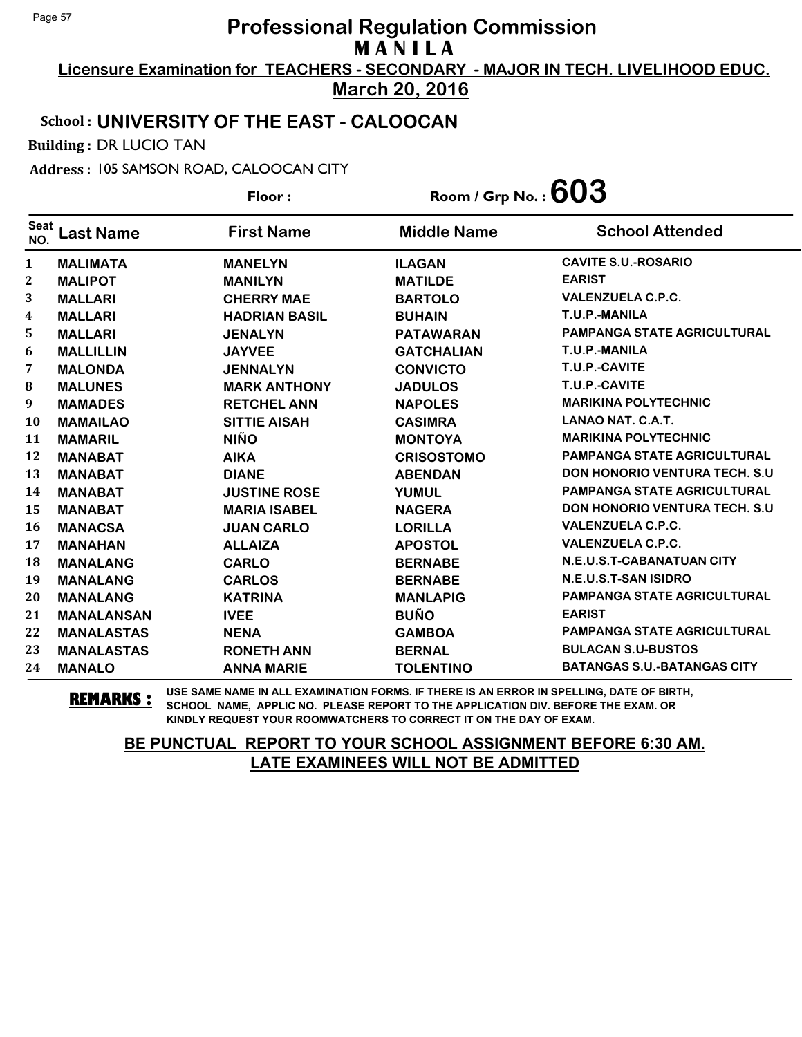# Professional Regulation Commission

## M A N I L A

**Licensure Examination for TEACHERS - SECONDARY - MAJOR IN TECH. LIVELIHOOD EDUC.**

**March 20, 2016**

**School : UNIVERSITY OF THE EAST - CALOOCAN**

**Building :** DR LUCIO TAN

**Address :** 105 SAMSON ROAD, CALOOCAN CITY

**Floor :** 

**Room / Grp No. : 603**

| Seat NO. | Last Name | First Name | Middle Name | School Attended |
|---|---|---|---|---|
| 1 | MALIMATA | MANELYN | ILAGAN | CAVITE S.U.-ROSARIO |
| 2 | MALIPOT | MANILYN | MATILDE | EARIST |
| 3 | MALLARI | CHERRY MAE | BARTOLO | VALENZUELA C.P.C. |
| 4 | MALLARI | HADRIAN BASIL | BUHAIN | T.U.P.-MANILA |
| 5 | MALLARI | JENALYN | PATAWARAN | PAMPANGA STATE AGRICULTURAL |
| 6 | MALLILLIN | JAYVEE | GATCHALIAN | T.U.P.-MANILA |
| 7 | MALONDA | JENNALYN | CONVICTO | T.U.P.-CAVITE |
| 8 | MALUNES | MARK ANTHONY | JADULOS | T.U.P.-CAVITE |
| 9 | MAMADES | RETCHEL ANN | NAPOLES | MARIKINA POLYTECHNIC |
| 10 | MAMAILAO | SITTIE AISAH | CASIMRA | LANAO NAT. C.A.T. |
| 11 | MAMARIL | NIÑO | MONTOYA | MARIKINA POLYTECHNIC |
| 12 | MANABAT | AIKA | CRISOSTOMO | PAMPANGA STATE AGRICULTURAL |
| 13 | MANABAT | DIANE | ABENDAN | DON HONORIO VENTURA TECH. S.U |
| 14 | MANABAT | JUSTINE ROSE | YUMUL | PAMPANGA STATE AGRICULTURAL |
| 15 | MANABAT | MARIA ISABEL | NAGERA | DON HONORIO VENTURA TECH. S.U |
| 16 | MANACSA | JUAN CARLO | LORILLA | VALENZUELA C.P.C. |
| 17 | MANAHAN | ALLAIZA | APOSTOL | VALENZUELA C.P.C. |
| 18 | MANALANG | CARLO | BERNABE | N.E.U.S.T-CABANATUAN CITY |
| 19 | MANALANG | CARLOS | BERNABE | N.E.U.S.T-SAN ISIDRO |
| 20 | MANALANG | KATRINA | MANLAPIG | PAMPANGA STATE AGRICULTURAL |
| 21 | MANALANSAN | IVEE | BUÑO | EARIST |
| 22 | MANALASTAS | NENA | GAMBOA | PAMPANGA STATE AGRICULTURAL |
| 23 | MANALASTAS | RONETH ANN | BERNAL | BULACAN S.U-BUSTOS |
| 24 | MANALO | ANNA MARIE | TOLENTINO | BATANGAS S.U.-BATANGAS CITY |

**REMARKS :** USE SAME NAME IN ALL EXAMINATION FORMS. IF THERE IS AN ERROR IN SPELLING, DATE OF BIRTH, SCHOOL NAME, APPLIC NO. PLEASE REPORT TO THE APPLICATION DIV. BEFORE THE EXAM. OR KINDLY REQUEST YOUR ROOMWATCHERS TO CORRECT IT ON THE DAY OF EXAM.

**BE PUNCTUAL REPORT TO YOUR SCHOOL ASSIGNMENT BEFORE 6:30 AM. LATE EXAMINEES WILL NOT BE ADMITTED**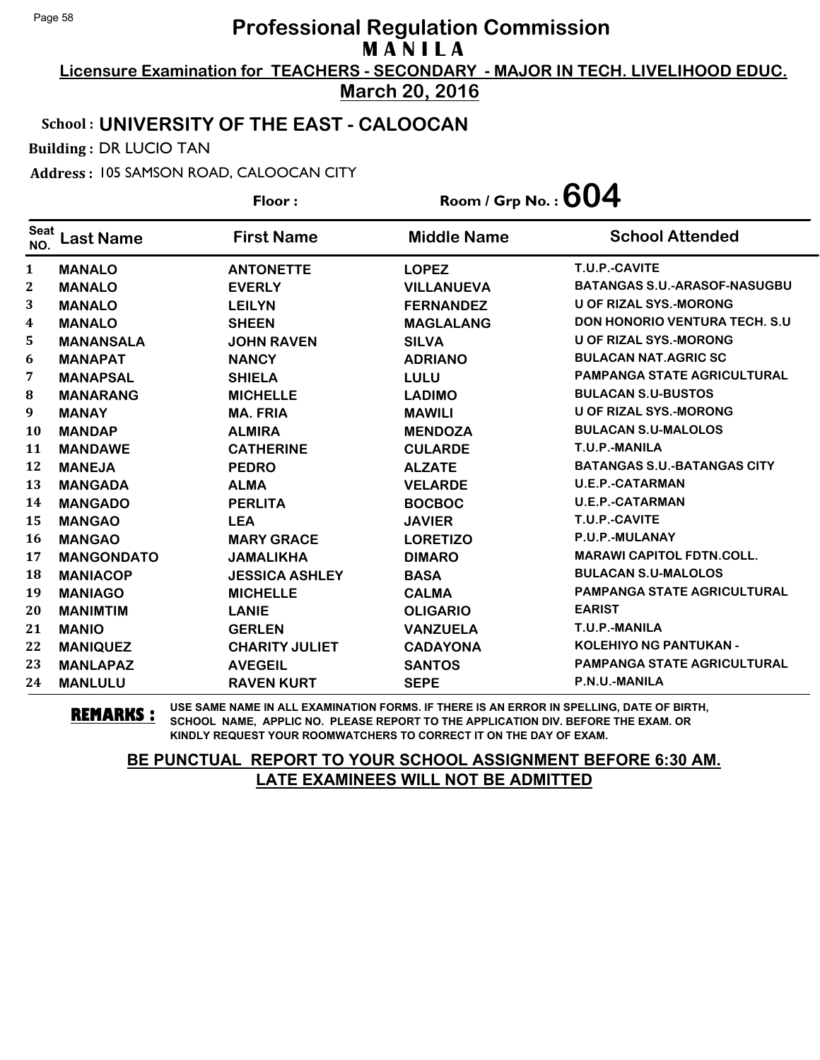# Professional Regulation Commission

## M A N I L A

**Licensure Examination for TEACHERS - SECONDARY - MAJOR IN TECH. LIVELIHOOD EDUC.**

**March 20, 2016**

**School : UNIVERSITY OF THE EAST - CALOOCAN**

**Building :** DR LUCIO TAN

**Address :** 105 SAMSON ROAD, CALOOCAN CITY

**Floor :** 

**Room / Grp No. : 604**

| Seat NO. | Last Name | First Name | Middle Name | School Attended |
|---|---|---|---|---|
| 1 | MANALO | ANTONETTE | LOPEZ | T.U.P.-CAVITE |
| 2 | MANALO | EVERLY | VILLANUEVA | BATANGAS S.U.-ARASOF-NASUGBU |
| 3 | MANALO | LEILYN | FERNANDEZ | U OF RIZAL SYS.-MORONG |
| 4 | MANALO | SHEEN | MAGLALANG | DON HONORIO VENTURA TECH. S.U |
| 5 | MANANSALA | JOHN RAVEN | SILVA | U OF RIZAL SYS.-MORONG |
| 6 | MANAPAT | NANCY | ADRIANO | BULACAN NAT.AGRIC SC |
| 7 | MANAPSAL | SHIELA | LULU | PAMPANGA STATE AGRICULTURAL |
| 8 | MANARANG | MICHELLE | LADIMO | BULACAN S.U-BUSTOS |
| 9 | MANAY | MA. FRIA | MAWILI | U OF RIZAL SYS.-MORONG |
| 10 | MANDAP | ALMIRA | MENDOZA | BULACAN S.U-MALOLOS |
| 11 | MANDAWE | CATHERINE | CULARDE | T.U.P.-MANILA |
| 12 | MANEJA | PEDRO | ALZATE | BATANGAS S.U.-BATANGAS CITY |
| 13 | MANGADA | ALMA | VELARDE | U.E.P.-CATARMAN |
| 14 | MANGADO | PERLITA | BOCBOC | U.E.P.-CATARMAN |
| 15 | MANGAO | LEA | JAVIER | T.U.P.-CAVITE |
| 16 | MANGAO | MARY GRACE | LORETIZO | P.U.P.-MULANAY |
| 17 | MANGONDATO | JAMALIKHA | DIMARO | MARAWI CAPITOL FDTN.COLL. |
| 18 | MANIACOP | JESSICA ASHLEY | BASA | BULACAN S.U-MALOLOS |
| 19 | MANIAGO | MICHELLE | CALMA | PAMPANGA STATE AGRICULTURAL |
| 20 | MANIMTIM | LANIE | OLIGARIO | EARIST |
| 21 | MANIO | GERLEN | VANZUELA | T.U.P.-MANILA |
| 22 | MANIQUEZ | CHARITY JULIET | CADAYONA | KOLEHIYO NG PANTUKAN - |
| 23 | MANLAPAZ | AVEGEIL | SANTOS | PAMPANGA STATE AGRICULTURAL |
| 24 | MANLULU | RAVEN KURT | SEPE | P.N.U.-MANILA |

**REMARKS :** USE SAME NAME IN ALL EXAMINATION FORMS. IF THERE IS AN ERROR IN SPELLING, DATE OF BIRTH, SCHOOL NAME, APPLIC NO. PLEASE REPORT TO THE APPLICATION DIV. BEFORE THE EXAM. OR KINDLY REQUEST YOUR ROOMWATCHERS TO CORRECT IT ON THE DAY OF EXAM.

**BE PUNCTUAL REPORT TO YOUR SCHOOL ASSIGNMENT BEFORE 6:30 AM. LATE EXAMINEES WILL NOT BE ADMITTED**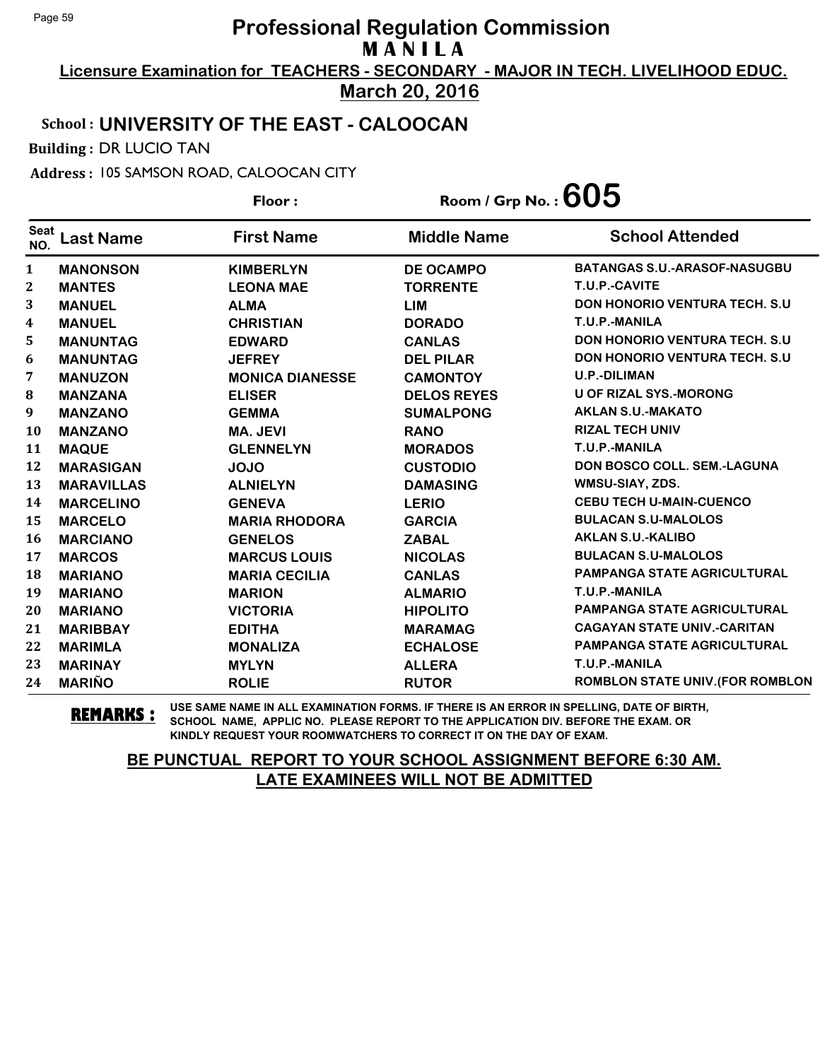# Professional Regulation Commission
## MANILA

**Licensure Examination for TEACHERS - SECONDARY - MAJOR IN TECH. LIVELIHOOD EDUC.**

**March 20, 2016**

**School : UNIVERSITY OF THE EAST - CALOOCAN**

**Building :** DR LUCIO TAN

**Address :** 105 SAMSON ROAD, CALOOCAN CITY

**Floor :** 

**Room / Grp No. : 605**

| Seat NO. | Last Name | First Name | Middle Name | School Attended |
|---|---|---|---|---|
| 1 | MANONSON | KIMBERLYN | DE OCAMPO | BATANGAS S.U.-ARASOF-NASUGBU |
| 2 | MANTES | LEONA MAE | TORRENTE | T.U.P.-CAVITE |
| 3 | MANUEL | ALMA | LIM | DON HONORIO VENTURA TECH. S.U |
| 4 | MANUEL | CHRISTIAN | DORADO | T.U.P.-MANILA |
| 5 | MANUNTAG | EDWARD | CANLAS | DON HONORIO VENTURA TECH. S.U |
| 6 | MANUNTAG | JEFREY | DEL PILAR | DON HONORIO VENTURA TECH. S.U |
| 7 | MANUZON | MONICA DIANESSE | CAMONTOY | U.P.-DILIMAN |
| 8 | MANZANA | ELISER | DELOS REYES | U OF RIZAL SYS.-MORONG |
| 9 | MANZANO | GEMMA | SUMALPONG | AKLAN S.U.-MAKATO |
| 10 | MANZANO | MA. JEVI | RANO | RIZAL TECH UNIV |
| 11 | MAQUE | GLENNELYN | MORADOS | T.U.P.-MANILA |
| 12 | MARASIGAN | JOJO | CUSTODIO | DON BOSCO COLL. SEM.-LAGUNA |
| 13 | MARAVILLAS | ALNIELYN | DAMASING | WMSU-SIAY, ZDS. |
| 14 | MARCELINO | GENEVA | LERIO | CEBU TECH U-MAIN-CUENCO |
| 15 | MARCELO | MARIA RHODORA | GARCIA | BULACAN S.U-MALOLOS |
| 16 | MARCIANO | GENELOS | ZABAL | AKLAN S.U.-KALIBO |
| 17 | MARCOS | MARCUS LOUIS | NICOLAS | BULACAN S.U-MALOLOS |
| 18 | MARIANO | MARIA CECILIA | CANLAS | PAMPANGA STATE AGRICULTURAL |
| 19 | MARIANO | MARION | ALMARIO | T.U.P.-MANILA |
| 20 | MARIANO | VICTORIA | HIPOLITO | PAMPANGA STATE AGRICULTURAL |
| 21 | MARIBBAY | EDITHA | MARAMAG | CAGAYAN STATE UNIV.-CARITAN |
| 22 | MARIMLA | MONALIZA | ECHALOSE | PAMPANGA STATE AGRICULTURAL |
| 23 | MARINAY | MYLYN | ALLERA | T.U.P.-MANILA |
| 24 | MARIÑO | ROLIE | RUTOR | ROMBLON STATE UNIV.(FOR ROMBLON |

**REMARKS :** USE SAME NAME IN ALL EXAMINATION FORMS. IF THERE IS AN ERROR IN SPELLING, DATE OF BIRTH, SCHOOL NAME, APPLIC NO. PLEASE REPORT TO THE APPLICATION DIV. BEFORE THE EXAM. OR KINDLY REQUEST YOUR ROOMWATCHERS TO CORRECT IT ON THE DAY OF EXAM.

**BE PUNCTUAL REPORT TO YOUR SCHOOL ASSIGNMENT BEFORE 6:30 AM. LATE EXAMINEES WILL NOT BE ADMITTED**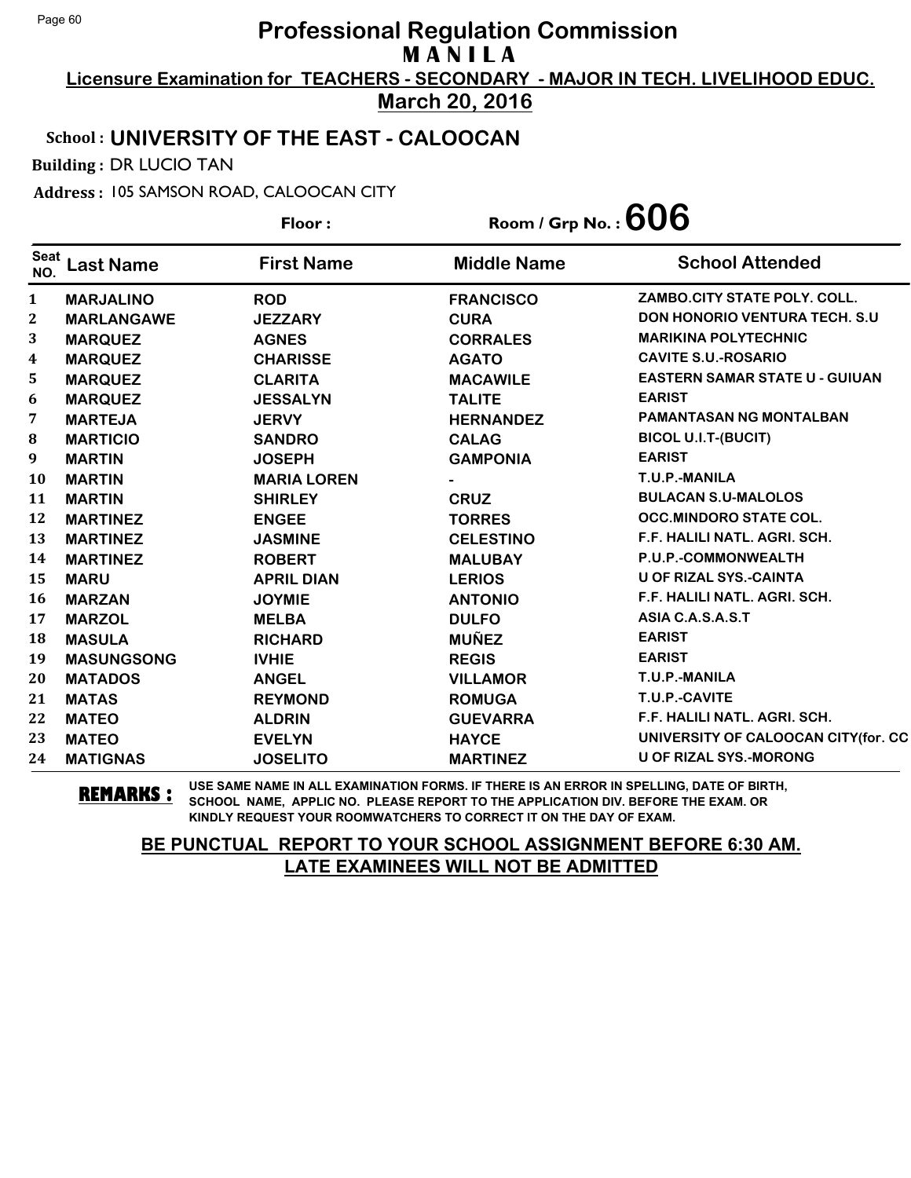# Professional Regulation Commission
## M A N I L A

**Licensure Examination for TEACHERS - SECONDARY - MAJOR IN TECH. LIVELIHOOD EDUC.**

**March 20, 2016**

**School : UNIVERSITY OF THE EAST - CALOOCAN**

**Building :** DR LUCIO TAN

**Address :** 105 SAMSON ROAD, CALOOCAN CITY

**Floor :** 

**Room / Grp No. : 606**

| Seat NO. | Last Name | First Name | Middle Name | School Attended |
|---|---|---|---|---|
| 1 | MARJALINO | ROD | FRANCISCO | ZAMBO.CITY STATE POLY. COLL. |
| 2 | MARLANGAWE | JEZZARY | CURA | DON HONORIO VENTURA TECH. S.U |
| 3 | MARQUEZ | AGNES | CORRALES | MARIKINA POLYTECHNIC |
| 4 | MARQUEZ | CHARISSE | AGATO | CAVITE S.U.-ROSARIO |
| 5 | MARQUEZ | CLARITA | MACAWILE | EASTERN SAMAR STATE U - GUIUAN |
| 6 | MARQUEZ | JESSALYN | TALITE | EARIST |
| 7 | MARTEJA | JERVY | HERNANDEZ | PAMANTASAN NG MONTALBAN |
| 8 | MARTICIO | SANDRO | CALAG | BICOL U.I.T-(BUCIT) |
| 9 | MARTIN | JOSEPH | GAMPONIA | EARIST |
| 10 | MARTIN | MARIA LOREN | - | T.U.P.-MANILA |
| 11 | MARTIN | SHIRLEY | CRUZ | BULACAN S.U-MALOLOS |
| 12 | MARTINEZ | ENGEE | TORRES | OCC.MINDORO STATE COL. |
| 13 | MARTINEZ | JASMINE | CELESTINO | F.F. HALILI NATL. AGRI. SCH. |
| 14 | MARTINEZ | ROBERT | MALUBAY | P.U.P.-COMMONWEALTH |
| 15 | MARU | APRIL DIAN | LERIOS | U OF RIZAL SYS.-CAINTA |
| 16 | MARZAN | JOYMIE | ANTONIO | F.F. HALILI NATL. AGRI. SCH. |
| 17 | MARZOL | MELBA | DULFO | ASIA C.A.S.A.S.T |
| 18 | MASULA | RICHARD | MUÑEZ | EARIST |
| 19 | MASUNGSONG | IVHIE | REGIS | EARIST |
| 20 | MATADOS | ANGEL | VILLAMOR | T.U.P.-MANILA |
| 21 | MATAS | REYMOND | ROMUGA | T.U.P.-CAVITE |
| 22 | MATEO | ALDRIN | GUEVARRA | F.F. HALILI NATL. AGRI. SCH. |
| 23 | MATEO | EVELYN | HAYCE | UNIVERSITY OF CALOOCAN CITY(for. CC |
| 24 | MATIGNAS | JOSELITO | MARTINEZ | U OF RIZAL SYS.-MORONG |

**REMARKS :** USE SAME NAME IN ALL EXAMINATION FORMS. IF THERE IS AN ERROR IN SPELLING, DATE OF BIRTH, SCHOOL NAME, APPLIC NO. PLEASE REPORT TO THE APPLICATION DIV. BEFORE THE EXAM. OR KINDLY REQUEST YOUR ROOMWATCHERS TO CORRECT IT ON THE DAY OF EXAM.

**BE PUNCTUAL REPORT TO YOUR SCHOOL ASSIGNMENT BEFORE 6:30 AM. LATE EXAMINEES WILL NOT BE ADMITTED**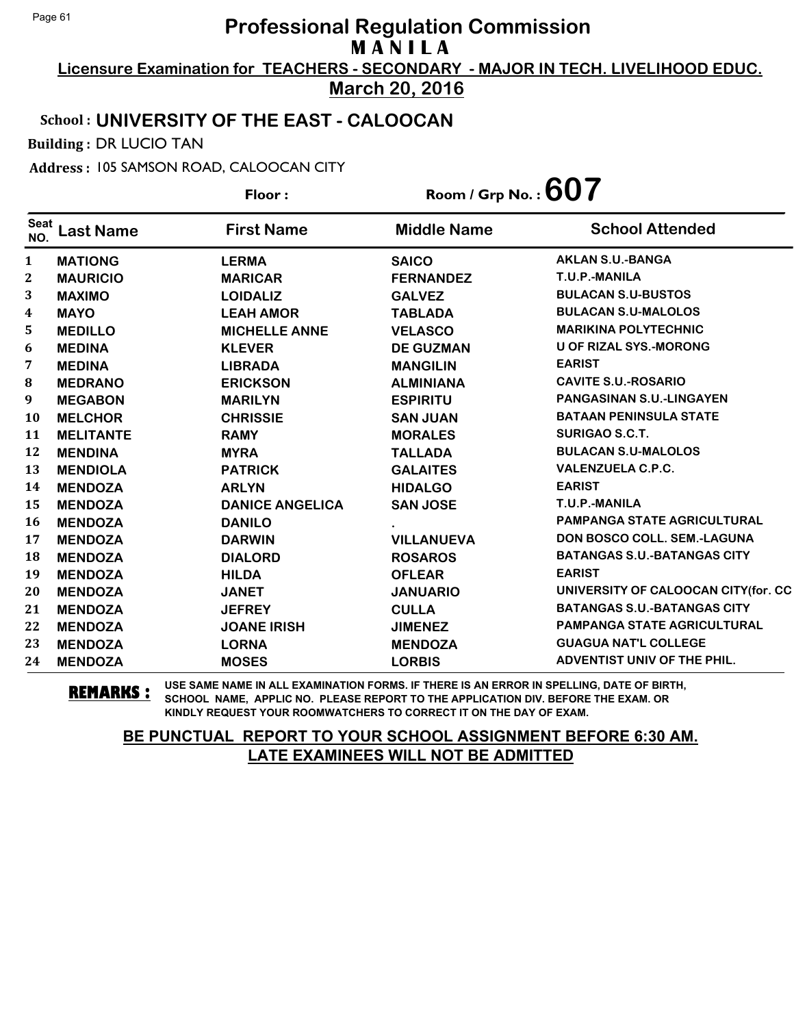# Professional Regulation Commission
## MANILA

**Licensure Examination for TEACHERS - SECONDARY - MAJOR IN TECH. LIVELIHOOD EDUC.**

**March 20, 2016**

**School : UNIVERSITY OF THE EAST - CALOOCAN**

**Building :** DR LUCIO TAN

**Address :** 105 SAMSON ROAD, CALOOCAN CITY

**Floor :** 　　**Room / Grp No. : 607**

| Seat NO. | Last Name | First Name | Middle Name | School Attended |
|---|---|---|---|---|
| 1 | MATIONG | LERMA | SAICO | AKLAN S.U.-BANGA |
| 2 | MAURICIO | MARICAR | FERNANDEZ | T.U.P.-MANILA |
| 3 | MAXIMO | LOIDALIZ | GALVEZ | BULACAN S.U-BUSTOS |
| 4 | MAYO | LEAH AMOR | TABLADA | BULACAN S.U-MALOLOS |
| 5 | MEDILLO | MICHELLE ANNE | VELASCO | MARIKINA POLYTECHNIC |
| 6 | MEDINA | KLEVER | DE GUZMAN | U OF RIZAL SYS.-MORONG |
| 7 | MEDINA | LIBRADA | MANGILIN | EARIST |
| 8 | MEDRANO | ERICKSON | ALMINIANA | CAVITE S.U.-ROSARIO |
| 9 | MEGABON | MARILYN | ESPIRITU | PANGASINAN S.U.-LINGAYEN |
| 10 | MELCHOR | CHRISSIE | SAN JUAN | BATAAN PENINSULA STATE |
| 11 | MELITANTE | RAMY | MORALES | SURIGAO S.C.T. |
| 12 | MENDINA | MYRA | TALLADA | BULACAN S.U-MALOLOS |
| 13 | MENDIOLA | PATRICK | GALAITES | VALENZUELA C.P.C. |
| 14 | MENDOZA | ARLYN | HIDALGO | EARIST |
| 15 | MENDOZA | DANICE ANGELICA | SAN JOSE | T.U.P.-MANILA |
| 16 | MENDOZA | DANILO | . | PAMPANGA STATE AGRICULTURAL |
| 17 | MENDOZA | DARWIN | VILLANUEVA | DON BOSCO COLL. SEM.-LAGUNA |
| 18 | MENDOZA | DIALORD | ROSAROS | BATANGAS S.U.-BATANGAS CITY |
| 19 | MENDOZA | HILDA | OFLEAR | EARIST |
| 20 | MENDOZA | JANET | JANUARIO | UNIVERSITY OF CALOOCAN CITY(for. CC |
| 21 | MENDOZA | JEFREY | CULLA | BATANGAS S.U.-BATANGAS CITY |
| 22 | MENDOZA | JOANE IRISH | JIMENEZ | PAMPANGA STATE AGRICULTURAL |
| 23 | MENDOZA | LORNA | MENDOZA | GUAGUA NAT'L COLLEGE |
| 24 | MENDOZA | MOSES | LORBIS | ADVENTIST UNIV OF THE PHIL. |

**REMARKS :** USE SAME NAME IN ALL EXAMINATION FORMS. IF THERE IS AN ERROR IN SPELLING, DATE OF BIRTH, SCHOOL NAME, APPLIC NO. PLEASE REPORT TO THE APPLICATION DIV. BEFORE THE EXAM. OR KINDLY REQUEST YOUR ROOMWATCHERS TO CORRECT IT ON THE DAY OF EXAM.

**BE PUNCTUAL REPORT TO YOUR SCHOOL ASSIGNMENT BEFORE 6:30 AM. LATE EXAMINEES WILL NOT BE ADMITTED**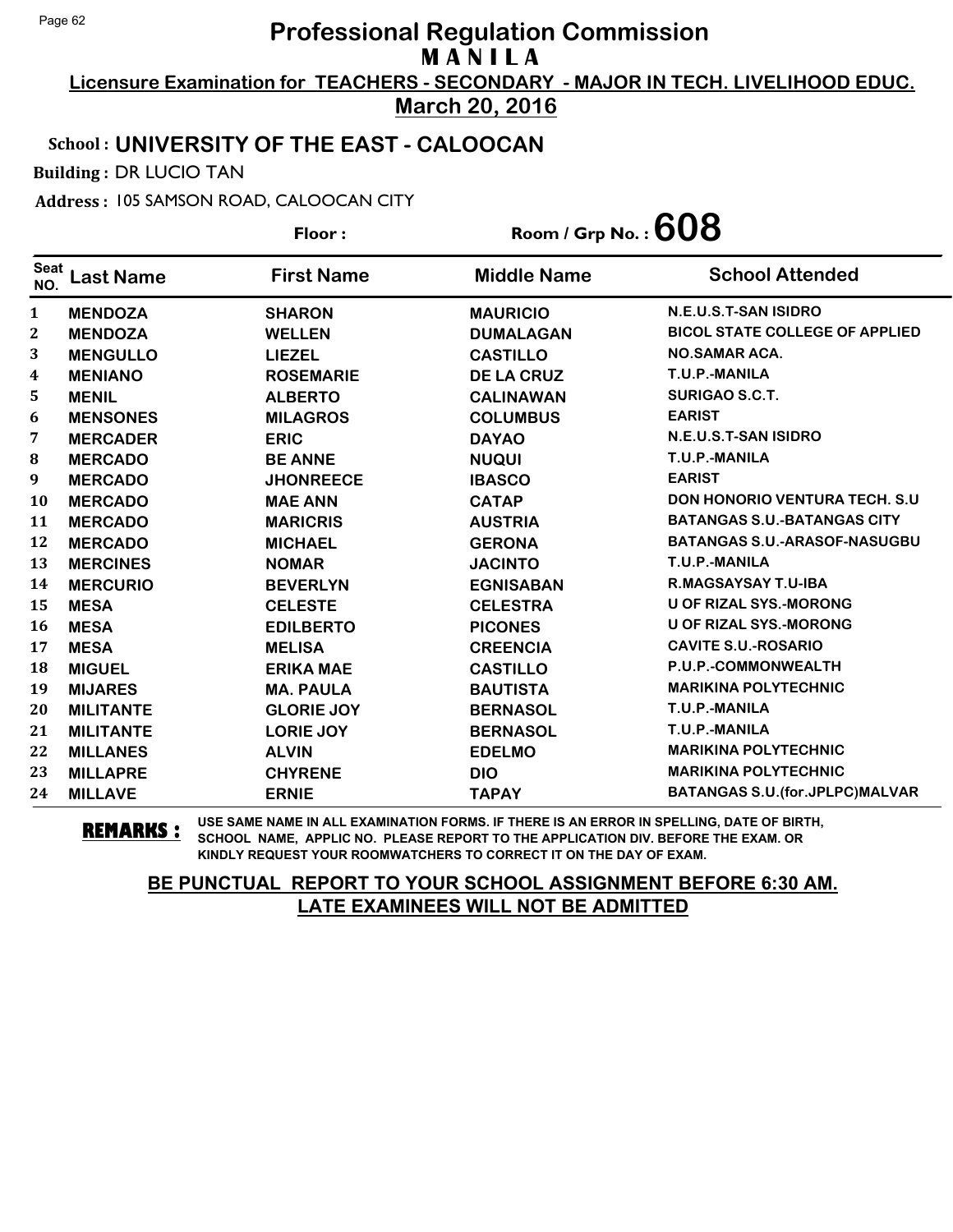# Professional Regulation Commission
## MANILA

**Licensure Examination for TEACHERS - SECONDARY - MAJOR IN TECH. LIVELIHOOD EDUC.**

**March 20, 2016**

**School : UNIVERSITY OF THE EAST - CALOOCAN**

**Building :** DR LUCIO TAN

**Address :** 105 SAMSON ROAD, CALOOCAN CITY

**Floor :** **Room / Grp No. : 608**

| Seat NO. | Last Name | First Name | Middle Name | School Attended |
|---|---|---|---|---|
| 1 | MENDOZA | SHARON | MAURICIO | N.E.U.S.T-SAN ISIDRO |
| 2 | MENDOZA | WELLEN | DUMALAGAN | BICOL STATE COLLEGE OF APPLIED |
| 3 | MENGULLO | LIEZEL | CASTILLO | NO.SAMAR ACA. |
| 4 | MENIANO | ROSEMARIE | DE LA CRUZ | T.U.P.-MANILA |
| 5 | MENIL | ALBERTO | CALINAWAN | SURIGAO S.C.T. |
| 6 | MENSONES | MILAGROS | COLUMBUS | EARIST |
| 7 | MERCADER | ERIC | DAYAO | N.E.U.S.T-SAN ISIDRO |
| 8 | MERCADO | BE ANNE | NUQUI | T.U.P.-MANILA |
| 9 | MERCADO | JHONREECE | IBASCO | EARIST |
| 10 | MERCADO | MAE ANN | CATAP | DON HONORIO VENTURA TECH. S.U |
| 11 | MERCADO | MARICRIS | AUSTRIA | BATANGAS S.U.-BATANGAS CITY |
| 12 | MERCADO | MICHAEL | GERONA | BATANGAS S.U.-ARASOF-NASUGBU |
| 13 | MERCINES | NOMAR | JACINTO | T.U.P.-MANILA |
| 14 | MERCURIO | BEVERLYN | EGNISABAN | R.MAGSAYSAY T.U-IBA |
| 15 | MESA | CELESTE | CELESTRA | U OF RIZAL SYS.-MORONG |
| 16 | MESA | EDILBERTO | PICONES | U OF RIZAL SYS.-MORONG |
| 17 | MESA | MELISA | CREENCIA | CAVITE S.U.-ROSARIO |
| 18 | MIGUEL | ERIKA MAE | CASTILLO | P.U.P.-COMMONWEALTH |
| 19 | MIJARES | MA. PAULA | BAUTISTA | MARIKINA POLYTECHNIC |
| 20 | MILITANTE | GLORIE JOY | BERNASOL | T.U.P.-MANILA |
| 21 | MILITANTE | LORIE JOY | BERNASOL | T.U.P.-MANILA |
| 22 | MILLANES | ALVIN | EDELMO | MARIKINA POLYTECHNIC |
| 23 | MILLAPRE | CHYRENE | DIO | MARIKINA POLYTECHNIC |
| 24 | MILLAVE | ERNIE | TAPAY | BATANGAS S.U.(for.JPLPC)MALVAR |

**REMARKS :** USE SAME NAME IN ALL EXAMINATION FORMS. IF THERE IS AN ERROR IN SPELLING, DATE OF BIRTH, SCHOOL NAME, APPLIC NO. PLEASE REPORT TO THE APPLICATION DIV. BEFORE THE EXAM. OR KINDLY REQUEST YOUR ROOMWATCHERS TO CORRECT IT ON THE DAY OF EXAM.

**BE PUNCTUAL REPORT TO YOUR SCHOOL ASSIGNMENT BEFORE 6:30 AM. LATE EXAMINEES WILL NOT BE ADMITTED**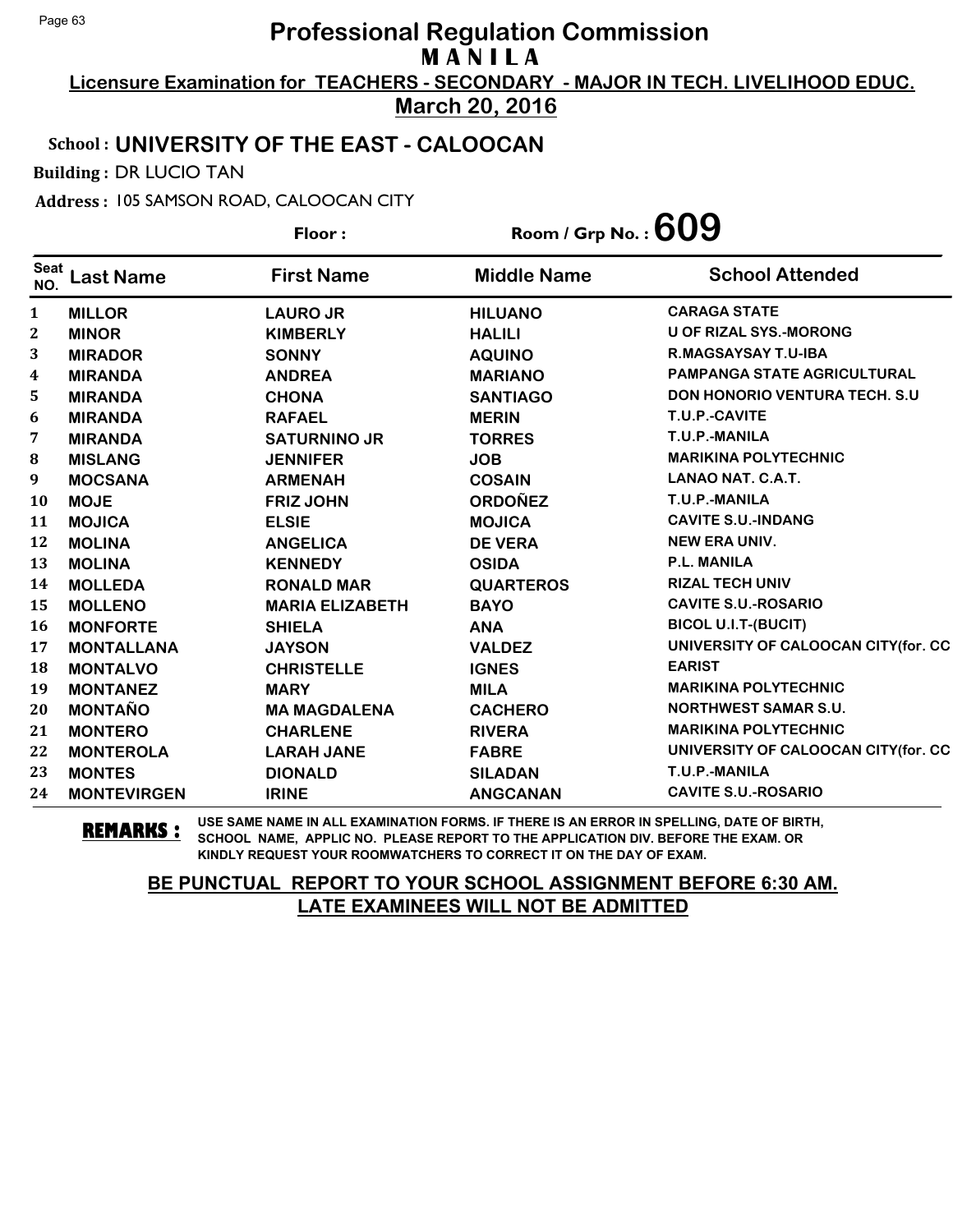# Professional Regulation Commission

## M A N I L A

**Licensure Examination for TEACHERS - SECONDARY - MAJOR IN TECH. LIVELIHOOD EDUC.**

**March 20, 2016**

**School : UNIVERSITY OF THE EAST - CALOOCAN**

**Building :** DR LUCIO TAN

**Address :** 105 SAMSON ROAD, CALOOCAN CITY

**Floor :** 

**Room / Grp No. : 609**

| Seat NO. | Last Name | First Name | Middle Name | School Attended |
|---|---|---|---|---|
| 1 | MILLOR | LAURO JR | HILUANO | CARAGA STATE |
| 2 | MINOR | KIMBERLY | HALILI | U OF RIZAL SYS.-MORONG |
| 3 | MIRADOR | SONNY | AQUINO | R.MAGSAYSAY T.U-IBA |
| 4 | MIRANDA | ANDREA | MARIANO | PAMPANGA STATE AGRICULTURAL |
| 5 | MIRANDA | CHONA | SANTIAGO | DON HONORIO VENTURA TECH. S.U |
| 6 | MIRANDA | RAFAEL | MERIN | T.U.P.-CAVITE |
| 7 | MIRANDA | SATURNINO JR | TORRES | T.U.P.-MANILA |
| 8 | MISLANG | JENNIFER | JOB | MARIKINA POLYTECHNIC |
| 9 | MOCSANA | ARMENAH | COSAIN | LANAO NAT. C.A.T. |
| 10 | MOJE | FRIZ JOHN | ORDOÑEZ | T.U.P.-MANILA |
| 11 | MOJICA | ELSIE | MOJICA | CAVITE S.U.-INDANG |
| 12 | MOLINA | ANGELICA | DE VERA | NEW ERA UNIV. |
| 13 | MOLINA | KENNEDY | OSIDA | P.L. MANILA |
| 14 | MOLLEDA | RONALD MAR | QUARTEROS | RIZAL TECH UNIV |
| 15 | MOLLENO | MARIA ELIZABETH | BAYO | CAVITE S.U.-ROSARIO |
| 16 | MONFORTE | SHIELA | ANA | BICOL U.I.T-(BUCIT) |
| 17 | MONTALLANA | JAYSON | VALDEZ | UNIVERSITY OF CALOOCAN CITY(for. CC |
| 18 | MONTALVO | CHRISTELLE | IGNES | EARIST |
| 19 | MONTANEZ | MARY | MILA | MARIKINA POLYTECHNIC |
| 20 | MONTAÑO | MA MAGDALENA | CACHERO | NORTHWEST SAMAR S.U. |
| 21 | MONTERO | CHARLENE | RIVERA | MARIKINA POLYTECHNIC |
| 22 | MONTEROLA | LARAH JANE | FABRE | UNIVERSITY OF CALOOCAN CITY(for. CC |
| 23 | MONTES | DIONALD | SILADAN | T.U.P.-MANILA |
| 24 | MONTEVIRGEN | IRINE | ANGCANAN | CAVITE S.U.-ROSARIO |

**REMARKS :** USE SAME NAME IN ALL EXAMINATION FORMS. IF THERE IS AN ERROR IN SPELLING, DATE OF BIRTH, SCHOOL NAME, APPLIC NO. PLEASE REPORT TO THE APPLICATION DIV. BEFORE THE EXAM. OR KINDLY REQUEST YOUR ROOMWATCHERS TO CORRECT IT ON THE DAY OF EXAM.

**BE PUNCTUAL REPORT TO YOUR SCHOOL ASSIGNMENT BEFORE 6:30 AM. LATE EXAMINEES WILL NOT BE ADMITTED**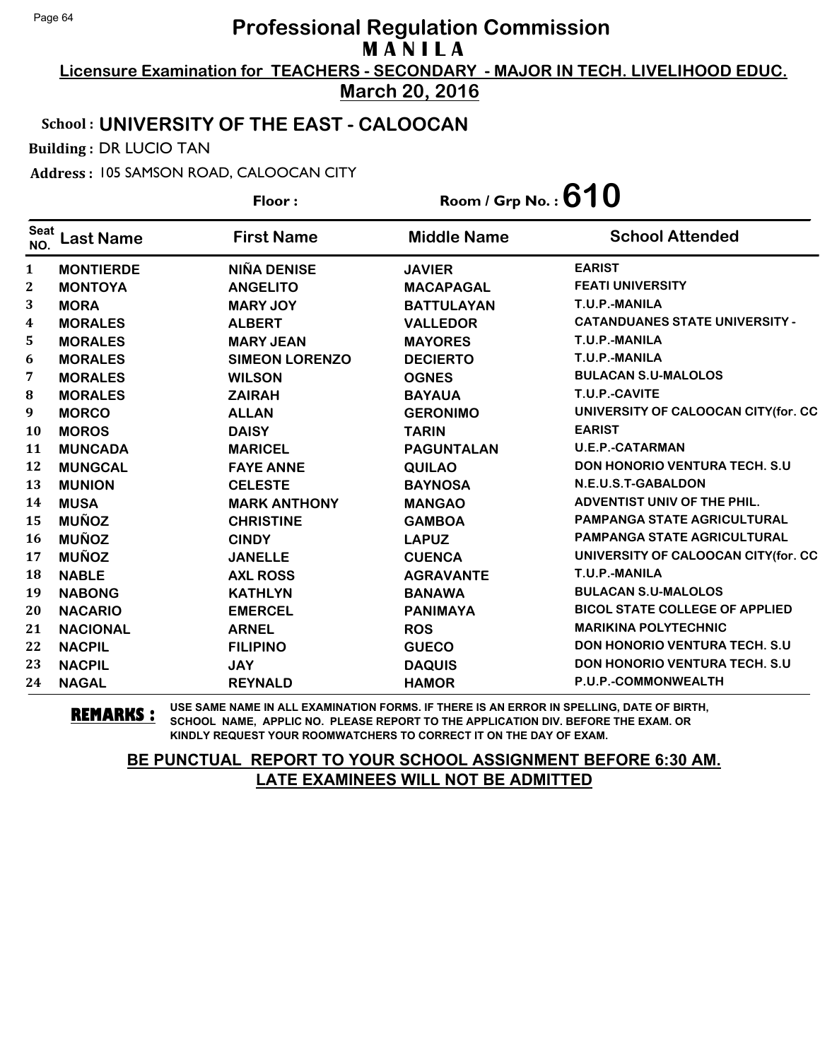# Professional Regulation Commission
## M A N I L A

**Licensure Examination for TEACHERS - SECONDARY - MAJOR IN TECH. LIVELIHOOD EDUC.**

**March 20, 2016**

**School : UNIVERSITY OF THE EAST - CALOOCAN**

**Building :** DR LUCIO TAN

**Address :** 105 SAMSON ROAD, CALOOCAN CITY

**Floor :** **Room / Grp No. : 610**

| Seat NO. | Last Name | First Name | Middle Name | School Attended |
|---|---|---|---|---|
| 1 | MONTIERDE | NIÑA DENISE | JAVIER | EARIST |
| 2 | MONTOYA | ANGELITO | MACAPAGAL | FEATI UNIVERSITY |
| 3 | MORA | MARY JOY | BATTULAYAN | T.U.P.-MANILA |
| 4 | MORALES | ALBERT | VALLEDOR | CATANDUANES STATE UNIVERSITY - |
| 5 | MORALES | MARY JEAN | MAYORES | T.U.P.-MANILA |
| 6 | MORALES | SIMEON LORENZO | DECIERTO | T.U.P.-MANILA |
| 7 | MORALES | WILSON | OGNES | BULACAN S.U-MALOLOS |
| 8 | MORALES | ZAIRAH | BAYAUA | T.U.P.-CAVITE |
| 9 | MORCO | ALLAN | GERONIMO | UNIVERSITY OF CALOOCAN CITY(for. CC |
| 10 | MOROS | DAISY | TARIN | EARIST |
| 11 | MUNCADA | MARICEL | PAGUNTALAN | U.E.P.-CATARMAN |
| 12 | MUNGCAL | FAYE ANNE | QUILAO | DON HONORIO VENTURA TECH. S.U |
| 13 | MUNION | CELESTE | BAYNOSA | N.E.U.S.T-GABALDON |
| 14 | MUSA | MARK ANTHONY | MANGAO | ADVENTIST UNIV OF THE PHIL. |
| 15 | MUÑOZ | CHRISTINE | GAMBOA | PAMPANGA STATE AGRICULTURAL |
| 16 | MUÑOZ | CINDY | LAPUZ | PAMPANGA STATE AGRICULTURAL |
| 17 | MUÑOZ | JANELLE | CUENCA | UNIVERSITY OF CALOOCAN CITY(for. CC |
| 18 | NABLE | AXL ROSS | AGRAVANTE | T.U.P.-MANILA |
| 19 | NABONG | KATHLYN | BANAWA | BULACAN S.U-MALOLOS |
| 20 | NACARIO | EMERCEL | PANIMAYA | BICOL STATE COLLEGE OF APPLIED |
| 21 | NACIONAL | ARNEL | ROS | MARIKINA POLYTECHNIC |
| 22 | NACPIL | FILIPINO | GUECO | DON HONORIO VENTURA TECH. S.U |
| 23 | NACPIL | JAY | DAQUIS | DON HONORIO VENTURA TECH. S.U |
| 24 | NAGAL | REYNALD | HAMOR | P.U.P.-COMMONWEALTH |

**REMARKS :** USE SAME NAME IN ALL EXAMINATION FORMS. IF THERE IS AN ERROR IN SPELLING, DATE OF BIRTH, SCHOOL NAME, APPLIC NO. PLEASE REPORT TO THE APPLICATION DIV. BEFORE THE EXAM. OR KINDLY REQUEST YOUR ROOMWATCHERS TO CORRECT IT ON THE DAY OF EXAM.

**BE PUNCTUAL REPORT TO YOUR SCHOOL ASSIGNMENT BEFORE 6:30 AM. LATE EXAMINEES WILL NOT BE ADMITTED**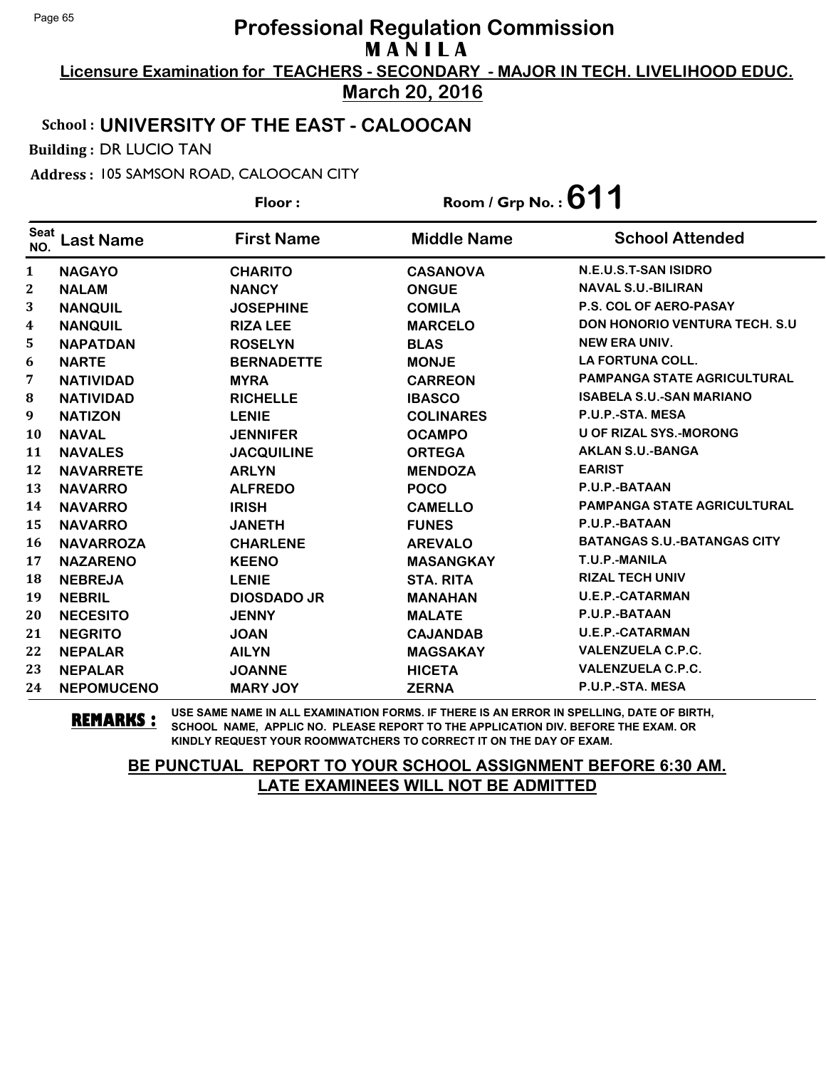# Professional Regulation Commission

**MANILA**

**Licensure Examination for TEACHERS - SECONDARY - MAJOR IN TECH. LIVELIHOOD EDUC.**

**March 20, 2016**

**School : UNIVERSITY OF THE EAST - CALOOCAN**

**Building :** DR LUCIO TAN

**Address :** 105 SAMSON ROAD, CALOOCAN CITY

**Floor :** **Room / Grp No. : 611**

| Seat NO. | Last Name | First Name | Middle Name | School Attended |
|---|---|---|---|---|
| 1 | NAGAYO | CHARITO | CASANOVA | N.E.U.S.T-SAN ISIDRO |
| 2 | NALAM | NANCY | ONGUE | NAVAL S.U.-BILIRAN |
| 3 | NANQUIL | JOSEPHINE | COMILA | P.S. COL OF AERO-PASAY |
| 4 | NANQUIL | RIZA LEE | MARCELO | DON HONORIO VENTURA TECH. S.U |
| 5 | NAPATDAN | ROSELYN | BLAS | NEW ERA UNIV. |
| 6 | NARTE | BERNADETTE | MONJE | LA FORTUNA COLL. |
| 7 | NATIVIDAD | MYRA | CARREON | PAMPANGA STATE AGRICULTURAL |
| 8 | NATIVIDAD | RICHELLE | IBASCO | ISABELA S.U.-SAN MARIANO |
| 9 | NATIZON | LENIE | COLINARES | P.U.P.-STA. MESA |
| 10 | NAVAL | JENNIFER | OCAMPO | U OF RIZAL SYS.-MORONG |
| 11 | NAVALES | JACQUILINE | ORTEGA | AKLAN S.U.-BANGA |
| 12 | NAVARRETE | ARLYN | MENDOZA | EARIST |
| 13 | NAVARRO | ALFREDO | POCO | P.U.P.-BATAAN |
| 14 | NAVARRO | IRISH | CAMELLO | PAMPANGA STATE AGRICULTURAL |
| 15 | NAVARRO | JANETH | FUNES | P.U.P.-BATAAN |
| 16 | NAVARROZA | CHARLENE | AREVALO | BATANGAS S.U.-BATANGAS CITY |
| 17 | NAZARENO | KEENO | MASANGKAY | T.U.P.-MANILA |
| 18 | NEBREJA | LENIE | STA. RITA | RIZAL TECH UNIV |
| 19 | NEBRIL | DIOSDADO JR | MANAHAN | U.E.P.-CATARMAN |
| 20 | NECESITO | JENNY | MALATE | P.U.P.-BATAAN |
| 21 | NEGRITO | JOAN | CAJANDAB | U.E.P.-CATARMAN |
| 22 | NEPALAR | AILYN | MAGSAKAY | VALENZUELA C.P.C. |
| 23 | NEPALAR | JOANNE | HICETA | VALENZUELA C.P.C. |
| 24 | NEPOMUCENO | MARY JOY | ZERNA | P.U.P.-STA. MESA |

**REMARKS :** USE SAME NAME IN ALL EXAMINATION FORMS. IF THERE IS AN ERROR IN SPELLING, DATE OF BIRTH, SCHOOL NAME, APPLIC NO. PLEASE REPORT TO THE APPLICATION DIV. BEFORE THE EXAM. OR KINDLY REQUEST YOUR ROOMWATCHERS TO CORRECT IT ON THE DAY OF EXAM.

**BE PUNCTUAL REPORT TO YOUR SCHOOL ASSIGNMENT BEFORE 6:30 AM. LATE EXAMINEES WILL NOT BE ADMITTED**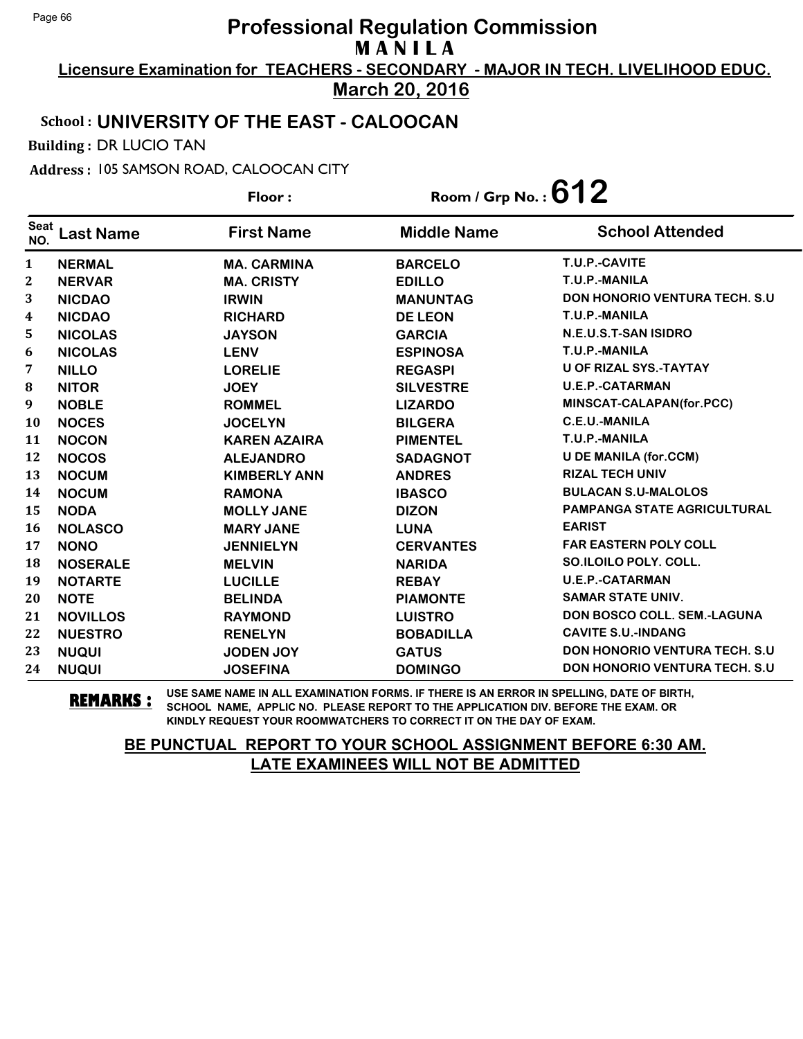# Professional Regulation Commission
## MANILA

**Licensure Examination for TEACHERS - SECONDARY - MAJOR IN TECH. LIVELIHOOD EDUC.**

**March 20, 2016**

**School : UNIVERSITY OF THE EAST - CALOOCAN**

**Building :** DR LUCIO TAN

**Address :** 105 SAMSON ROAD, CALOOCAN CITY

**Floor :** 

**Room / Grp No. : 612**

| Seat NO. | Last Name | First Name | Middle Name | School Attended |
|---|---|---|---|---|
| 1 | NERMAL | MA. CARMINA | BARCELO | T.U.P.-CAVITE |
| 2 | NERVAR | MA. CRISTY | EDILLO | T.U.P.-MANILA |
| 3 | NICDAO | IRWIN | MANUNTAG | DON HONORIO VENTURA TECH. S.U |
| 4 | NICDAO | RICHARD | DE LEON | T.U.P.-MANILA |
| 5 | NICOLAS | JAYSON | GARCIA | N.E.U.S.T-SAN ISIDRO |
| 6 | NICOLAS | LENV | ESPINOSA | T.U.P.-MANILA |
| 7 | NILLO | LORELIE | REGASPI | U OF RIZAL SYS.-TAYTAY |
| 8 | NITOR | JOEY | SILVESTRE | U.E.P.-CATARMAN |
| 9 | NOBLE | ROMMEL | LIZARDO | MINSCAT-CALAPAN(for.PCC) |
| 10 | NOCES | JOCELYN | BILGERA | C.E.U.-MANILA |
| 11 | NOCON | KAREN AZAIRA | PIMENTEL | T.U.P.-MANILA |
| 12 | NOCOS | ALEJANDRO | SADAGNOT | U DE MANILA (for.CCM) |
| 13 | NOCUM | KIMBERLY ANN | ANDRES | RIZAL TECH UNIV |
| 14 | NOCUM | RAMONA | IBASCO | BULACAN S.U-MALOLOS |
| 15 | NODA | MOLLY JANE | DIZON | PAMPANGA STATE AGRICULTURAL |
| 16 | NOLASCO | MARY JANE | LUNA | EARIST |
| 17 | NONO | JENNIELYN | CERVANTES | FAR EASTERN POLY COLL |
| 18 | NOSERALE | MELVIN | NARIDA | SO.ILOILO POLY. COLL. |
| 19 | NOTARTE | LUCILLE | REBAY | U.E.P.-CATARMAN |
| 20 | NOTE | BELINDA | PIAMONTE | SAMAR STATE UNIV. |
| 21 | NOVILLOS | RAYMOND | LUISTRO | DON BOSCO COLL. SEM.-LAGUNA |
| 22 | NUESTRO | RENELYN | BOBADILLA | CAVITE S.U.-INDANG |
| 23 | NUQUI | JODEN JOY | GATUS | DON HONORIO VENTURA TECH. S.U |
| 24 | NUQUI | JOSEFINA | DOMINGO | DON HONORIO VENTURA TECH. S.U |

**REMARKS :** USE SAME NAME IN ALL EXAMINATION FORMS. IF THERE IS AN ERROR IN SPELLING, DATE OF BIRTH, SCHOOL NAME, APPLIC NO. PLEASE REPORT TO THE APPLICATION DIV. BEFORE THE EXAM. OR KINDLY REQUEST YOUR ROOMWATCHERS TO CORRECT IT ON THE DAY OF EXAM.

**BE PUNCTUAL REPORT TO YOUR SCHOOL ASSIGNMENT BEFORE 6:30 AM. LATE EXAMINEES WILL NOT BE ADMITTED**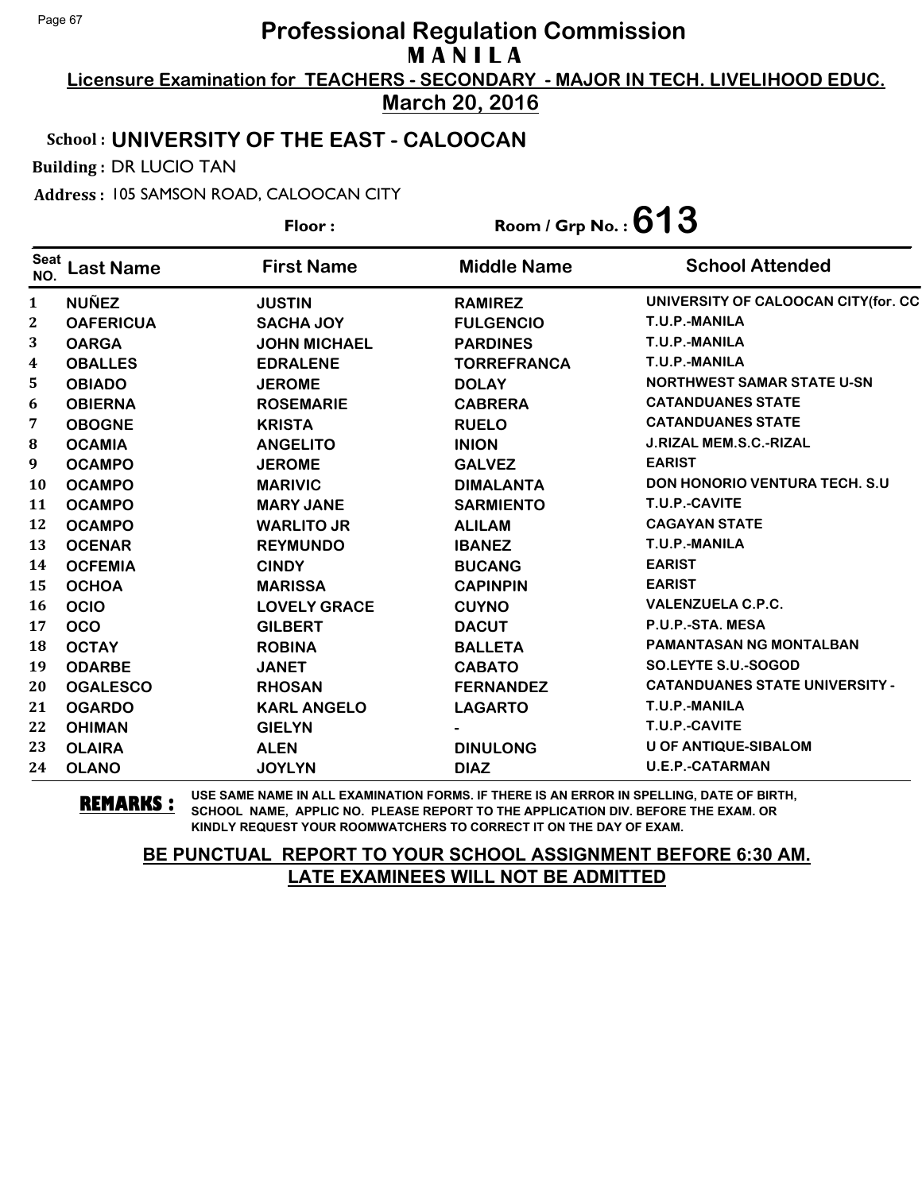# Professional Regulation Commission

**M A N I L A**

**Licensure Examination for TEACHERS - SECONDARY - MAJOR IN TECH. LIVELIHOOD EDUC.**

**March 20, 2016**

**School : UNIVERSITY OF THE EAST - CALOOCAN**

**Building :** DR LUCIO TAN

**Address :** 105 SAMSON ROAD, CALOOCAN CITY

**Floor :** 

**Room / Grp No. : 613**

| Seat NO. | Last Name | First Name | Middle Name | School Attended |
|---|---|---|---|---|
| 1 | NUÑEZ | JUSTIN | RAMIREZ | UNIVERSITY OF CALOOCAN CITY(for. CC |
| 2 | OAFERICUA | SACHA JOY | FULGENCIO | T.U.P.-MANILA |
| 3 | OARGA | JOHN MICHAEL | PARDINES | T.U.P.-MANILA |
| 4 | OBALLES | EDRALENE | TORREFRANCA | T.U.P.-MANILA |
| 5 | OBIADO | JEROME | DOLAY | NORTHWEST SAMAR STATE U-SN |
| 6 | OBIERNA | ROSEMARIE | CABRERA | CATANDUANES STATE |
| 7 | OBOGNE | KRISTA | RUELO | CATANDUANES STATE |
| 8 | OCAMIA | ANGELITO | INION | J.RIZAL MEM.S.C.-RIZAL |
| 9 | OCAMPO | JEROME | GALVEZ | EARIST |
| 10 | OCAMPO | MARIVIC | DIMALANTA | DON HONORIO VENTURA TECH. S.U |
| 11 | OCAMPO | MARY JANE | SARMIENTO | T.U.P.-CAVITE |
| 12 | OCAMPO | WARLITO JR | ALILAM | CAGAYAN STATE |
| 13 | OCENAR | REYMUNDO | IBANEZ | T.U.P.-MANILA |
| 14 | OCFEMIA | CINDY | BUCANG | EARIST |
| 15 | OCHOA | MARISSA | CAPINPIN | EARIST |
| 16 | OCIO | LOVELY GRACE | CUYNO | VALENZUELA C.P.C. |
| 17 | OCO | GILBERT | DACUT | P.U.P.-STA. MESA |
| 18 | OCTAY | ROBINA | BALLETA | PAMANTASAN NG MONTALBAN |
| 19 | ODARBE | JANET | CABATO | SO.LEYTE S.U.-SOGOD |
| 20 | OGALESCO | RHOSAN | FERNANDEZ | CATANDUANES STATE UNIVERSITY - |
| 21 | OGARDO | KARL ANGELO | LAGARTO | T.U.P.-MANILA |
| 22 | OHIMAN | GIELYN | - | T.U.P.-CAVITE |
| 23 | OLAIRA | ALEN | DINULONG | U OF ANTIQUE-SIBALOM |
| 24 | OLANO | JOYLYN | DIAZ | U.E.P.-CATARMAN |

**REMARKS :** USE SAME NAME IN ALL EXAMINATION FORMS. IF THERE IS AN ERROR IN SPELLING, DATE OF BIRTH, SCHOOL NAME, APPLIC NO. PLEASE REPORT TO THE APPLICATION DIV. BEFORE THE EXAM. OR KINDLY REQUEST YOUR ROOMWATCHERS TO CORRECT IT ON THE DAY OF EXAM.

**BE PUNCTUAL REPORT TO YOUR SCHOOL ASSIGNMENT BEFORE 6:30 AM.**
**LATE EXAMINEES WILL NOT BE ADMITTED**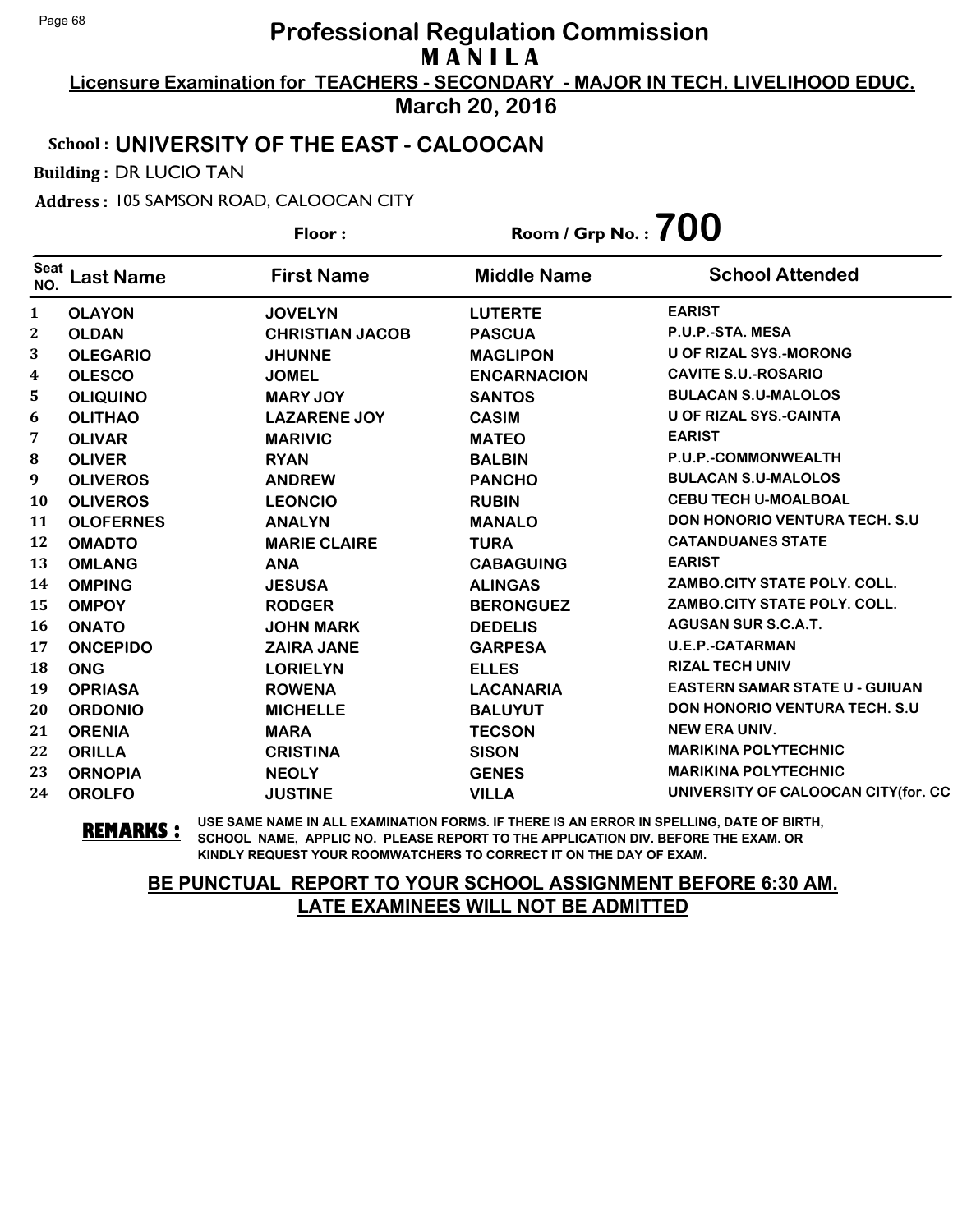# Professional Regulation Commission

## MANILA

**Licensure Examination for TEACHERS - SECONDARY - MAJOR IN TECH. LIVELIHOOD EDUC.**

**March 20, 2016**

**School : UNIVERSITY OF THE EAST - CALOOCAN**

**Building :** DR LUCIO TAN

**Address :** 105 SAMSON ROAD, CALOOCAN CITY

**Floor :** 

**Room / Grp No. : 700**

| Seat NO. | Last Name | First Name | Middle Name | School Attended |
|---|---|---|---|---|
| 1 | OLAYON | JOVELYN | LUTERTE | EARIST |
| 2 | OLDAN | CHRISTIAN JACOB | PASCUA | P.U.P.-STA. MESA |
| 3 | OLEGARIO | JHUNNE | MAGLIPON | U OF RIZAL SYS.-MORONG |
| 4 | OLESCO | JOMEL | ENCARNACION | CAVITE S.U.-ROSARIO |
| 5 | OLIQUINO | MARY JOY | SANTOS | BULACAN S.U-MALOLOS |
| 6 | OLITHAO | LAZARENE JOY | CASIM | U OF RIZAL SYS.-CAINTA |
| 7 | OLIVAR | MARIVIC | MATEO | EARIST |
| 8 | OLIVER | RYAN | BALBIN | P.U.P.-COMMONWEALTH |
| 9 | OLIVEROS | ANDREW | PANCHO | BULACAN S.U-MALOLOS |
| 10 | OLIVEROS | LEONCIO | RUBIN | CEBU TECH U-MOALBOAL |
| 11 | OLOFERNES | ANALYN | MANALO | DON HONORIO VENTURA TECH. S.U |
| 12 | OMADTO | MARIE CLAIRE | TURA | CATANDUANES STATE |
| 13 | OMLANG | ANA | CABAGUING | EARIST |
| 14 | OMPING | JESUSA | ALINGAS | ZAMBO.CITY STATE POLY. COLL. |
| 15 | OMPOY | RODGER | BERONGUEZ | ZAMBO.CITY STATE POLY. COLL. |
| 16 | ONATO | JOHN MARK | DEDELIS | AGUSAN SUR S.C.A.T. |
| 17 | ONCEPIDO | ZAIRA JANE | GARPESA | U.E.P.-CATARMAN |
| 18 | ONG | LORIELYN | ELLES | RIZAL TECH UNIV |
| 19 | OPRIASA | ROWENA | LACANARIA | EASTERN SAMAR STATE U - GUIUAN |
| 20 | ORDONIO | MICHELLE | BALUYUT | DON HONORIO VENTURA TECH. S.U |
| 21 | ORENIA | MARA | TECSON | NEW ERA UNIV. |
| 22 | ORILLA | CRISTINA | SISON | MARIKINA POLYTECHNIC |
| 23 | ORNOPIA | NEOLY | GENES | MARIKINA POLYTECHNIC |
| 24 | OROLFO | JUSTINE | VILLA | UNIVERSITY OF CALOOCAN CITY(for. CC |

**REMARKS :** USE SAME NAME IN ALL EXAMINATION FORMS. IF THERE IS AN ERROR IN SPELLING, DATE OF BIRTH, SCHOOL NAME, APPLIC NO. PLEASE REPORT TO THE APPLICATION DIV. BEFORE THE EXAM. OR KINDLY REQUEST YOUR ROOMWATCHERS TO CORRECT IT ON THE DAY OF EXAM.

**BE PUNCTUAL REPORT TO YOUR SCHOOL ASSIGNMENT BEFORE 6:30 AM.**
**LATE EXAMINEES WILL NOT BE ADMITTED**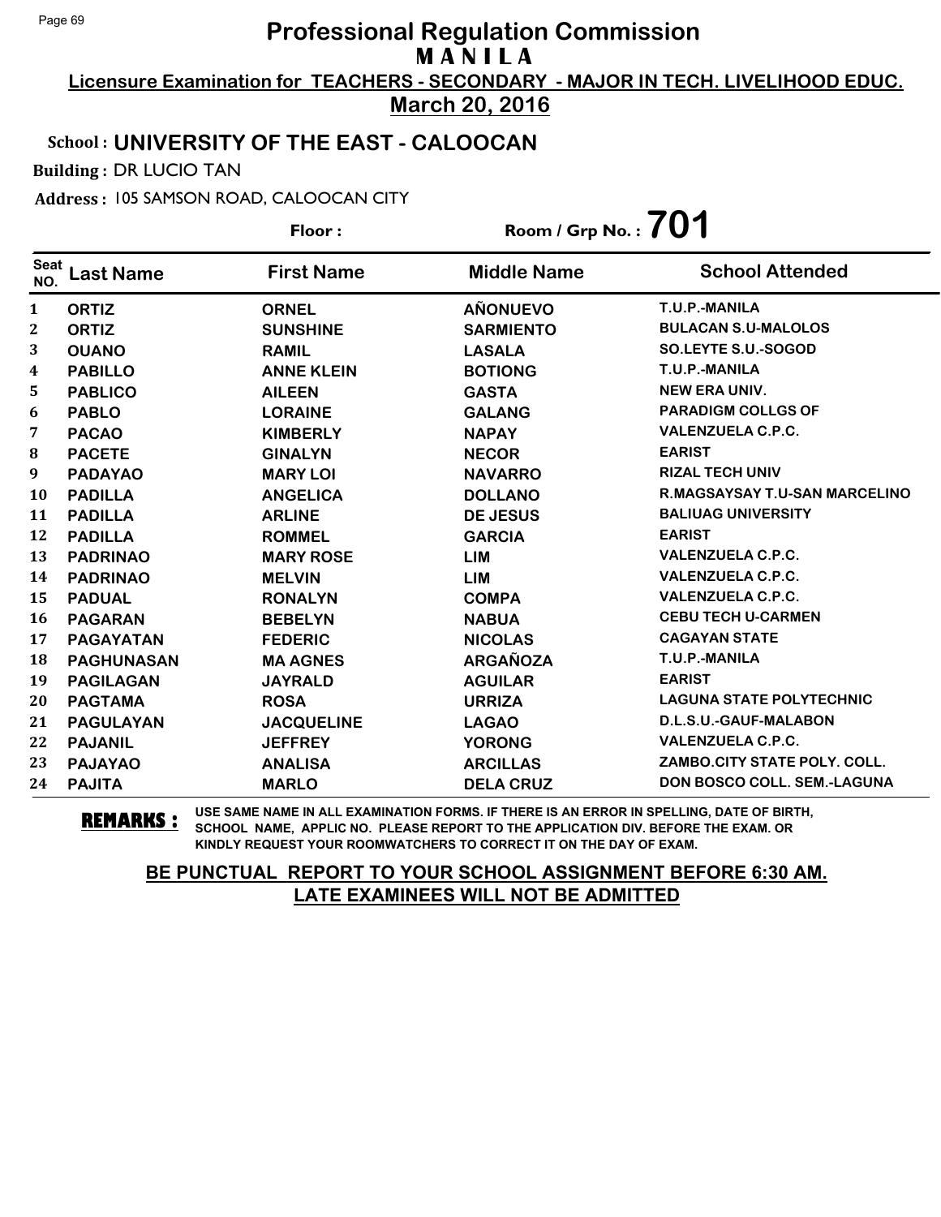# Professional Regulation Commission
## M A N I L A

**Licensure Examination for TEACHERS - SECONDARY - MAJOR IN TECH. LIVELIHOOD EDUC.**

**March 20, 2016**

**School : UNIVERSITY OF THE EAST - CALOOCAN**

**Building :** DR LUCIO TAN

**Address :** 105 SAMSON ROAD, CALOOCAN CITY

**Floor :** 

**Room / Grp No. : 701**

| Seat NO. | Last Name | First Name | Middle Name | School Attended |
|---|---|---|---|---|
| 1 | ORTIZ | ORNEL | AÑONUEVO | T.U.P.-MANILA |
| 2 | ORTIZ | SUNSHINE | SARMIENTO | BULACAN S.U-MALOLOS |
| 3 | OUANO | RAMIL | LASALA | SO.LEYTE S.U.-SOGOD |
| 4 | PABILLO | ANNE KLEIN | BOTIONG | T.U.P.-MANILA |
| 5 | PABLICO | AILEEN | GASTA | NEW ERA UNIV. |
| 6 | PABLO | LORAINE | GALANG | PARADIGM COLLGS OF |
| 7 | PACAO | KIMBERLY | NAPAY | VALENZUELA C.P.C. |
| 8 | PACETE | GINALYN | NECOR | EARIST |
| 9 | PADAYAO | MARY LOI | NAVARRO | RIZAL TECH UNIV |
| 10 | PADILLA | ANGELICA | DOLLANO | R.MAGSAYSAY T.U-SAN MARCELINO |
| 11 | PADILLA | ARLINE | DE JESUS | BALIUAG UNIVERSITY |
| 12 | PADILLA | ROMMEL | GARCIA | EARIST |
| 13 | PADRINAO | MARY ROSE | LIM | VALENZUELA C.P.C. |
| 14 | PADRINAO | MELVIN | LIM | VALENZUELA C.P.C. |
| 15 | PADUAL | RONALYN | COMPA | VALENZUELA C.P.C. |
| 16 | PAGARAN | BEBELYN | NABUA | CEBU TECH U-CARMEN |
| 17 | PAGAYATAN | FEDERIC | NICOLAS | CAGAYAN STATE |
| 18 | PAGHUNASAN | MA AGNES | ARGAÑOZA | T.U.P.-MANILA |
| 19 | PAGILAGAN | JAYRALD | AGUILAR | EARIST |
| 20 | PAGTAMA | ROSA | URRIZA | LAGUNA STATE POLYTECHNIC |
| 21 | PAGULAYAN | JACQUELINE | LAGAO | D.L.S.U.-GAUF-MALABON |
| 22 | PAJANIL | JEFFREY | YORONG | VALENZUELA C.P.C. |
| 23 | PAJAYAO | ANALISA | ARCILLAS | ZAMBO.CITY STATE POLY. COLL. |
| 24 | PAJITA | MARLO | DELA CRUZ | DON BOSCO COLL. SEM.-LAGUNA |

**REMARKS :** USE SAME NAME IN ALL EXAMINATION FORMS. IF THERE IS AN ERROR IN SPELLING, DATE OF BIRTH, SCHOOL NAME, APPLIC NO. PLEASE REPORT TO THE APPLICATION DIV. BEFORE THE EXAM. OR KINDLY REQUEST YOUR ROOMWATCHERS TO CORRECT IT ON THE DAY OF EXAM.

**BE PUNCTUAL REPORT TO YOUR SCHOOL ASSIGNMENT BEFORE 6:30 AM.**
**LATE EXAMINEES WILL NOT BE ADMITTED**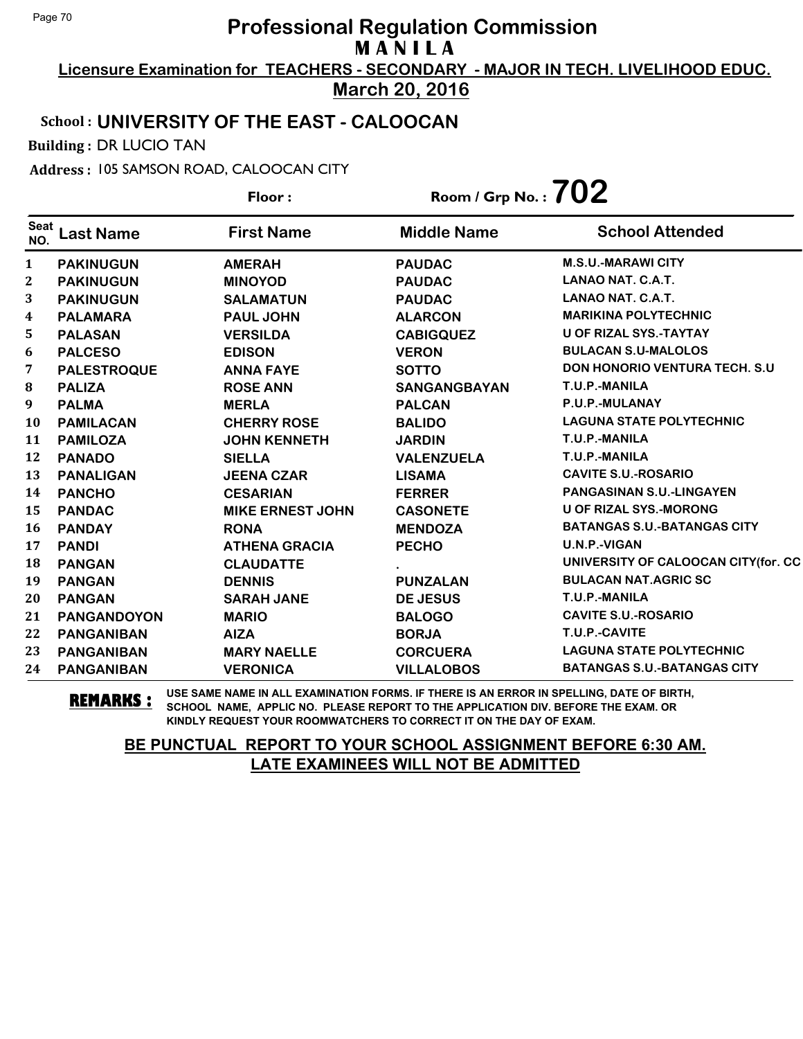# Professional Regulation Commission

## M A N I L A

**Licensure Examination for TEACHERS - SECONDARY - MAJOR IN TECH. LIVELIHOOD EDUC.**

**March 20, 2016**

**School : UNIVERSITY OF THE EAST - CALOOCAN**

**Building :** DR LUCIO TAN

**Address :** 105 SAMSON ROAD, CALOOCAN CITY

**Floor :** 

**Room / Grp No. : 702**

| Seat NO. | Last Name | First Name | Middle Name | School Attended |
|---|---|---|---|---|
| 1 | PAKINUGUN | AMERAH | PAUDAC | M.S.U.-MARAWI CITY |
| 2 | PAKINUGUN | MINOYOD | PAUDAC | LANAO NAT. C.A.T. |
| 3 | PAKINUGUN | SALAMATUN | PAUDAC | LANAO NAT. C.A.T. |
| 4 | PALAMARA | PAUL JOHN | ALARCON | MARIKINA POLYTECHNIC |
| 5 | PALASAN | VERSILDA | CABIGQUEZ | U OF RIZAL SYS.-TAYTAY |
| 6 | PALCESO | EDISON | VERON | BULACAN S.U-MALOLOS |
| 7 | PALESTROQUE | ANNA FAYE | SOTTO | DON HONORIO VENTURA TECH. S.U |
| 8 | PALIZA | ROSE ANN | SANGANGBAYAN | T.U.P.-MANILA |
| 9 | PALMA | MERLA | PALCAN | P.U.P.-MULANAY |
| 10 | PAMILACAN | CHERRY ROSE | BALIDO | LAGUNA STATE POLYTECHNIC |
| 11 | PAMILOZA | JOHN KENNETH | JARDIN | T.U.P.-MANILA |
| 12 | PANADO | SIELLA | VALENZUELA | T.U.P.-MANILA |
| 13 | PANALIGAN | JEENA CZAR | LISAMA | CAVITE S.U.-ROSARIO |
| 14 | PANCHO | CESARIAN | FERRER | PANGASINAN S.U.-LINGAYEN |
| 15 | PANDAC | MIKE ERNEST JOHN | CASONETE | U OF RIZAL SYS.-MORONG |
| 16 | PANDAY | RONA | MENDOZA | BATANGAS S.U.-BATANGAS CITY |
| 17 | PANDI | ATHENA GRACIA | PECHO | U.N.P.-VIGAN |
| 18 | PANGAN | CLAUDATTE | . | UNIVERSITY OF CALOOCAN CITY(for. CC |
| 19 | PANGAN | DENNIS | PUNZALAN | BULACAN NAT.AGRIC SC |
| 20 | PANGAN | SARAH JANE | DE JESUS | T.U.P.-MANILA |
| 21 | PANGANDOYON | MARIO | BALOGO | CAVITE S.U.-ROSARIO |
| 22 | PANGANIBAN | AIZA | BORJA | T.U.P.-CAVITE |
| 23 | PANGANIBAN | MARY NAELLE | CORCUERA | LAGUNA STATE POLYTECHNIC |
| 24 | PANGANIBAN | VERONICA | VILLALOBOS | BATANGAS S.U.-BATANGAS CITY |

**REMARKS :** USE SAME NAME IN ALL EXAMINATION FORMS. IF THERE IS AN ERROR IN SPELLING, DATE OF BIRTH, SCHOOL NAME, APPLIC NO. PLEASE REPORT TO THE APPLICATION DIV. BEFORE THE EXAM. OR KINDLY REQUEST YOUR ROOMWATCHERS TO CORRECT IT ON THE DAY OF EXAM.

**BE PUNCTUAL REPORT TO YOUR SCHOOL ASSIGNMENT BEFORE 6:30 AM.**
**LATE EXAMINEES WILL NOT BE ADMITTED**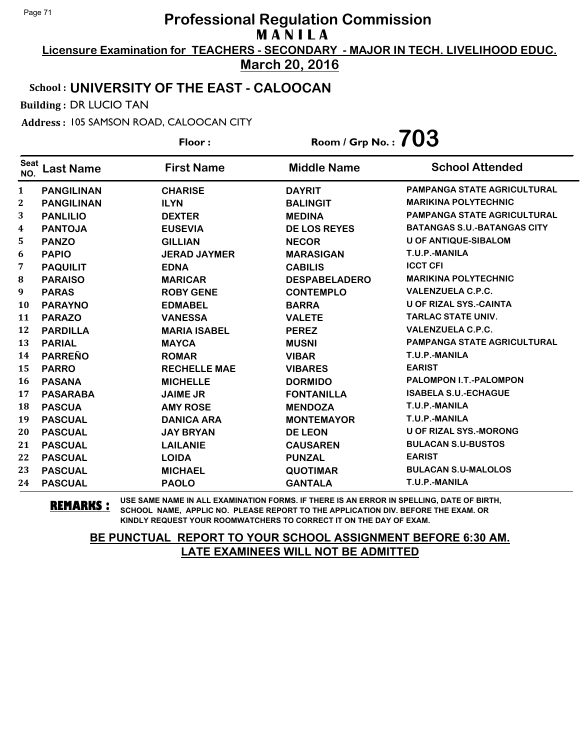# Professional Regulation Commission

## MANILA

**Licensure Examination for TEACHERS - SECONDARY - MAJOR IN TECH. LIVELIHOOD EDUC.**

**March 20, 2016**

**School : UNIVERSITY OF THE EAST - CALOOCAN**

**Building :** DR LUCIO TAN

**Address :** 105 SAMSON ROAD, CALOOCAN CITY

**Floor :** 

**Room / Grp No. : 703**

| Seat NO. | Last Name | First Name | Middle Name | School Attended |
|---|---|---|---|---|
| 1 | PANGILINAN | CHARISE | DAYRIT | PAMPANGA STATE AGRICULTURAL |
| 2 | PANGILINAN | ILYN | BALINGIT | MARIKINA POLYTECHNIC |
| 3 | PANLILIO | DEXTER | MEDINA | PAMPANGA STATE AGRICULTURAL |
| 4 | PANTOJA | EUSEVIA | DE LOS REYES | BATANGAS S.U.-BATANGAS CITY |
| 5 | PANZO | GILLIAN | NECOR | U OF ANTIQUE-SIBALOM |
| 6 | PAPIO | JERAD JAYMER | MARASIGAN | T.U.P.-MANILA |
| 7 | PAQUILIT | EDNA | CABILIS | ICCT CFI |
| 8 | PARAISO | MARICAR | DESPABELADERO | MARIKINA POLYTECHNIC |
| 9 | PARAS | ROBY GENE | CONTEMPLO | VALENZUELA C.P.C. |
| 10 | PARAYNO | EDMABEL | BARRA | U OF RIZAL SYS.-CAINTA |
| 11 | PARAZO | VANESSA | VALETE | TARLAC STATE UNIV. |
| 12 | PARDILLA | MARIA ISABEL | PEREZ | VALENZUELA C.P.C. |
| 13 | PARIAL | MAYCA | MUSNI | PAMPANGA STATE AGRICULTURAL |
| 14 | PARREÑO | ROMAR | VIBAR | T.U.P.-MANILA |
| 15 | PARRO | RECHELLE MAE | VIBARES | EARIST |
| 16 | PASANA | MICHELLE | DORMIDO | PALOMPON I.T.-PALOMPON |
| 17 | PASARABA | JAIME JR | FONTANILLA | ISABELA S.U.-ECHAGUE |
| 18 | PASCUA | AMY ROSE | MENDOZA | T.U.P.-MANILA |
| 19 | PASCUAL | DANICA ARA | MONTEMAYOR | T.U.P.-MANILA |
| 20 | PASCUAL | JAY BRYAN | DE LEON | U OF RIZAL SYS.-MORONG |
| 21 | PASCUAL | LAILANIE | CAUSAREN | BULACAN S.U-BUSTOS |
| 22 | PASCUAL | LOIDA | PUNZAL | EARIST |
| 23 | PASCUAL | MICHAEL | QUOTIMAR | BULACAN S.U-MALOLOS |
| 24 | PASCUAL | PAOLO | GANTALA | T.U.P.-MANILA |

**REMARKS :** USE SAME NAME IN ALL EXAMINATION FORMS. IF THERE IS AN ERROR IN SPELLING, DATE OF BIRTH, SCHOOL NAME, APPLIC NO. PLEASE REPORT TO THE APPLICATION DIV. BEFORE THE EXAM. OR KINDLY REQUEST YOUR ROOMWATCHERS TO CORRECT IT ON THE DAY OF EXAM.

**BE PUNCTUAL REPORT TO YOUR SCHOOL ASSIGNMENT BEFORE 6:30 AM.**
**LATE EXAMINEES WILL NOT BE ADMITTED**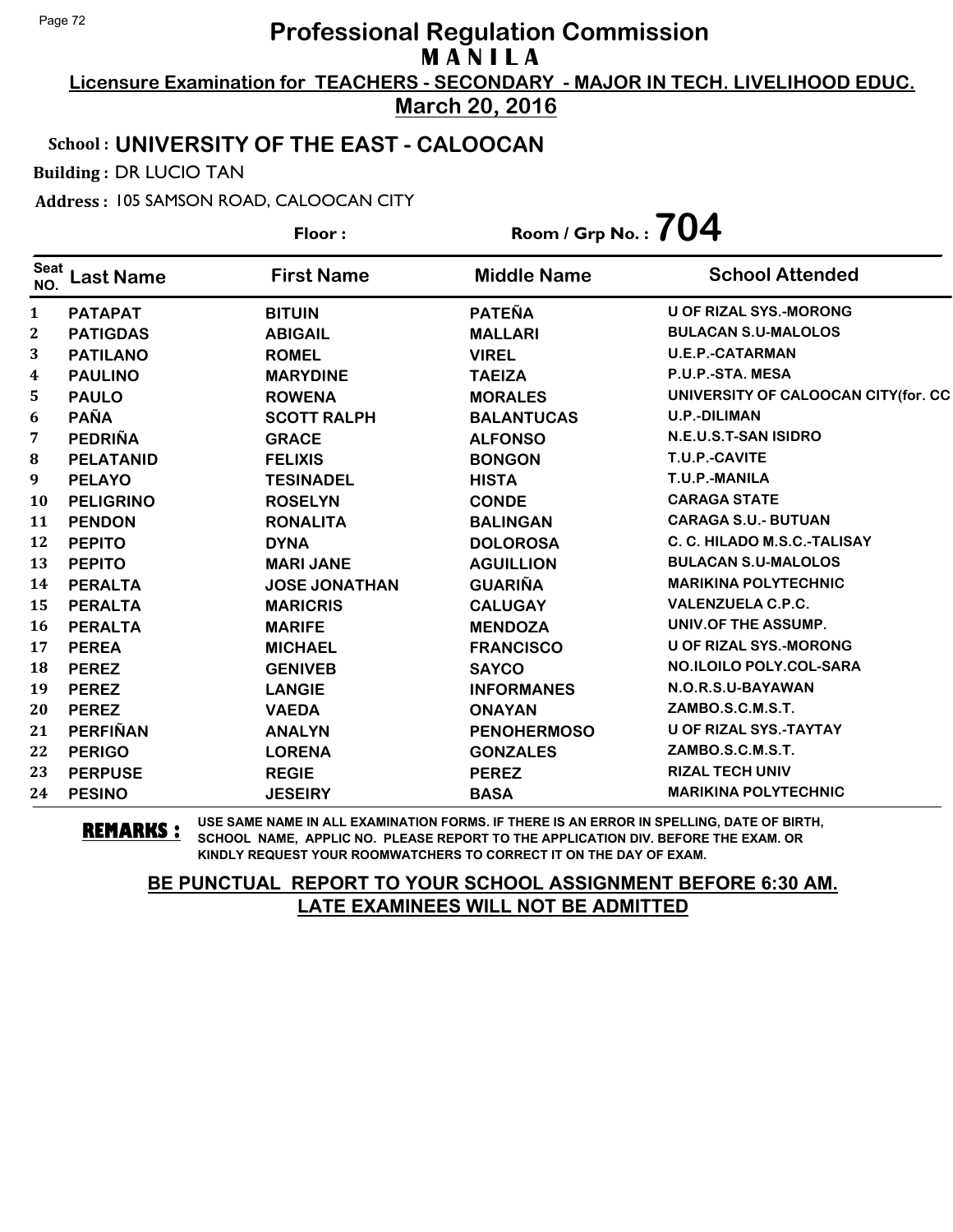# Professional Regulation Commission

## MANILA

**Licensure Examination for TEACHERS - SECONDARY - MAJOR IN TECH. LIVELIHOOD EDUC.**

**March 20, 2016**

**School : UNIVERSITY OF THE EAST - CALOOCAN**

**Building :** DR LUCIO TAN

**Address :** 105 SAMSON ROAD, CALOOCAN CITY

**Floor :** 

**Room / Grp No. : 704**

| Seat NO. | Last Name | First Name | Middle Name | School Attended |
|---|---|---|---|---|
| 1 | PATAPAT | BITUIN | PATEÑA | U OF RIZAL SYS.-MORONG |
| 2 | PATIGDAS | ABIGAIL | MALLARI | BULACAN S.U-MALOLOS |
| 3 | PATILANO | ROMEL | VIREL | U.E.P.-CATARMAN |
| 4 | PAULINO | MARYDINE | TAEIZA | P.U.P.-STA. MESA |
| 5 | PAULO | ROWENA | MORALES | UNIVERSITY OF CALOOCAN CITY(for. CC |
| 6 | PAÑA | SCOTT RALPH | BALANTUCAS | U.P.-DILIMAN |
| 7 | PEDRIÑA | GRACE | ALFONSO | N.E.U.S.T-SAN ISIDRO |
| 8 | PELATANID | FELIXIS | BONGON | T.U.P.-CAVITE |
| 9 | PELAYO | TESINADEL | HISTA | T.U.P.-MANILA |
| 10 | PELIGRINO | ROSELYN | CONDE | CARAGA STATE |
| 11 | PENDON | RONALITA | BALINGAN | CARAGA S.U.- BUTUAN |
| 12 | PEPITO | DYNA | DOLOROSA | C. C. HILADO M.S.C.-TALISAY |
| 13 | PEPITO | MARI JANE | AGUILLION | BULACAN S.U-MALOLOS |
| 14 | PERALTA | JOSE JONATHAN | GUARIÑA | MARIKINA POLYTECHNIC |
| 15 | PERALTA | MARICRIS | CALUGAY | VALENZUELA C.P.C. |
| 16 | PERALTA | MARIFE | MENDOZA | UNIV.OF THE ASSUMP. |
| 17 | PEREA | MICHAEL | FRANCISCO | U OF RIZAL SYS.-MORONG |
| 18 | PEREZ | GENIVEB | SAYCO | NO.ILOILO POLY.COL-SARA |
| 19 | PEREZ | LANGIE | INFORMANES | N.O.R.S.U-BAYAWAN |
| 20 | PEREZ | VAEDA | ONAYAN | ZAMBO.S.C.M.S.T. |
| 21 | PERFIÑAN | ANALYN | PENOHERMOSO | U OF RIZAL SYS.-TAYTAY |
| 22 | PERIGO | LORENA | GONZALES | ZAMBO.S.C.M.S.T. |
| 23 | PERPUSE | REGIE | PEREZ | RIZAL TECH UNIV |
| 24 | PESINO | JESEIRY | BASA | MARIKINA POLYTECHNIC |

**REMARKS :** USE SAME NAME IN ALL EXAMINATION FORMS. IF THERE IS AN ERROR IN SPELLING, DATE OF BIRTH, SCHOOL NAME, APPLIC NO. PLEASE REPORT TO THE APPLICATION DIV. BEFORE THE EXAM. OR KINDLY REQUEST YOUR ROOMWATCHERS TO CORRECT IT ON THE DAY OF EXAM.

**BE PUNCTUAL REPORT TO YOUR SCHOOL ASSIGNMENT BEFORE 6:30 AM.**
**LATE EXAMINEES WILL NOT BE ADMITTED**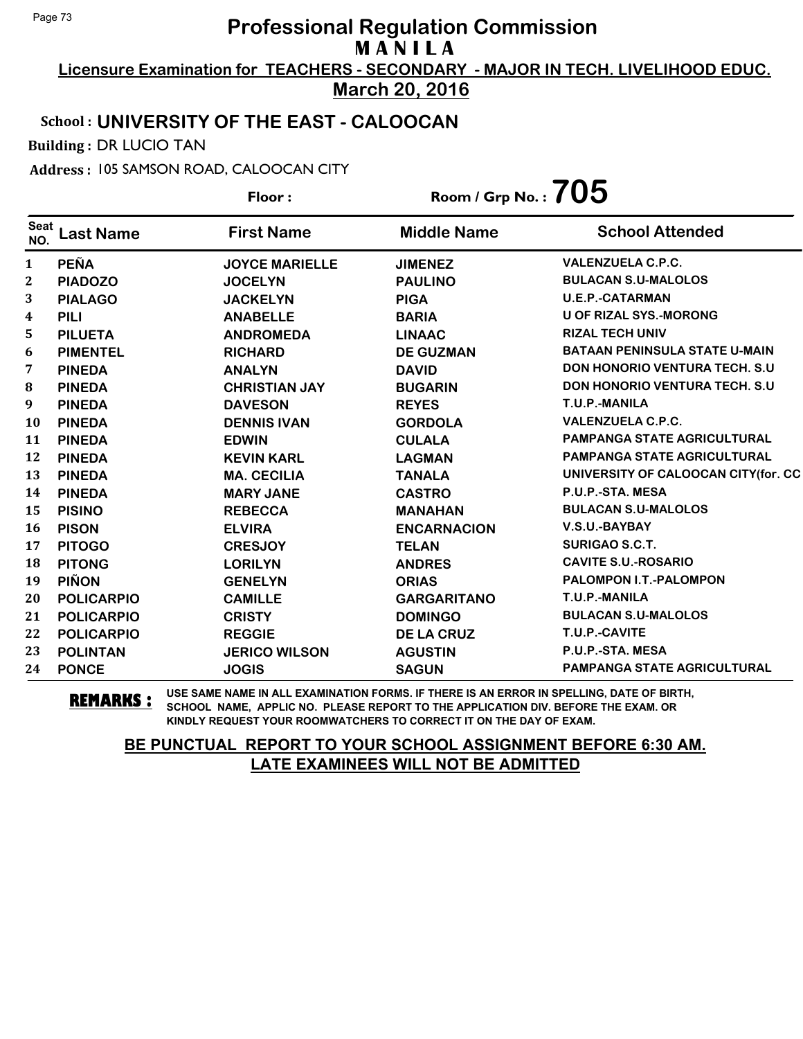# Professional Regulation Commission
## MANILA

**Licensure Examination for TEACHERS - SECONDARY - MAJOR IN TECH. LIVELIHOOD EDUC.**

**March 20, 2016**

**School : UNIVERSITY OF THE EAST - CALOOCAN**

**Building :** DR LUCIO TAN

**Address :** 105 SAMSON ROAD, CALOOCAN CITY

**Floor :** 

**Room / Grp No. : 705**

| Seat NO. | Last Name | First Name | Middle Name | School Attended |
|---|---|---|---|---|
| 1 | PEÑA | JOYCE MARIELLE | JIMENEZ | VALENZUELA C.P.C. |
| 2 | PIADOZO | JOCELYN | PAULINO | BULACAN S.U-MALOLOS |
| 3 | PIALAGO | JACKELYN | PIGA | U.E.P.-CATARMAN |
| 4 | PILI | ANABELLE | BARIA | U OF RIZAL SYS.-MORONG |
| 5 | PILUETA | ANDROMEDA | LINAAC | RIZAL TECH UNIV |
| 6 | PIMENTEL | RICHARD | DE GUZMAN | BATAAN PENINSULA STATE U-MAIN |
| 7 | PINEDA | ANALYN | DAVID | DON HONORIO VENTURA TECH. S.U |
| 8 | PINEDA | CHRISTIAN JAY | BUGARIN | DON HONORIO VENTURA TECH. S.U |
| 9 | PINEDA | DAVESON | REYES | T.U.P.-MANILA |
| 10 | PINEDA | DENNIS IVAN | GORDOLA | VALENZUELA C.P.C. |
| 11 | PINEDA | EDWIN | CULALA | PAMPANGA STATE AGRICULTURAL |
| 12 | PINEDA | KEVIN KARL | LAGMAN | PAMPANGA STATE AGRICULTURAL |
| 13 | PINEDA | MA. CECILIA | TANALA | UNIVERSITY OF CALOOCAN CITY(for. CC |
| 14 | PINEDA | MARY JANE | CASTRO | P.U.P.-STA. MESA |
| 15 | PISINO | REBECCA | MANAHAN | BULACAN S.U-MALOLOS |
| 16 | PISON | ELVIRA | ENCARNACION | V.S.U.-BAYBAY |
| 17 | PITOGO | CRESJOY | TELAN | SURIGAO S.C.T. |
| 18 | PITONG | LORILYN | ANDRES | CAVITE S.U.-ROSARIO |
| 19 | PIÑON | GENELYN | ORIAS | PALOMPON I.T.-PALOMPON |
| 20 | POLICARPIO | CAMILLE | GARGARITANO | T.U.P.-MANILA |
| 21 | POLICARPIO | CRISTY | DOMINGO | BULACAN S.U-MALOLOS |
| 22 | POLICARPIO | REGGIE | DE LA CRUZ | T.U.P.-CAVITE |
| 23 | POLINTAN | JERICO WILSON | AGUSTIN | P.U.P.-STA. MESA |
| 24 | PONCE | JOGIS | SAGUN | PAMPANGA STATE AGRICULTURAL |

**REMARKS :** USE SAME NAME IN ALL EXAMINATION FORMS. IF THERE IS AN ERROR IN SPELLING, DATE OF BIRTH, SCHOOL NAME, APPLIC NO. PLEASE REPORT TO THE APPLICATION DIV. BEFORE THE EXAM. OR KINDLY REQUEST YOUR ROOMWATCHERS TO CORRECT IT ON THE DAY OF EXAM.

**BE PUNCTUAL REPORT TO YOUR SCHOOL ASSIGNMENT BEFORE 6:30 AM. LATE EXAMINEES WILL NOT BE ADMITTED**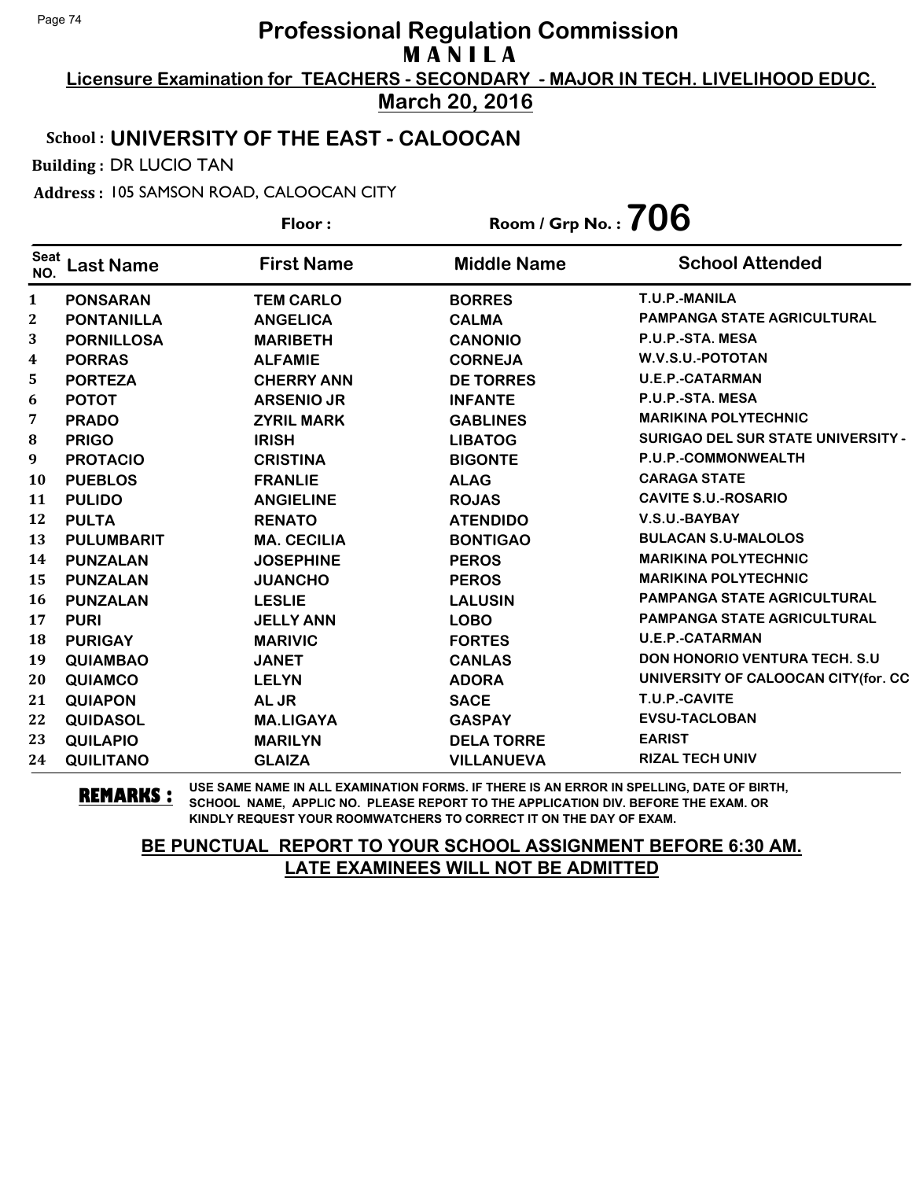# Professional Regulation Commission
## MANILA

**Licensure Examination for TEACHERS - SECONDARY - MAJOR IN TECH. LIVELIHOOD EDUC.**
**March 20, 2016**

**School : UNIVERSITY OF THE EAST - CALOOCAN**

**Building :** DR LUCIO TAN

**Address :** 105 SAMSON ROAD, CALOOCAN CITY

**Floor :** 　　　　**Room / Grp No. : 706**

| Seat NO. | Last Name | First Name | Middle Name | School Attended |
|---|---|---|---|---|
| 1 | PONSARAN | TEM CARLO | BORRES | T.U.P.-MANILA |
| 2 | PONTANILLA | ANGELICA | CALMA | PAMPANGA STATE AGRICULTURAL |
| 3 | PORNILLOSA | MARIBETH | CANONIO | P.U.P.-STA. MESA |
| 4 | PORRAS | ALFAMIE | CORNEJA | W.V.S.U.-POTOTAN |
| 5 | PORTEZA | CHERRY ANN | DE TORRES | U.E.P.-CATARMAN |
| 6 | POTOT | ARSENIO JR | INFANTE | P.U.P.-STA. MESA |
| 7 | PRADO | ZYRIL MARK | GABLINES | MARIKINA POLYTECHNIC |
| 8 | PRIGO | IRISH | LIBATOG | SURIGAO DEL SUR STATE UNIVERSITY - |
| 9 | PROTACIO | CRISTINA | BIGONTE | P.U.P.-COMMONWEALTH |
| 10 | PUEBLOS | FRANLIE | ALAG | CARAGA STATE |
| 11 | PULIDO | ANGIELINE | ROJAS | CAVITE S.U.-ROSARIO |
| 12 | PULTA | RENATO | ATENDIDO | V.S.U.-BAYBAY |
| 13 | PULUMBARIT | MA. CECILIA | BONTIGAO | BULACAN S.U-MALOLOS |
| 14 | PUNZALAN | JOSEPHINE | PEROS | MARIKINA POLYTECHNIC |
| 15 | PUNZALAN | JUANCHO | PEROS | MARIKINA POLYTECHNIC |
| 16 | PUNZALAN | LESLIE | LALUSIN | PAMPANGA STATE AGRICULTURAL |
| 17 | PURI | JELLY ANN | LOBO | PAMPANGA STATE AGRICULTURAL |
| 18 | PURIGAY | MARIVIC | FORTES | U.E.P.-CATARMAN |
| 19 | QUIAMBAO | JANET | CANLAS | DON HONORIO VENTURA TECH. S.U |
| 20 | QUIAMCO | LELYN | ADORA | UNIVERSITY OF CALOOCAN CITY(for. CC |
| 21 | QUIAPON | AL JR | SACE | T.U.P.-CAVITE |
| 22 | QUIDASOL | MA.LIGAYA | GASPAY | EVSU-TACLOBAN |
| 23 | QUILAPIO | MARILYN | DELA TORRE | EARIST |
| 24 | QUILITANO | GLAIZA | VILLANUEVA | RIZAL TECH UNIV |

**REMARKS :** USE SAME NAME IN ALL EXAMINATION FORMS. IF THERE IS AN ERROR IN SPELLING, DATE OF BIRTH, SCHOOL NAME, APPLIC NO. PLEASE REPORT TO THE APPLICATION DIV. BEFORE THE EXAM. OR KINDLY REQUEST YOUR ROOMWATCHERS TO CORRECT IT ON THE DAY OF EXAM.

**BE PUNCTUAL REPORT TO YOUR SCHOOL ASSIGNMENT BEFORE 6:30 AM.**
**LATE EXAMINEES WILL NOT BE ADMITTED**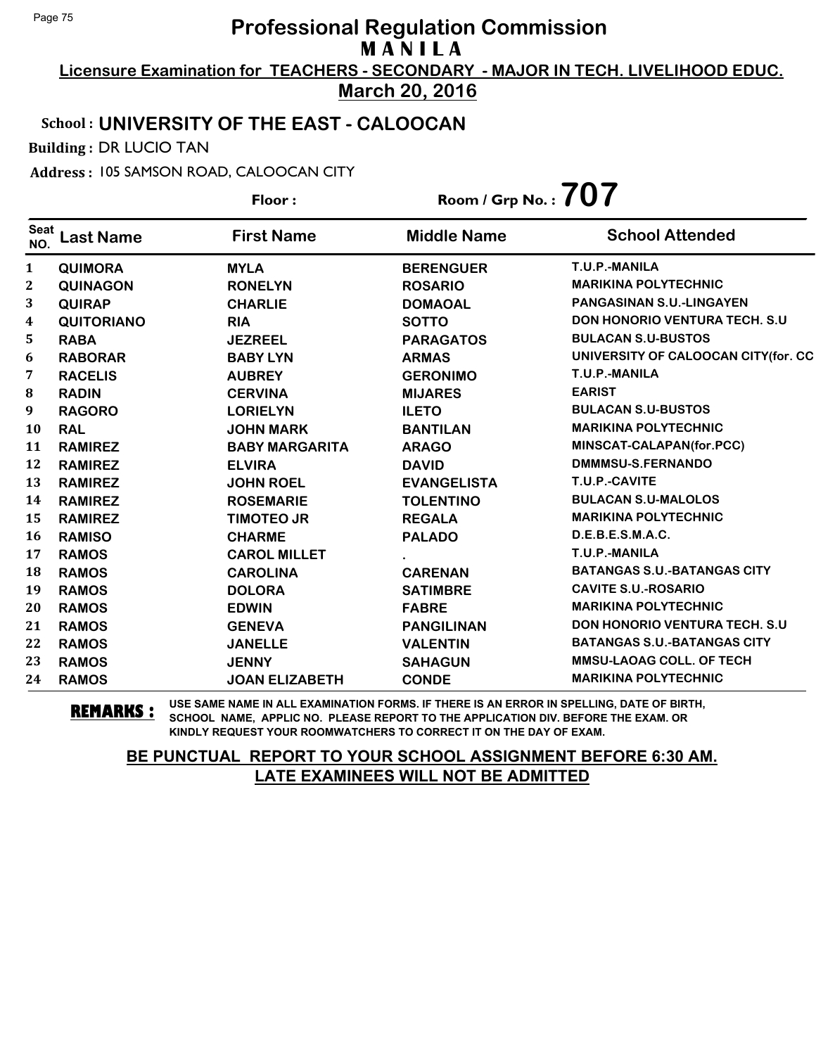# Professional Regulation Commission
## M A N I L A

**Licensure Examination for TEACHERS - SECONDARY - MAJOR IN TECH. LIVELIHOOD EDUC.**

**March 20, 2016**

**School : UNIVERSITY OF THE EAST - CALOOCAN**

**Building :** DR LUCIO TAN

**Address :** 105 SAMSON ROAD, CALOOCAN CITY

**Floor :** 

**Room / Grp No. : 707**

| Seat NO. | Last Name | First Name | Middle Name | School Attended |
|---|---|---|---|---|
| 1 | QUIMORA | MYLA | BERENGUER | T.U.P.-MANILA |
| 2 | QUINAGON | RONELYN | ROSARIO | MARIKINA POLYTECHNIC |
| 3 | QUIRAP | CHARLIE | DOMAOAL | PANGASINAN S.U.-LINGAYEN |
| 4 | QUITORIANO | RIA | SOTTO | DON HONORIO VENTURA TECH. S.U |
| 5 | RABA | JEZREEL | PARAGATOS | BULACAN S.U-BUSTOS |
| 6 | RABORAR | BABY LYN | ARMAS | UNIVERSITY OF CALOOCAN CITY(for. CC |
| 7 | RACELIS | AUBREY | GERONIMO | T.U.P.-MANILA |
| 8 | RADIN | CERVINA | MIJARES | EARIST |
| 9 | RAGORO | LORIELYN | ILETO | BULACAN S.U-BUSTOS |
| 10 | RAL | JOHN MARK | BANTILAN | MARIKINA POLYTECHNIC |
| 11 | RAMIREZ | BABY MARGARITA | ARAGO | MINSCAT-CALAPAN(for.PCC) |
| 12 | RAMIREZ | ELVIRA | DAVID | DMMMSU-S.FERNANDO |
| 13 | RAMIREZ | JOHN ROEL | EVANGELISTA | T.U.P.-CAVITE |
| 14 | RAMIREZ | ROSEMARIE | TOLENTINO | BULACAN S.U-MALOLOS |
| 15 | RAMIREZ | TIMOTEO JR | REGALA | MARIKINA POLYTECHNIC |
| 16 | RAMISO | CHARME | PALADO | D.E.B.E.S.M.A.C. |
| 17 | RAMOS | CAROL MILLET | . | T.U.P.-MANILA |
| 18 | RAMOS | CAROLINA | CARENAN | BATANGAS S.U.-BATANGAS CITY |
| 19 | RAMOS | DOLORA | SATIMBRE | CAVITE S.U.-ROSARIO |
| 20 | RAMOS | EDWIN | FABRE | MARIKINA POLYTECHNIC |
| 21 | RAMOS | GENEVA | PANGILINAN | DON HONORIO VENTURA TECH. S.U |
| 22 | RAMOS | JANELLE | VALENTIN | BATANGAS S.U.-BATANGAS CITY |
| 23 | RAMOS | JENNY | SAHAGUN | MMSU-LAOAG COLL. OF TECH |
| 24 | RAMOS | JOAN ELIZABETH | CONDE | MARIKINA POLYTECHNIC |

**REMARKS :** USE SAME NAME IN ALL EXAMINATION FORMS. IF THERE IS AN ERROR IN SPELLING, DATE OF BIRTH, SCHOOL NAME, APPLIC NO. PLEASE REPORT TO THE APPLICATION DIV. BEFORE THE EXAM. OR KINDLY REQUEST YOUR ROOMWATCHERS TO CORRECT IT ON THE DAY OF EXAM.

**BE PUNCTUAL REPORT TO YOUR SCHOOL ASSIGNMENT BEFORE 6:30 AM. LATE EXAMINEES WILL NOT BE ADMITTED**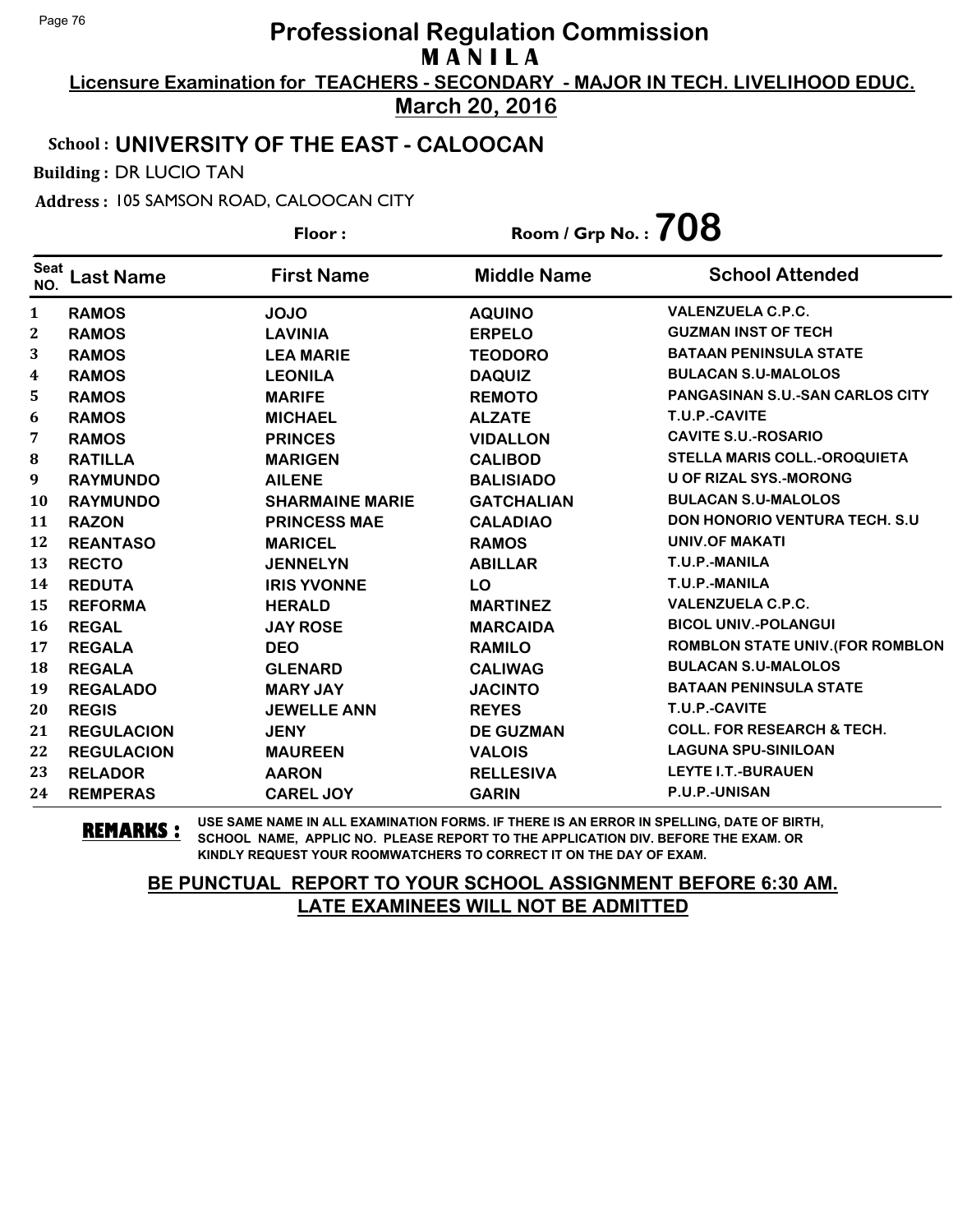# Professional Regulation Commission

**M A N I L A**

**Licensure Examination for TEACHERS - SECONDARY - MAJOR IN TECH. LIVELIHOOD EDUC.**

**March 20, 2016**

**School : UNIVERSITY OF THE EAST - CALOOCAN**

**Building :** DR LUCIO TAN

**Address :** 105 SAMSON ROAD, CALOOCAN CITY

**Floor :**

**Room / Grp No. : 708**

| Seat NO. | Last Name | First Name | Middle Name | School Attended |
|---|---|---|---|---|
| 1 | RAMOS | JOJO | AQUINO | VALENZUELA C.P.C. |
| 2 | RAMOS | LAVINIA | ERPELO | GUZMAN INST OF TECH |
| 3 | RAMOS | LEA MARIE | TEODORO | BATAAN PENINSULA STATE |
| 4 | RAMOS | LEONILA | DAQUIZ | BULACAN S.U-MALOLOS |
| 5 | RAMOS | MARIFE | REMOTO | PANGASINAN S.U.-SAN CARLOS CITY |
| 6 | RAMOS | MICHAEL | ALZATE | T.U.P.-CAVITE |
| 7 | RAMOS | PRINCES | VIDALLON | CAVITE S.U.-ROSARIO |
| 8 | RATILLA | MARIGEN | CALIBOD | STELLA MARIS COLL.-OROQUIETA |
| 9 | RAYMUNDO | AILENE | BALISIADO | U OF RIZAL SYS.-MORONG |
| 10 | RAYMUNDO | SHARMAINE MARIE | GATCHALIAN | BULACAN S.U-MALOLOS |
| 11 | RAZON | PRINCESS MAE | CALADIAO | DON HONORIO VENTURA TECH. S.U |
| 12 | REANTASO | MARICEL | RAMOS | UNIV.OF MAKATI |
| 13 | RECTO | JENNELYN | ABILLAR | T.U.P.-MANILA |
| 14 | REDUTA | IRIS YVONNE | LO | T.U.P.-MANILA |
| 15 | REFORMA | HERALD | MARTINEZ | VALENZUELA C.P.C. |
| 16 | REGAL | JAY ROSE | MARCAIDA | BICOL UNIV.-POLANGUI |
| 17 | REGALA | DEO | RAMILO | ROMBLON STATE UNIV.(FOR ROMBLON |
| 18 | REGALA | GLENARD | CALIWAG | BULACAN S.U-MALOLOS |
| 19 | REGALADO | MARY JAY | JACINTO | BATAAN PENINSULA STATE |
| 20 | REGIS | JEWELLE ANN | REYES | T.U.P.-CAVITE |
| 21 | REGULACION | JENY | DE GUZMAN | COLL. FOR RESEARCH & TECH. |
| 22 | REGULACION | MAUREEN | VALOIS | LAGUNA SPU-SINILOAN |
| 23 | RELADOR | AARON | RELLESIVA | LEYTE I.T.-BURAUEN |
| 24 | REMPERAS | CAREL JOY | GARIN | P.U.P.-UNISAN |

**REMARKS :** USE SAME NAME IN ALL EXAMINATION FORMS. IF THERE IS AN ERROR IN SPELLING, DATE OF BIRTH, SCHOOL NAME, APPLIC NO. PLEASE REPORT TO THE APPLICATION DIV. BEFORE THE EXAM. OR KINDLY REQUEST YOUR ROOMWATCHERS TO CORRECT IT ON THE DAY OF EXAM.

**BE PUNCTUAL REPORT TO YOUR SCHOOL ASSIGNMENT BEFORE 6:30 AM. LATE EXAMINEES WILL NOT BE ADMITTED**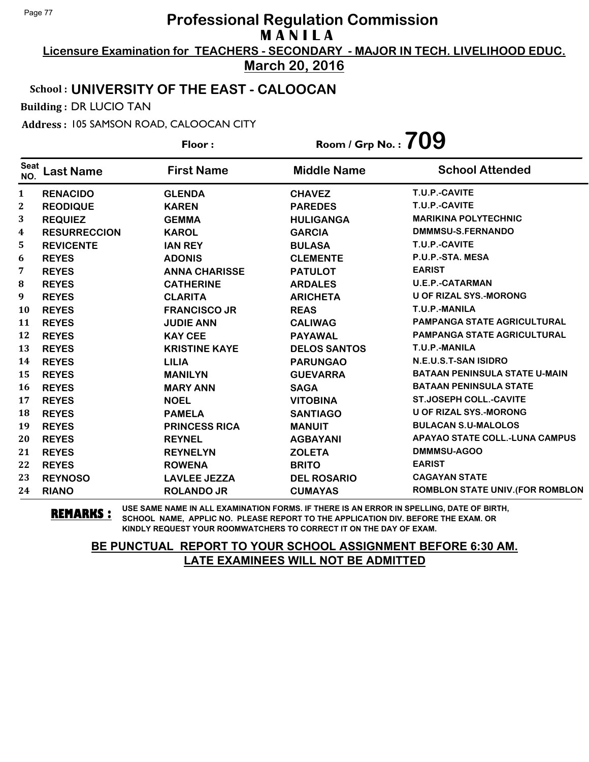# Professional Regulation Commission
## M A N I L A

**Licensure Examination for TEACHERS - SECONDARY - MAJOR IN TECH. LIVELIHOOD EDUC.**

**March 20, 2016**

**School : UNIVERSITY OF THE EAST - CALOOCAN**

**Building :** DR LUCIO TAN

**Address :** 105 SAMSON ROAD, CALOOCAN CITY

**Floor :** 

**Room / Grp No. : 709**

| Seat NO. | Last Name | First Name | Middle Name | School Attended |
|---|---|---|---|---|
| 1 | RENACIDO | GLENDA | CHAVEZ | T.U.P.-CAVITE |
| 2 | REODIQUE | KAREN | PAREDES | T.U.P.-CAVITE |
| 3 | REQUIEZ | GEMMA | HULIGANGA | MARIKINA POLYTECHNIC |
| 4 | RESURRECCION | KAROL | GARCIA | DMMMSU-S.FERNANDO |
| 5 | REVICENTE | IAN REY | BULASA | T.U.P.-CAVITE |
| 6 | REYES | ADONIS | CLEMENTE | P.U.P.-STA. MESA |
| 7 | REYES | ANNA CHARISSE | PATULOT | EARIST |
| 8 | REYES | CATHERINE | ARDALES | U.E.P.-CATARMAN |
| 9 | REYES | CLARITA | ARICHETA | U OF RIZAL SYS.-MORONG |
| 10 | REYES | FRANCISCO JR | REAS | T.U.P.-MANILA |
| 11 | REYES | JUDIE ANN | CALIWAG | PAMPANGA STATE AGRICULTURAL |
| 12 | REYES | KAY CEE | PAYAWAL | PAMPANGA STATE AGRICULTURAL |
| 13 | REYES | KRISTINE KAYE | DELOS SANTOS | T.U.P.-MANILA |
| 14 | REYES | LILIA | PARUNGAO | N.E.U.S.T-SAN ISIDRO |
| 15 | REYES | MANILYN | GUEVARRA | BATAAN PENINSULA STATE U-MAIN |
| 16 | REYES | MARY ANN | SAGA | BATAAN PENINSULA STATE |
| 17 | REYES | NOEL | VITOBINA | ST.JOSEPH COLL.-CAVITE |
| 18 | REYES | PAMELA | SANTIAGO | U OF RIZAL SYS.-MORONG |
| 19 | REYES | PRINCESS RICA | MANUIT | BULACAN S.U-MALOLOS |
| 20 | REYES | REYNEL | AGBAYANI | APAYAO STATE COLL.-LUNA CAMPUS |
| 21 | REYES | REYNELYN | ZOLETA | DMMMSU-AGOO |
| 22 | REYES | ROWENA | BRITO | EARIST |
| 23 | REYNOSO | LAVLEE JEZZA | DEL ROSARIO | CAGAYAN STATE |
| 24 | RIANO | ROLANDO JR | CUMAYAS | ROMBLON STATE UNIV.(FOR ROMBLON |

**REMARKS :** USE SAME NAME IN ALL EXAMINATION FORMS. IF THERE IS AN ERROR IN SPELLING, DATE OF BIRTH, SCHOOL NAME, APPLIC NO. PLEASE REPORT TO THE APPLICATION DIV. BEFORE THE EXAM. OR KINDLY REQUEST YOUR ROOMWATCHERS TO CORRECT IT ON THE DAY OF EXAM.

**BE PUNCTUAL REPORT TO YOUR SCHOOL ASSIGNMENT BEFORE 6:30 AM.**
**LATE EXAMINEES WILL NOT BE ADMITTED**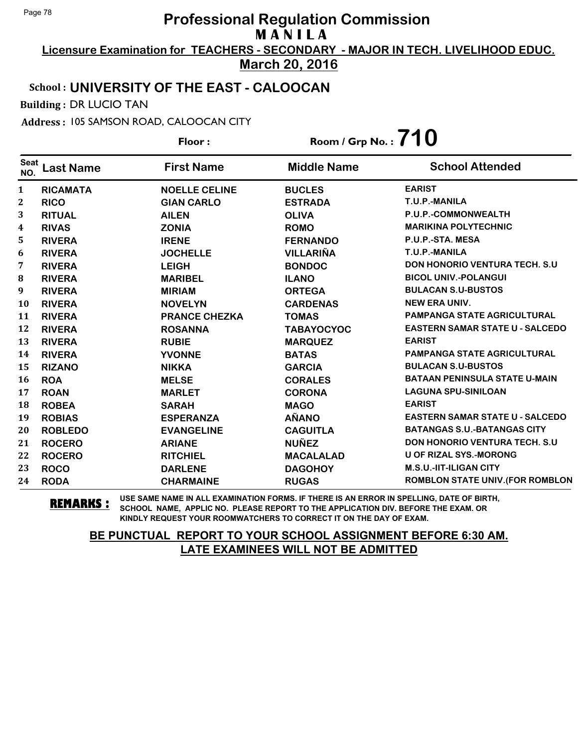# Professional Regulation Commission

**MANILA**

**Licensure Examination for TEACHERS - SECONDARY - MAJOR IN TECH. LIVELIHOOD EDUC.**

**March 20, 2016**

**School : UNIVERSITY OF THE EAST - CALOOCAN**

**Building :** DR LUCIO TAN

**Address :** 105 SAMSON ROAD, CALOOCAN CITY

**Floor :**

**Room / Grp No. : 710**

| Seat NO. | Last Name | First Name | Middle Name | School Attended |
|---|---|---|---|---|
| 1 | RICAMATA | NOELLE CELINE | BUCLES | EARIST |
| 2 | RICO | GIAN CARLO | ESTRADA | T.U.P.-MANILA |
| 3 | RITUAL | AILEN | OLIVA | P.U.P.-COMMONWEALTH |
| 4 | RIVAS | ZONIA | ROMO | MARIKINA POLYTECHNIC |
| 5 | RIVERA | IRENE | FERNANDO | P.U.P.-STA. MESA |
| 6 | RIVERA | JOCHELLE | VILLARIÑA | T.U.P.-MANILA |
| 7 | RIVERA | LEIGH | BONDOC | DON HONORIO VENTURA TECH. S.U |
| 8 | RIVERA | MARIBEL | ILANO | BICOL UNIV.-POLANGUI |
| 9 | RIVERA | MIRIAM | ORTEGA | BULACAN S.U-BUSTOS |
| 10 | RIVERA | NOVELYN | CARDENAS | NEW ERA UNIV. |
| 11 | RIVERA | PRANCE CHEZKA | TOMAS | PAMPANGA STATE AGRICULTURAL |
| 12 | RIVERA | ROSANNA | TABAYOCYOC | EASTERN SAMAR STATE U - SALCEDO |
| 13 | RIVERA | RUBIE | MARQUEZ | EARIST |
| 14 | RIVERA | YVONNE | BATAS | PAMPANGA STATE AGRICULTURAL |
| 15 | RIZANO | NIKKA | GARCIA | BULACAN S.U-BUSTOS |
| 16 | ROA | MELSE | CORALES | BATAAN PENINSULA STATE U-MAIN |
| 17 | ROAN | MARLET | CORONA | LAGUNA SPU-SINILOAN |
| 18 | ROBEA | SARAH | MAGO | EARIST |
| 19 | ROBIAS | ESPERANZA | AÑANO | EASTERN SAMAR STATE U - SALCEDO |
| 20 | ROBLEDO | EVANGELINE | CAGUITLA | BATANGAS S.U.-BATANGAS CITY |
| 21 | ROCERO | ARIANE | NUÑEZ | DON HONORIO VENTURA TECH. S.U |
| 22 | ROCERO | RITCHIEL | MACALALAD | U OF RIZAL SYS.-MORONG |
| 23 | ROCO | DARLENE | DAGOHOY | M.S.U.-IIT-ILIGAN CITY |
| 24 | RODA | CHARMAINE | RUGAS | ROMBLON STATE UNIV.(FOR ROMBLON |

**REMARKS :** USE SAME NAME IN ALL EXAMINATION FORMS. IF THERE IS AN ERROR IN SPELLING, DATE OF BIRTH, SCHOOL NAME, APPLIC NO. PLEASE REPORT TO THE APPLICATION DIV. BEFORE THE EXAM. OR KINDLY REQUEST YOUR ROOMWATCHERS TO CORRECT IT ON THE DAY OF EXAM.

**BE PUNCTUAL REPORT TO YOUR SCHOOL ASSIGNMENT BEFORE 6:30 AM. LATE EXAMINEES WILL NOT BE ADMITTED**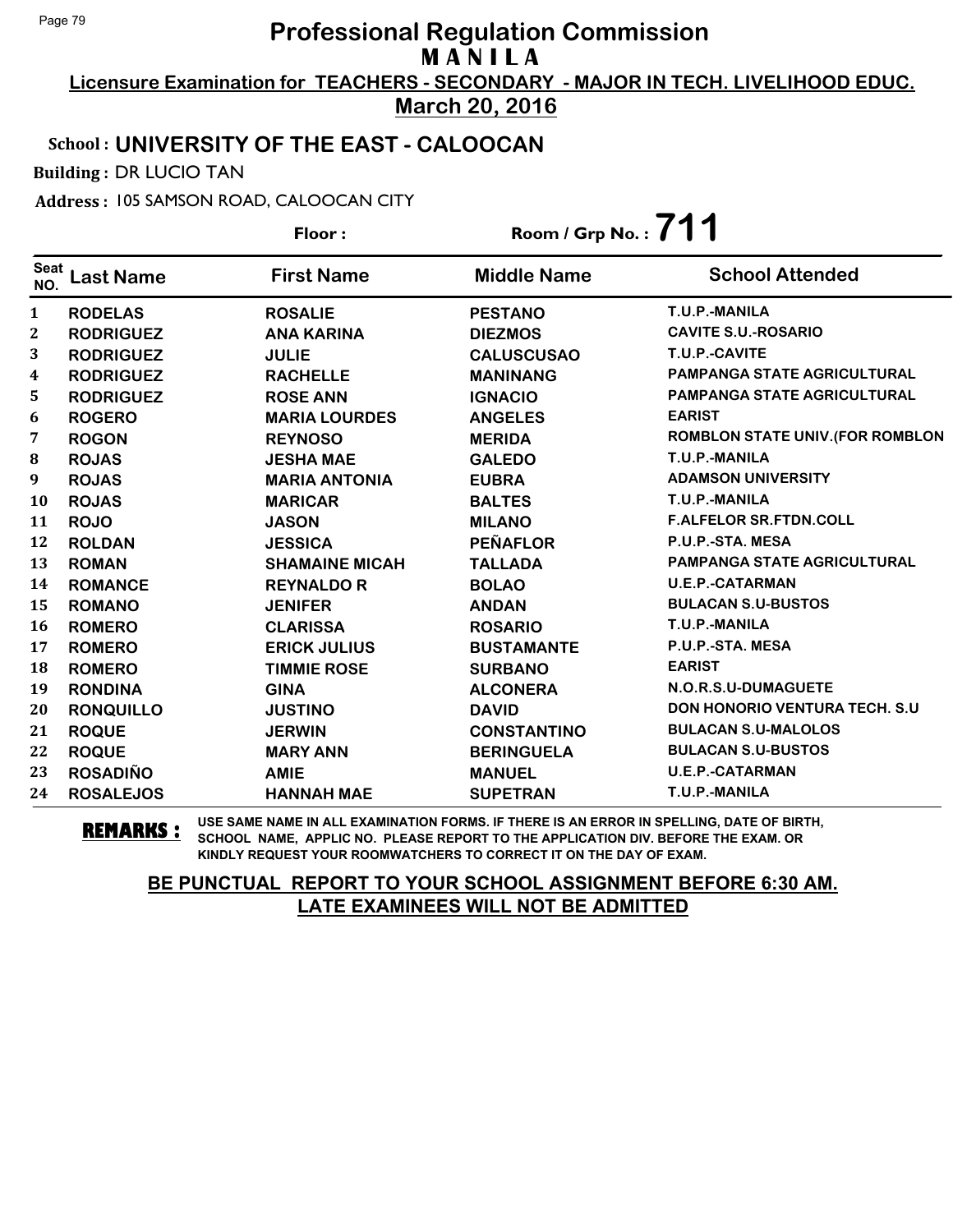# Professional Regulation Commission
## MANILA

**Licensure Examination for TEACHERS - SECONDARY - MAJOR IN TECH. LIVELIHOOD EDUC.**

**March 20, 2016**

**School : UNIVERSITY OF THE EAST - CALOOCAN**

**Building :** DR LUCIO TAN

**Address :** 105 SAMSON ROAD, CALOOCAN CITY

**Floor :** **Room / Grp No. : 711**

| Seat NO. | Last Name | First Name | Middle Name | School Attended |
|---|---|---|---|---|
| 1 | RODELAS | ROSALIE | PESTANO | T.U.P.-MANILA |
| 2 | RODRIGUEZ | ANA KARINA | DIEZMOS | CAVITE S.U.-ROSARIO |
| 3 | RODRIGUEZ | JULIE | CALUSCUSAO | T.U.P.-CAVITE |
| 4 | RODRIGUEZ | RACHELLE | MANINANG | PAMPANGA STATE AGRICULTURAL |
| 5 | RODRIGUEZ | ROSE ANN | IGNACIO | PAMPANGA STATE AGRICULTURAL |
| 6 | ROGERO | MARIA LOURDES | ANGELES | EARIST |
| 7 | ROGON | REYNOSO | MERIDA | ROMBLON STATE UNIV.(FOR ROMBLON |
| 8 | ROJAS | JESHA MAE | GALEDO | T.U.P.-MANILA |
| 9 | ROJAS | MARIA ANTONIA | EUBRA | ADAMSON UNIVERSITY |
| 10 | ROJAS | MARICAR | BALTES | T.U.P.-MANILA |
| 11 | ROJO | JASON | MILANO | F.ALFELOR SR.FTDN.COLL |
| 12 | ROLDAN | JESSICA | PEÑAFLOR | P.U.P.-STA. MESA |
| 13 | ROMAN | SHAMAINE MICAH | TALLADA | PAMPANGA STATE AGRICULTURAL |
| 14 | ROMANCE | REYNALDO R | BOLAO | U.E.P.-CATARMAN |
| 15 | ROMANO | JENIFER | ANDAN | BULACAN S.U-BUSTOS |
| 16 | ROMERO | CLARISSA | ROSARIO | T.U.P.-MANILA |
| 17 | ROMERO | ERICK JULIUS | BUSTAMANTE | P.U.P.-STA. MESA |
| 18 | ROMERO | TIMMIE ROSE | SURBANO | EARIST |
| 19 | RONDINA | GINA | ALCONERA | N.O.R.S.U-DUMAGUETE |
| 20 | RONQUILLO | JUSTINO | DAVID | DON HONORIO VENTURA TECH. S.U |
| 21 | ROQUE | JERWIN | CONSTANTINO | BULACAN S.U-MALOLOS |
| 22 | ROQUE | MARY ANN | BERINGUELA | BULACAN S.U-BUSTOS |
| 23 | ROSADIÑO | AMIE | MANUEL | U.E.P.-CATARMAN |
| 24 | ROSALEJOS | HANNAH MAE | SUPETRAN | T.U.P.-MANILA |

**REMARKS :** USE SAME NAME IN ALL EXAMINATION FORMS. IF THERE IS AN ERROR IN SPELLING, DATE OF BIRTH, SCHOOL NAME, APPLIC NO. PLEASE REPORT TO THE APPLICATION DIV. BEFORE THE EXAM. OR KINDLY REQUEST YOUR ROOMWATCHERS TO CORRECT IT ON THE DAY OF EXAM.

**BE PUNCTUAL REPORT TO YOUR SCHOOL ASSIGNMENT BEFORE 6:30 AM.**
**LATE EXAMINEES WILL NOT BE ADMITTED**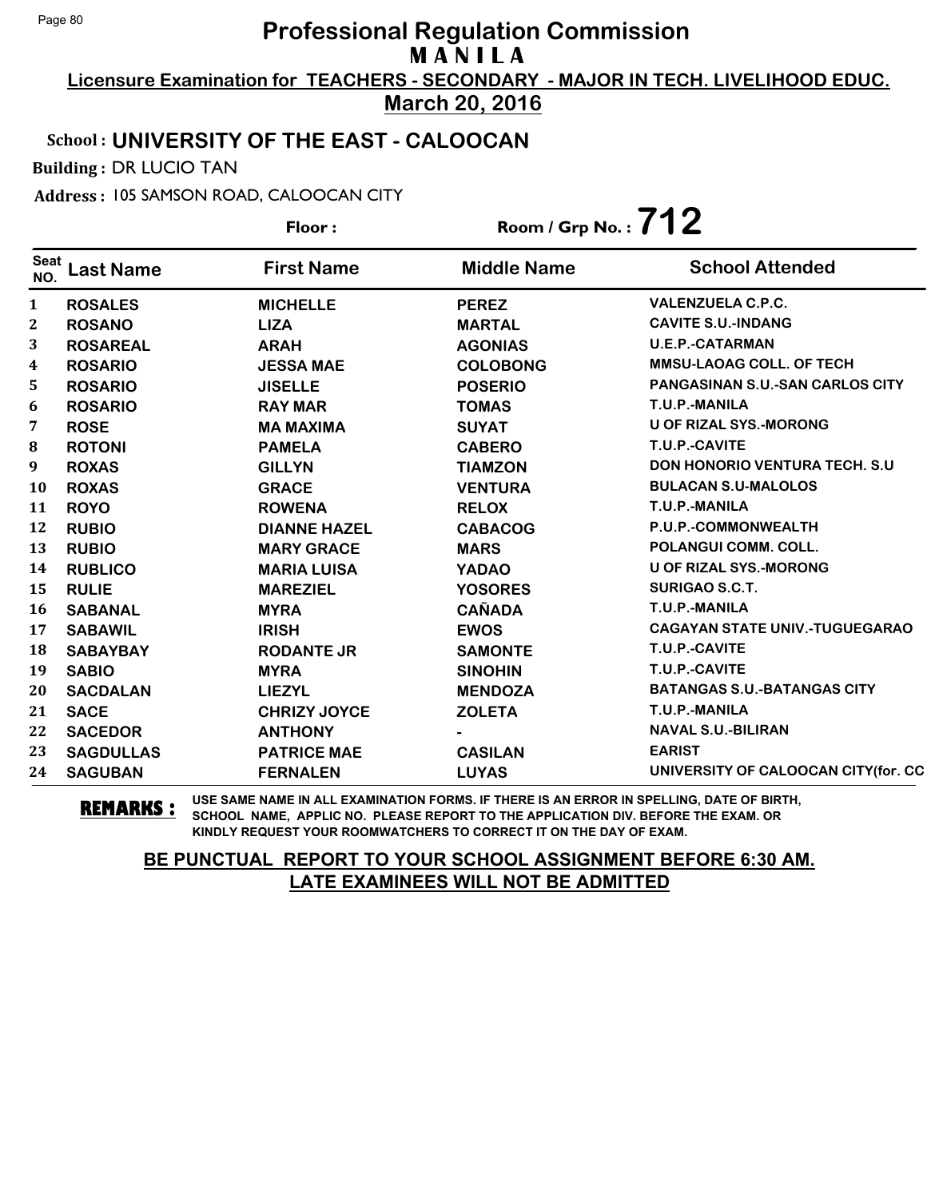# Professional Regulation Commission
## M A N I L A

**Licensure Examination for TEACHERS - SECONDARY - MAJOR IN TECH. LIVELIHOOD EDUC.**

**March 20, 2016**

**School : UNIVERSITY OF THE EAST - CALOOCAN**

**Building :** DR LUCIO TAN

**Address :** 105 SAMSON ROAD, CALOOCAN CITY

**Floor :** 　　　　**Room / Grp No. : 712**

| Seat NO. | Last Name | First Name | Middle Name | School Attended |
|---|---|---|---|---|
| 1 | ROSALES | MICHELLE | PEREZ | VALENZUELA C.P.C. |
| 2 | ROSANO | LIZA | MARTAL | CAVITE S.U.-INDANG |
| 3 | ROSAREAL | ARAH | AGONIAS | U.E.P.-CATARMAN |
| 4 | ROSARIO | JESSA MAE | COLOBONG | MMSU-LAOAG COLL. OF TECH |
| 5 | ROSARIO | JISELLE | POSERIO | PANGASINAN S.U.-SAN CARLOS CITY |
| 6 | ROSARIO | RAY MAR | TOMAS | T.U.P.-MANILA |
| 7 | ROSE | MA MAXIMA | SUYAT | U OF RIZAL SYS.-MORONG |
| 8 | ROTONI | PAMELA | CABERO | T.U.P.-CAVITE |
| 9 | ROXAS | GILLYN | TIAMZON | DON HONORIO VENTURA TECH. S.U |
| 10 | ROXAS | GRACE | VENTURA | BULACAN S.U-MALOLOS |
| 11 | ROYO | ROWENA | RELOX | T.U.P.-MANILA |
| 12 | RUBIO | DIANNE HAZEL | CABACOG | P.U.P.-COMMONWEALTH |
| 13 | RUBIO | MARY GRACE | MARS | POLANGUI COMM. COLL. |
| 14 | RUBLICO | MARIA LUISA | YADAO | U OF RIZAL SYS.-MORONG |
| 15 | RULIE | MAREZIEL | YOSORES | SURIGAO S.C.T. |
| 16 | SABANAL | MYRA | CAÑADA | T.U.P.-MANILA |
| 17 | SABAWIL | IRISH | EWOS | CAGAYAN STATE UNIV.-TUGUEGARAO |
| 18 | SABAYBAY | RODANTE JR | SAMONTE | T.U.P.-CAVITE |
| 19 | SABIO | MYRA | SINOHIN | T.U.P.-CAVITE |
| 20 | SACDALAN | LIEZYL | MENDOZA | BATANGAS S.U.-BATANGAS CITY |
| 21 | SACE | CHRIZY JOYCE | ZOLETA | T.U.P.-MANILA |
| 22 | SACEDOR | ANTHONY | - | NAVAL S.U.-BILIRAN |
| 23 | SAGDULLAS | PATRICE MAE | CASILAN | EARIST |
| 24 | SAGUBAN | FERNALEN | LUYAS | UNIVERSITY OF CALOOCAN CITY(for. CC |

**REMARKS :** USE SAME NAME IN ALL EXAMINATION FORMS. IF THERE IS AN ERROR IN SPELLING, DATE OF BIRTH, SCHOOL NAME, APPLIC NO. PLEASE REPORT TO THE APPLICATION DIV. BEFORE THE EXAM. OR KINDLY REQUEST YOUR ROOMWATCHERS TO CORRECT IT ON THE DAY OF EXAM.

**BE PUNCTUAL REPORT TO YOUR SCHOOL ASSIGNMENT BEFORE 6:30 AM.**
**LATE EXAMINEES WILL NOT BE ADMITTED**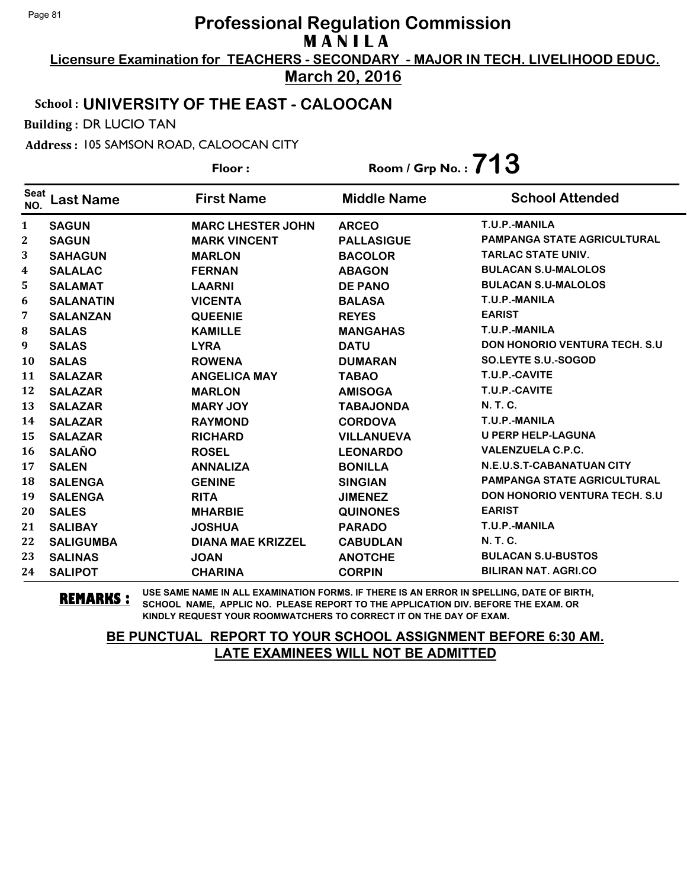# Professional Regulation Commission

**MANILA**

**Licensure Examination for TEACHERS - SECONDARY - MAJOR IN TECH. LIVELIHOOD EDUC.**

**March 20, 2016**

**School : UNIVERSITY OF THE EAST - CALOOCAN**

**Building :** DR LUCIO TAN

**Address :** 105 SAMSON ROAD, CALOOCAN CITY

**Floor :**

**Room / Grp No. : 713**

| Seat NO. | Last Name | First Name | Middle Name | School Attended |
|---|---|---|---|---|
| 1 | SAGUN | MARC LHESTER JOHN | ARCEO | T.U.P.-MANILA |
| 2 | SAGUN | MARK VINCENT | PALLASIGUE | PAMPANGA STATE AGRICULTURAL |
| 3 | SAHAGUN | MARLON | BACOLOR | TARLAC STATE UNIV. |
| 4 | SALALAC | FERNAN | ABAGON | BULACAN S.U-MALOLOS |
| 5 | SALAMAT | LAARNI | DE PANO | BULACAN S.U-MALOLOS |
| 6 | SALANATIN | VICENTA | BALASA | T.U.P.-MANILA |
| 7 | SALANZAN | QUEENIE | REYES | EARIST |
| 8 | SALAS | KAMILLE | MANGAHAS | T.U.P.-MANILA |
| 9 | SALAS | LYRA | DATU | DON HONORIO VENTURA TECH. S.U |
| 10 | SALAS | ROWENA | DUMARAN | SO.LEYTE S.U.-SOGOD |
| 11 | SALAZAR | ANGELICA MAY | TABAO | T.U.P.-CAVITE |
| 12 | SALAZAR | MARLON | AMISOGA | T.U.P.-CAVITE |
| 13 | SALAZAR | MARY JOY | TABAJONDA | N. T. C. |
| 14 | SALAZAR | RAYMOND | CORDOVA | T.U.P.-MANILA |
| 15 | SALAZAR | RICHARD | VILLANUEVA | U PERP HELP-LAGUNA |
| 16 | SALAÑO | ROSEL | LEONARDO | VALENZUELA C.P.C. |
| 17 | SALEN | ANNALIZA | BONILLA | N.E.U.S.T-CABANATUAN CITY |
| 18 | SALENGA | GENINE | SINGIAN | PAMPANGA STATE AGRICULTURAL |
| 19 | SALENGA | RITA | JIMENEZ | DON HONORIO VENTURA TECH. S.U |
| 20 | SALES | MHARBIE | QUINONES | EARIST |
| 21 | SALIBAY | JOSHUA | PARADO | T.U.P.-MANILA |
| 22 | SALIGUMBA | DIANA MAE KRIZZEL | CABUDLAN | N. T. C. |
| 23 | SALINAS | JOAN | ANOTCHE | BULACAN S.U-BUSTOS |
| 24 | SALIPOT | CHARINA | CORPIN | BILIRAN NAT. AGRI.CO |

**REMARKS :** USE SAME NAME IN ALL EXAMINATION FORMS. IF THERE IS AN ERROR IN SPELLING, DATE OF BIRTH, SCHOOL NAME, APPLIC NO. PLEASE REPORT TO THE APPLICATION DIV. BEFORE THE EXAM. OR KINDLY REQUEST YOUR ROOMWATCHERS TO CORRECT IT ON THE DAY OF EXAM.

**BE PUNCTUAL REPORT TO YOUR SCHOOL ASSIGNMENT BEFORE 6:30 AM. LATE EXAMINEES WILL NOT BE ADMITTED**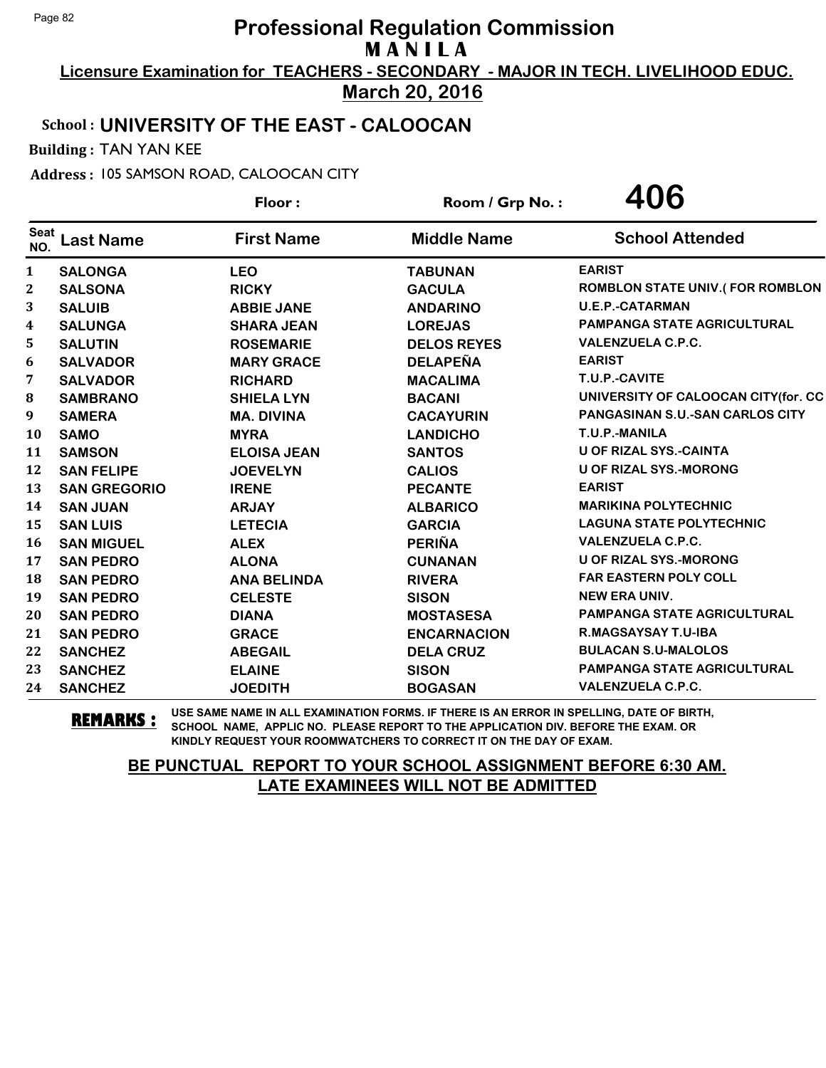# Professional Regulation Commission

## M A N I L A

**Licensure Examination for TEACHERS - SECONDARY - MAJOR IN TECH. LIVELIHOOD EDUC.**

**March 20, 2016**

**School : UNIVERSITY OF THE EAST - CALOOCAN**

**Building :** TAN YAN KEE

**Address :** 105 SAMSON ROAD, CALOOCAN CITY

**Floor :** **Room / Grp No. : 406**

| Seat NO. | Last Name | First Name | Middle Name | School Attended |
|---|---|---|---|---|
| 1 | SALONGA | LEO | TABUNAN | EARIST |
| 2 | SALSONA | RICKY | GACULA | ROMBLON STATE UNIV.( FOR ROMBLON |
| 3 | SALUIB | ABBIE JANE | ANDARINO | U.E.P.-CATARMAN |
| 4 | SALUNGA | SHARA JEAN | LOREJAS | PAMPANGA STATE AGRICULTURAL |
| 5 | SALUTIN | ROSEMARIE | DELOS REYES | VALENZUELA C.P.C. |
| 6 | SALVADOR | MARY GRACE | DELAPEÑA | EARIST |
| 7 | SALVADOR | RICHARD | MACALIMA | T.U.P.-CAVITE |
| 8 | SAMBRANO | SHIELA LYN | BACANI | UNIVERSITY OF CALOOCAN CITY(for. CC |
| 9 | SAMERA | MA. DIVINA | CACAYURIN | PANGASINAN S.U.-SAN CARLOS CITY |
| 10 | SAMO | MYRA | LANDICHO | T.U.P.-MANILA |
| 11 | SAMSON | ELOISA JEAN | SANTOS | U OF RIZAL SYS.-CAINTA |
| 12 | SAN FELIPE | JOEVELYN | CALIOS | U OF RIZAL SYS.-MORONG |
| 13 | SAN GREGORIO | IRENE | PECANTE | EARIST |
| 14 | SAN JUAN | ARJAY | ALBARICO | MARIKINA POLYTECHNIC |
| 15 | SAN LUIS | LETECIA | GARCIA | LAGUNA STATE POLYTECHNIC |
| 16 | SAN MIGUEL | ALEX | PERIÑA | VALENZUELA C.P.C. |
| 17 | SAN PEDRO | ALONA | CUNANAN | U OF RIZAL SYS.-MORONG |
| 18 | SAN PEDRO | ANA BELINDA | RIVERA | FAR EASTERN POLY COLL |
| 19 | SAN PEDRO | CELESTE | SISON | NEW ERA UNIV. |
| 20 | SAN PEDRO | DIANA | MOSTASESA | PAMPANGA STATE AGRICULTURAL |
| 21 | SAN PEDRO | GRACE | ENCARNACION | R.MAGSAYSAY T.U-IBA |
| 22 | SANCHEZ | ABEGAIL | DELA CRUZ | BULACAN S.U-MALOLOS |
| 23 | SANCHEZ | ELAINE | SISON | PAMPANGA STATE AGRICULTURAL |
| 24 | SANCHEZ | JOEDITH | BOGASAN | VALENZUELA C.P.C. |

**REMARKS :** USE SAME NAME IN ALL EXAMINATION FORMS. IF THERE IS AN ERROR IN SPELLING, DATE OF BIRTH, SCHOOL NAME, APPLIC NO. PLEASE REPORT TO THE APPLICATION DIV. BEFORE THE EXAM. OR KINDLY REQUEST YOUR ROOMWATCHERS TO CORRECT IT ON THE DAY OF EXAM.

**BE PUNCTUAL REPORT TO YOUR SCHOOL ASSIGNMENT BEFORE 6:30 AM. LATE EXAMINEES WILL NOT BE ADMITTED**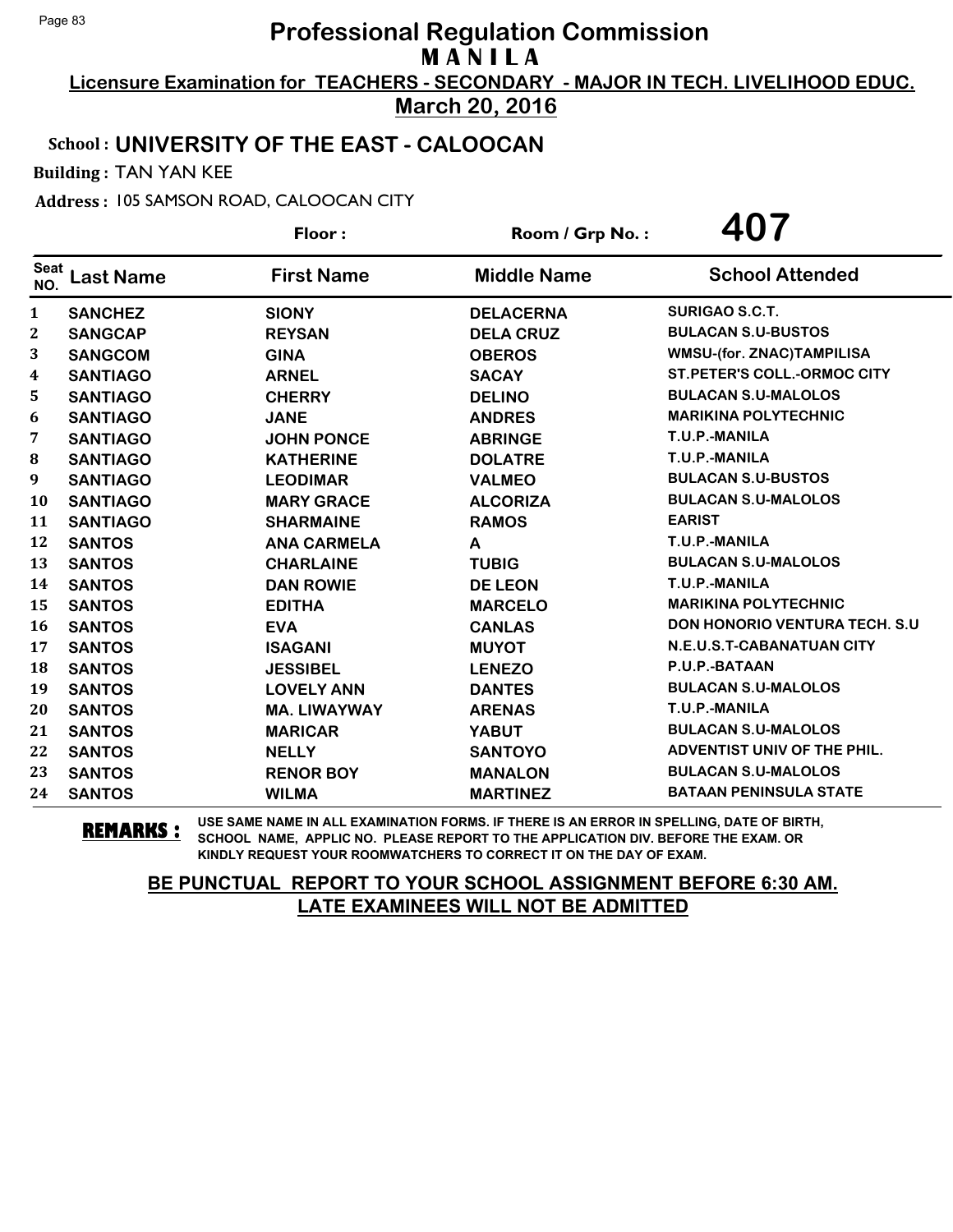# Professional Regulation Commission

## M A N I L A

**Licensure Examination for TEACHERS - SECONDARY - MAJOR IN TECH. LIVELIHOOD EDUC.**

**March 20, 2016**

**School : UNIVERSITY OF THE EAST - CALOOCAN**

**Building :** TAN YAN KEE

**Address :** 105 SAMSON ROAD, CALOOCAN CITY

**Floor :** &nbsp;&nbsp;&nbsp;&nbsp; **Room / Grp No. : 407**

| Seat NO. | Last Name | First Name | Middle Name | School Attended |
|---|---|---|---|---|
| 1 | SANCHEZ | SIONY | DELACERNA | SURIGAO S.C.T. |
| 2 | SANGCAP | REYSAN | DELA CRUZ | BULACAN S.U-BUSTOS |
| 3 | SANGCOM | GINA | OBEROS | WMSU-(for. ZNAC)TAMPILISA |
| 4 | SANTIAGO | ARNEL | SACAY | ST.PETER'S COLL.-ORMOC CITY |
| 5 | SANTIAGO | CHERRY | DELINO | BULACAN S.U-MALOLOS |
| 6 | SANTIAGO | JANE | ANDRES | MARIKINA POLYTECHNIC |
| 7 | SANTIAGO | JOHN PONCE | ABRINGE | T.U.P.-MANILA |
| 8 | SANTIAGO | KATHERINE | DOLATRE | T.U.P.-MANILA |
| 9 | SANTIAGO | LEODIMAR | VALMEO | BULACAN S.U-BUSTOS |
| 10 | SANTIAGO | MARY GRACE | ALCORIZA | BULACAN S.U-MALOLOS |
| 11 | SANTIAGO | SHARMAINE | RAMOS | EARIST |
| 12 | SANTOS | ANA CARMELA | A | T.U.P.-MANILA |
| 13 | SANTOS | CHARLAINE | TUBIG | BULACAN S.U-MALOLOS |
| 14 | SANTOS | DAN ROWIE | DE LEON | T.U.P.-MANILA |
| 15 | SANTOS | EDITHA | MARCELO | MARIKINA POLYTECHNIC |
| 16 | SANTOS | EVA | CANLAS | DON HONORIO VENTURA TECH. S.U |
| 17 | SANTOS | ISAGANI | MUYOT | N.E.U.S.T-CABANATUAN CITY |
| 18 | SANTOS | JESSIBEL | LENEZO | P.U.P.-BATAAN |
| 19 | SANTOS | LOVELY ANN | DANTES | BULACAN S.U-MALOLOS |
| 20 | SANTOS | MA. LIWAYWAY | ARENAS | T.U.P.-MANILA |
| 21 | SANTOS | MARICAR | YABUT | BULACAN S.U-MALOLOS |
| 22 | SANTOS | NELLY | SANTOYO | ADVENTIST UNIV OF THE PHIL. |
| 23 | SANTOS | RENOR BOY | MANALON | BULACAN S.U-MALOLOS |
| 24 | SANTOS | WILMA | MARTINEZ | BATAAN PENINSULA STATE |

**REMARKS :** USE SAME NAME IN ALL EXAMINATION FORMS. IF THERE IS AN ERROR IN SPELLING, DATE OF BIRTH, SCHOOL NAME, APPLIC NO. PLEASE REPORT TO THE APPLICATION DIV. BEFORE THE EXAM. OR KINDLY REQUEST YOUR ROOMWATCHERS TO CORRECT IT ON THE DAY OF EXAM.

**BE PUNCTUAL REPORT TO YOUR SCHOOL ASSIGNMENT BEFORE 6:30 AM.**
**LATE EXAMINEES WILL NOT BE ADMITTED**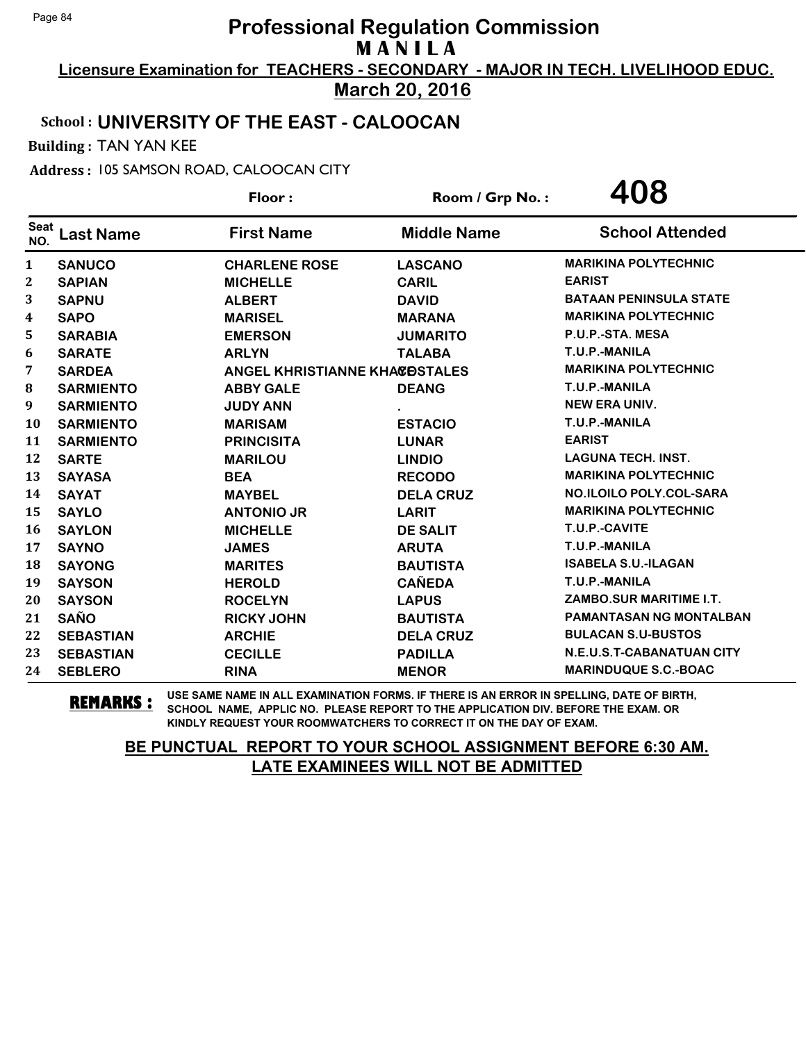# Professional Regulation Commission

## M A N I L A

**Licensure Examination for TEACHERS - SECONDARY - MAJOR IN TECH. LIVELIHOOD EDUC.**

**March 20, 2016**

**School : UNIVERSITY OF THE EAST - CALOOCAN**

**Building :** TAN YAN KEE

**Address :** 105 SAMSON ROAD, CALOOCAN CITY

**Floor :** 

**Room / Grp No. :** **408**

| Seat NO. | Last Name | First Name | Middle Name | School Attended |
|---|---|---|---|---|
| 1 | SANUCO | CHARLENE ROSE | LASCANO | MARIKINA POLYTECHNIC |
| 2 | SAPIAN | MICHELLE | CARIL | EARIST |
| 3 | SAPNU | ALBERT | DAVID | BATAAN PENINSULA STATE |
| 4 | SAPO | MARISEL | MARANA | MARIKINA POLYTECHNIC |
| 5 | SARABIA | EMERSON | JUMARITO | P.U.P.-STA. MESA |
| 6 | SARATE | ARLYN | TALABA | T.U.P.-MANILA |
| 7 | SARDEA | ANGEL KHRISTIANNE KHAE | COSTALES | MARIKINA POLYTECHNIC |
| 8 | SARMIENTO | ABBY GALE | DEANG | T.U.P.-MANILA |
| 9 | SARMIENTO | JUDY ANN | . | NEW ERA UNIV. |
| 10 | SARMIENTO | MARISAM | ESTACIO | T.U.P.-MANILA |
| 11 | SARMIENTO | PRINCISITA | LUNAR | EARIST |
| 12 | SARTE | MARILOU | LINDIO | LAGUNA TECH. INST. |
| 13 | SAYASA | BEA | RECODO | MARIKINA POLYTECHNIC |
| 14 | SAYAT | MAYBEL | DELA CRUZ | NO.ILOILO POLY.COL-SARA |
| 15 | SAYLO | ANTONIO JR | LARIT | MARIKINA POLYTECHNIC |
| 16 | SAYLON | MICHELLE | DE SALIT | T.U.P.-CAVITE |
| 17 | SAYNO | JAMES | ARUTA | T.U.P.-MANILA |
| 18 | SAYONG | MARITES | BAUTISTA | ISABELA S.U.-ILAGAN |
| 19 | SAYSON | HEROLD | CAÑEDA | T.U.P.-MANILA |
| 20 | SAYSON | ROCELYN | LAPUS | ZAMBO.SUR MARITIME I.T. |
| 21 | SAÑO | RICKY JOHN | BAUTISTA | PAMANTASAN NG MONTALBAN |
| 22 | SEBASTIAN | ARCHIE | DELA CRUZ | BULACAN S.U-BUSTOS |
| 23 | SEBASTIAN | CECILLE | PADILLA | N.E.U.S.T-CABANATUAN CITY |
| 24 | SEBLERO | RINA | MENOR | MARINDUQUE S.C.-BOAC |

**REMARKS :** USE SAME NAME IN ALL EXAMINATION FORMS. IF THERE IS AN ERROR IN SPELLING, DATE OF BIRTH, SCHOOL NAME, APPLIC NO. PLEASE REPORT TO THE APPLICATION DIV. BEFORE THE EXAM. OR KINDLY REQUEST YOUR ROOMWATCHERS TO CORRECT IT ON THE DAY OF EXAM.

**BE PUNCTUAL REPORT TO YOUR SCHOOL ASSIGNMENT BEFORE 6:30 AM. LATE EXAMINEES WILL NOT BE ADMITTED**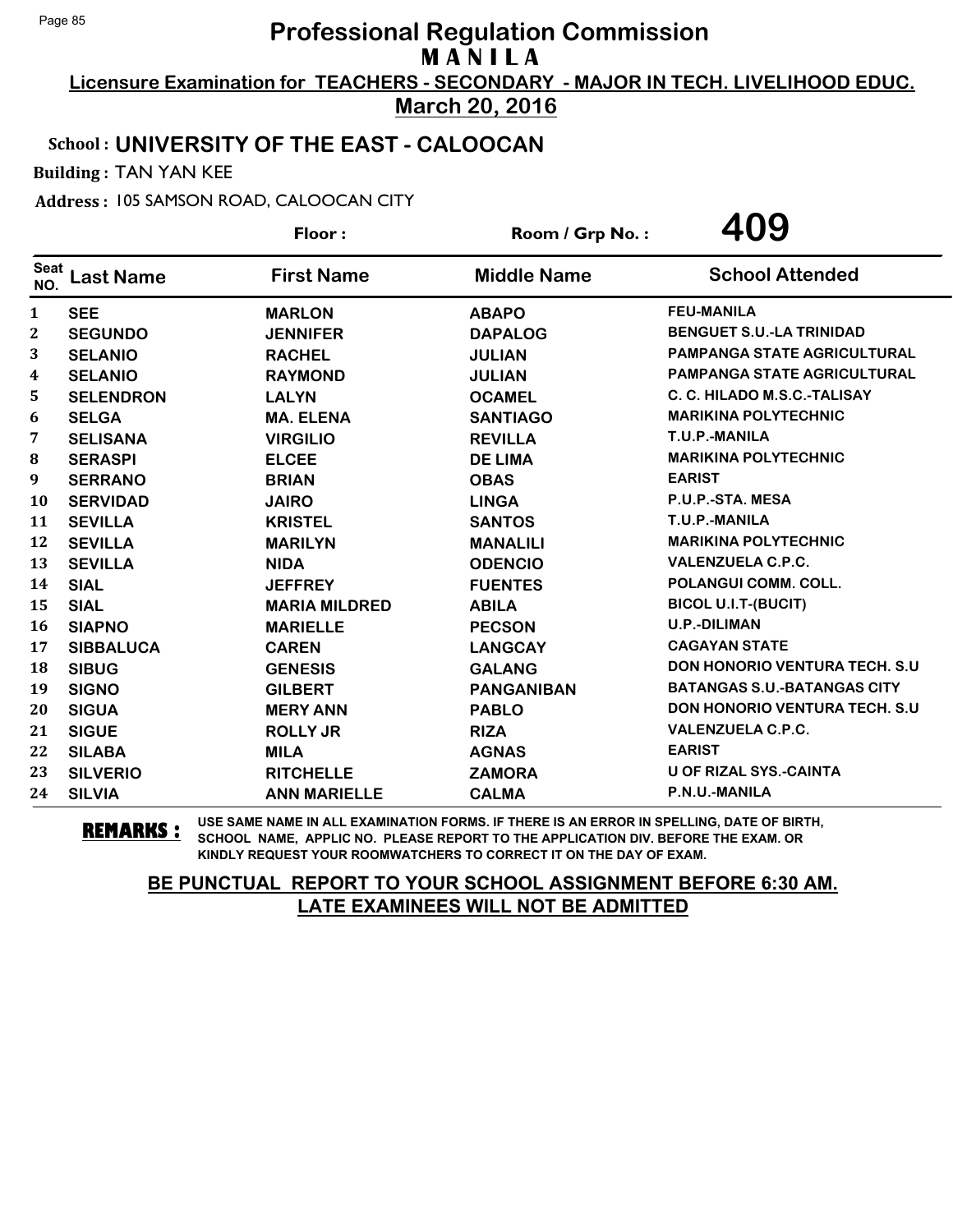# Professional Regulation Commission
## MANILA

**Licensure Examination for TEACHERS - SECONDARY - MAJOR IN TECH. LIVELIHOOD EDUC.**

**March 20, 2016**

**School : UNIVERSITY OF THE EAST - CALOOCAN**

**Building :** TAN YAN KEE

**Address :** 105 SAMSON ROAD, CALOOCAN CITY

**Floor :** **Room / Grp No. : 409**

| Seat NO. | Last Name | First Name | Middle Name | School Attended |
|---|---|---|---|---|
| 1 | SEE | MARLON | ABAPO | FEU-MANILA |
| 2 | SEGUNDO | JENNIFER | DAPALOG | BENGUET S.U.-LA TRINIDAD |
| 3 | SELANIO | RACHEL | JULIAN | PAMPANGA STATE AGRICULTURAL |
| 4 | SELANIO | RAYMOND | JULIAN | PAMPANGA STATE AGRICULTURAL |
| 5 | SELENDRON | LALYN | OCAMEL | C. C. HILADO M.S.C.-TALISAY |
| 6 | SELGA | MA. ELENA | SANTIAGO | MARIKINA POLYTECHNIC |
| 7 | SELISANA | VIRGILIO | REVILLA | T.U.P.-MANILA |
| 8 | SERASPI | ELCEE | DE LIMA | MARIKINA POLYTECHNIC |
| 9 | SERRANO | BRIAN | OBAS | EARIST |
| 10 | SERVIDAD | JAIRO | LINGA | P.U.P.-STA. MESA |
| 11 | SEVILLA | KRISTEL | SANTOS | T.U.P.-MANILA |
| 12 | SEVILLA | MARILYN | MANALILI | MARIKINA POLYTECHNIC |
| 13 | SEVILLA | NIDA | ODENCIO | VALENZUELA C.P.C. |
| 14 | SIAL | JEFFREY | FUENTES | POLANGUI COMM. COLL. |
| 15 | SIAL | MARIA MILDRED | ABILA | BICOL U.I.T-(BUCIT) |
| 16 | SIAPNO | MARIELLE | PECSON | U.P.-DILIMAN |
| 17 | SIBBALUCA | CAREN | LANGCAY | CAGAYAN STATE |
| 18 | SIBUG | GENESIS | GALANG | DON HONORIO VENTURA TECH. S.U |
| 19 | SIGNO | GILBERT | PANGANIBAN | BATANGAS S.U.-BATANGAS CITY |
| 20 | SIGUA | MERY ANN | PABLO | DON HONORIO VENTURA TECH. S.U |
| 21 | SIGUE | ROLLY JR | RIZA | VALENZUELA C.P.C. |
| 22 | SILABA | MILA | AGNAS | EARIST |
| 23 | SILVERIO | RITCHELLE | ZAMORA | U OF RIZAL SYS.-CAINTA |
| 24 | SILVIA | ANN MARIELLE | CALMA | P.N.U.-MANILA |

**REMARKS :** USE SAME NAME IN ALL EXAMINATION FORMS. IF THERE IS AN ERROR IN SPELLING, DATE OF BIRTH, SCHOOL NAME, APPLIC NO. PLEASE REPORT TO THE APPLICATION DIV. BEFORE THE EXAM. OR KINDLY REQUEST YOUR ROOMWATCHERS TO CORRECT IT ON THE DAY OF EXAM.

**BE PUNCTUAL REPORT TO YOUR SCHOOL ASSIGNMENT BEFORE 6:30 AM. LATE EXAMINEES WILL NOT BE ADMITTED**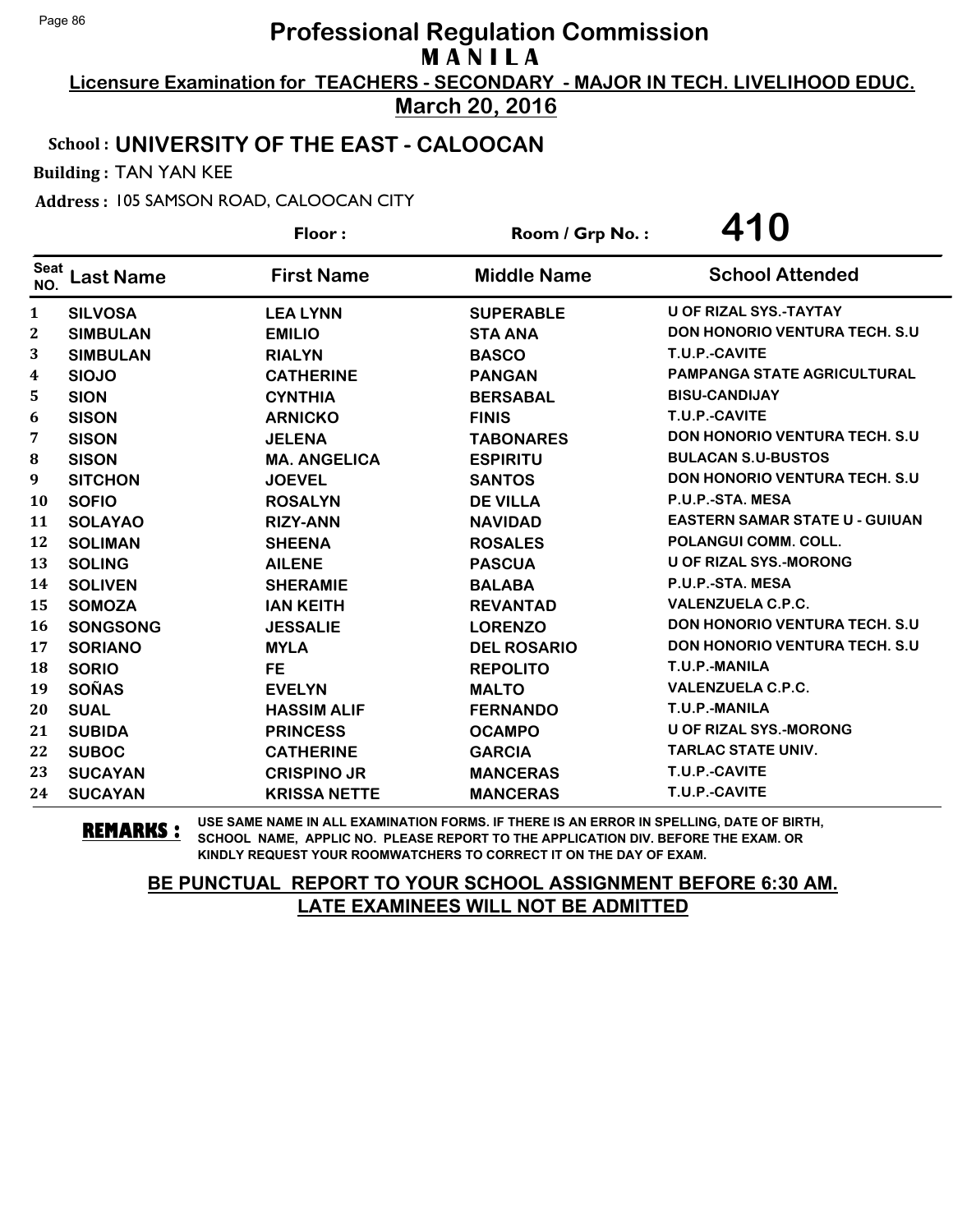# Professional Regulation Commission

## M A N I L A

**Licensure Examination for TEACHERS - SECONDARY - MAJOR IN TECH. LIVELIHOOD EDUC.**

**March 20, 2016**

**School : UNIVERSITY OF THE EAST - CALOOCAN**

**Building :** TAN YAN KEE

**Address :** 105 SAMSON ROAD, CALOOCAN CITY

**Floor :** 

**Room / Grp No. : 410**

| Seat NO. | Last Name | First Name | Middle Name | School Attended |
|---|---|---|---|---|
| 1 | SILVOSA | LEA LYNN | SUPERABLE | U OF RIZAL SYS.-TAYTAY |
| 2 | SIMBULAN | EMILIO | STA ANA | DON HONORIO VENTURA TECH. S.U |
| 3 | SIMBULAN | RIALYN | BASCO | T.U.P.-CAVITE |
| 4 | SIOJO | CATHERINE | PANGAN | PAMPANGA STATE AGRICULTURAL |
| 5 | SION | CYNTHIA | BERSABAL | BISU-CANDIJAY |
| 6 | SISON | ARNICKO | FINIS | T.U.P.-CAVITE |
| 7 | SISON | JELENA | TABONARES | DON HONORIO VENTURA TECH. S.U |
| 8 | SISON | MA. ANGELICA | ESPIRITU | BULACAN S.U-BUSTOS |
| 9 | SITCHON | JOEVEL | SANTOS | DON HONORIO VENTURA TECH. S.U |
| 10 | SOFIO | ROSALYN | DE VILLA | P.U.P.-STA. MESA |
| 11 | SOLAYAO | RIZY-ANN | NAVIDAD | EASTERN SAMAR STATE U - GUIUAN |
| 12 | SOLIMAN | SHEENA | ROSALES | POLANGUI COMM. COLL. |
| 13 | SOLING | AILENE | PASCUA | U OF RIZAL SYS.-MORONG |
| 14 | SOLIVEN | SHERAMIE | BALABA | P.U.P.-STA. MESA |
| 15 | SOMOZA | IAN KEITH | REVANTAD | VALENZUELA C.P.C. |
| 16 | SONGSONG | JESSALIE | LORENZO | DON HONORIO VENTURA TECH. S.U |
| 17 | SORIANO | MYLA | DEL ROSARIO | DON HONORIO VENTURA TECH. S.U |
| 18 | SORIO | FE | REPOLITO | T.U.P.-MANILA |
| 19 | SOÑAS | EVELYN | MALTO | VALENZUELA C.P.C. |
| 20 | SUAL | HASSIM ALIF | FERNANDO | T.U.P.-MANILA |
| 21 | SUBIDA | PRINCESS | OCAMPO | U OF RIZAL SYS.-MORONG |
| 22 | SUBOC | CATHERINE | GARCIA | TARLAC STATE UNIV. |
| 23 | SUCAYAN | CRISPINO JR | MANCERAS | T.U.P.-CAVITE |
| 24 | SUCAYAN | KRISSA NETTE | MANCERAS | T.U.P.-CAVITE |

**REMARKS :** USE SAME NAME IN ALL EXAMINATION FORMS. IF THERE IS AN ERROR IN SPELLING, DATE OF BIRTH, SCHOOL NAME, APPLIC NO. PLEASE REPORT TO THE APPLICATION DIV. BEFORE THE EXAM. OR KINDLY REQUEST YOUR ROOMWATCHERS TO CORRECT IT ON THE DAY OF EXAM.

**BE PUNCTUAL REPORT TO YOUR SCHOOL ASSIGNMENT BEFORE 6:30 AM. LATE EXAMINEES WILL NOT BE ADMITTED**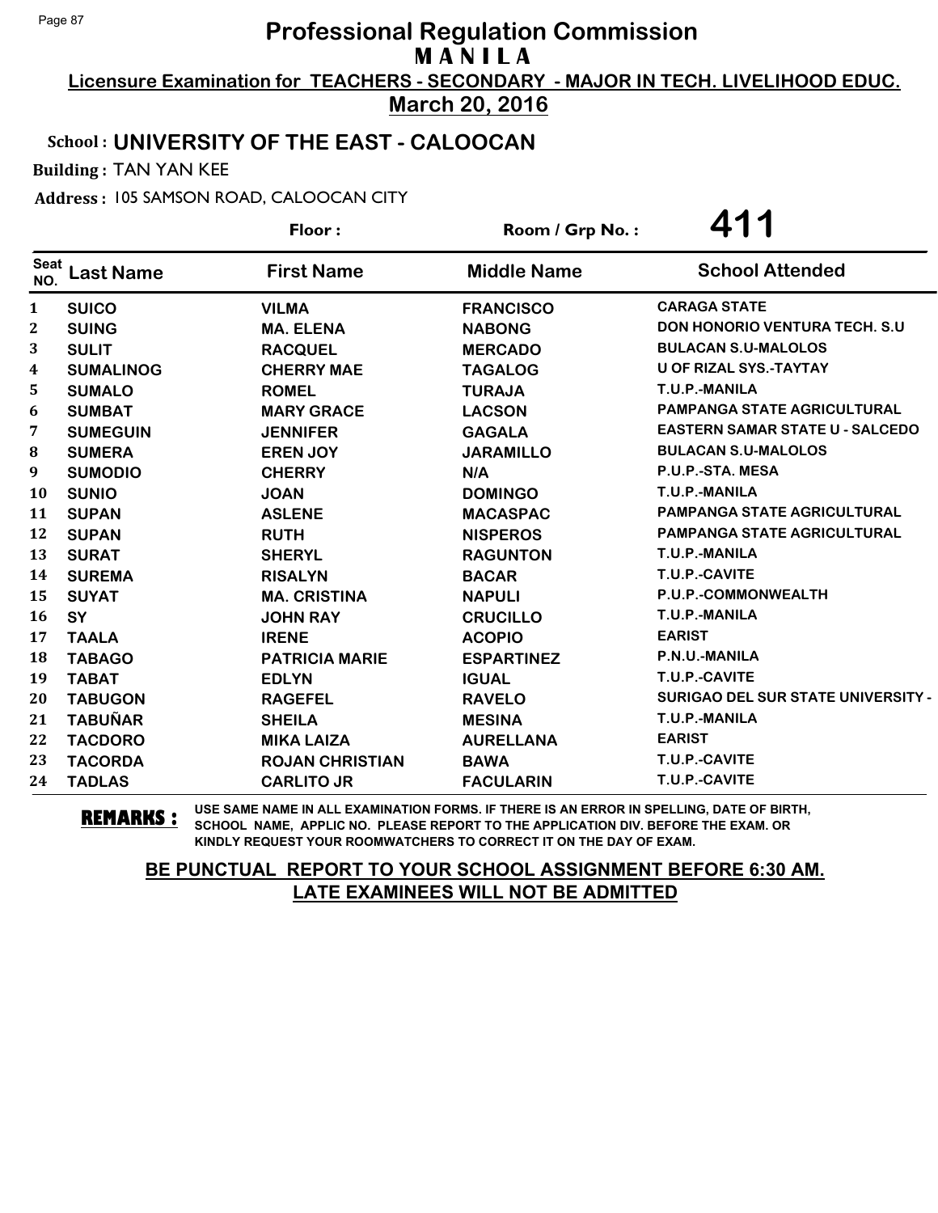# Professional Regulation Commission
## MANILA

**Licensure Examination for TEACHERS - SECONDARY - MAJOR IN TECH. LIVELIHOOD EDUC.**

**March 20, 2016**

**School : UNIVERSITY OF THE EAST - CALOOCAN**

**Building :** TAN YAN KEE

**Address :** 105 SAMSON ROAD, CALOOCAN CITY

**Floor :** &nbsp;&nbsp;&nbsp;&nbsp; **Room / Grp No. : 411**

| Seat NO. | Last Name | First Name | Middle Name | School Attended |
|---|---|---|---|---|
| 1 | SUICO | VILMA | FRANCISCO | CARAGA STATE |
| 2 | SUING | MA. ELENA | NABONG | DON HONORIO VENTURA TECH. S.U |
| 3 | SULIT | RACQUEL | MERCADO | BULACAN S.U-MALOLOS |
| 4 | SUMALINOG | CHERRY MAE | TAGALOG | U OF RIZAL SYS.-TAYTAY |
| 5 | SUMALO | ROMEL | TURAJA | T.U.P.-MANILA |
| 6 | SUMBAT | MARY GRACE | LACSON | PAMPANGA STATE AGRICULTURAL |
| 7 | SUMEGUIN | JENNIFER | GAGALA | EASTERN SAMAR STATE U - SALCEDO |
| 8 | SUMERA | EREN JOY | JARAMILLO | BULACAN S.U-MALOLOS |
| 9 | SUMODIO | CHERRY | N/A | P.U.P.-STA. MESA |
| 10 | SUNIO | JOAN | DOMINGO | T.U.P.-MANILA |
| 11 | SUPAN | ASLENE | MACASPAC | PAMPANGA STATE AGRICULTURAL |
| 12 | SUPAN | RUTH | NISPEROS | PAMPANGA STATE AGRICULTURAL |
| 13 | SURAT | SHERYL | RAGUNTON | T.U.P.-MANILA |
| 14 | SUREMA | RISALYN | BACAR | T.U.P.-CAVITE |
| 15 | SUYAT | MA. CRISTINA | NAPULI | P.U.P.-COMMONWEALTH |
| 16 | SY | JOHN RAY | CRUCILLO | T.U.P.-MANILA |
| 17 | TAALA | IRENE | ACOPIO | EARIST |
| 18 | TABAGO | PATRICIA MARIE | ESPARTINEZ | P.N.U.-MANILA |
| 19 | TABAT | EDLYN | IGUAL | T.U.P.-CAVITE |
| 20 | TABUGON | RAGEFEL | RAVELO | SURIGAO DEL SUR STATE UNIVERSITY - |
| 21 | TABUÑAR | SHEILA | MESINA | T.U.P.-MANILA |
| 22 | TACDORO | MIKA LAIZA | AURELLANA | EARIST |
| 23 | TACORDA | ROJAN CHRISTIAN | BAWA | T.U.P.-CAVITE |
| 24 | TADLAS | CARLITO JR | FACULARIN | T.U.P.-CAVITE |

**REMARKS :** USE SAME NAME IN ALL EXAMINATION FORMS. IF THERE IS AN ERROR IN SPELLING, DATE OF BIRTH, SCHOOL NAME, APPLIC NO. PLEASE REPORT TO THE APPLICATION DIV. BEFORE THE EXAM. OR KINDLY REQUEST YOUR ROOMWATCHERS TO CORRECT IT ON THE DAY OF EXAM.

**BE PUNCTUAL REPORT TO YOUR SCHOOL ASSIGNMENT BEFORE 6:30 AM. LATE EXAMINEES WILL NOT BE ADMITTED**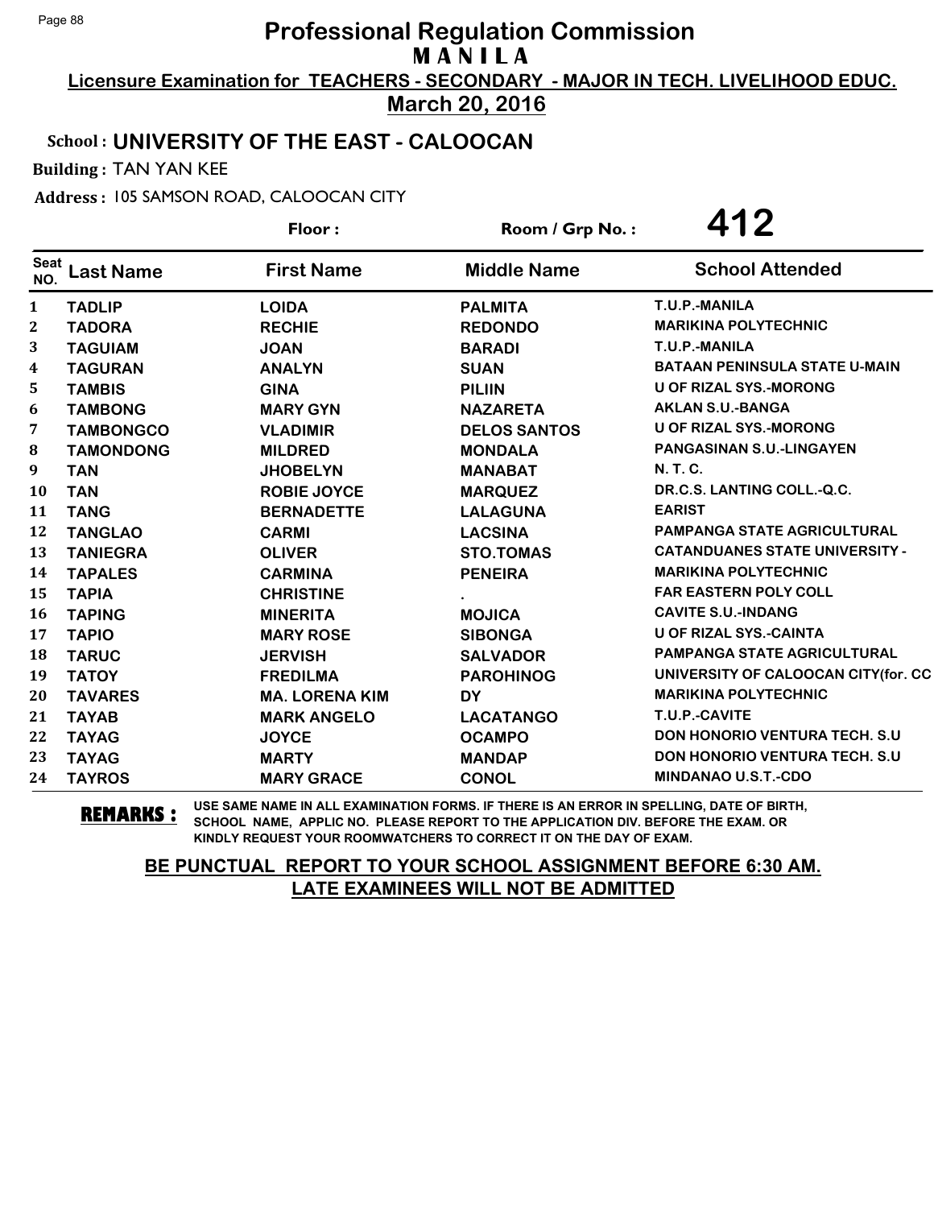# Professional Regulation Commission

## M A N I L A

**Licensure Examination for TEACHERS - SECONDARY - MAJOR IN TECH. LIVELIHOOD EDUC.**

**March 20, 2016**

**School : UNIVERSITY OF THE EAST - CALOOCAN**

**Building :** TAN YAN KEE

**Address :** 105 SAMSON ROAD, CALOOCAN CITY

**Floor :** **Room / Grp No. : 412**

| Seat NO. | Last Name | First Name | Middle Name | School Attended |
|---|---|---|---|---|
| 1 | TADLIP | LOIDA | PALMITA | T.U.P.-MANILA |
| 2 | TADORA | RECHIE | REDONDO | MARIKINA POLYTECHNIC |
| 3 | TAGUIAM | JOAN | BARADI | T.U.P.-MANILA |
| 4 | TAGURAN | ANALYN | SUAN | BATAAN PENINSULA STATE U-MAIN |
| 5 | TAMBIS | GINA | PILIIN | U OF RIZAL SYS.-MORONG |
| 6 | TAMBONG | MARY GYN | NAZARETA | AKLAN S.U.-BANGA |
| 7 | TAMBONGCO | VLADIMIR | DELOS SANTOS | U OF RIZAL SYS.-MORONG |
| 8 | TAMONDONG | MILDRED | MONDALA | PANGASINAN S.U.-LINGAYEN |
| 9 | TAN | JHOBELYN | MANABAT | N. T. C. |
| 10 | TAN | ROBIE JOYCE | MARQUEZ | DR.C.S. LANTING COLL.-Q.C. |
| 11 | TANG | BERNADETTE | LALAGUNA | EARIST |
| 12 | TANGLAO | CARMI | LACSINA | PAMPANGA STATE AGRICULTURAL |
| 13 | TANIEGRA | OLIVER | STO.TOMAS | CATANDUANES STATE UNIVERSITY - |
| 14 | TAPALES | CARMINA | PENEIRA | MARIKINA POLYTECHNIC |
| 15 | TAPIA | CHRISTINE | . | FAR EASTERN POLY COLL |
| 16 | TAPING | MINERITA | MOJICA | CAVITE S.U.-INDANG |
| 17 | TAPIO | MARY ROSE | SIBONGA | U OF RIZAL SYS.-CAINTA |
| 18 | TARUC | JERVISH | SALVADOR | PAMPANGA STATE AGRICULTURAL |
| 19 | TATOY | FREDILMA | PAROHINOG | UNIVERSITY OF CALOOCAN CITY(for. CC |
| 20 | TAVARES | MA. LORENA KIM | DY | MARIKINA POLYTECHNIC |
| 21 | TAYAB | MARK ANGELO | LACATANGO | T.U.P.-CAVITE |
| 22 | TAYAG | JOYCE | OCAMPO | DON HONORIO VENTURA TECH. S.U |
| 23 | TAYAG | MARTY | MANDAP | DON HONORIO VENTURA TECH. S.U |
| 24 | TAYROS | MARY GRACE | CONOL | MINDANAO U.S.T.-CDO |

**REMARKS :** USE SAME NAME IN ALL EXAMINATION FORMS. IF THERE IS AN ERROR IN SPELLING, DATE OF BIRTH, SCHOOL NAME, APPLIC NO. PLEASE REPORT TO THE APPLICATION DIV. BEFORE THE EXAM. OR KINDLY REQUEST YOUR ROOMWATCHERS TO CORRECT IT ON THE DAY OF EXAM.

**BE PUNCTUAL REPORT TO YOUR SCHOOL ASSIGNMENT BEFORE 6:30 AM. LATE EXAMINEES WILL NOT BE ADMITTED**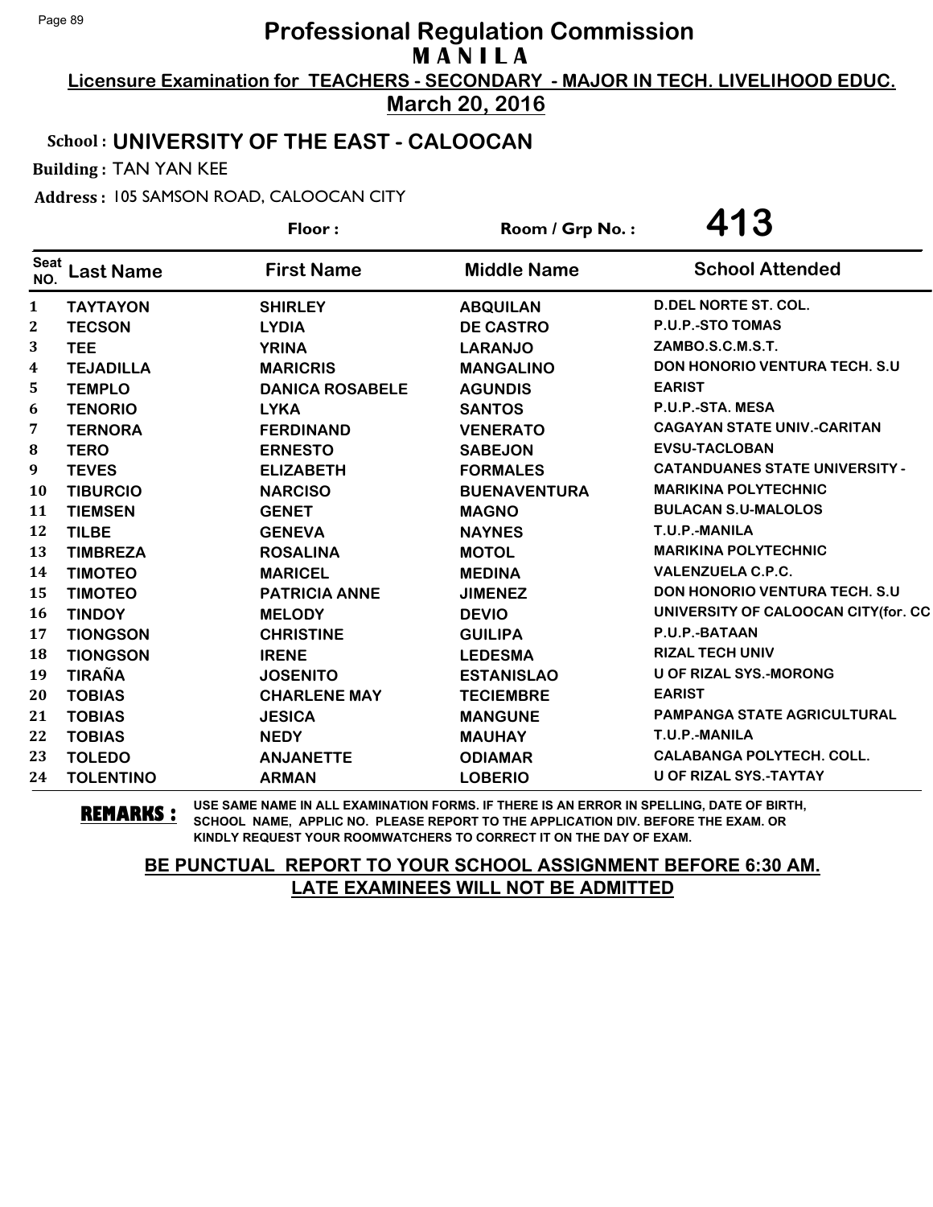# Professional Regulation Commission

## M A N I L A

**Licensure Examination for TEACHERS - SECONDARY - MAJOR IN TECH. LIVELIHOOD EDUC.**

**March 20, 2016**

**School : UNIVERSITY OF THE EAST - CALOOCAN**

**Building :** TAN YAN KEE

**Address :** 105 SAMSON ROAD, CALOOCAN CITY

**Floor :** **Room / Grp No. : 413**

| Seat NO. | Last Name | First Name | Middle Name | School Attended |
|---|---|---|---|---|
| 1 | TAYTAYON | SHIRLEY | ABQUILAN | D.DEL NORTE ST. COL. |
| 2 | TECSON | LYDIA | DE CASTRO | P.U.P.-STO TOMAS |
| 3 | TEE | YRINA | LARANJO | ZAMBO.S.C.M.S.T. |
| 4 | TEJADILLA | MARICRIS | MANGALINO | DON HONORIO VENTURA TECH. S.U |
| 5 | TEMPLO | DANICA ROSABELE | AGUNDIS | EARIST |
| 6 | TENORIO | LYKA | SANTOS | P.U.P.-STA. MESA |
| 7 | TERNORA | FERDINAND | VENERATO | CAGAYAN STATE UNIV.-CARITAN |
| 8 | TERO | ERNESTO | SABEJON | EVSU-TACLOBAN |
| 9 | TEVES | ELIZABETH | FORMALES | CATANDUANES STATE UNIVERSITY - |
| 10 | TIBURCIO | NARCISO | BUENAVENTURA | MARIKINA POLYTECHNIC |
| 11 | TIEMSEN | GENET | MAGNO | BULACAN S.U-MALOLOS |
| 12 | TILBE | GENEVA | NAYNES | T.U.P.-MANILA |
| 13 | TIMBREZA | ROSALINA | MOTOL | MARIKINA POLYTECHNIC |
| 14 | TIMOTEO | MARICEL | MEDINA | VALENZUELA C.P.C. |
| 15 | TIMOTEO | PATRICIA ANNE | JIMENEZ | DON HONORIO VENTURA TECH. S.U |
| 16 | TINDOY | MELODY | DEVIO | UNIVERSITY OF CALOOCAN CITY(for. CC |
| 17 | TIONGSON | CHRISTINE | GUILIPA | P.U.P.-BATAAN |
| 18 | TIONGSON | IRENE | LEDESMA | RIZAL TECH UNIV |
| 19 | TIRAÑA | JOSENITO | ESTANISLAO | U OF RIZAL SYS.-MORONG |
| 20 | TOBIAS | CHARLENE MAY | TECIEMBRE | EARIST |
| 21 | TOBIAS | JESICA | MANGUNE | PAMPANGA STATE AGRICULTURAL |
| 22 | TOBIAS | NEDY | MAUHAY | T.U.P.-MANILA |
| 23 | TOLEDO | ANJANETTE | ODIAMAR | CALABANGA POLYTECH. COLL. |
| 24 | TOLENTINO | ARMAN | LOBERIO | U OF RIZAL SYS.-TAYTAY |

**REMARKS :** USE SAME NAME IN ALL EXAMINATION FORMS. IF THERE IS AN ERROR IN SPELLING, DATE OF BIRTH, SCHOOL NAME, APPLIC NO. PLEASE REPORT TO THE APPLICATION DIV. BEFORE THE EXAM. OR KINDLY REQUEST YOUR ROOMWATCHERS TO CORRECT IT ON THE DAY OF EXAM.

**BE PUNCTUAL REPORT TO YOUR SCHOOL ASSIGNMENT BEFORE 6:30 AM. LATE EXAMINEES WILL NOT BE ADMITTED**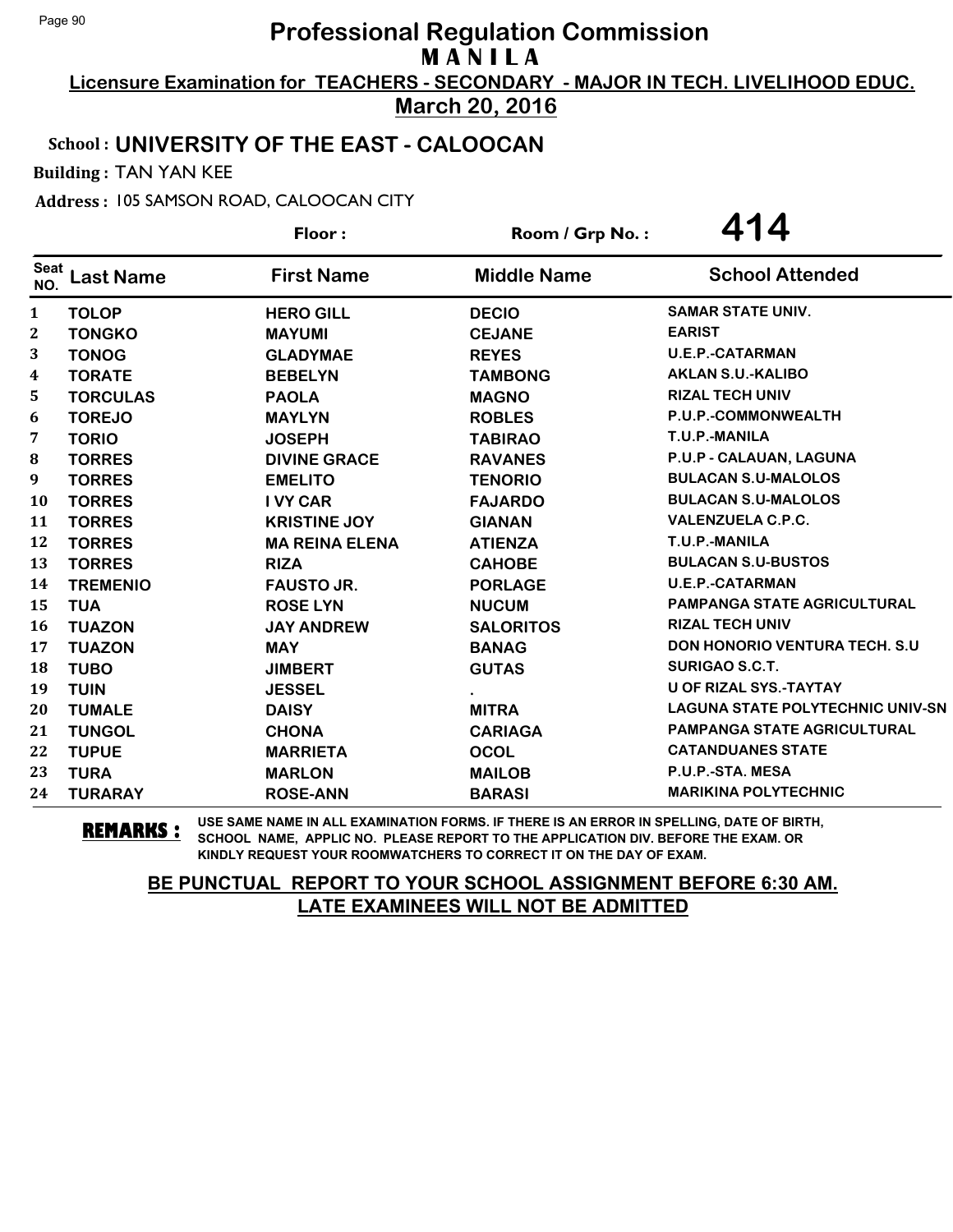# Professional Regulation Commission
## MANILA

**Licensure Examination for TEACHERS - SECONDARY - MAJOR IN TECH. LIVELIHOOD EDUC.**

**March 20, 2016**

**School : UNIVERSITY OF THE EAST - CALOOCAN**

**Building :** TAN YAN KEE

**Address :** 105 SAMSON ROAD, CALOOCAN CITY

**Floor :** 

**Room / Grp No. : 414**

| Seat NO. | Last Name | First Name | Middle Name | School Attended |
|---|---|---|---|---|
| 1 | TOLOP | HERO GILL | DECIO | SAMAR STATE UNIV. |
| 2 | TONGKO | MAYUMI | CEJANE | EARIST |
| 3 | TONOG | GLADYMAE | REYES | U.E.P.-CATARMAN |
| 4 | TORATE | BEBELYN | TAMBONG | AKLAN S.U.-KALIBO |
| 5 | TORCULAS | PAOLA | MAGNO | RIZAL TECH UNIV |
| 6 | TOREJO | MAYLYN | ROBLES | P.U.P.-COMMONWEALTH |
| 7 | TORIO | JOSEPH | TABIRAO | T.U.P.-MANILA |
| 8 | TORRES | DIVINE GRACE | RAVANES | P.U.P - CALAUAN, LAGUNA |
| 9 | TORRES | EMELITO | TENORIO | BULACAN S.U-MALOLOS |
| 10 | TORRES | I VY CAR | FAJARDO | BULACAN S.U-MALOLOS |
| 11 | TORRES | KRISTINE JOY | GIANAN | VALENZUELA C.P.C. |
| 12 | TORRES | MA REINA ELENA | ATIENZA | T.U.P.-MANILA |
| 13 | TORRES | RIZA | CAHOBE | BULACAN S.U-BUSTOS |
| 14 | TREMENIO | FAUSTO JR. | PORLAGE | U.E.P.-CATARMAN |
| 15 | TUA | ROSE LYN | NUCUM | PAMPANGA STATE AGRICULTURAL |
| 16 | TUAZON | JAY ANDREW | SALORITOS | RIZAL TECH UNIV |
| 17 | TUAZON | MAY | BANAG | DON HONORIO VENTURA TECH. S.U |
| 18 | TUBO | JIMBERT | GUTAS | SURIGAO S.C.T. |
| 19 | TUIN | JESSEL | . | U OF RIZAL SYS.-TAYTAY |
| 20 | TUMALE | DAISY | MITRA | LAGUNA STATE POLYTECHNIC UNIV-SN |
| 21 | TUNGOL | CHONA | CARIAGA | PAMPANGA STATE AGRICULTURAL |
| 22 | TUPUE | MARRIETA | OCOL | CATANDUANES STATE |
| 23 | TURA | MARLON | MAILOB | P.U.P.-STA. MESA |
| 24 | TURARAY | ROSE-ANN | BARASI | MARIKINA POLYTECHNIC |

**REMARKS :** USE SAME NAME IN ALL EXAMINATION FORMS. IF THERE IS AN ERROR IN SPELLING, DATE OF BIRTH, SCHOOL NAME, APPLIC NO. PLEASE REPORT TO THE APPLICATION DIV. BEFORE THE EXAM. OR KINDLY REQUEST YOUR ROOMWATCHERS TO CORRECT IT ON THE DAY OF EXAM.

**BE PUNCTUAL REPORT TO YOUR SCHOOL ASSIGNMENT BEFORE 6:30 AM. LATE EXAMINEES WILL NOT BE ADMITTED**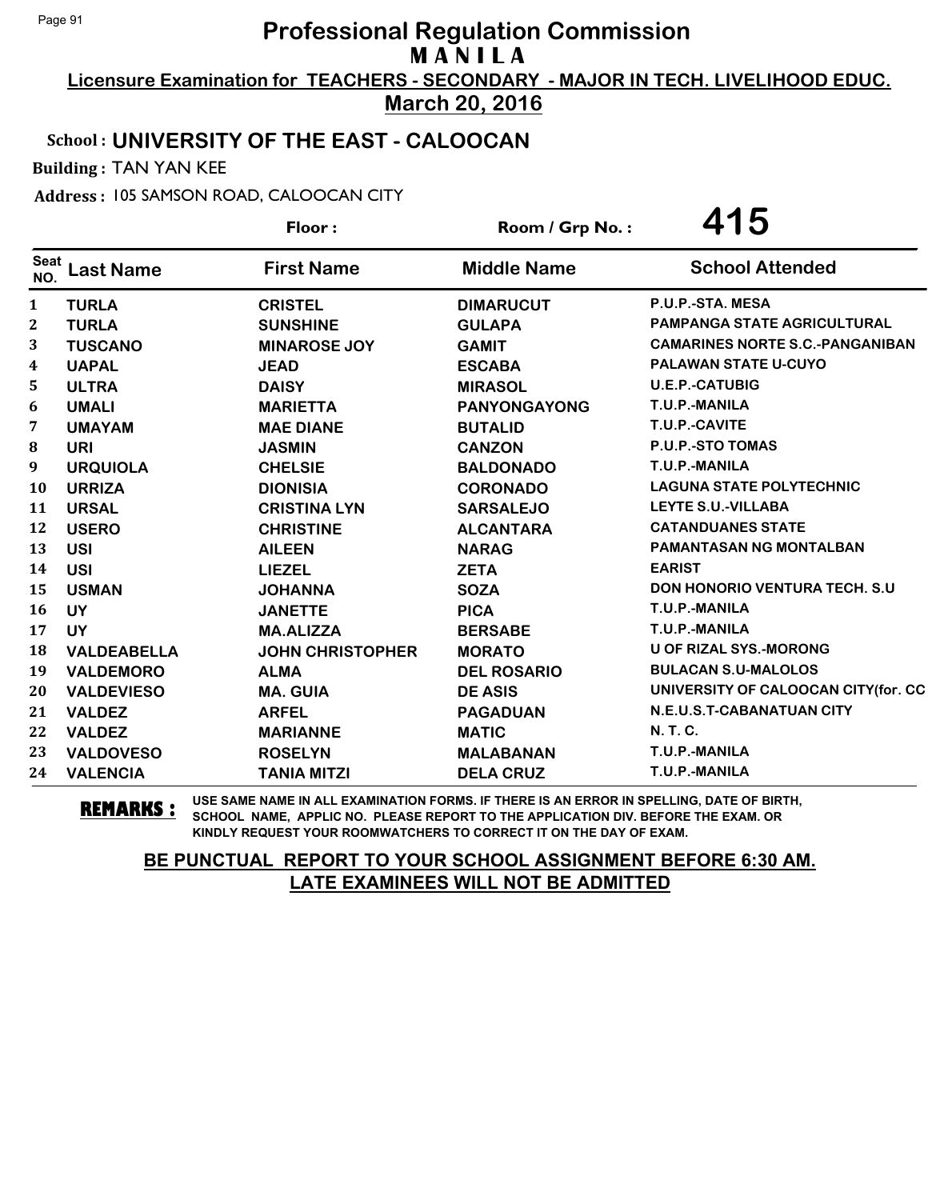# Professional Regulation Commission
## MANILA

**Licensure Examination for TEACHERS - SECONDARY - MAJOR IN TECH. LIVELIHOOD EDUC.**

**March 20, 2016**

**School : UNIVERSITY OF THE EAST - CALOOCAN**

**Building :** TAN YAN KEE

**Address :** 105 SAMSON ROAD, CALOOCAN CITY

**Floor :** 

**Room / Grp No. : 415**

| Seat NO. | Last Name | First Name | Middle Name | School Attended |
|---|---|---|---|---|
| 1 | TURLA | CRISTEL | DIMARUCUT | P.U.P.-STA. MESA |
| 2 | TURLA | SUNSHINE | GULAPA | PAMPANGA STATE AGRICULTURAL |
| 3 | TUSCANO | MINAROSE JOY | GAMIT | CAMARINES NORTE S.C.-PANGANIBAN |
| 4 | UAPAL | JEAD | ESCABA | PALAWAN STATE U-CUYO |
| 5 | ULTRA | DAISY | MIRASOL | U.E.P.-CATUBIG |
| 6 | UMALI | MARIETTA | PANYONGAYONG | T.U.P.-MANILA |
| 7 | UMAYAM | MAE DIANE | BUTALID | T.U.P.-CAVITE |
| 8 | URI | JASMIN | CANZON | P.U.P.-STO TOMAS |
| 9 | URQUIOLA | CHELSIE | BALDONADO | T.U.P.-MANILA |
| 10 | URRIZA | DIONISIA | CORONADO | LAGUNA STATE POLYTECHNIC |
| 11 | URSAL | CRISTINA LYN | SARSALEJO | LEYTE S.U.-VILLABA |
| 12 | USERO | CHRISTINE | ALCANTARA | CATANDUANES STATE |
| 13 | USI | AILEEN | NARAG | PAMANTASAN NG MONTALBAN |
| 14 | USI | LIEZEL | ZETA | EARIST |
| 15 | USMAN | JOHANNA | SOZA | DON HONORIO VENTURA TECH. S.U |
| 16 | UY | JANETTE | PICA | T.U.P.-MANILA |
| 17 | UY | MA.ALIZZA | BERSABE | T.U.P.-MANILA |
| 18 | VALDEABELLA | JOHN CHRISTOPHER | MORATO | U OF RIZAL SYS.-MORONG |
| 19 | VALDEMORO | ALMA | DEL ROSARIO | BULACAN S.U-MALOLOS |
| 20 | VALDEVIESO | MA. GUIA | DE ASIS | UNIVERSITY OF CALOOCAN CITY(for. CC |
| 21 | VALDEZ | ARFEL | PAGADUAN | N.E.U.S.T-CABANATUAN CITY |
| 22 | VALDEZ | MARIANNE | MATIC | N. T. C. |
| 23 | VALDOVESO | ROSELYN | MALABANAN | T.U.P.-MANILA |
| 24 | VALENCIA | TANIA MITZI | DELA CRUZ | T.U.P.-MANILA |

**REMARKS :** USE SAME NAME IN ALL EXAMINATION FORMS. IF THERE IS AN ERROR IN SPELLING, DATE OF BIRTH, SCHOOL NAME, APPLIC NO. PLEASE REPORT TO THE APPLICATION DIV. BEFORE THE EXAM. OR KINDLY REQUEST YOUR ROOMWATCHERS TO CORRECT IT ON THE DAY OF EXAM.

**BE PUNCTUAL REPORT TO YOUR SCHOOL ASSIGNMENT BEFORE 6:30 AM. LATE EXAMINEES WILL NOT BE ADMITTED**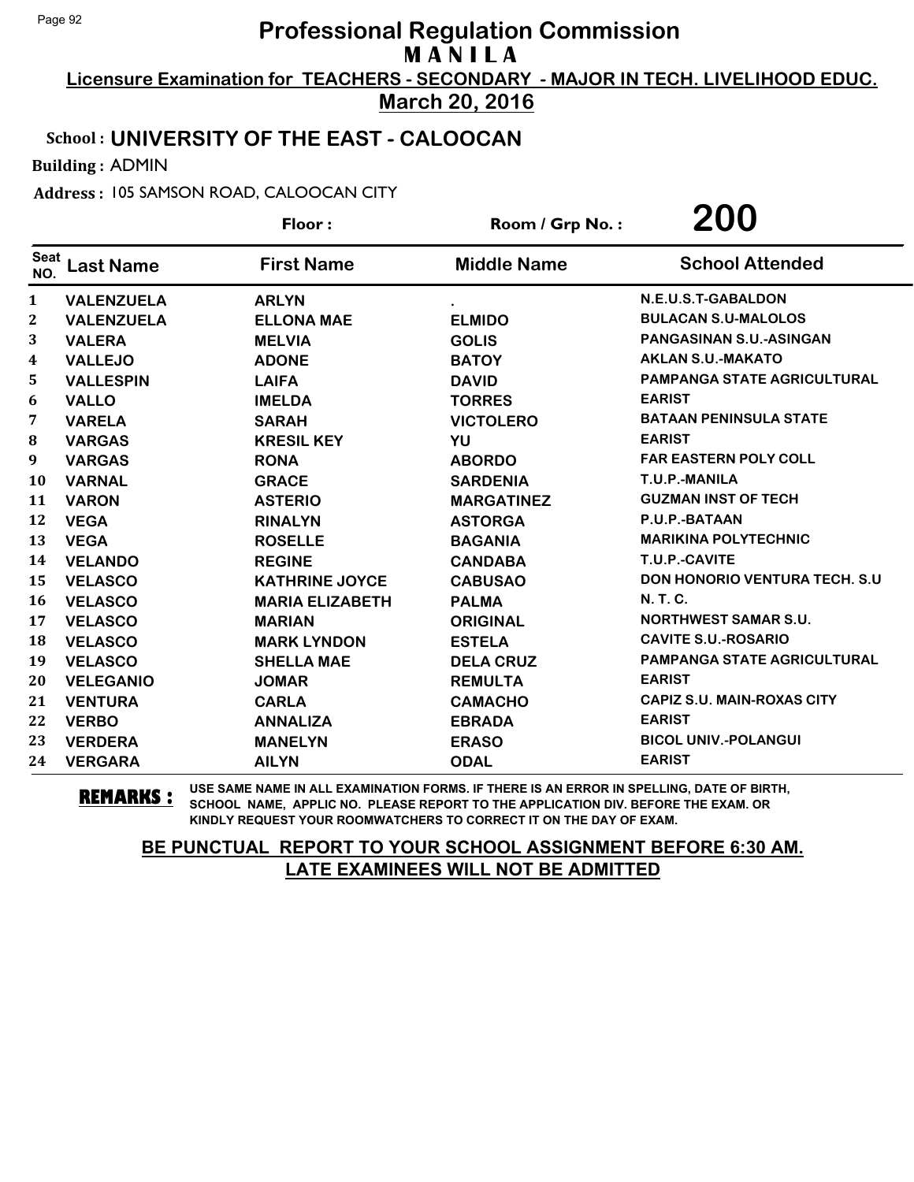# Professional Regulation Commission
## MANILA

**Licensure Examination for TEACHERS - SECONDARY - MAJOR IN TECH. LIVELIHOOD EDUC.**

**March 20, 2016**

**School : UNIVERSITY OF THE EAST - CALOOCAN**

**Building :** ADMIN

**Address :** 105 SAMSON ROAD, CALOOCAN CITY

**Floor :** **Room / Grp No. : 200**

| Seat NO. | Last Name | First Name | Middle Name | School Attended |
|---|---|---|---|---|
| 1 | VALENZUELA | ARLYN | . | N.E.U.S.T-GABALDON |
| 2 | VALENZUELA | ELLONA MAE | ELMIDO | BULACAN S.U-MALOLOS |
| 3 | VALERA | MELVIA | GOLIS | PANGASINAN S.U.-ASINGAN |
| 4 | VALLEJO | ADONE | BATOY | AKLAN S.U.-MAKATO |
| 5 | VALLESPIN | LAIFA | DAVID | PAMPANGA STATE AGRICULTURAL |
| 6 | VALLO | IMELDA | TORRES | EARIST |
| 7 | VARELA | SARAH | VICTOLERO | BATAAN PENINSULA STATE |
| 8 | VARGAS | KRESIL KEY | YU | EARIST |
| 9 | VARGAS | RONA | ABORDO | FAR EASTERN POLY COLL |
| 10 | VARNAL | GRACE | SARDENIA | T.U.P.-MANILA |
| 11 | VARON | ASTERIO | MARGATINEZ | GUZMAN INST OF TECH |
| 12 | VEGA | RINALYN | ASTORGA | P.U.P.-BATAAN |
| 13 | VEGA | ROSELLE | BAGANIA | MARIKINA POLYTECHNIC |
| 14 | VELANDO | REGINE | CANDABA | T.U.P.-CAVITE |
| 15 | VELASCO | KATHRINE JOYCE | CABUSAO | DON HONORIO VENTURA TECH. S.U |
| 16 | VELASCO | MARIA ELIZABETH | PALMA | N. T. C. |
| 17 | VELASCO | MARIAN | ORIGINAL | NORTHWEST SAMAR S.U. |
| 18 | VELASCO | MARK LYNDON | ESTELA | CAVITE S.U.-ROSARIO |
| 19 | VELASCO | SHELLA MAE | DELA CRUZ | PAMPANGA STATE AGRICULTURAL |
| 20 | VELEGANIO | JOMAR | REMULTA | EARIST |
| 21 | VENTURA | CARLA | CAMACHO | CAPIZ S.U. MAIN-ROXAS CITY |
| 22 | VERBO | ANNALIZA | EBRADA | EARIST |
| 23 | VERDERA | MANELYN | ERASO | BICOL UNIV.-POLANGUI |
| 24 | VERGARA | AILYN | ODAL | EARIST |

**REMARKS :** USE SAME NAME IN ALL EXAMINATION FORMS. IF THERE IS AN ERROR IN SPELLING, DATE OF BIRTH, SCHOOL NAME, APPLIC NO. PLEASE REPORT TO THE APPLICATION DIV. BEFORE THE EXAM. OR KINDLY REQUEST YOUR ROOMWATCHERS TO CORRECT IT ON THE DAY OF EXAM.

**BE PUNCTUAL REPORT TO YOUR SCHOOL ASSIGNMENT BEFORE 6:30 AM. LATE EXAMINEES WILL NOT BE ADMITTED**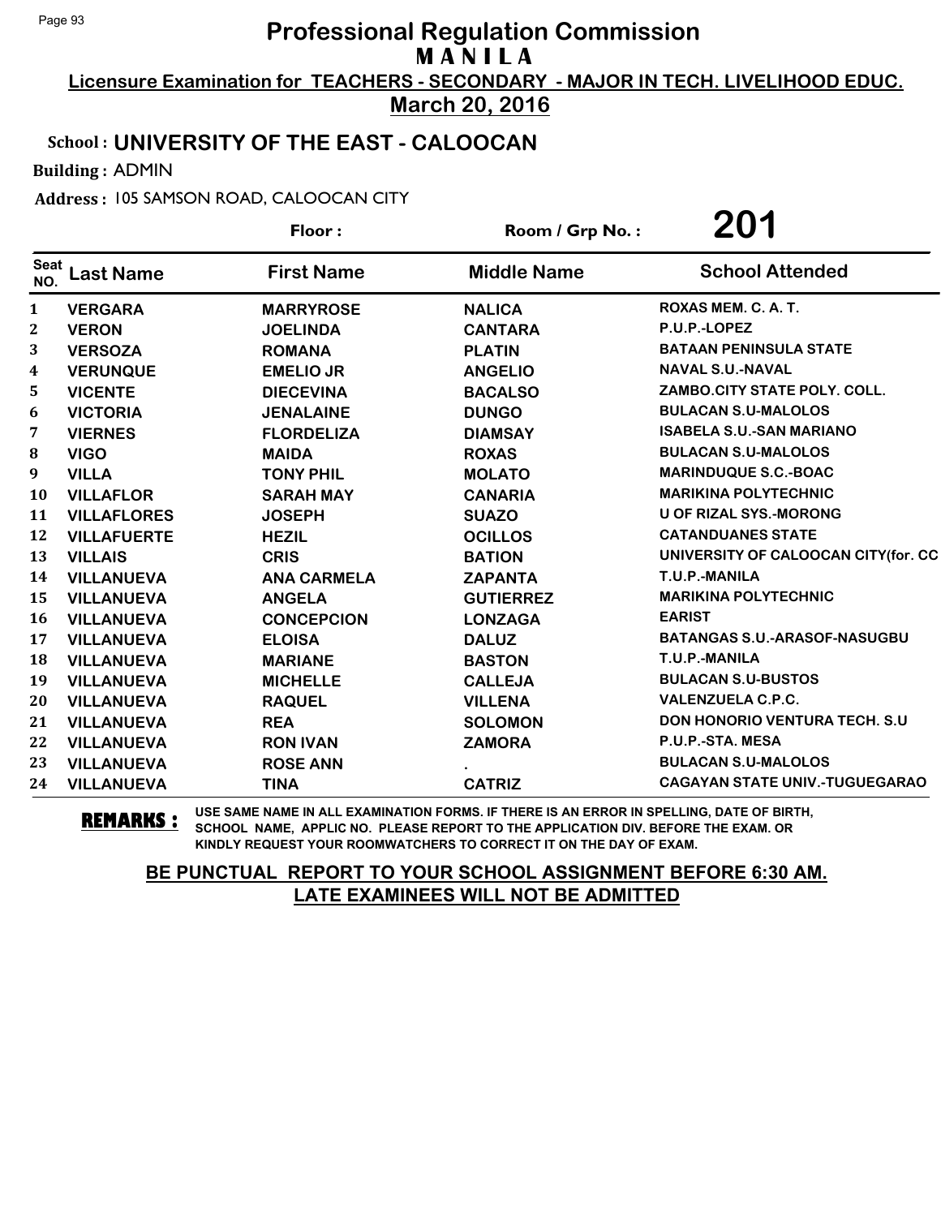# Professional Regulation Commission

## M A N I L A

**Licensure Examination for TEACHERS - SECONDARY - MAJOR IN TECH. LIVELIHOOD EDUC.**

**March 20, 2016**

**School : UNIVERSITY OF THE EAST - CALOOCAN**

**Building :** ADMIN

**Address :** 105 SAMSON ROAD, CALOOCAN CITY

**Floor :** **Room / Grp No. :** **201**

| Seat NO. | Last Name | First Name | Middle Name | School Attended |
|---|---|---|---|---|
| 1 | VERGARA | MARRYROSE | NALICA | ROXAS MEM. C. A. T. |
| 2 | VERON | JOELINDA | CANTARA | P.U.P.-LOPEZ |
| 3 | VERSOZA | ROMANA | PLATIN | BATAAN PENINSULA STATE |
| 4 | VERUNQUE | EMELIO JR | ANGELIO | NAVAL S.U.-NAVAL |
| 5 | VICENTE | DIECEVINA | BACALSO | ZAMBO.CITY STATE POLY. COLL. |
| 6 | VICTORIA | JENALAINE | DUNGO | BULACAN S.U-MALOLOS |
| 7 | VIERNES | FLORDELIZA | DIAMSAY | ISABELA S.U.-SAN MARIANO |
| 8 | VIGO | MAIDA | ROXAS | BULACAN S.U-MALOLOS |
| 9 | VILLA | TONY PHIL | MOLATO | MARINDUQUE S.C.-BOAC |
| 10 | VILLAFLOR | SARAH MAY | CANARIA | MARIKINA POLYTECHNIC |
| 11 | VILLAFLORES | JOSEPH | SUAZO | U OF RIZAL SYS.-MORONG |
| 12 | VILLAFUERTE | HEZIL | OCILLOS | CATANDUANES STATE |
| 13 | VILLAIS | CRIS | BATION | UNIVERSITY OF CALOOCAN CITY(for. CC |
| 14 | VILLANUEVA | ANA CARMELA | ZAPANTA | T.U.P.-MANILA |
| 15 | VILLANUEVA | ANGELA | GUTIERREZ | MARIKINA POLYTECHNIC |
| 16 | VILLANUEVA | CONCEPCION | LONZAGA | EARIST |
| 17 | VILLANUEVA | ELOISA | DALUZ | BATANGAS S.U.-ARASOF-NASUGBU |
| 18 | VILLANUEVA | MARIANE | BASTON | T.U.P.-MANILA |
| 19 | VILLANUEVA | MICHELLE | CALLEJA | BULACAN S.U-BUSTOS |
| 20 | VILLANUEVA | RAQUEL | VILLENA | VALENZUELA C.P.C. |
| 21 | VILLANUEVA | REA | SOLOMON | DON HONORIO VENTURA TECH. S.U |
| 22 | VILLANUEVA | RON IVAN | ZAMORA | P.U.P.-STA. MESA |
| 23 | VILLANUEVA | ROSE ANN | . | BULACAN S.U-MALOLOS |
| 24 | VILLANUEVA | TINA | CATRIZ | CAGAYAN STATE UNIV.-TUGUEGARAO |

**REMARKS :** USE SAME NAME IN ALL EXAMINATION FORMS. IF THERE IS AN ERROR IN SPELLING, DATE OF BIRTH, SCHOOL NAME, APPLIC NO. PLEASE REPORT TO THE APPLICATION DIV. BEFORE THE EXAM. OR KINDLY REQUEST YOUR ROOMWATCHERS TO CORRECT IT ON THE DAY OF EXAM.

**BE PUNCTUAL REPORT TO YOUR SCHOOL ASSIGNMENT BEFORE 6:30 AM.**
**LATE EXAMINEES WILL NOT BE ADMITTED**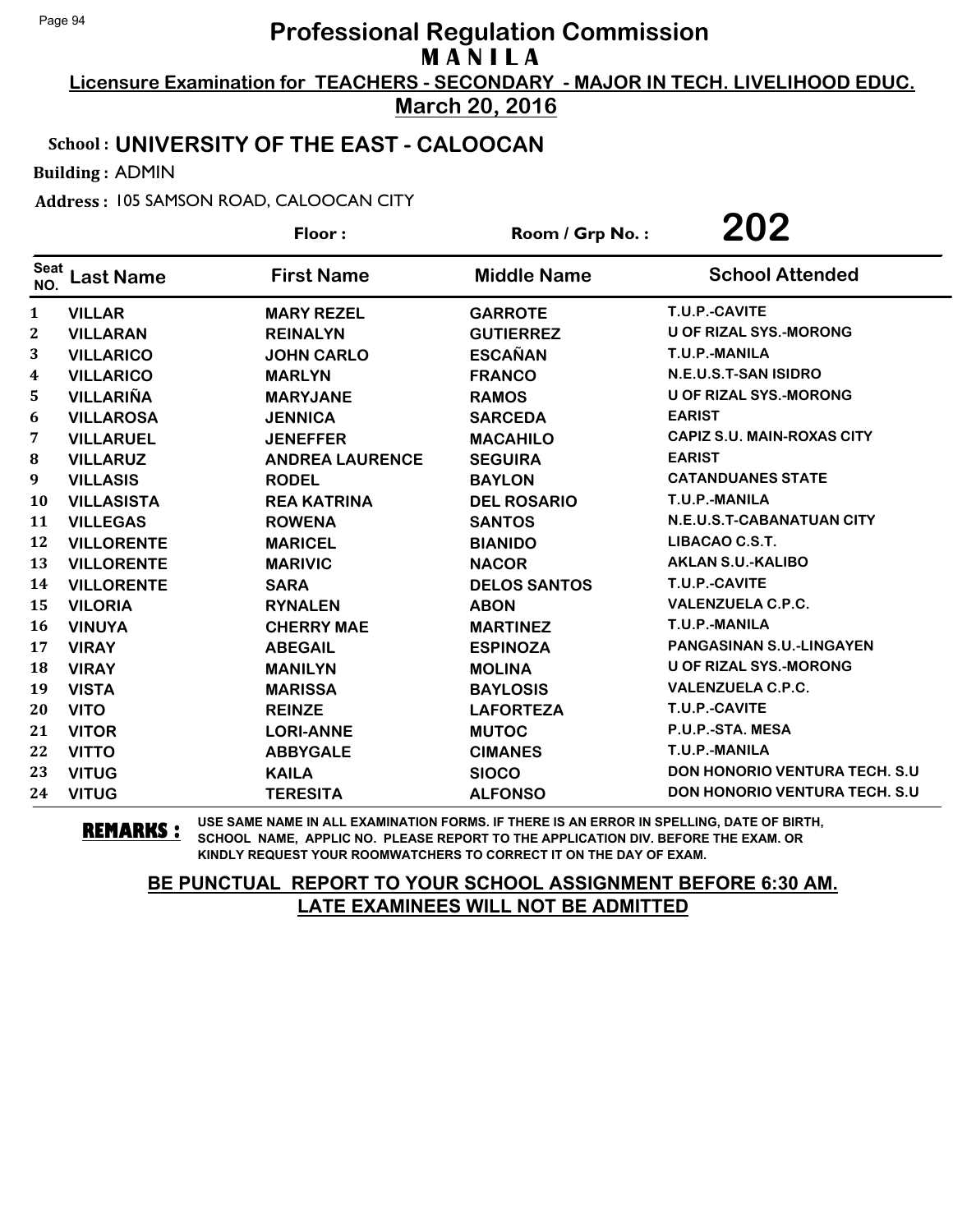# Professional Regulation Commission

## MANILA

**Licensure Examination for TEACHERS - SECONDARY - MAJOR IN TECH. LIVELIHOOD EDUC.**

**March 20, 2016**

**School : UNIVERSITY OF THE EAST - CALOOCAN**

**Building :** ADMIN

**Address :** 105 SAMSON ROAD, CALOOCAN CITY

**Floor :** 

**Room / Grp No. : 202**

| Seat NO. | Last Name | First Name | Middle Name | School Attended |
|---|---|---|---|---|
| 1 | VILLAR | MARY REZEL | GARROTE | T.U.P.-CAVITE |
| 2 | VILLARAN | REINALYN | GUTIERREZ | U OF RIZAL SYS.-MORONG |
| 3 | VILLARICO | JOHN CARLO | ESCAÑAN | T.U.P.-MANILA |
| 4 | VILLARICO | MARLYN | FRANCO | N.E.U.S.T-SAN ISIDRO |
| 5 | VILLARIÑA | MARYJANE | RAMOS | U OF RIZAL SYS.-MORONG |
| 6 | VILLAROSA | JENNICA | SARCEDA | EARIST |
| 7 | VILLARUEL | JENEFFER | MACAHILO | CAPIZ S.U. MAIN-ROXAS CITY |
| 8 | VILLARUZ | ANDREA LAURENCE | SEGUIRA | EARIST |
| 9 | VILLASIS | RODEL | BAYLON | CATANDUANES STATE |
| 10 | VILLASISTA | REA KATRINA | DEL ROSARIO | T.U.P.-MANILA |
| 11 | VILLEGAS | ROWENA | SANTOS | N.E.U.S.T-CABANATUAN CITY |
| 12 | VILLORENTE | MARICEL | BIANIDO | LIBACAO C.S.T. |
| 13 | VILLORENTE | MARIVIC | NACOR | AKLAN S.U.-KALIBO |
| 14 | VILLORENTE | SARA | DELOS SANTOS | T.U.P.-CAVITE |
| 15 | VILORIA | RYNALEN | ABON | VALENZUELA C.P.C. |
| 16 | VINUYA | CHERRY MAE | MARTINEZ | T.U.P.-MANILA |
| 17 | VIRAY | ABEGAIL | ESPINOZA | PANGASINAN S.U.-LINGAYEN |
| 18 | VIRAY | MANILYN | MOLINA | U OF RIZAL SYS.-MORONG |
| 19 | VISTA | MARISSA | BAYLOSIS | VALENZUELA C.P.C. |
| 20 | VITO | REINZE | LAFORTEZA | T.U.P.-CAVITE |
| 21 | VITOR | LORI-ANNE | MUTOC | P.U.P.-STA. MESA |
| 22 | VITTO | ABBYGALE | CIMANES | T.U.P.-MANILA |
| 23 | VITUG | KAILA | SIOCO | DON HONORIO VENTURA TECH. S.U |
| 24 | VITUG | TERESITA | ALFONSO | DON HONORIO VENTURA TECH. S.U |

**REMARKS :** USE SAME NAME IN ALL EXAMINATION FORMS. IF THERE IS AN ERROR IN SPELLING, DATE OF BIRTH, SCHOOL NAME, APPLIC NO. PLEASE REPORT TO THE APPLICATION DIV. BEFORE THE EXAM. OR KINDLY REQUEST YOUR ROOMWATCHERS TO CORRECT IT ON THE DAY OF EXAM.

**BE PUNCTUAL REPORT TO YOUR SCHOOL ASSIGNMENT BEFORE 6:30 AM.**
**LATE EXAMINEES WILL NOT BE ADMITTED**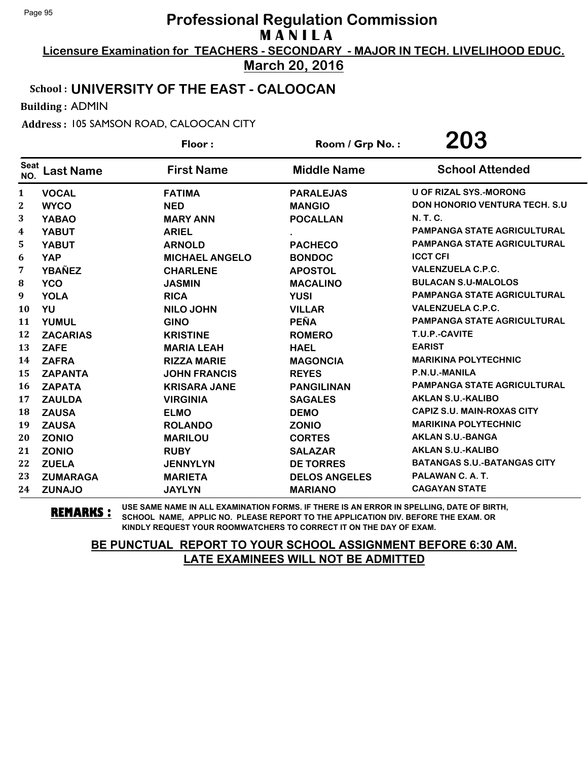# Professional Regulation Commission
## M A N I L A

**Licensure Examination for TEACHERS - SECONDARY - MAJOR IN TECH. LIVELIHOOD EDUC.**

**March 20, 2016**

**School : UNIVERSITY OF THE EAST - CALOOCAN**

**Building :** ADMIN

**Address :** 105 SAMSON ROAD, CALOOCAN CITY

**Floor :** **Room / Grp No. : 203**

| Seat NO. | Last Name | First Name | Middle Name | School Attended |
|---|---|---|---|---|
| 1 | VOCAL | FATIMA | PARALEJAS | U OF RIZAL SYS.-MORONG |
| 2 | WYCO | NED | MANGIO | DON HONORIO VENTURA TECH. S.U |
| 3 | YABAO | MARY ANN | POCALLAN | N. T. C. |
| 4 | YABUT | ARIEL | . | PAMPANGA STATE AGRICULTURAL |
| 5 | YABUT | ARNOLD | PACHECO | PAMPANGA STATE AGRICULTURAL |
| 6 | YAP | MICHAEL ANGELO | BONDOC | ICCT CFI |
| 7 | YBAÑEZ | CHARLENE | APOSTOL | VALENZUELA C.P.C. |
| 8 | YCO | JASMIN | MACALINO | BULACAN S.U-MALOLOS |
| 9 | YOLA | RICA | YUSI | PAMPANGA STATE AGRICULTURAL |
| 10 | YU | NILO JOHN | VILLAR | VALENZUELA C.P.C. |
| 11 | YUMUL | GINO | PEÑA | PAMPANGA STATE AGRICULTURAL |
| 12 | ZACARIAS | KRISTINE | ROMERO | T.U.P.-CAVITE |
| 13 | ZAFE | MARIA LEAH | HAEL | EARIST |
| 14 | ZAFRA | RIZZA MARIE | MAGONCIA | MARIKINA POLYTECHNIC |
| 15 | ZAPANTA | JOHN FRANCIS | REYES | P.N.U.-MANILA |
| 16 | ZAPATA | KRISARA JANE | PANGILINAN | PAMPANGA STATE AGRICULTURAL |
| 17 | ZAULDA | VIRGINIA | SAGALES | AKLAN S.U.-KALIBO |
| 18 | ZAUSA | ELMO | DEMO | CAPIZ S.U. MAIN-ROXAS CITY |
| 19 | ZAUSA | ROLANDO | ZONIO | MARIKINA POLYTECHNIC |
| 20 | ZONIO | MARILOU | CORTES | AKLAN S.U.-BANGA |
| 21 | ZONIO | RUBY | SALAZAR | AKLAN S.U.-KALIBO |
| 22 | ZUELA | JENNYLYN | DE TORRES | BATANGAS S.U.-BATANGAS CITY |
| 23 | ZUMARAGA | MARIETA | DELOS ANGELES | PALAWAN C. A. T. |
| 24 | ZUNAJO | JAYLYN | MARIANO | CAGAYAN STATE |

**REMARKS :** USE SAME NAME IN ALL EXAMINATION FORMS. IF THERE IS AN ERROR IN SPELLING, DATE OF BIRTH, SCHOOL NAME, APPLIC NO. PLEASE REPORT TO THE APPLICATION DIV. BEFORE THE EXAM. OR KINDLY REQUEST YOUR ROOMWATCHERS TO CORRECT IT ON THE DAY OF EXAM.

**BE PUNCTUAL REPORT TO YOUR SCHOOL ASSIGNMENT BEFORE 6:30 AM.**
**LATE EXAMINEES WILL NOT BE ADMITTED**